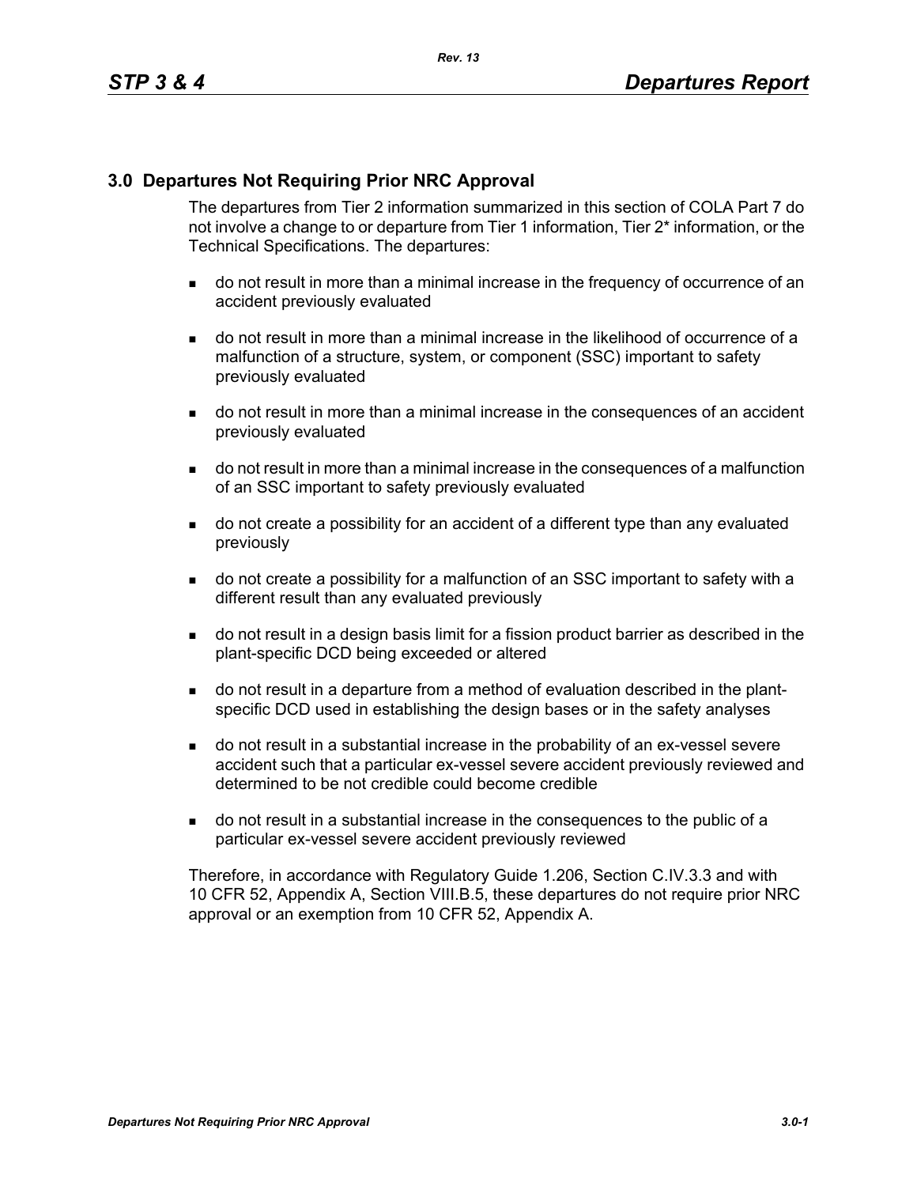## 3.0 Departures Not Requiring Prior NRC Approval

The departures from Tier 2 information summarized in this section of COLA Part 7 do not involve a change to or departure from Tier 1 information, Tier 2* information, or the Technical Specifications. The departures:

- do not result in more than a minimal increase in the frequency of occurrence of an accident previously evaluated
- do not result in more than a minimal increase in the likelihood of occurrence of a malfunction of a structure, system, or component (SSC) important to safety previously evaluated
- do not result in more than a minimal increase in the consequences of an accident previously evaluated
- do not result in more than a minimal increase in the consequences of a malfunction of an SSC important to safety previously evaluated
- do not create a possibility for an accident of a different type than any evaluated previously
- do not create a possibility for a malfunction of an SSC important to safety with a different result than any evaluated previously
- do not result in a design basis limit for a fission product barrier as described in the plant-specific DCD being exceeded or altered
- do not result in a departure from a method of evaluation described in the plant-specific DCD used in establishing the design bases or in the safety analyses
- do not result in a substantial increase in the probability of an ex-vessel severe accident such that a particular ex-vessel severe accident previously reviewed and determined to be not credible could become credible
- do not result in a substantial increase in the consequences to the public of a particular ex-vessel severe accident previously reviewed

Therefore, in accordance with Regulatory Guide 1.206, Section C.IV.3.3 and with 10 CFR 52, Appendix A, Section VIII.B.5, these departures do not require prior NRC approval or an exemption from 10 CFR 52, Appendix A.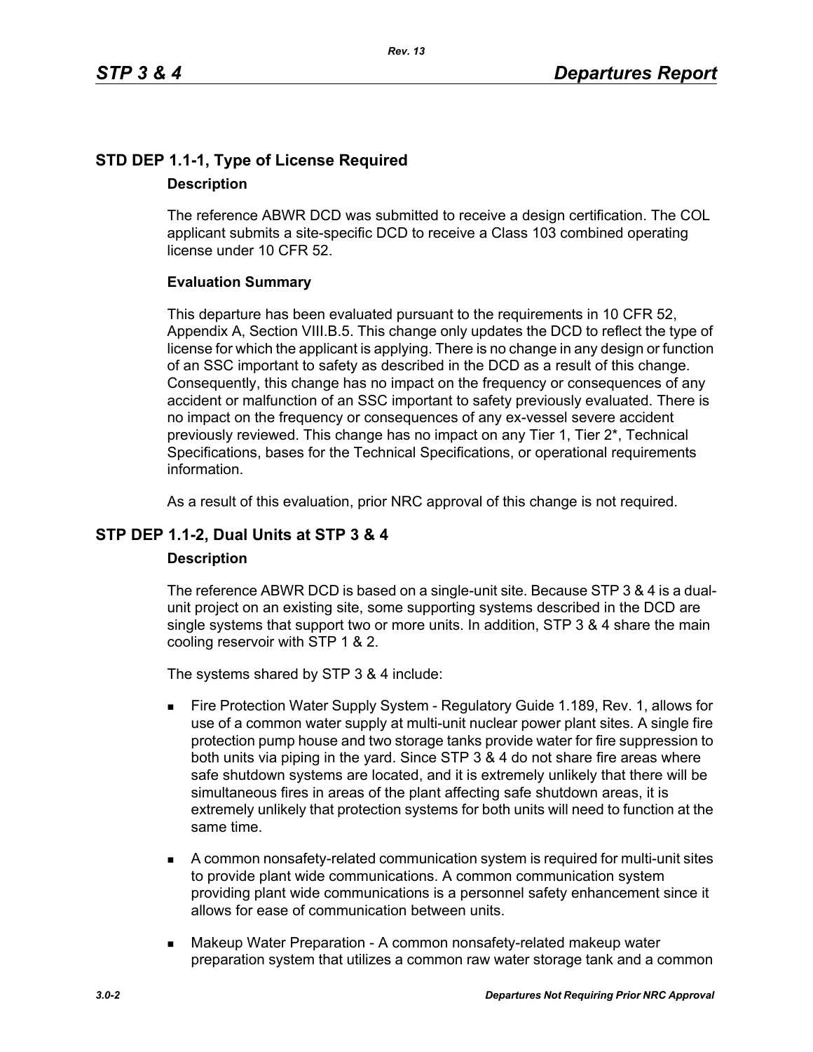## STD DEP 1.1-1, Type of License Required

### Description

The reference ABWR DCD was submitted to receive a design certification. The COL applicant submits a site-specific DCD to receive a Class 103 combined operating license under 10 CFR 52.

### Evaluation Summary

This departure has been evaluated pursuant to the requirements in 10 CFR 52, Appendix A, Section VIII.B.5. This change only updates the DCD to reflect the type of license for which the applicant is applying. There is no change in any design or function of an SSC important to safety as described in the DCD as a result of this change. Consequently, this change has no impact on the frequency or consequences of any accident or malfunction of an SSC important to safety previously evaluated. There is no impact on the frequency or consequences of any ex-vessel severe accident previously reviewed. This change has no impact on any Tier 1, Tier 2*, Technical Specifications, bases for the Technical Specifications, or operational requirements information.

As a result of this evaluation, prior NRC approval of this change is not required.

## STP DEP 1.1-2, Dual Units at STP 3 & 4

### Description

The reference ABWR DCD is based on a single-unit site. Because STP 3 & 4 is a dual-unit project on an existing site, some supporting systems described in the DCD are single systems that support two or more units. In addition, STP 3 & 4 share the main cooling reservoir with STP 1 & 2.

The systems shared by STP 3 & 4 include:

- Fire Protection Water Supply System - Regulatory Guide 1.189, Rev. 1, allows for use of a common water supply at multi-unit nuclear power plant sites. A single fire protection pump house and two storage tanks provide water for fire suppression to both units via piping in the yard. Since STP 3 & 4 do not share fire areas where safe shutdown systems are located, and it is extremely unlikely that there will be simultaneous fires in areas of the plant affecting safe shutdown areas, it is extremely unlikely that protection systems for both units will need to function at the same time.
- A common nonsafety-related communication system is required for multi-unit sites to provide plant wide communications. A common communication system providing plant wide communications is a personnel safety enhancement since it allows for ease of communication between units.
- Makeup Water Preparation - A common nonsafety-related makeup water preparation system that utilizes a common raw water storage tank and a common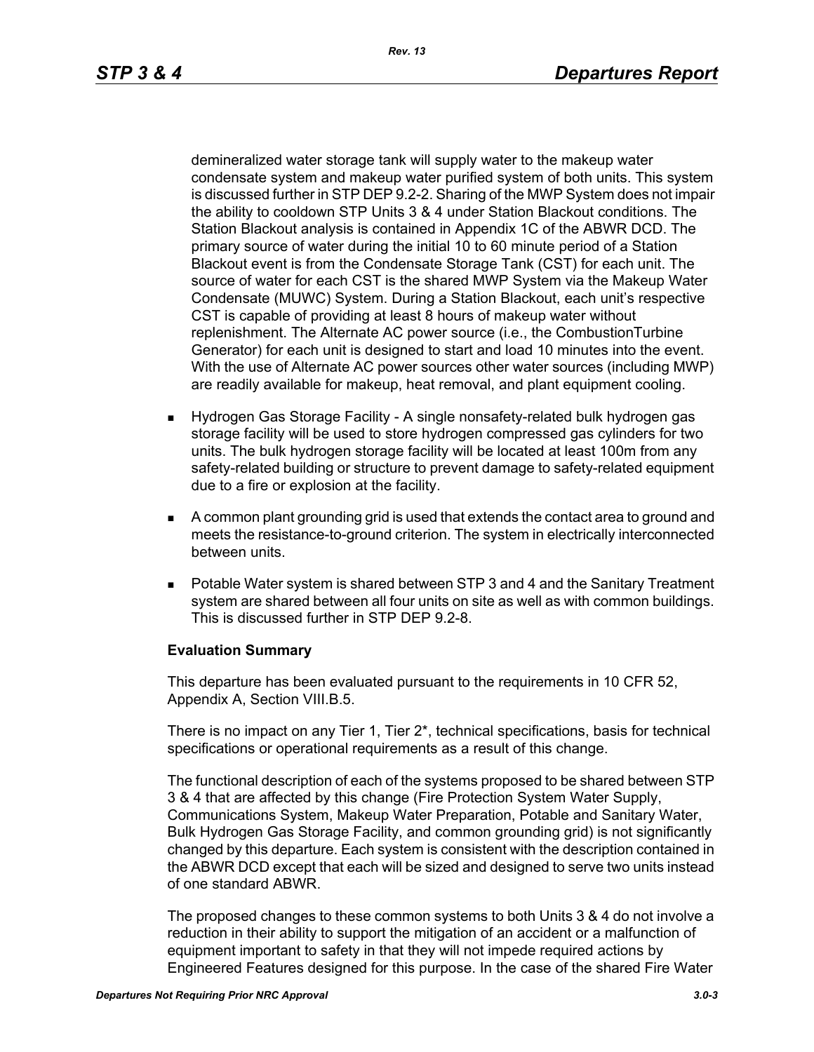demineralized water storage tank will supply water to the makeup water condensate system and makeup water purified system of both units. This system is discussed further in STP DEP 9.2-2. Sharing of the MWP System does not impair the ability to cooldown STP Units 3 & 4 under Station Blackout conditions. The Station Blackout analysis is contained in Appendix 1C of the ABWR DCD. The primary source of water during the initial 10 to 60 minute period of a Station Blackout event is from the Condensate Storage Tank (CST) for each unit. The source of water for each CST is the shared MWP System via the Makeup Water Condensate (MUWC) System. During a Station Blackout, each unit's respective CST is capable of providing at least 8 hours of makeup water without replenishment. The Alternate AC power source (i.e., the CombustionTurbine Generator) for each unit is designed to start and load 10 minutes into the event. With the use of Alternate AC power sources other water sources (including MWP) are readily available for makeup, heat removal, and plant equipment cooling.

- Hydrogen Gas Storage Facility - A single nonsafety-related bulk hydrogen gas storage facility will be used to store hydrogen compressed gas cylinders for two units. The bulk hydrogen storage facility will be located at least 100m from any safety-related building or structure to prevent damage to safety-related equipment due to a fire or explosion at the facility.
- A common plant grounding grid is used that extends the contact area to ground and meets the resistance-to-ground criterion. The system in electrically interconnected between units.
- Potable Water system is shared between STP 3 and 4 and the Sanitary Treatment system are shared between all four units on site as well as with common buildings. This is discussed further in STP DEP 9.2-8.

**Evaluation Summary**

This departure has been evaluated pursuant to the requirements in 10 CFR 52, Appendix A, Section VIII.B.5.

There is no impact on any Tier 1, Tier 2*, technical specifications, basis for technical specifications or operational requirements as a result of this change.

The functional description of each of the systems proposed to be shared between STP 3 & 4 that are affected by this change (Fire Protection System Water Supply, Communications System, Makeup Water Preparation, Potable and Sanitary Water, Bulk Hydrogen Gas Storage Facility, and common grounding grid) is not significantly changed by this departure. Each system is consistent with the description contained in the ABWR DCD except that each will be sized and designed to serve two units instead of one standard ABWR.

The proposed changes to these common systems to both Units 3 & 4 do not involve a reduction in their ability to support the mitigation of an accident or a malfunction of equipment important to safety in that they will not impede required actions by Engineered Features designed for this purpose. In the case of the shared Fire Water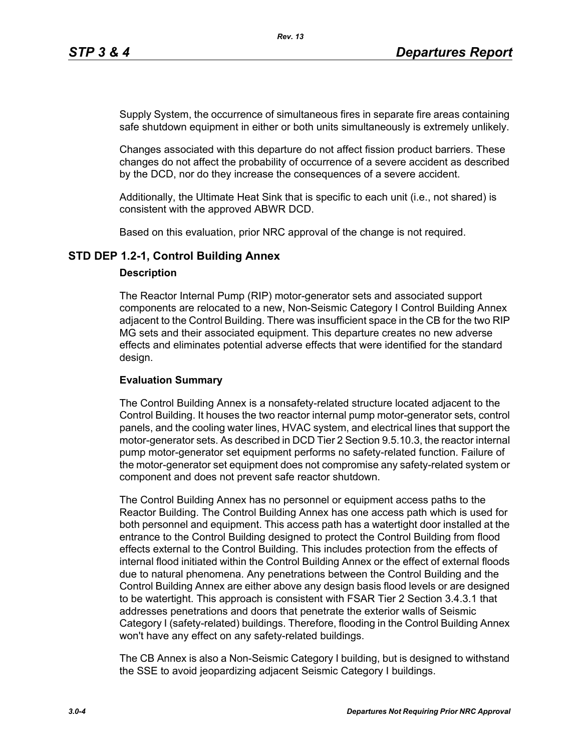Supply System, the occurrence of simultaneous fires in separate fire areas containing safe shutdown equipment in either or both units simultaneously is extremely unlikely.

Changes associated with this departure do not affect fission product barriers. These changes do not affect the probability of occurrence of a severe accident as described by the DCD, nor do they increase the consequences of a severe accident.

Additionally, the Ultimate Heat Sink that is specific to each unit (i.e., not shared) is consistent with the approved ABWR DCD.

Based on this evaluation, prior NRC approval of the change is not required.

## STD DEP 1.2-1, Control Building Annex

### Description

The Reactor Internal Pump (RIP) motor-generator sets and associated support components are relocated to a new, Non-Seismic Category I Control Building Annex adjacent to the Control Building. There was insufficient space in the CB for the two RIP MG sets and their associated equipment. This departure creates no new adverse effects and eliminates potential adverse effects that were identified for the standard design.

### Evaluation Summary

The Control Building Annex is a nonsafety-related structure located adjacent to the Control Building. It houses the two reactor internal pump motor-generator sets, control panels, and the cooling water lines, HVAC system, and electrical lines that support the motor-generator sets. As described in DCD Tier 2 Section 9.5.10.3, the reactor internal pump motor-generator set equipment performs no safety-related function. Failure of the motor-generator set equipment does not compromise any safety-related system or component and does not prevent safe reactor shutdown.

The Control Building Annex has no personnel or equipment access paths to the Reactor Building. The Control Building Annex has one access path which is used for both personnel and equipment. This access path has a watertight door installed at the entrance to the Control Building designed to protect the Control Building from flood effects external to the Control Building. This includes protection from the effects of internal flood initiated within the Control Building Annex or the effect of external floods due to natural phenomena. Any penetrations between the Control Building and the Control Building Annex are either above any design basis flood levels or are designed to be watertight. This approach is consistent with FSAR Tier 2 Section 3.4.3.1 that addresses penetrations and doors that penetrate the exterior walls of Seismic Category I (safety-related) buildings. Therefore, flooding in the Control Building Annex won't have any effect on any safety-related buildings.

The CB Annex is also a Non-Seismic Category I building, but is designed to withstand the SSE to avoid jeopardizing adjacent Seismic Category I buildings.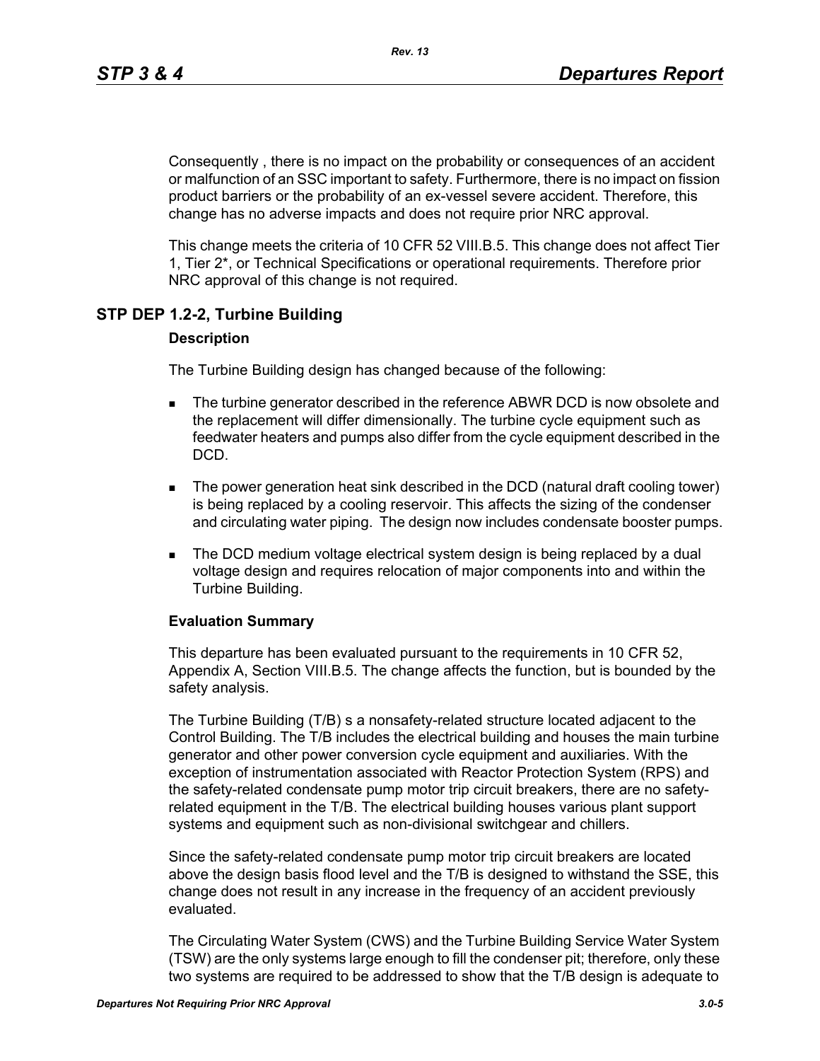Consequently , there is no impact on the probability or consequences of an accident or malfunction of an SSC important to safety. Furthermore, there is no impact on fission product barriers or the probability of an ex-vessel severe accident. Therefore, this change has no adverse impacts and does not require prior NRC approval.

This change meets the criteria of 10 CFR 52 VIII.B.5. This change does not affect Tier 1, Tier 2*, or Technical Specifications or operational requirements. Therefore prior NRC approval of this change is not required.

## STP DEP 1.2-2, Turbine Building

### Description

The Turbine Building design has changed because of the following:

- The turbine generator described in the reference ABWR DCD is now obsolete and the replacement will differ dimensionally. The turbine cycle equipment such as feedwater heaters and pumps also differ from the cycle equipment described in the DCD.
- The power generation heat sink described in the DCD (natural draft cooling tower) is being replaced by a cooling reservoir. This affects the sizing of the condenser and circulating water piping. The design now includes condensate booster pumps.
- The DCD medium voltage electrical system design is being replaced by a dual voltage design and requires relocation of major components into and within the Turbine Building.

### Evaluation Summary

This departure has been evaluated pursuant to the requirements in 10 CFR 52, Appendix A, Section VIII.B.5. The change affects the function, but is bounded by the safety analysis.

The Turbine Building (T/B) s a nonsafety-related structure located adjacent to the Control Building. The T/B includes the electrical building and houses the main turbine generator and other power conversion cycle equipment and auxiliaries. With the exception of instrumentation associated with Reactor Protection System (RPS) and the safety-related condensate pump motor trip circuit breakers, there are no safety-related equipment in the T/B. The electrical building houses various plant support systems and equipment such as non-divisional switchgear and chillers.

Since the safety-related condensate pump motor trip circuit breakers are located above the design basis flood level and the T/B is designed to withstand the SSE, this change does not result in any increase in the frequency of an accident previously evaluated.

The Circulating Water System (CWS) and the Turbine Building Service Water System (TSW) are the only systems large enough to fill the condenser pit; therefore, only these two systems are required to be addressed to show that the T/B design is adequate to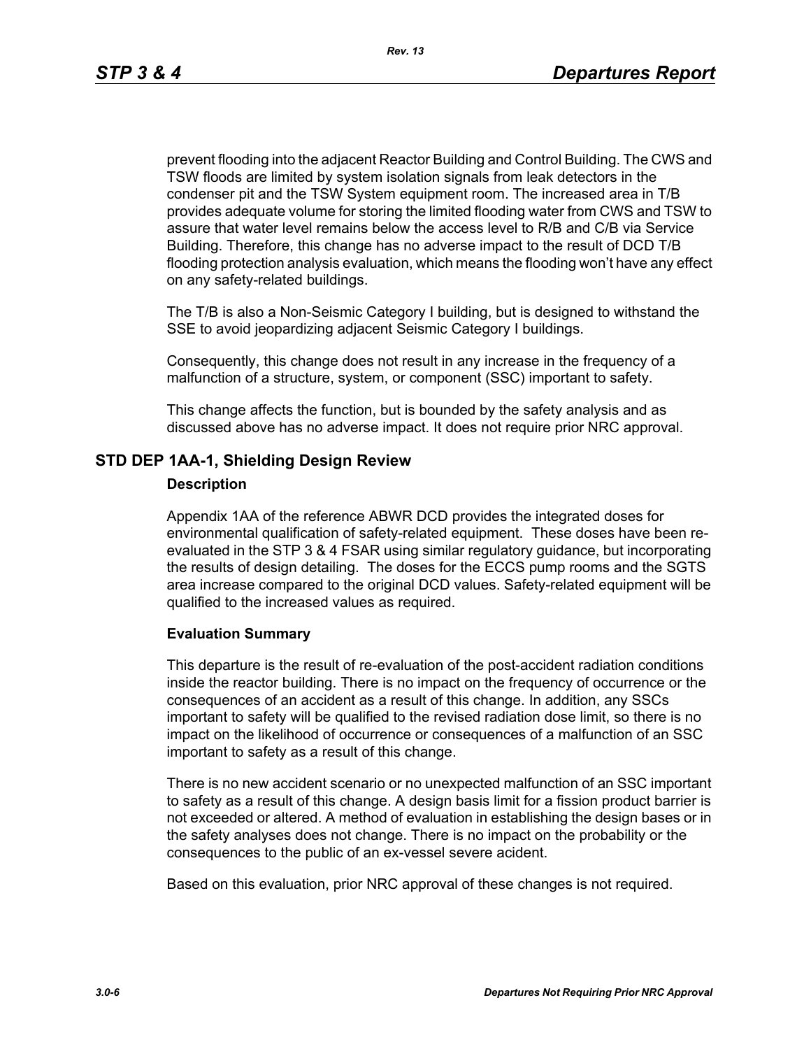prevent flooding into the adjacent Reactor Building and Control Building. The CWS and TSW floods are limited by system isolation signals from leak detectors in the condenser pit and the TSW System equipment room. The increased area in T/B provides adequate volume for storing the limited flooding water from CWS and TSW to assure that water level remains below the access level to R/B and C/B via Service Building. Therefore, this change has no adverse impact to the result of DCD T/B flooding protection analysis evaluation, which means the flooding won't have any effect on any safety-related buildings.

The T/B is also a Non-Seismic Category I building, but is designed to withstand the SSE to avoid jeopardizing adjacent Seismic Category I buildings.

Consequently, this change does not result in any increase in the frequency of a malfunction of a structure, system, or component (SSC) important to safety.

This change affects the function, but is bounded by the safety analysis and as discussed above has no adverse impact. It does not require prior NRC approval.

## STD DEP 1AA-1, Shielding Design Review

### Description

Appendix 1AA of the reference ABWR DCD provides the integrated doses for environmental qualification of safety-related equipment. These doses have been re-evaluated in the STP 3 & 4 FSAR using similar regulatory guidance, but incorporating the results of design detailing. The doses for the ECCS pump rooms and the SGTS area increase compared to the original DCD values. Safety-related equipment will be qualified to the increased values as required.

### Evaluation Summary

This departure is the result of re-evaluation of the post-accident radiation conditions inside the reactor building. There is no impact on the frequency of occurrence or the consequences of an accident as a result of this change. In addition, any SSCs important to safety will be qualified to the revised radiation dose limit, so there is no impact on the likelihood of occurrence or consequences of a malfunction of an SSC important to safety as a result of this change.

There is no new accident scenario or no unexpected malfunction of an SSC important to safety as a result of this change. A design basis limit for a fission product barrier is not exceeded or altered. A method of evaluation in establishing the design bases or in the safety analyses does not change. There is no impact on the probability or the consequences to the public of an ex-vessel severe acident.

Based on this evaluation, prior NRC approval of these changes is not required.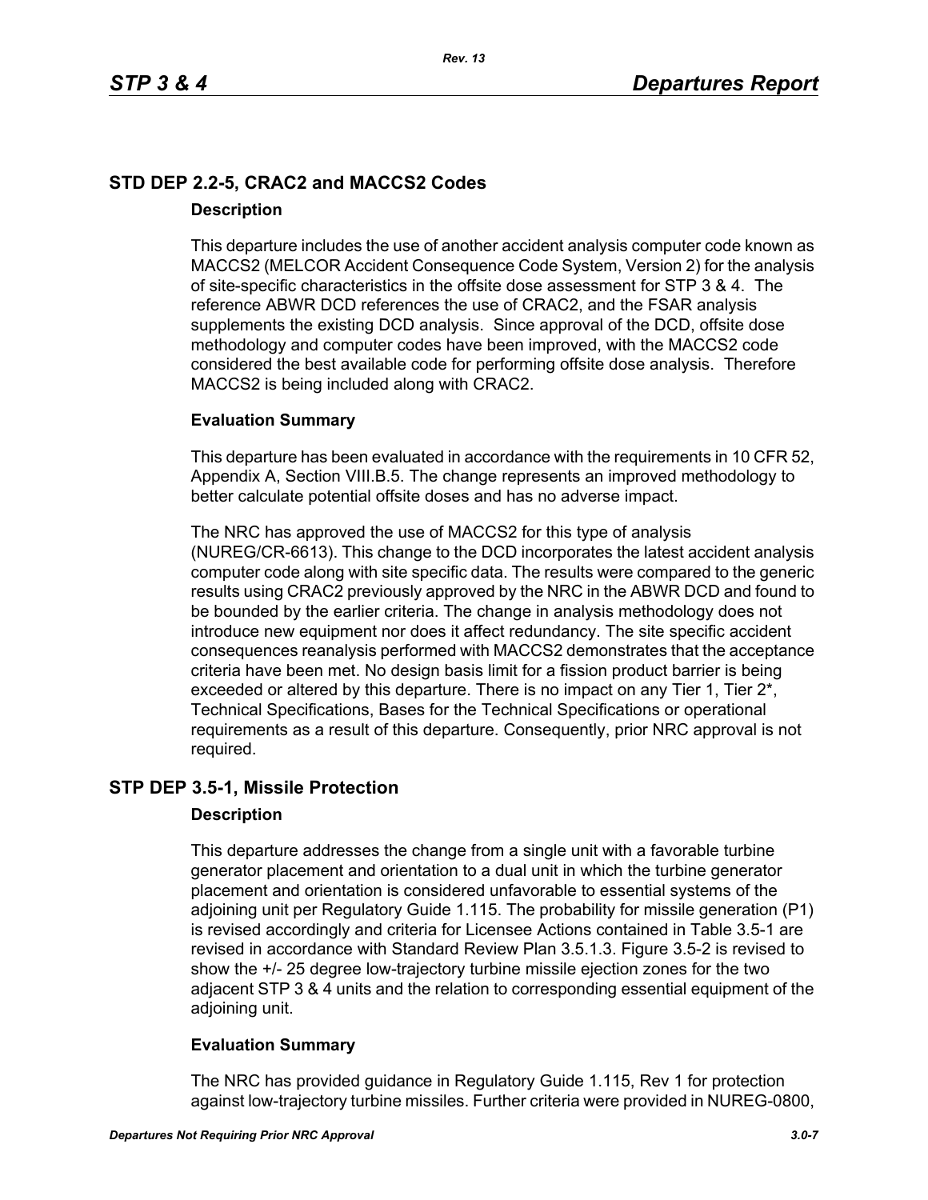## STD DEP 2.2-5, CRAC2 and MACCS2 Codes

### Description

This departure includes the use of another accident analysis computer code known as MACCS2 (MELCOR Accident Consequence Code System, Version 2) for the analysis of site-specific characteristics in the offsite dose assessment for STP 3 & 4. The reference ABWR DCD references the use of CRAC2, and the FSAR analysis supplements the existing DCD analysis. Since approval of the DCD, offsite dose methodology and computer codes have been improved, with the MACCS2 code considered the best available code for performing offsite dose analysis. Therefore MACCS2 is being included along with CRAC2.

### Evaluation Summary

This departure has been evaluated in accordance with the requirements in 10 CFR 52, Appendix A, Section VIII.B.5. The change represents an improved methodology to better calculate potential offsite doses and has no adverse impact.

The NRC has approved the use of MACCS2 for this type of analysis (NUREG/CR-6613). This change to the DCD incorporates the latest accident analysis computer code along with site specific data. The results were compared to the generic results using CRAC2 previously approved by the NRC in the ABWR DCD and found to be bounded by the earlier criteria. The change in analysis methodology does not introduce new equipment nor does it affect redundancy. The site specific accident consequences reanalysis performed with MACCS2 demonstrates that the acceptance criteria have been met. No design basis limit for a fission product barrier is being exceeded or altered by this departure. There is no impact on any Tier 1, Tier 2*, Technical Specifications, Bases for the Technical Specifications or operational requirements as a result of this departure. Consequently, prior NRC approval is not required.

## STP DEP 3.5-1, Missile Protection

### Description

This departure addresses the change from a single unit with a favorable turbine generator placement and orientation to a dual unit in which the turbine generator placement and orientation is considered unfavorable to essential systems of the adjoining unit per Regulatory Guide 1.115. The probability for missile generation (P1) is revised accordingly and criteria for Licensee Actions contained in Table 3.5-1 are revised in accordance with Standard Review Plan 3.5.1.3. Figure 3.5-2 is revised to show the +/- 25 degree low-trajectory turbine missile ejection zones for the two adjacent STP 3 & 4 units and the relation to corresponding essential equipment of the adjoining unit.

### Evaluation Summary

The NRC has provided guidance in Regulatory Guide 1.115, Rev 1 for protection against low-trajectory turbine missiles. Further criteria were provided in NUREG-0800,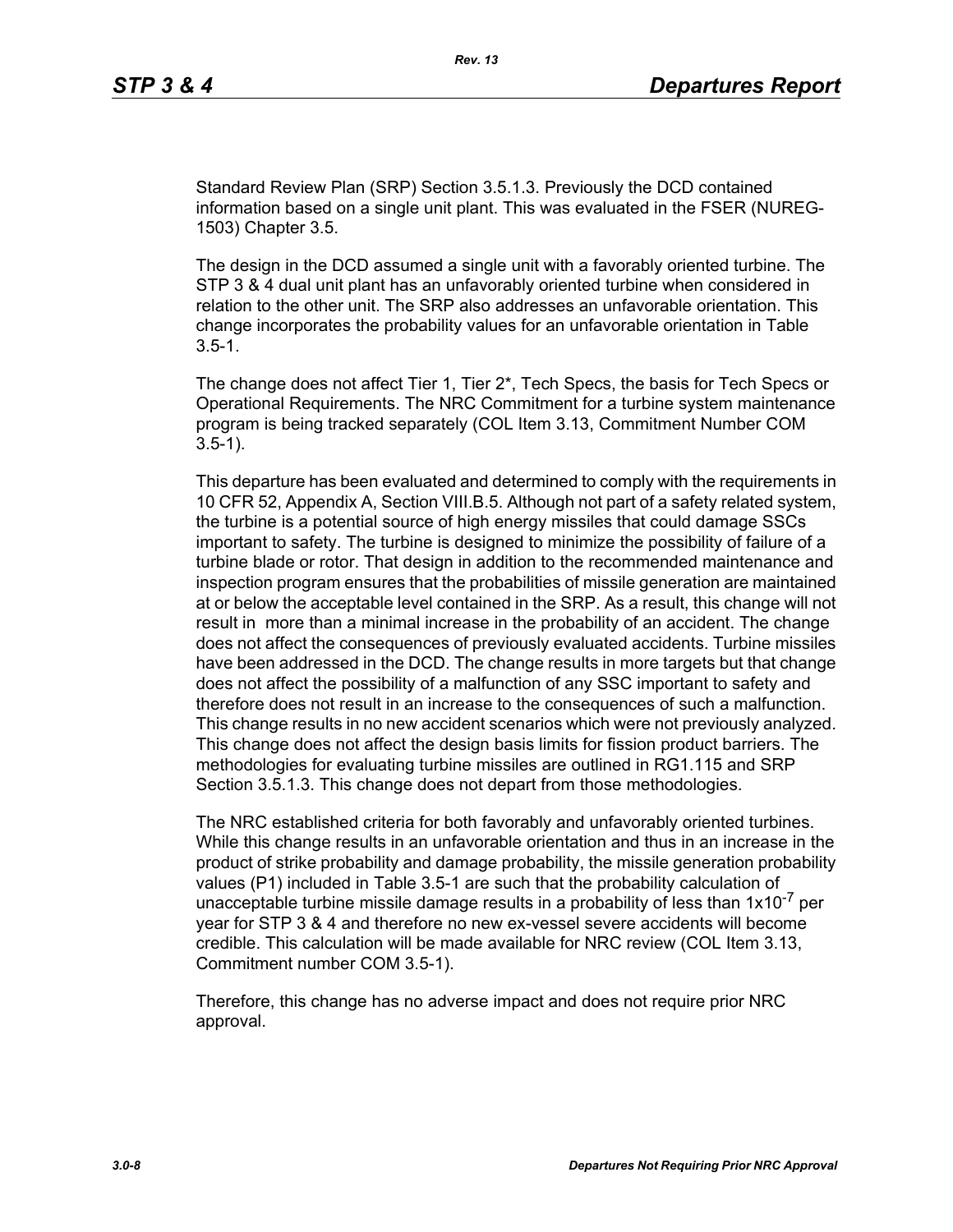Standard Review Plan (SRP) Section 3.5.1.3. Previously the DCD contained information based on a single unit plant. This was evaluated in the FSER (NUREG-1503) Chapter 3.5.

The design in the DCD assumed a single unit with a favorably oriented turbine. The STP 3 & 4 dual unit plant has an unfavorably oriented turbine when considered in relation to the other unit. The SRP also addresses an unfavorable orientation. This change incorporates the probability values for an unfavorable orientation in Table 3.5-1.

The change does not affect Tier 1, Tier 2*, Tech Specs, the basis for Tech Specs or Operational Requirements. The NRC Commitment for a turbine system maintenance program is being tracked separately (COL Item 3.13, Commitment Number COM 3.5-1).

This departure has been evaluated and determined to comply with the requirements in 10 CFR 52, Appendix A, Section VIII.B.5. Although not part of a safety related system, the turbine is a potential source of high energy missiles that could damage SSCs important to safety. The turbine is designed to minimize the possibility of failure of a turbine blade or rotor. That design in addition to the recommended maintenance and inspection program ensures that the probabilities of missile generation are maintained at or below the acceptable level contained in the SRP. As a result, this change will not result in more than a minimal increase in the probability of an accident. The change does not affect the consequences of previously evaluated accidents. Turbine missiles have been addressed in the DCD. The change results in more targets but that change does not affect the possibility of a malfunction of any SSC important to safety and therefore does not result in an increase to the consequences of such a malfunction. This change results in no new accident scenarios which were not previously analyzed. This change does not affect the design basis limits for fission product barriers. The methodologies for evaluating turbine missiles are outlined in RG1.115 and SRP Section 3.5.1.3. This change does not depart from those methodologies.

The NRC established criteria for both favorably and unfavorably oriented turbines. While this change results in an unfavorable orientation and thus in an increase in the product of strike probability and damage probability, the missile generation probability values (P1) included in Table 3.5-1 are such that the probability calculation of unacceptable turbine missile damage results in a probability of less than $1x10^{-7}$ per year for STP 3 & 4 and therefore no new ex-vessel severe accidents will become credible. This calculation will be made available for NRC review (COL Item 3.13, Commitment number COM 3.5-1).

Therefore, this change has no adverse impact and does not require prior NRC approval.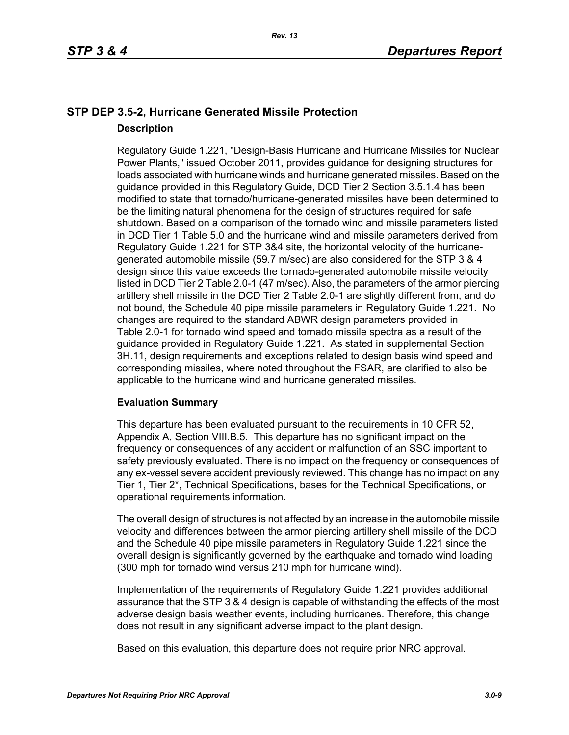## STP DEP 3.5-2, Hurricane Generated Missile Protection

### Description

Regulatory Guide 1.221, "Design-Basis Hurricane and Hurricane Missiles for Nuclear Power Plants," issued October 2011, provides guidance for designing structures for loads associated with hurricane winds and hurricane generated missiles. Based on the guidance provided in this Regulatory Guide, DCD Tier 2 Section 3.5.1.4 has been modified to state that tornado/hurricane-generated missiles have been determined to be the limiting natural phenomena for the design of structures required for safe shutdown. Based on a comparison of the tornado wind and missile parameters listed in DCD Tier 1 Table 5.0 and the hurricane wind and missile parameters derived from Regulatory Guide 1.221 for STP 3&4 site, the horizontal velocity of the hurricane-generated automobile missile (59.7 m/sec) are also considered for the STP 3 & 4 design since this value exceeds the tornado-generated automobile missile velocity listed in DCD Tier 2 Table 2.0-1 (47 m/sec). Also, the parameters of the armor piercing artillery shell missile in the DCD Tier 2 Table 2.0-1 are slightly different from, and do not bound, the Schedule 40 pipe missile parameters in Regulatory Guide 1.221. No changes are required to the standard ABWR design parameters provided in Table 2.0-1 for tornado wind speed and tornado missile spectra as a result of the guidance provided in Regulatory Guide 1.221. As stated in supplemental Section 3H.11, design requirements and exceptions related to design basis wind speed and corresponding missiles, where noted throughout the FSAR, are clarified to also be applicable to the hurricane wind and hurricane generated missiles.

### Evaluation Summary

This departure has been evaluated pursuant to the requirements in 10 CFR 52, Appendix A, Section VIII.B.5. This departure has no significant impact on the frequency or consequences of any accident or malfunction of an SSC important to safety previously evaluated. There is no impact on the frequency or consequences of any ex-vessel severe accident previously reviewed. This change has no impact on any Tier 1, Tier 2*, Technical Specifications, bases for the Technical Specifications, or operational requirements information.

The overall design of structures is not affected by an increase in the automobile missile velocity and differences between the armor piercing artillery shell missile of the DCD and the Schedule 40 pipe missile parameters in Regulatory Guide 1.221 since the overall design is significantly governed by the earthquake and tornado wind loading (300 mph for tornado wind versus 210 mph for hurricane wind).

Implementation of the requirements of Regulatory Guide 1.221 provides additional assurance that the STP 3 & 4 design is capable of withstanding the effects of the most adverse design basis weather events, including hurricanes. Therefore, this change does not result in any significant adverse impact to the plant design.

Based on this evaluation, this departure does not require prior NRC approval.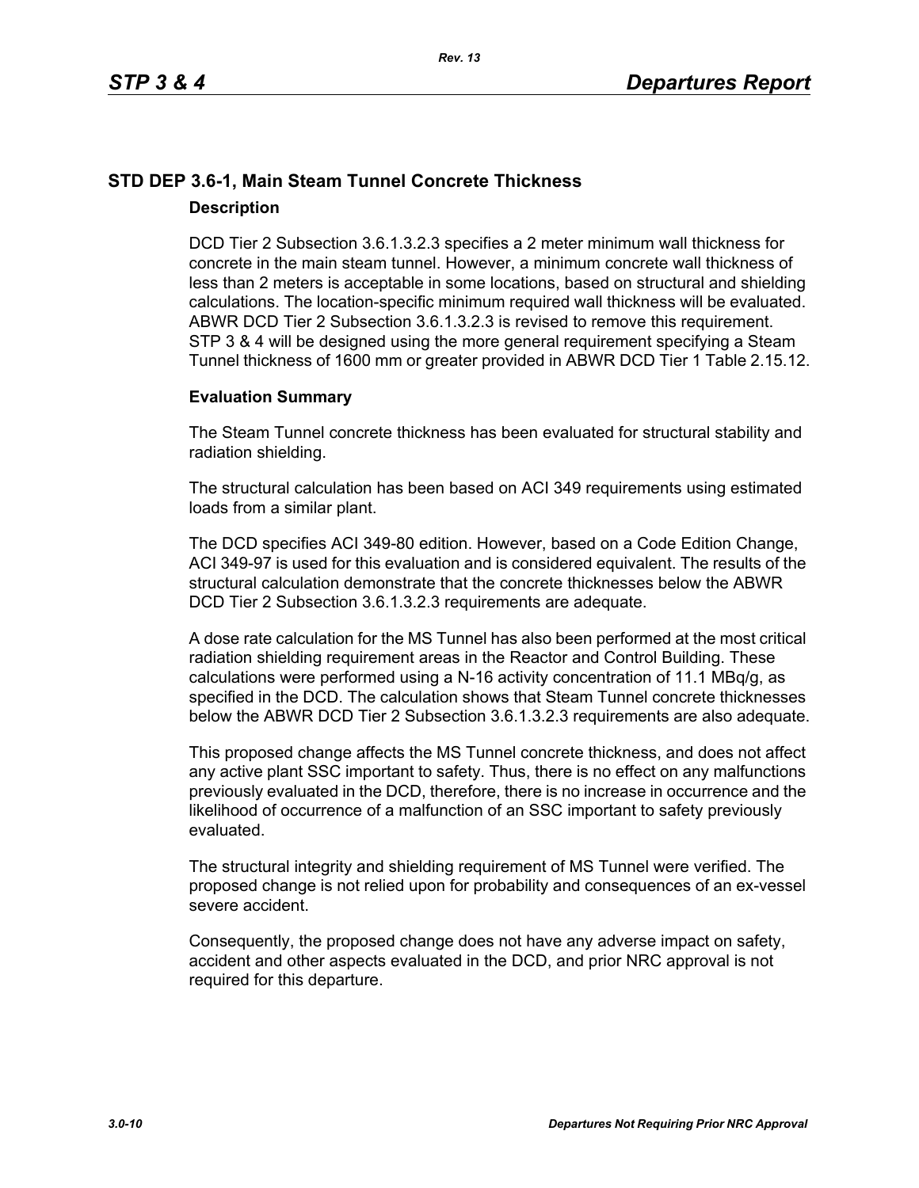## STD DEP 3.6-1, Main Steam Tunnel Concrete Thickness

### Description

DCD Tier 2 Subsection 3.6.1.3.2.3 specifies a 2 meter minimum wall thickness for concrete in the main steam tunnel. However, a minimum concrete wall thickness of less than 2 meters is acceptable in some locations, based on structural and shielding calculations. The location-specific minimum required wall thickness will be evaluated. ABWR DCD Tier 2 Subsection 3.6.1.3.2.3 is revised to remove this requirement. STP 3 & 4 will be designed using the more general requirement specifying a Steam Tunnel thickness of 1600 mm or greater provided in ABWR DCD Tier 1 Table 2.15.12.

### Evaluation Summary

The Steam Tunnel concrete thickness has been evaluated for structural stability and radiation shielding.

The structural calculation has been based on ACI 349 requirements using estimated loads from a similar plant.

The DCD specifies ACI 349-80 edition. However, based on a Code Edition Change, ACI 349-97 is used for this evaluation and is considered equivalent. The results of the structural calculation demonstrate that the concrete thicknesses below the ABWR DCD Tier 2 Subsection 3.6.1.3.2.3 requirements are adequate.

A dose rate calculation for the MS Tunnel has also been performed at the most critical radiation shielding requirement areas in the Reactor and Control Building. These calculations were performed using a N-16 activity concentration of 11.1 MBq/g, as specified in the DCD. The calculation shows that Steam Tunnel concrete thicknesses below the ABWR DCD Tier 2 Subsection 3.6.1.3.2.3 requirements are also adequate.

This proposed change affects the MS Tunnel concrete thickness, and does not affect any active plant SSC important to safety. Thus, there is no effect on any malfunctions previously evaluated in the DCD, therefore, there is no increase in occurrence and the likelihood of occurrence of a malfunction of an SSC important to safety previously evaluated.

The structural integrity and shielding requirement of MS Tunnel were verified. The proposed change is not relied upon for probability and consequences of an ex-vessel severe accident.

Consequently, the proposed change does not have any adverse impact on safety, accident and other aspects evaluated in the DCD, and prior NRC approval is not required for this departure.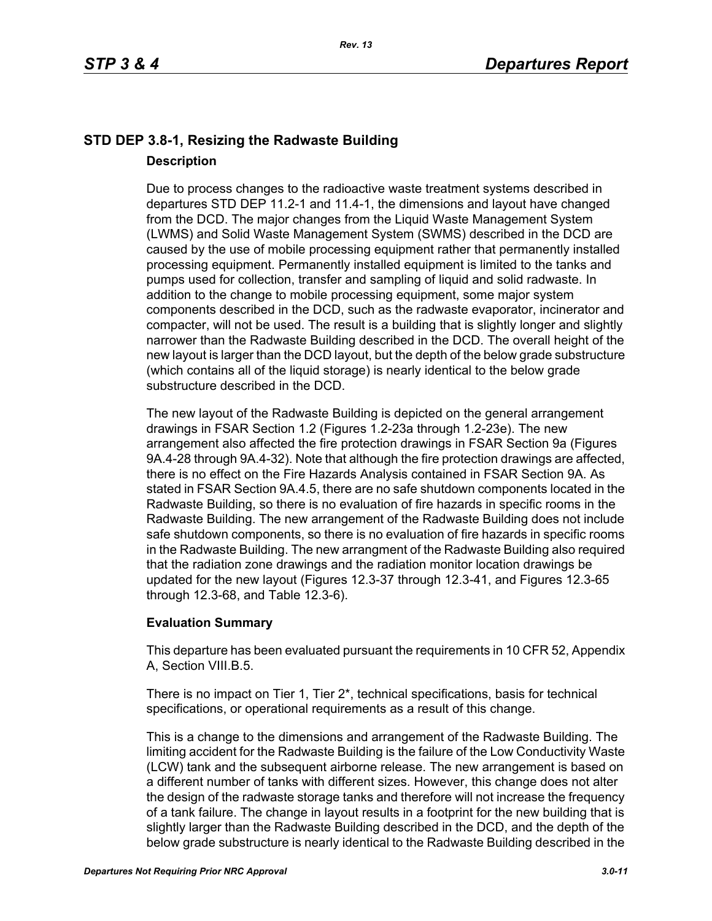## STD DEP 3.8-1, Resizing the Radwaste Building

### Description

Due to process changes to the radioactive waste treatment systems described in departures STD DEP 11.2-1 and 11.4-1, the dimensions and layout have changed from the DCD. The major changes from the Liquid Waste Management System (LWMS) and Solid Waste Management System (SWMS) described in the DCD are caused by the use of mobile processing equipment rather that permanently installed processing equipment. Permanently installed equipment is limited to the tanks and pumps used for collection, transfer and sampling of liquid and solid radwaste. In addition to the change to mobile processing equipment, some major system components described in the DCD, such as the radwaste evaporator, incinerator and compacter, will not be used. The result is a building that is slightly longer and slightly narrower than the Radwaste Building described in the DCD. The overall height of the new layout is larger than the DCD layout, but the depth of the below grade substructure (which contains all of the liquid storage) is nearly identical to the below grade substructure described in the DCD.

The new layout of the Radwaste Building is depicted on the general arrangement drawings in FSAR Section 1.2 (Figures 1.2-23a through 1.2-23e). The new arrangement also affected the fire protection drawings in FSAR Section 9a (Figures 9A.4-28 through 9A.4-32). Note that although the fire protection drawings are affected, there is no effect on the Fire Hazards Analysis contained in FSAR Section 9A. As stated in FSAR Section 9A.4.5, there are no safe shutdown components located in the Radwaste Building, so there is no evaluation of fire hazards in specific rooms in the Radwaste Building. The new arrangement of the Radwaste Building does not include safe shutdown components, so there is no evaluation of fire hazards in specific rooms in the Radwaste Building. The new arrangment of the Radwaste Building also required that the radiation zone drawings and the radiation monitor location drawings be updated for the new layout (Figures 12.3-37 through 12.3-41, and Figures 12.3-65 through 12.3-68, and Table 12.3-6).

### Evaluation Summary

This departure has been evaluated pursuant the requirements in 10 CFR 52, Appendix A, Section VIII.B.5.

There is no impact on Tier 1, Tier 2*, technical specifications, basis for technical specifications, or operational requirements as a result of this change.

This is a change to the dimensions and arrangement of the Radwaste Building. The limiting accident for the Radwaste Building is the failure of the Low Conductivity Waste (LCW) tank and the subsequent airborne release. The new arrangement is based on a different number of tanks with different sizes. However, this change does not alter the design of the radwaste storage tanks and therefore will not increase the frequency of a tank failure. The change in layout results in a footprint for the new building that is slightly larger than the Radwaste Building described in the DCD, and the depth of the below grade substructure is nearly identical to the Radwaste Building described in the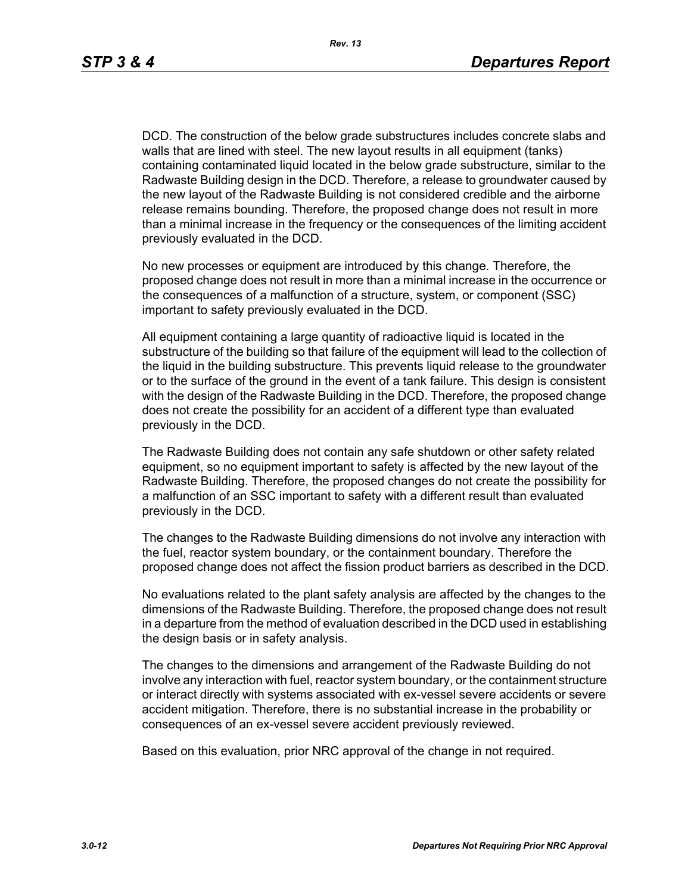DCD. The construction of the below grade substructures includes concrete slabs and walls that are lined with steel. The new layout results in all equipment (tanks) containing contaminated liquid located in the below grade substructure, similar to the Radwaste Building design in the DCD. Therefore, a release to groundwater caused by the new layout of the Radwaste Building is not considered credible and the airborne release remains bounding. Therefore, the proposed change does not result in more than a minimal increase in the frequency or the consequences of the limiting accident previously evaluated in the DCD.

No new processes or equipment are introduced by this change. Therefore, the proposed change does not result in more than a minimal increase in the occurrence or the consequences of a malfunction of a structure, system, or component (SSC) important to safety previously evaluated in the DCD.

All equipment containing a large quantity of radioactive liquid is located in the substructure of the building so that failure of the equipment will lead to the collection of the liquid in the building substructure. This prevents liquid release to the groundwater or to the surface of the ground in the event of a tank failure. This design is consistent with the design of the Radwaste Building in the DCD. Therefore, the proposed change does not create the possibility for an accident of a different type than evaluated previously in the DCD.

The Radwaste Building does not contain any safe shutdown or other safety related equipment, so no equipment important to safety is affected by the new layout of the Radwaste Building. Therefore, the proposed changes do not create the possibility for a malfunction of an SSC important to safety with a different result than evaluated previously in the DCD.

The changes to the Radwaste Building dimensions do not involve any interaction with the fuel, reactor system boundary, or the containment boundary. Therefore the proposed change does not affect the fission product barriers as described in the DCD.

No evaluations related to the plant safety analysis are affected by the changes to the dimensions of the Radwaste Building. Therefore, the proposed change does not result in a departure from the method of evaluation described in the DCD used in establishing the design basis or in safety analysis.

The changes to the dimensions and arrangement of the Radwaste Building do not involve any interaction with fuel, reactor system boundary, or the containment structure or interact directly with systems associated with ex-vessel severe accidents or severe accident mitigation. Therefore, there is no substantial increase in the probability or consequences of an ex-vessel severe accident previously reviewed.

Based on this evaluation, prior NRC approval of the change in not required.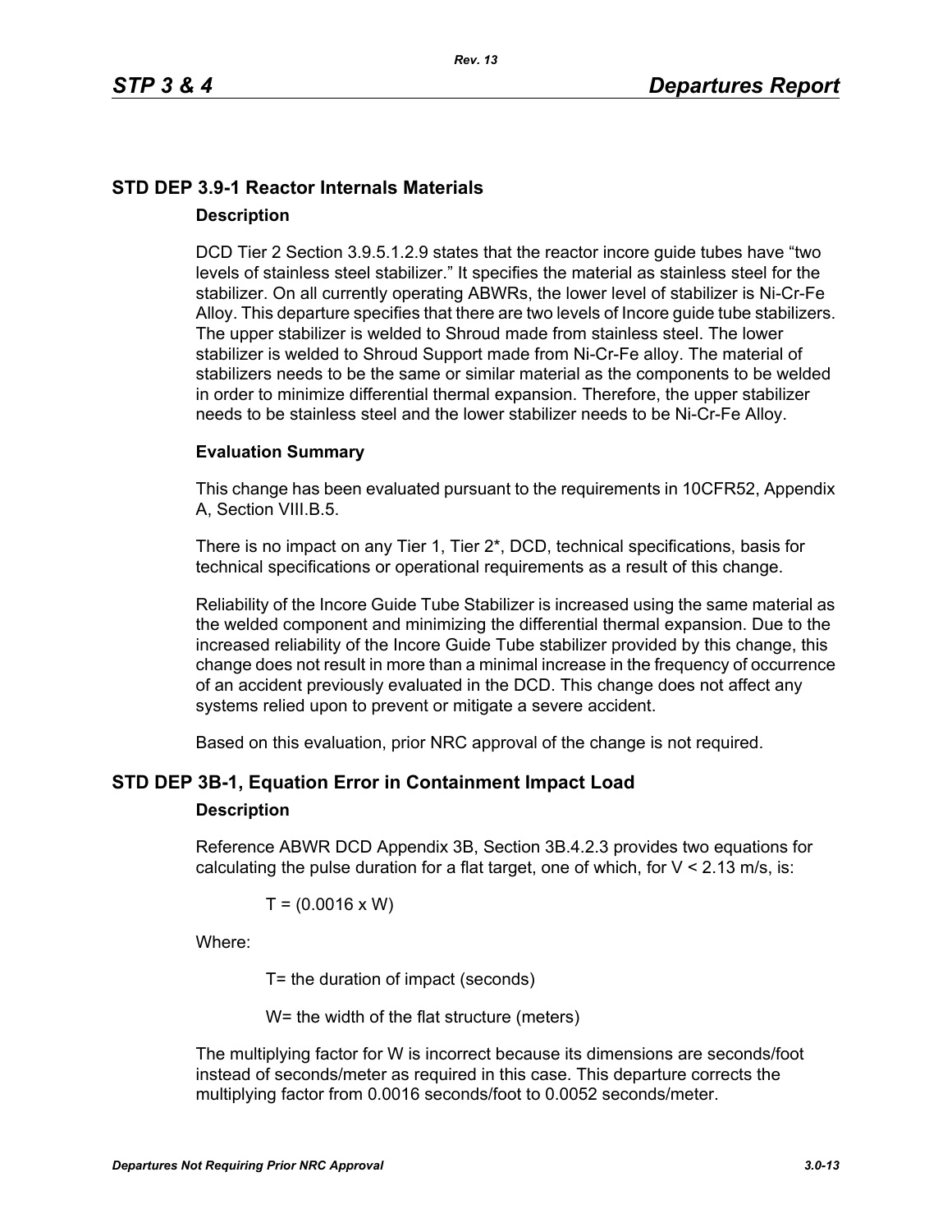## STD DEP 3.9-1 Reactor Internals Materials

### Description

DCD Tier 2 Section 3.9.5.1.2.9 states that the reactor incore guide tubes have "two levels of stainless steel stabilizer." It specifies the material as stainless steel for the stabilizer. On all currently operating ABWRs, the lower level of stabilizer is Ni-Cr-Fe Alloy. This departure specifies that there are two levels of Incore guide tube stabilizers. The upper stabilizer is welded to Shroud made from stainless steel. The lower stabilizer is welded to Shroud Support made from Ni-Cr-Fe alloy. The material of stabilizers needs to be the same or similar material as the components to be welded in order to minimize differential thermal expansion. Therefore, the upper stabilizer needs to be stainless steel and the lower stabilizer needs to be Ni-Cr-Fe Alloy.

### Evaluation Summary

This change has been evaluated pursuant to the requirements in 10CFR52, Appendix A, Section VIII.B.5.

There is no impact on any Tier 1, Tier 2*, DCD, technical specifications, basis for technical specifications or operational requirements as a result of this change.

Reliability of the Incore Guide Tube Stabilizer is increased using the same material as the welded component and minimizing the differential thermal expansion. Due to the increased reliability of the Incore Guide Tube stabilizer provided by this change, this change does not result in more than a minimal increase in the frequency of occurrence of an accident previously evaluated in the DCD. This change does not affect any systems relied upon to prevent or mitigate a severe accident.

Based on this evaluation, prior NRC approval of the change is not required.

## STD DEP 3B-1, Equation Error in Containment Impact Load

### Description

Reference ABWR DCD Appendix 3B, Section 3B.4.2.3 provides two equations for calculating the pulse duration for a flat target, one of which, for $V < 2.13$ m/s, is:

$$T = (0.0016 \times W)$$

Where:

T= the duration of impact (seconds)

W= the width of the flat structure (meters)

The multiplying factor for W is incorrect because its dimensions are seconds/foot instead of seconds/meter as required in this case. This departure corrects the multiplying factor from 0.0016 seconds/foot to 0.0052 seconds/meter.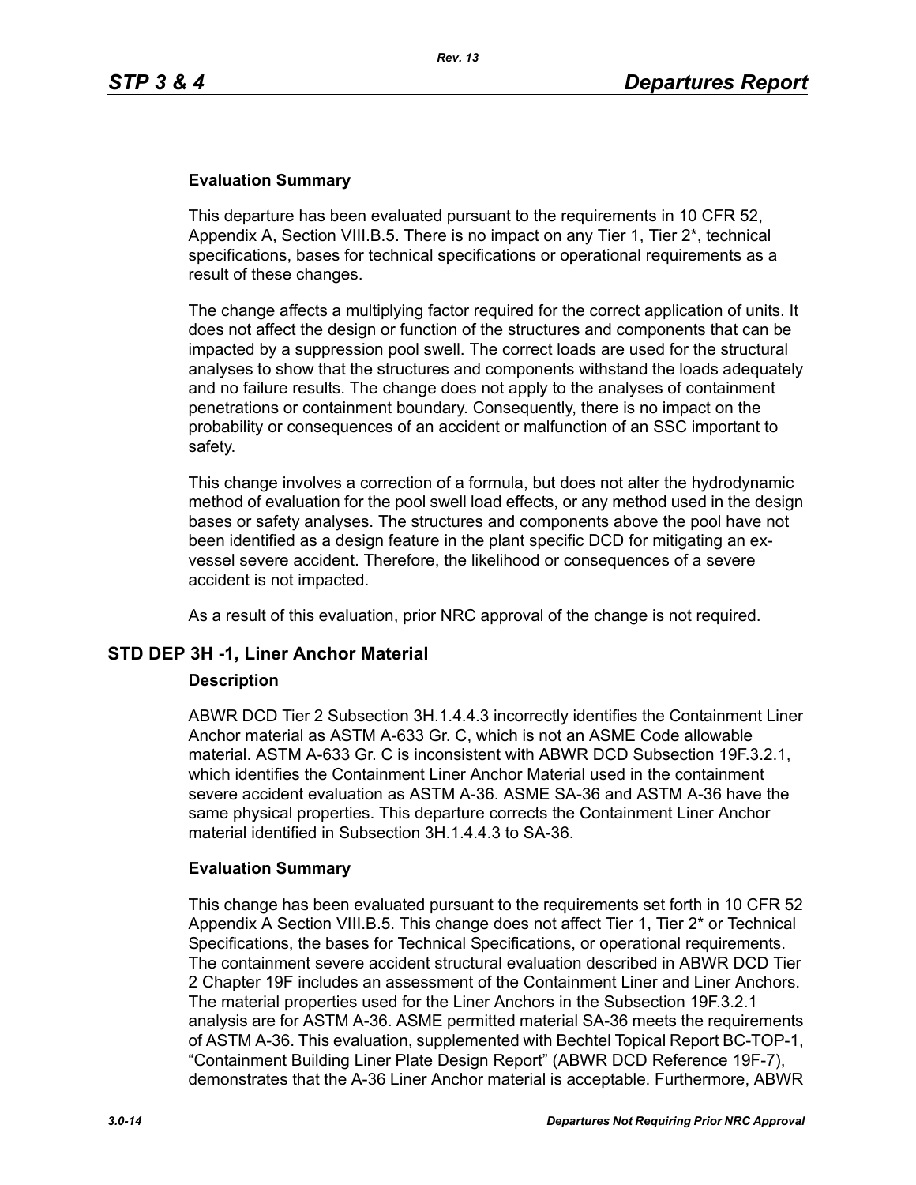### Evaluation Summary

This departure has been evaluated pursuant to the requirements in 10 CFR 52, Appendix A, Section VIII.B.5. There is no impact on any Tier 1, Tier 2*, technical specifications, bases for technical specifications or operational requirements as a result of these changes.

The change affects a multiplying factor required for the correct application of units. It does not affect the design or function of the structures and components that can be impacted by a suppression pool swell. The correct loads are used for the structural analyses to show that the structures and components withstand the loads adequately and no failure results. The change does not apply to the analyses of containment penetrations or containment boundary. Consequently, there is no impact on the probability or consequences of an accident or malfunction of an SSC important to safety.

This change involves a correction of a formula, but does not alter the hydrodynamic method of evaluation for the pool swell load effects, or any method used in the design bases or safety analyses. The structures and components above the pool have not been identified as a design feature in the plant specific DCD for mitigating an ex-vessel severe accident. Therefore, the likelihood or consequences of a severe accident is not impacted.

As a result of this evaluation, prior NRC approval of the change is not required.

## STD DEP 3H -1, Liner Anchor Material

### Description

ABWR DCD Tier 2 Subsection 3H.1.4.4.3 incorrectly identifies the Containment Liner Anchor material as ASTM A-633 Gr. C, which is not an ASME Code allowable material. ASTM A-633 Gr. C is inconsistent with ABWR DCD Subsection 19F.3.2.1, which identifies the Containment Liner Anchor Material used in the containment severe accident evaluation as ASTM A-36. ASME SA-36 and ASTM A-36 have the same physical properties. This departure corrects the Containment Liner Anchor material identified in Subsection 3H.1.4.4.3 to SA-36.

### Evaluation Summary

This change has been evaluated pursuant to the requirements set forth in 10 CFR 52 Appendix A Section VIII.B.5. This change does not affect Tier 1, Tier 2* or Technical Specifications, the bases for Technical Specifications, or operational requirements. The containment severe accident structural evaluation described in ABWR DCD Tier 2 Chapter 19F includes an assessment of the Containment Liner and Liner Anchors. The material properties used for the Liner Anchors in the Subsection 19F.3.2.1 analysis are for ASTM A-36. ASME permitted material SA-36 meets the requirements of ASTM A-36. This evaluation, supplemented with Bechtel Topical Report BC-TOP-1, "Containment Building Liner Plate Design Report" (ABWR DCD Reference 19F-7), demonstrates that the A-36 Liner Anchor material is acceptable. Furthermore, ABWR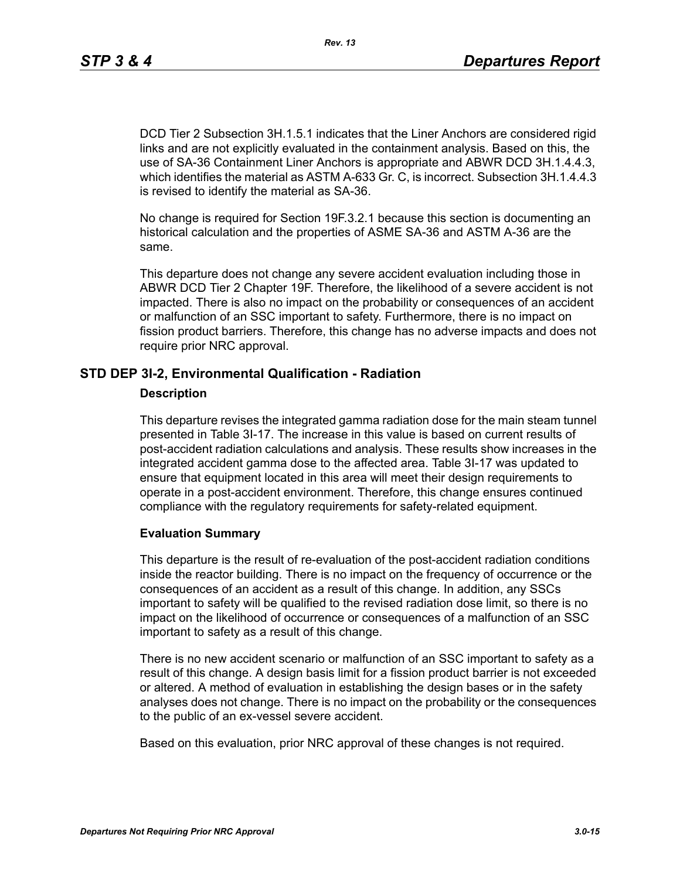DCD Tier 2 Subsection 3H.1.5.1 indicates that the Liner Anchors are considered rigid links and are not explicitly evaluated in the containment analysis. Based on this, the use of SA-36 Containment Liner Anchors is appropriate and ABWR DCD 3H.1.4.4.3, which identifies the material as ASTM A-633 Gr. C, is incorrect. Subsection 3H.1.4.4.3 is revised to identify the material as SA-36.

No change is required for Section 19F.3.2.1 because this section is documenting an historical calculation and the properties of ASME SA-36 and ASTM A-36 are the same.

This departure does not change any severe accident evaluation including those in ABWR DCD Tier 2 Chapter 19F. Therefore, the likelihood of a severe accident is not impacted. There is also no impact on the probability or consequences of an accident or malfunction of an SSC important to safety. Furthermore, there is no impact on fission product barriers. Therefore, this change has no adverse impacts and does not require prior NRC approval.

## STD DEP 3I-2, Environmental Qualification - Radiation

### Description

This departure revises the integrated gamma radiation dose for the main steam tunnel presented in Table 3I-17. The increase in this value is based on current results of post-accident radiation calculations and analysis. These results show increases in the integrated accident gamma dose to the affected area. Table 3I-17 was updated to ensure that equipment located in this area will meet their design requirements to operate in a post-accident environment. Therefore, this change ensures continued compliance with the regulatory requirements for safety-related equipment.

### Evaluation Summary

This departure is the result of re-evaluation of the post-accident radiation conditions inside the reactor building. There is no impact on the frequency of occurrence or the consequences of an accident as a result of this change. In addition, any SSCs important to safety will be qualified to the revised radiation dose limit, so there is no impact on the likelihood of occurrence or consequences of a malfunction of an SSC important to safety as a result of this change.

There is no new accident scenario or malfunction of an SSC important to safety as a result of this change. A design basis limit for a fission product barrier is not exceeded or altered. A method of evaluation in establishing the design bases or in the safety analyses does not change. There is no impact on the probability or the consequences to the public of an ex-vessel severe accident.

Based on this evaluation, prior NRC approval of these changes is not required.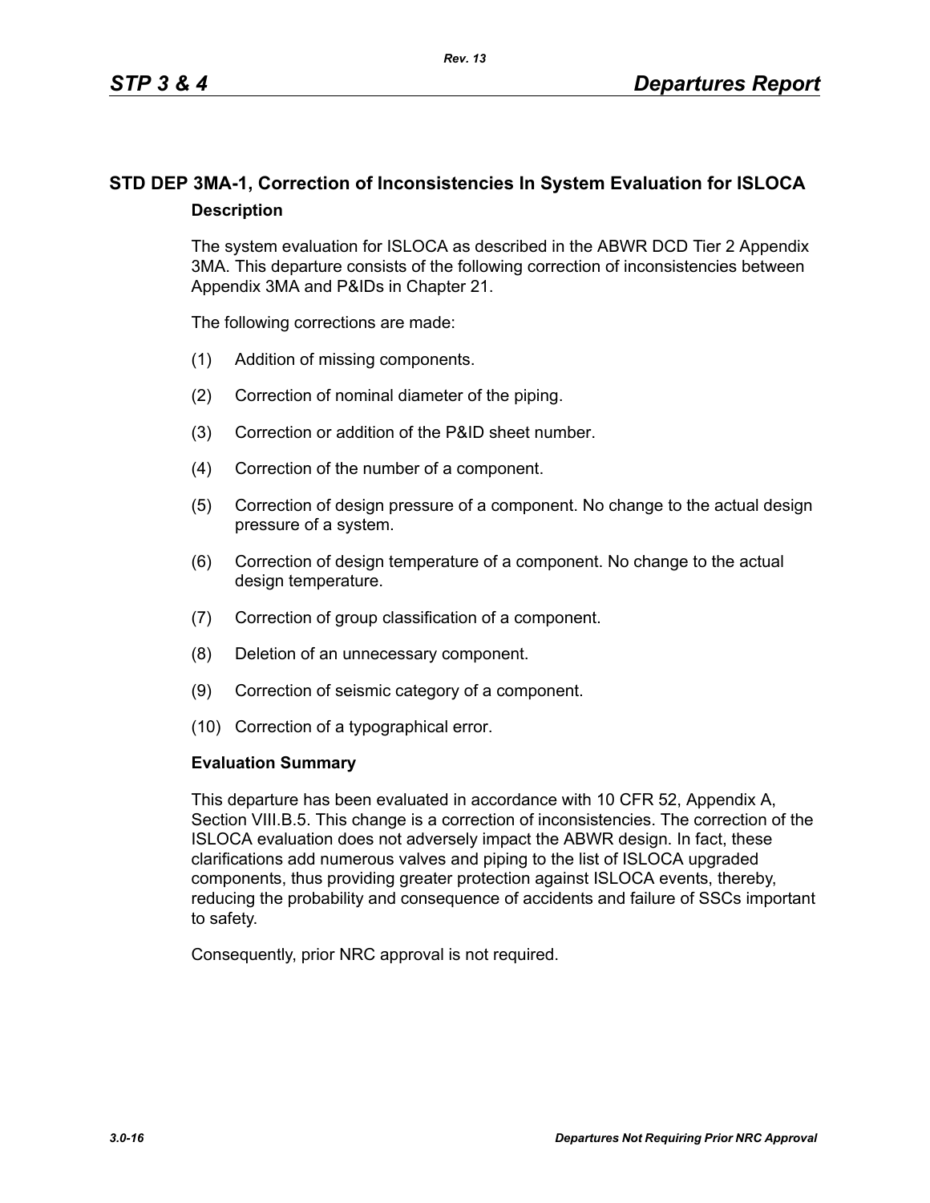## STD DEP 3MA-1, Correction of Inconsistencies In System Evaluation for ISLOCA

### Description

The system evaluation for ISLOCA as described in the ABWR DCD Tier 2 Appendix 3MA. This departure consists of the following correction of inconsistencies between Appendix 3MA and P&IDs in Chapter 21.

The following corrections are made:

(1) Addition of missing components.

(2) Correction of nominal diameter of the piping.

(3) Correction or addition of the P&ID sheet number.

(4) Correction of the number of a component.

(5) Correction of design pressure of a component. No change to the actual design pressure of a system.

(6) Correction of design temperature of a component. No change to the actual design temperature.

(7) Correction of group classification of a component.

(8) Deletion of an unnecessary component.

(9) Correction of seismic category of a component.

(10) Correction of a typographical error.

### Evaluation Summary

This departure has been evaluated in accordance with 10 CFR 52, Appendix A, Section VIII.B.5. This change is a correction of inconsistencies. The correction of the ISLOCA evaluation does not adversely impact the ABWR design. In fact, these clarifications add numerous valves and piping to the list of ISLOCA upgraded components, thus providing greater protection against ISLOCA events, thereby, reducing the probability and consequence of accidents and failure of SSCs important to safety.

Consequently, prior NRC approval is not required.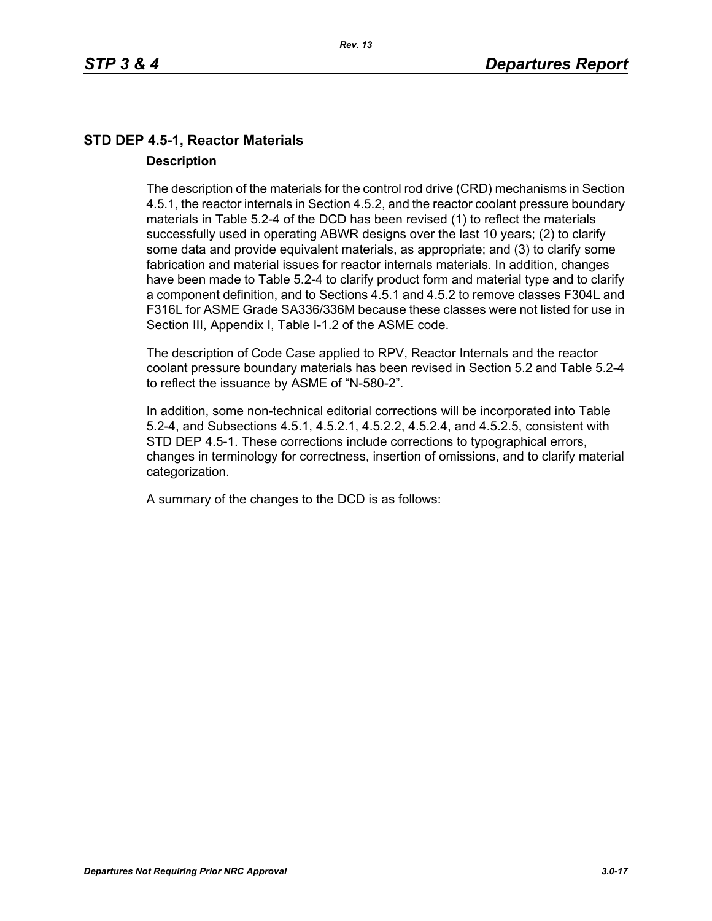## STD DEP 4.5-1, Reactor Materials

### Description

The description of the materials for the control rod drive (CRD) mechanisms in Section 4.5.1, the reactor internals in Section 4.5.2, and the reactor coolant pressure boundary materials in Table 5.2-4 of the DCD has been revised (1) to reflect the materials successfully used in operating ABWR designs over the last 10 years; (2) to clarify some data and provide equivalent materials, as appropriate; and (3) to clarify some fabrication and material issues for reactor internals materials. In addition, changes have been made to Table 5.2-4 to clarify product form and material type and to clarify a component definition, and to Sections 4.5.1 and 4.5.2 to remove classes F304L and F316L for ASME Grade SA336/336M because these classes were not listed for use in Section III, Appendix I, Table I-1.2 of the ASME code.

The description of Code Case applied to RPV, Reactor Internals and the reactor coolant pressure boundary materials has been revised in Section 5.2 and Table 5.2-4 to reflect the issuance by ASME of "N-580-2".

In addition, some non-technical editorial corrections will be incorporated into Table 5.2-4, and Subsections 4.5.1, 4.5.2.1, 4.5.2.2, 4.5.2.4, and 4.5.2.5, consistent with STD DEP 4.5-1. These corrections include corrections to typographical errors, changes in terminology for correctness, insertion of omissions, and to clarify material categorization.

A summary of the changes to the DCD is as follows: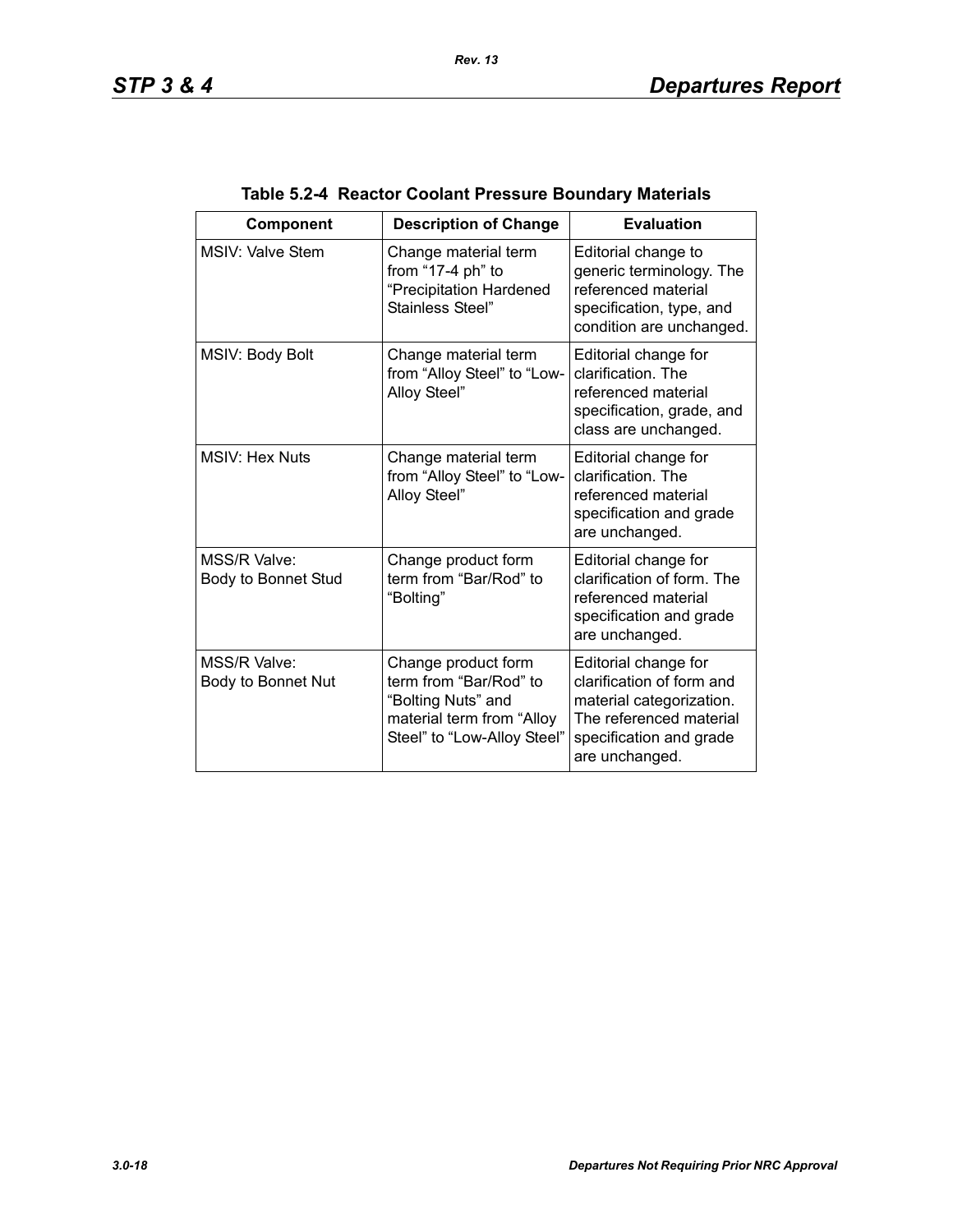**Table 5.2-4 Reactor Coolant Pressure Boundary Materials**

| Component | Description of Change | Evaluation |
|---|---|---|
| MSIV: Valve Stem | Change material term from “17-4 ph” to “Precipitation Hardened Stainless Steel” | Editorial change to generic terminology. The referenced material specification, type, and condition are unchanged. |
| MSIV: Body Bolt | Change material term from “Alloy Steel” to “Low-Alloy Steel” | Editorial change for clarification. The referenced material specification, grade, and class are unchanged. |
| MSIV: Hex Nuts | Change material term from “Alloy Steel” to “Low-Alloy Steel” | Editorial change for clarification. The referenced material specification and grade are unchanged. |
| MSS/R Valve: Body to Bonnet Stud | Change product form term from “Bar/Rod” to “Bolting” | Editorial change for clarification of form. The referenced material specification and grade are unchanged. |
| MSS/R Valve: Body to Bonnet Nut | Change product form term from “Bar/Rod” to “Bolting Nuts” and material term from “Alloy Steel” to “Low-Alloy Steel” | Editorial change for clarification of form and material categorization. The referenced material specification and grade are unchanged. |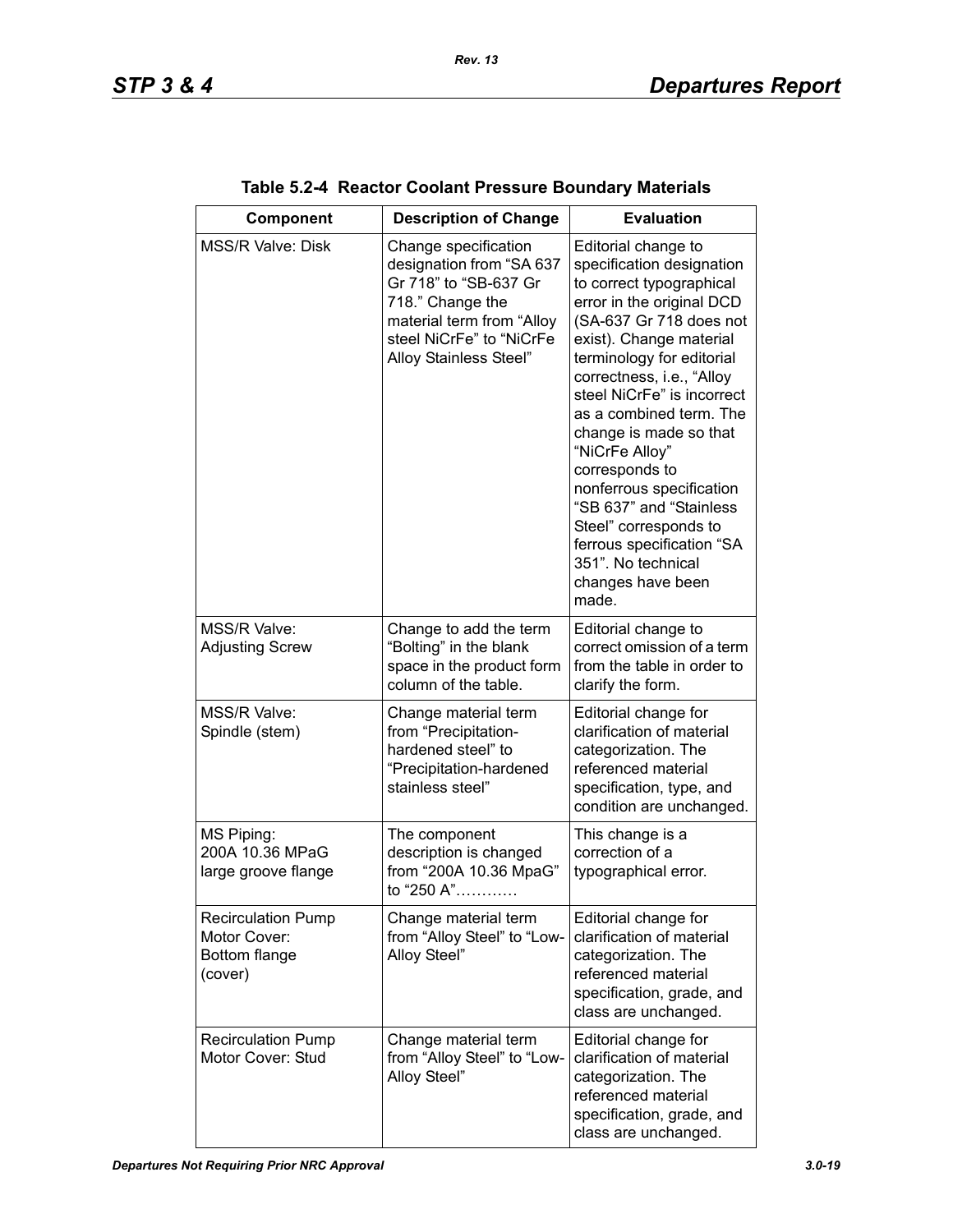**Table 5.2-4 Reactor Coolant Pressure Boundary Materials**

| Component | Description of Change | Evaluation |
|---|---|---|
| MSS/R Valve: Disk | Change specification designation from “SA 637 Gr 718” to “SB-637 Gr 718.” Change the material term from “Alloy steel NiCrFe” to “NiCrFe Alloy Stainless Steel” | Editorial change to specification designation to correct typographical error in the original DCD (SA-637 Gr 718 does not exist). Change material terminology for editorial correctness, i.e., “Alloy steel NiCrFe” is incorrect as a combined term. The change is made so that “NiCrFe Alloy” corresponds to nonferrous specification “SB 637” and “Stainless Steel” corresponds to ferrous specification “SA 351”. No technical changes have been made. |
| MSS/R Valve: Adjusting Screw | Change to add the term “Bolting” in the blank space in the product form column of the table. | Editorial change to correct omission of a term from the table in order to clarify the form. |
| MSS/R Valve: Spindle (stem) | Change material term from “Precipitation-hardened steel” to “Precipitation-hardened stainless steel” | Editorial change for clarification of material categorization. The referenced material specification, type, and condition are unchanged. |
| MS Piping: 200A 10.36 MPaG large groove flange | The component description is changed from “200A 10.36 MpaG” to “250 A”………… | This change is a correction of a typographical error. |
| Recirculation Pump Motor Cover: Bottom flange (cover) | Change material term from “Alloy Steel” to “Low-Alloy Steel” | Editorial change for clarification of material categorization. The referenced material specification, grade, and class are unchanged. |
| Recirculation Pump Motor Cover: Stud | Change material term from “Alloy Steel” to “Low-Alloy Steel” | Editorial change for clarification of material categorization. The referenced material specification, grade, and class are unchanged. |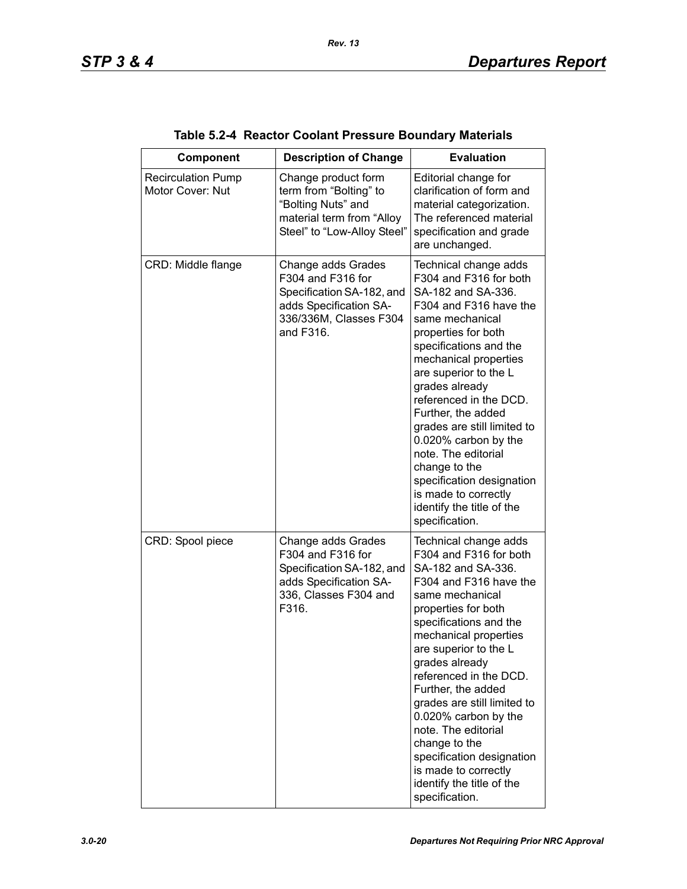**Table 5.2-4 Reactor Coolant Pressure Boundary Materials**

| Component | Description of Change | Evaluation |
|---|---|---|
| Recirculation Pump Motor Cover: Nut | Change product form term from "Bolting" to "Bolting Nuts" and material term from "Alloy Steel" to "Low-Alloy Steel" | Editorial change for clarification of form and material categorization. The referenced material specification and grade are unchanged. |
| CRD: Middle flange | Change adds Grades F304 and F316 for Specification SA-182, and adds Specification SA-336/336M, Classes F304 and F316. | Technical change adds F304 and F316 for both SA-182 and SA-336. F304 and F316 have the same mechanical properties for both specifications and the mechanical properties are superior to the L grades already referenced in the DCD. Further, the added grades are still limited to 0.020% carbon by the note. The editorial change to the specification designation is made to correctly identify the title of the specification. |
| CRD: Spool piece | Change adds Grades F304 and F316 for Specification SA-182, and adds Specification SA-336, Classes F304 and F316. | Technical change adds F304 and F316 for both SA-182 and SA-336. F304 and F316 have the same mechanical properties for both specifications and the mechanical properties are superior to the L grades already referenced in the DCD. Further, the added grades are still limited to 0.020% carbon by the note. The editorial change to the specification designation is made to correctly identify the title of the specification. |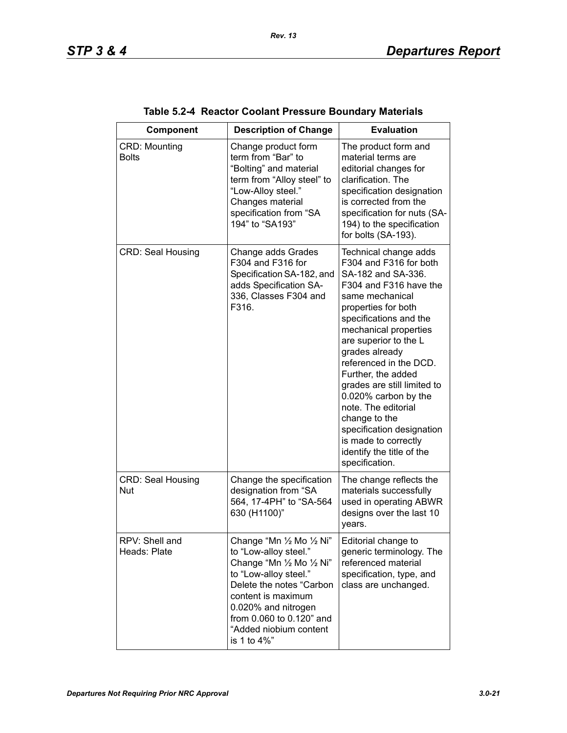**Table 5.2-4 Reactor Coolant Pressure Boundary Materials**

| Component | Description of Change | Evaluation |
|---|---|---|
| CRD: Mounting Bolts | Change product form term from “Bar” to “Bolting” and material term from “Alloy steel” to “Low-Alloy steel.” Changes material specification from “SA 194” to “SA193” | The product form and material terms are editorial changes for clarification. The specification designation is corrected from the specification for nuts (SA-194) to the specification for bolts (SA-193). |
| CRD: Seal Housing | Change adds Grades F304 and F316 for Specification SA-182, and adds Specification SA-336, Classes F304 and F316. | Technical change adds F304 and F316 for both SA-182 and SA-336. F304 and F316 have the same mechanical properties for both specifications and the mechanical properties are superior to the L grades already referenced in the DCD. Further, the added grades are still limited to 0.020% carbon by the note. The editorial change to the specification designation is made to correctly identify the title of the specification. |
| CRD: Seal Housing Nut | Change the specification designation from “SA 564, 17-4PH” to “SA-564 630 (H1100)” | The change reflects the materials successfully used in operating ABWR designs over the last 10 years. |
| RPV: Shell and Heads: Plate | Change “Mn ½ Mo ½ Ni” to “Low-alloy steel.” Change “Mn ½ Mo ½ Ni” to “Low-alloy steel.” Delete the notes “Carbon content is maximum 0.020% and nitrogen from 0.060 to 0.120” and “Added niobium content is 1 to 4%” | Editorial change to generic terminology. The referenced material specification, type, and class are unchanged. |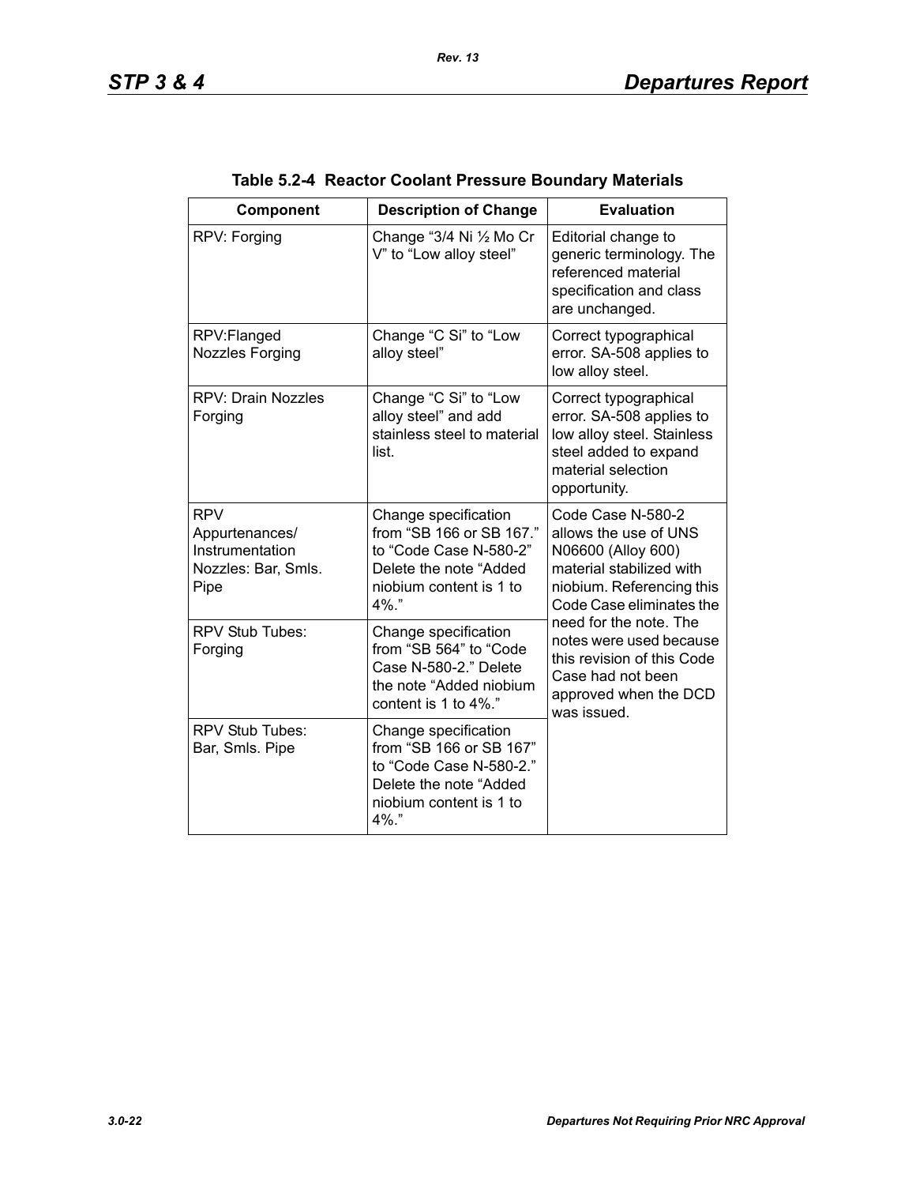**Table 5.2-4 Reactor Coolant Pressure Boundary Materials**

| Component | Description of Change | Evaluation |
|---|---|---|
| RPV: Forging | Change "3/4 Ni ½ Mo Cr V" to "Low alloy steel" | Editorial change to generic terminology. The referenced material specification and class are unchanged. |
| RPV:Flanged Nozzles Forging | Change "C Si" to "Low alloy steel" | Correct typographical error. SA-508 applies to low alloy steel. |
| RPV: Drain Nozzles Forging | Change "C Si" to "Low alloy steel" and add stainless steel to material list. | Correct typographical error. SA-508 applies to low alloy steel. Stainless steel added to expand material selection opportunity. |
| RPV Appurtenances/ Instrumentation Nozzles: Bar, Smls. Pipe | Change specification from "SB 166 or SB 167." to "Code Case N-580-2" Delete the note "Added niobium content is 1 to 4%." | Code Case N-580-2 allows the use of UNS N06600 (Alloy 600) material stabilized with niobium. Referencing this Code Case eliminates the need for the note. The notes were used because this revision of this Code Case had not been approved when the DCD was issued. |
| RPV Stub Tubes: Forging | Change specification from "SB 564" to "Code Case N-580-2." Delete the note "Added niobium content is 1 to 4%." | |
| RPV Stub Tubes: Bar, Smls. Pipe | Change specification from "SB 166 or SB 167" to "Code Case N-580-2." Delete the note "Added niobium content is 1 to 4%." | |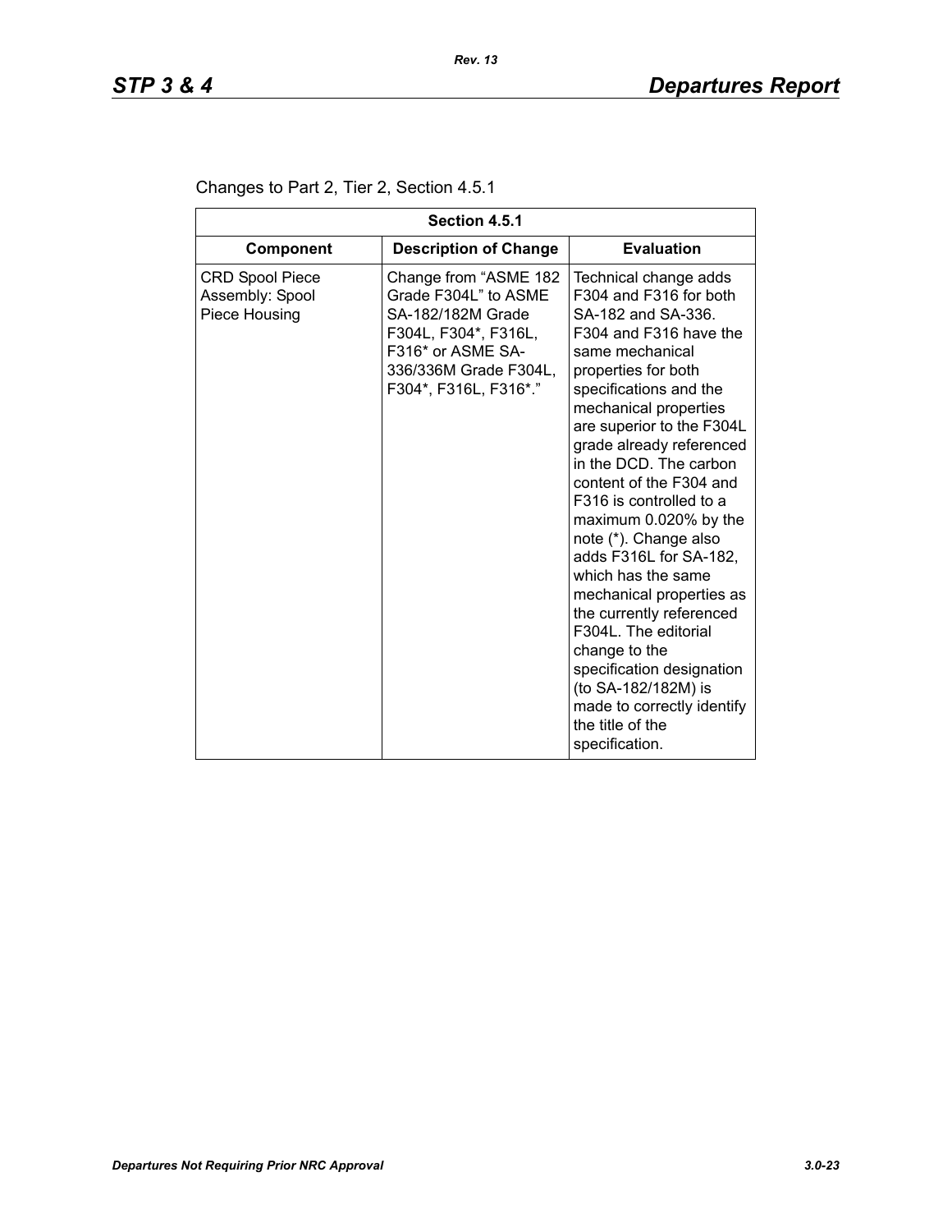Changes to Part 2, Tier 2, Section 4.5.1

| Section 4.5.1 | | |
|---|---|---|
| **Component** | **Description of Change** | **Evaluation** |
| CRD Spool Piece Assembly: Spool Piece Housing | Change from "ASME 182 Grade F304L" to ASME SA-182/182M Grade F304L, F304*, F316L, F316* or ASME SA-336/336M Grade F304L, F304*, F316L, F316*." | Technical change adds F304 and F316 for both SA-182 and SA-336. F304 and F316 have the same mechanical properties for both specifications and the mechanical properties are superior to the F304L grade already referenced in the DCD. The carbon content of the F304 and F316 is controlled to a maximum 0.020% by the note (*). Change also adds F316L for SA-182, which has the same mechanical properties as the currently referenced F304L. The editorial change to the specification designation (to SA-182/182M) is made to correctly identify the title of the specification. |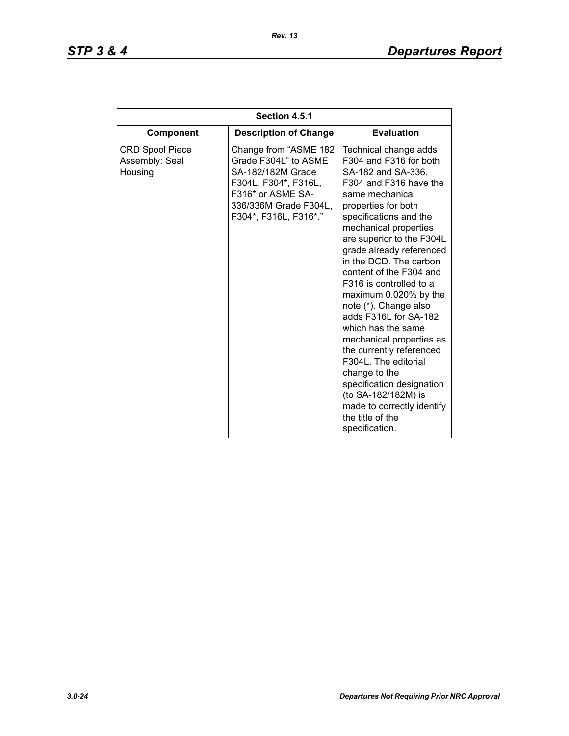| Section 4.5.1 | | |
|---|---|---|
| **Component** | **Description of Change** | **Evaluation** |
| CRD Spool Piece Assembly: Seal Housing | Change from "ASME 182 Grade F304L" to ASME SA-182/182M Grade F304L, F304*, F316L, F316* or ASME SA-336/336M Grade F304L, F304*, F316L, F316*." | Technical change adds F304 and F316 for both SA-182 and SA-336. F304 and F316 have the same mechanical properties for both specifications and the mechanical properties are superior to the F304L grade already referenced in the DCD. The carbon content of the F304 and F316 is controlled to a maximum 0.020% by the note (*). Change also adds F316L for SA-182, which has the same mechanical properties as the currently referenced F304L. The editorial change to the specification designation (to SA-182/182M) is made to correctly identify the title of the specification. |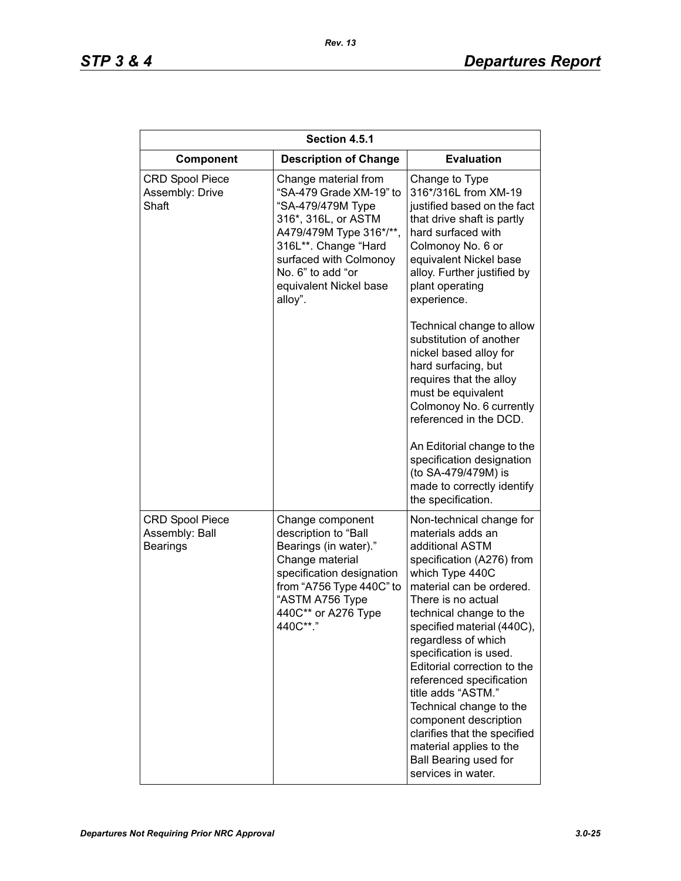| Section 4.5.1 | | |
|---|---|---|
| **Component** | **Description of Change** | **Evaluation** |
| CRD Spool Piece Assembly: Drive Shaft | Change material from "SA-479 Grade XM-19" to "SA-479/479M Type 316*, 316L, or ASTM A479/479M Type 316*/**, 316L**. Change "Hard surfaced with Colmonoy No. 6" to add "or equivalent Nickel base alloy". | Change to Type 316*/316L from XM-19 justified based on the fact that drive shaft is partly hard surfaced with Colmonoy No. 6 or equivalent Nickel base alloy. Further justified by plant operating experience.<br><br>Technical change to allow substitution of another nickel based alloy for hard surfacing, but requires that the alloy must be equivalent Colmonoy No. 6 currently referenced in the DCD.<br><br>An Editorial change to the specification designation (to SA-479/479M) is made to correctly identify the specification. |
| CRD Spool Piece Assembly: Ball Bearings | Change component description to "Ball Bearings (in water)." Change material specification designation from "A756 Type 440C" to "ASTM A756 Type 440C** or A276 Type 440C**." | Non-technical change for materials adds an additional ASTM specification (A276) from which Type 440C material can be ordered. There is no actual technical change to the specified material (440C), regardless of which specification is used. Editorial correction to the referenced specification title adds "ASTM." Technical change to the component description clarifies that the specified material applies to the Ball Bearing used for services in water. |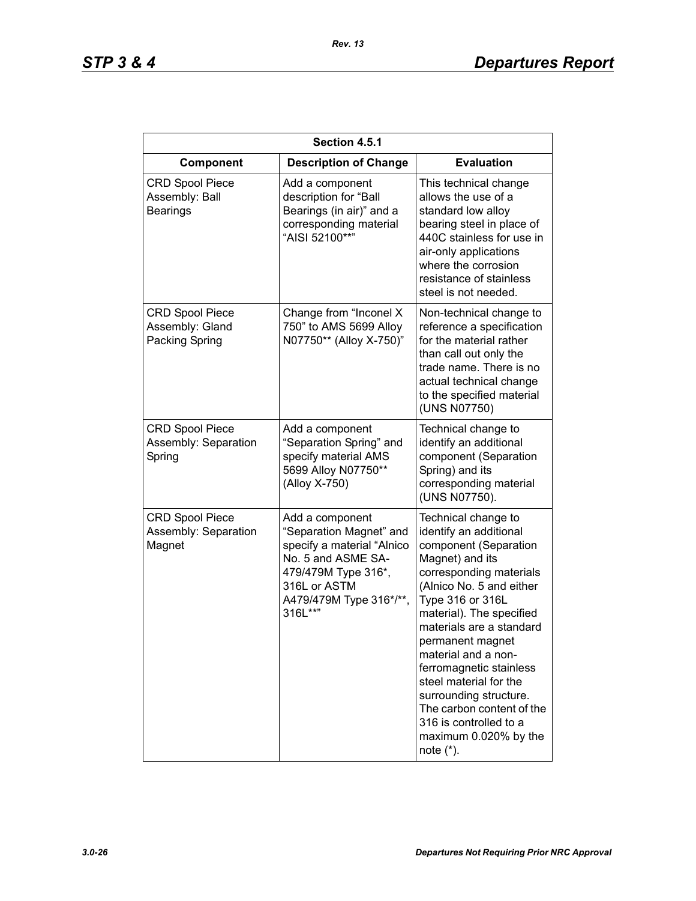| Section 4.5.1 | | |
|---|---|---|
| **Component** | **Description of Change** | **Evaluation** |
| CRD Spool Piece Assembly: Ball Bearings | Add a component description for "Ball Bearings (in air)" and a corresponding material "AISI 52100**" | This technical change allows the use of a standard low alloy bearing steel in place of 440C stainless for use in air-only applications where the corrosion resistance of stainless steel is not needed. |
| CRD Spool Piece Assembly: Gland Packing Spring | Change from "Inconel X 750" to AMS 5699 Alloy N07750** (Alloy X-750)" | Non-technical change to reference a specification for the material rather than call out only the trade name. There is no actual technical change to the specified material (UNS N07750) |
| CRD Spool Piece Assembly: Separation Spring | Add a component "Separation Spring" and specify material AMS 5699 Alloy N07750** (Alloy X-750) | Technical change to identify an additional component (Separation Spring) and its corresponding material (UNS N07750). |
| CRD Spool Piece Assembly: Separation Magnet | Add a component "Separation Magnet" and specify a material "Alnico No. 5 and ASME SA-479/479M Type 316*, 316L or ASTM A479/479M Type 316*/**, 316L**" | Technical change to identify an additional component (Separation Magnet) and its corresponding materials (Alnico No. 5 and either Type 316 or 316L material). The specified materials are a standard permanent magnet material and a non-ferromagnetic stainless steel material for the surrounding structure. The carbon content of the 316 is controlled to a maximum 0.020% by the note (*). |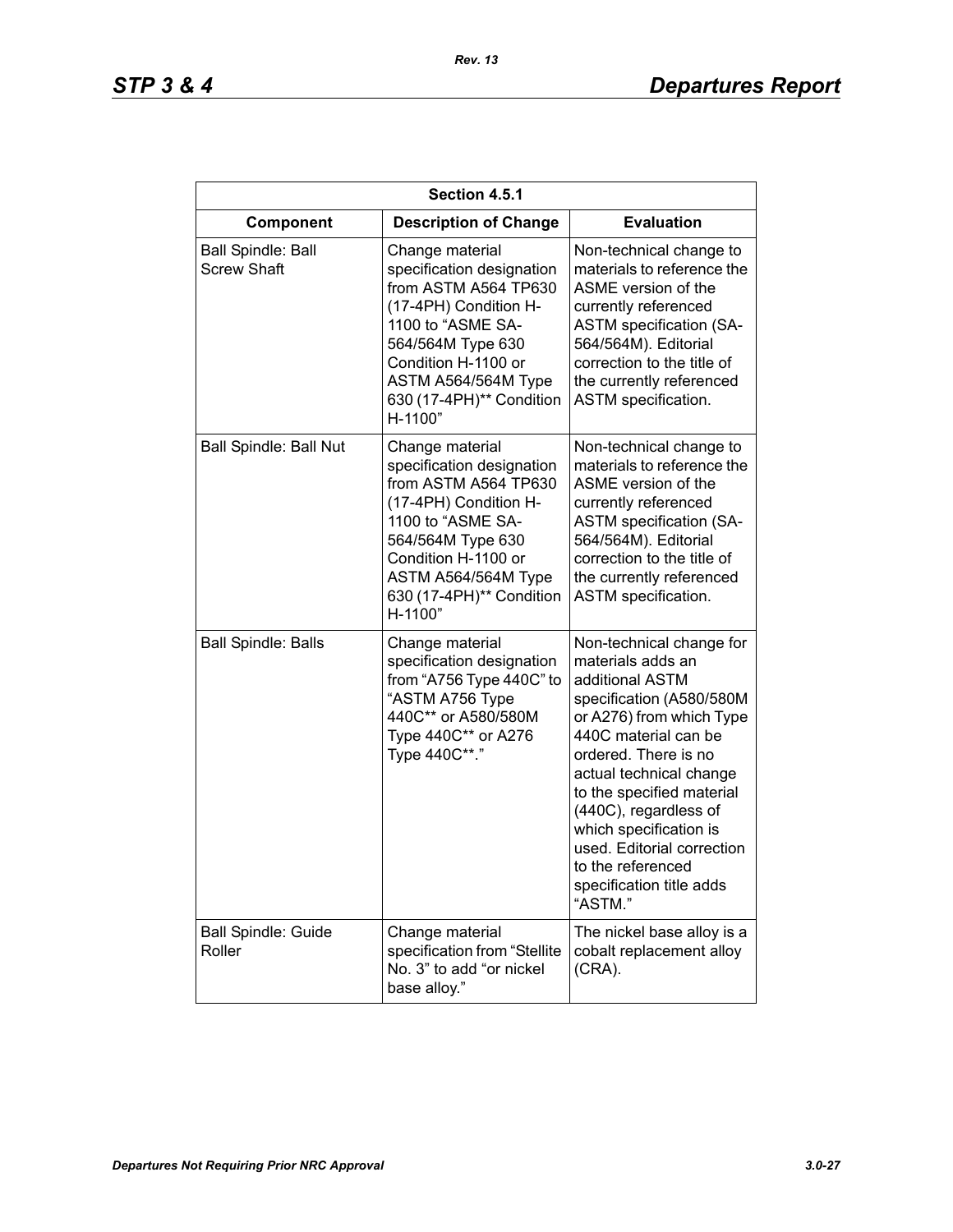| Section 4.5.1 | | |
|---|---|---|
| **Component** | **Description of Change** | **Evaluation** |
| Ball Spindle: Ball Screw Shaft | Change material specification designation from ASTM A564 TP630 (17-4PH) Condition H-1100 to "ASME SA-564/564M Type 630 Condition H-1100 or ASTM A564/564M Type 630 (17-4PH)** Condition H-1100" | Non-technical change to materials to reference the ASME version of the currently referenced ASTM specification (SA-564/564M). Editorial correction to the title of the currently referenced ASTM specification. |
| Ball Spindle: Ball Nut | Change material specification designation from ASTM A564 TP630 (17-4PH) Condition H-1100 to "ASME SA-564/564M Type 630 Condition H-1100 or ASTM A564/564M Type 630 (17-4PH)** Condition H-1100" | Non-technical change to materials to reference the ASME version of the currently referenced ASTM specification (SA-564/564M). Editorial correction to the title of the currently referenced ASTM specification. |
| Ball Spindle: Balls | Change material specification designation from "A756 Type 440C" to "ASTM A756 Type 440C** or A580/580M Type 440C** or A276 Type 440C**." | Non-technical change for materials adds an additional ASTM specification (A580/580M or A276) from which Type 440C material can be ordered. There is no actual technical change to the specified material (440C), regardless of which specification is used. Editorial correction to the referenced specification title adds "ASTM." |
| Ball Spindle: Guide Roller | Change material specification from "Stellite No. 3" to add "or nickel base alloy." | The nickel base alloy is a cobalt replacement alloy (CRA). |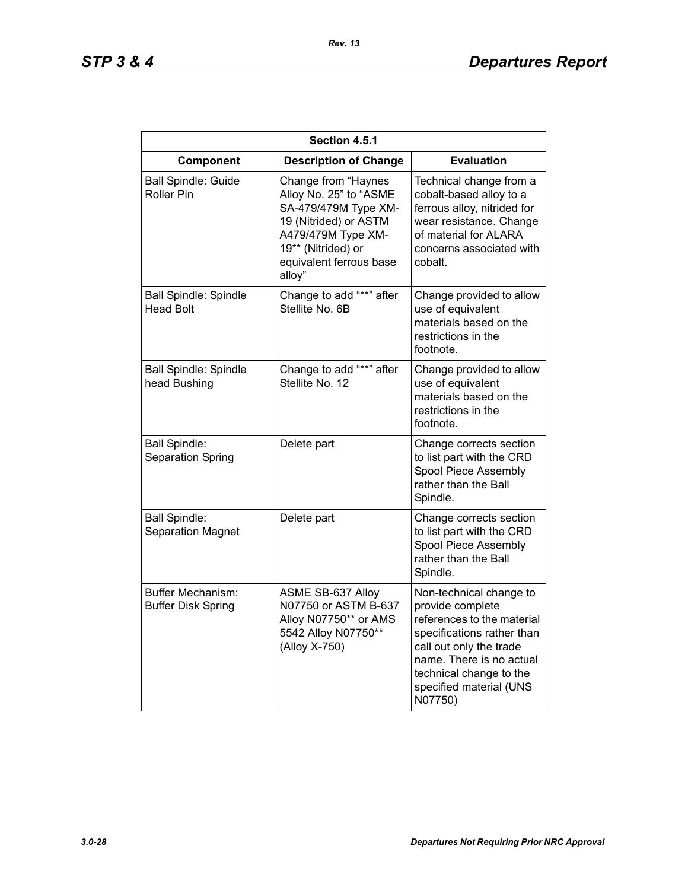| Section 4.5.1 | | |
|---|---|---|
| **Component** | **Description of Change** | **Evaluation** |
| Ball Spindle: Guide Roller Pin | Change from “Haynes Alloy No. 25” to “ASME SA-479/479M Type XM-19 (Nitrided) or ASTM A479/479M Type XM-19** (Nitrided) or equivalent ferrous base alloy” | Technical change from a cobalt-based alloy to a ferrous alloy, nitrided for wear resistance. Change of material for ALARA concerns associated with cobalt. |
| Ball Spindle: Spindle Head Bolt | Change to add “**” after Stellite No. 6B | Change provided to allow use of equivalent materials based on the restrictions in the footnote. |
| Ball Spindle: Spindle head Bushing | Change to add “**” after Stellite No. 12 | Change provided to allow use of equivalent materials based on the restrictions in the footnote. |
| Ball Spindle: Separation Spring | Delete part | Change corrects section to list part with the CRD Spool Piece Assembly rather than the Ball Spindle. |
| Ball Spindle: Separation Magnet | Delete part | Change corrects section to list part with the CRD Spool Piece Assembly rather than the Ball Spindle. |
| Buffer Mechanism: Buffer Disk Spring | ASME SB-637 Alloy N07750 or ASTM B-637 Alloy N07750** or AMS 5542 Alloy N07750** (Alloy X-750) | Non-technical change to provide complete references to the material specifications rather than call out only the trade name. There is no actual technical change to the specified material (UNS N07750) |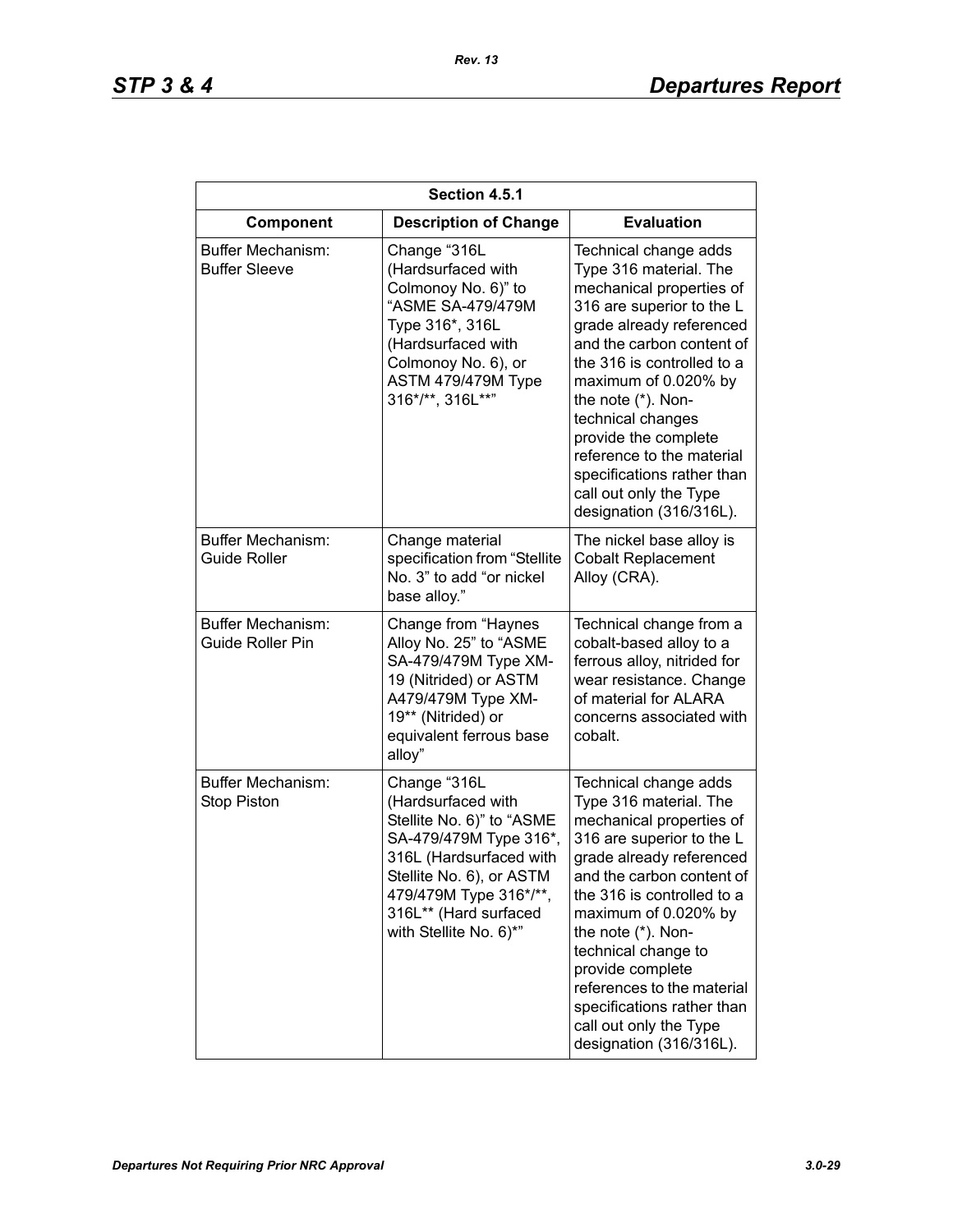| Section 4.5.1 | | |
|---|---|---|
| **Component** | **Description of Change** | **Evaluation** |
| Buffer Mechanism: Buffer Sleeve | Change "316L (Hardsurfaced with Colmonoy No. 6)" to "ASME SA-479/479M Type 316*, 316L (Hardsurfaced with Colmonoy No. 6), or ASTM 479/479M Type 316*/**, 316L**" | Technical change adds Type 316 material. The mechanical properties of 316 are superior to the L grade already referenced and the carbon content of the 316 is controlled to a maximum of 0.020% by the note (*). Non-technical changes provide the complete reference to the material specifications rather than call out only the Type designation (316/316L). |
| Buffer Mechanism: Guide Roller | Change material specification from "Stellite No. 3" to add "or nickel base alloy." | The nickel base alloy is Cobalt Replacement Alloy (CRA). |
| Buffer Mechanism: Guide Roller Pin | Change from "Haynes Alloy No. 25" to "ASME SA-479/479M Type XM-19 (Nitrided) or ASTM A479/479M Type XM-19** (Nitrided) or equivalent ferrous base alloy" | Technical change from a cobalt-based alloy to a ferrous alloy, nitrided for wear resistance. Change of material for ALARA concerns associated with cobalt. |
| Buffer Mechanism: Stop Piston | Change "316L (Hardsurfaced with Stellite No. 6)" to "ASME SA-479/479M Type 316*, 316L (Hardsurfaced with Stellite No. 6), or ASTM 479/479M Type 316*/**, 316L** (Hard surfaced with Stellite No. 6)*" | Technical change adds Type 316 material. The mechanical properties of 316 are superior to the L grade already referenced and the carbon content of the 316 is controlled to a maximum of 0.020% by the note (*). Non-technical change to provide complete references to the material specifications rather than call out only the Type designation (316/316L). |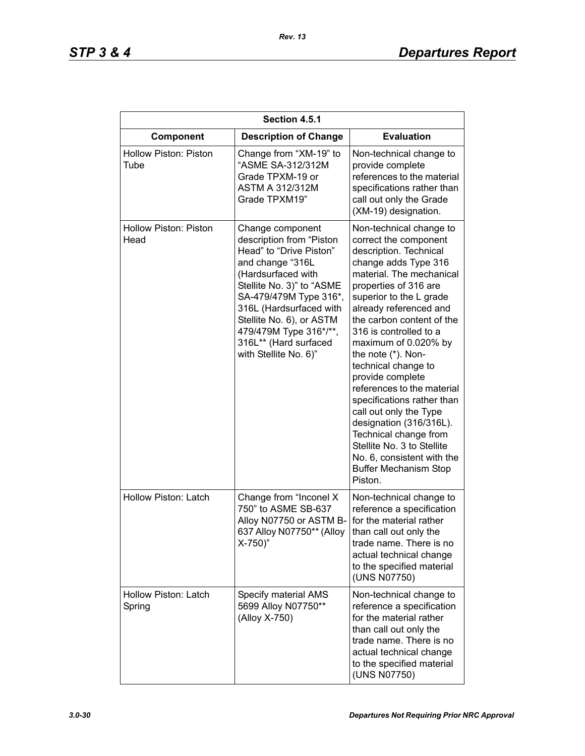| Section 4.5.1 | | |
|---|---|---|
| **Component** | **Description of Change** | **Evaluation** |
| Hollow Piston: Piston Tube | Change from “XM-19” to “ASME SA-312/312M Grade TPXM-19 or ASTM A 312/312M Grade TPXM19” | Non-technical change to provide complete references to the material specifications rather than call out only the Grade (XM-19) designation. |
| Hollow Piston: Piston Head | Change component description from “Piston Head” to “Drive Piston” and change “316L (Hardsurfaced with Stellite No. 3)” to “ASME SA-479/479M Type 316*, 316L (Hardsurfaced with Stellite No. 6), or ASTM 479/479M Type 316*/**, 316L** (Hard surfaced with Stellite No. 6)” | Non-technical change to correct the component description. Technical change adds Type 316 material. The mechanical properties of 316 are superior to the L grade already referenced and the carbon content of the 316 is controlled to a maximum of 0.020% by the note (*). Non-technical change to provide complete references to the material specifications rather than call out only the Type designation (316/316L). Technical change from Stellite No. 3 to Stellite No. 6, consistent with the Buffer Mechanism Stop Piston. |
| Hollow Piston: Latch | Change from “Inconel X 750” to ASME SB-637 Alloy N07750 or ASTM B-637 Alloy N07750** (Alloy X-750)” | Non-technical change to reference a specification for the material rather than call out only the trade name. There is no actual technical change to the specified material (UNS N07750) |
| Hollow Piston: Latch Spring | Specify material AMS 5699 Alloy N07750** (Alloy X-750) | Non-technical change to reference a specification for the material rather than call out only the trade name. There is no actual technical change to the specified material (UNS N07750) |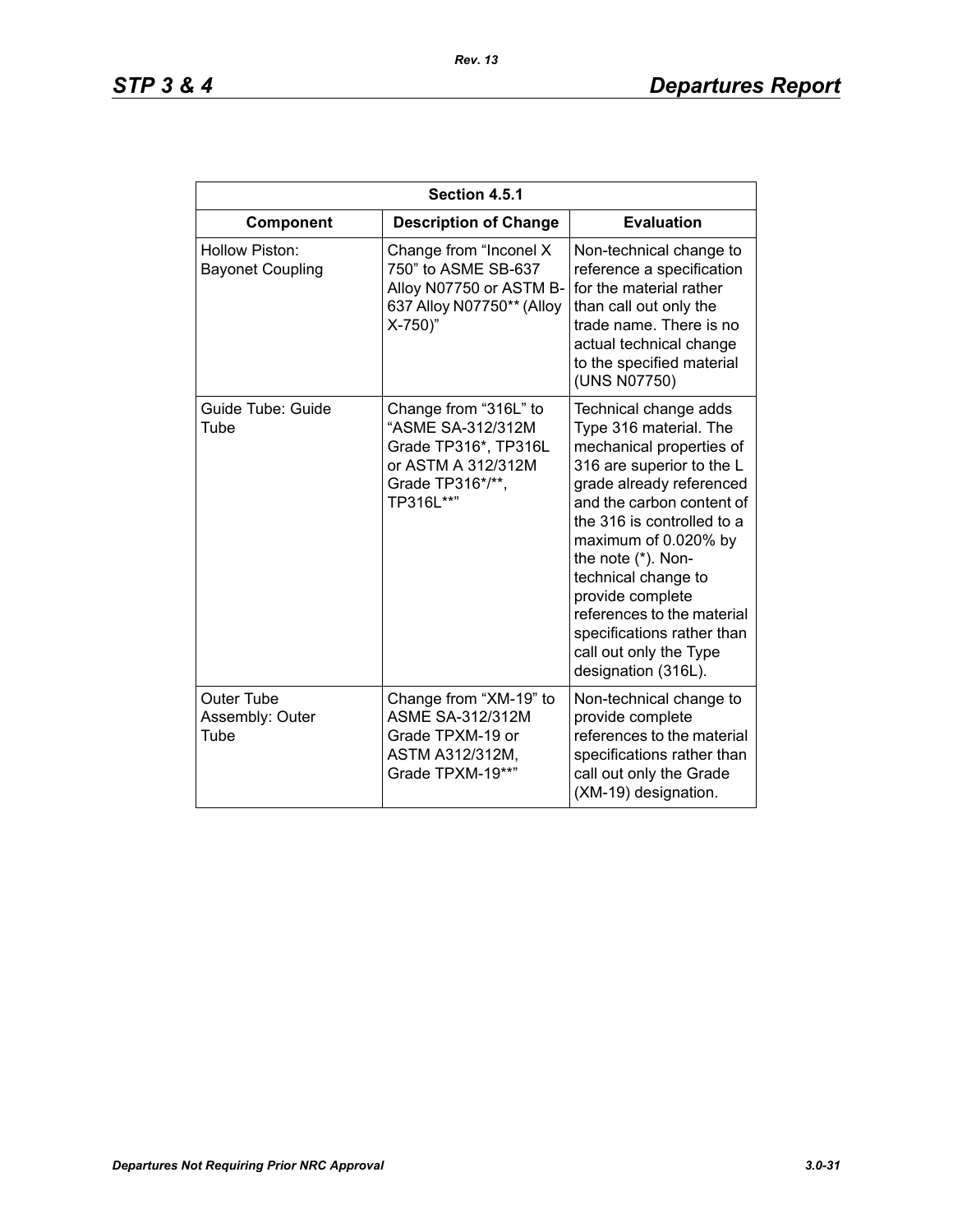| Section 4.5.1 | | |
|---|---|---|
| **Component** | **Description of Change** | **Evaluation** |
| Hollow Piston: Bayonet Coupling | Change from “Inconel X 750” to ASME SB-637 Alloy N07750 or ASTM B-637 Alloy N07750** (Alloy X-750)” | Non-technical change to reference a specification for the material rather than call out only the trade name. There is no actual technical change to the specified material (UNS N07750) |
| Guide Tube: Guide Tube | Change from “316L” to “ASME SA-312/312M Grade TP316*, TP316L or ASTM A 312/312M Grade TP316*/**, TP316L**” | Technical change adds Type 316 material. The mechanical properties of 316 are superior to the L grade already referenced and the carbon content of the 316 is controlled to a maximum of 0.020% by the note (*). Non-technical change to provide complete references to the material specifications rather than call out only the Type designation (316L). |
| Outer Tube Assembly: Outer Tube | Change from “XM-19” to ASME SA-312/312M Grade TPXM-19 or ASTM A312/312M, Grade TPXM-19**” | Non-technical change to provide complete references to the material specifications rather than call out only the Grade (XM-19) designation. |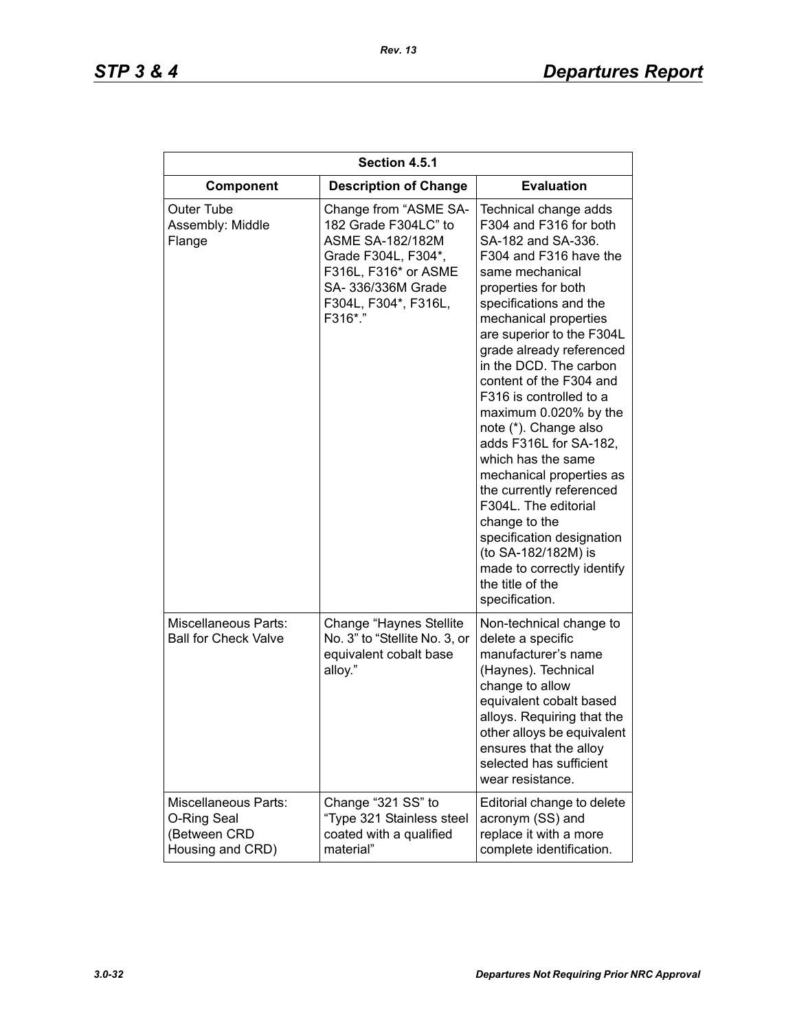| Section 4.5.1 | | |
|---|---|---|
| **Component** | **Description of Change** | **Evaluation** |
| Outer Tube Assembly: Middle Flange | Change from "ASME SA-182 Grade F304LC" to ASME SA-182/182M Grade F304L, F304*, F316L, F316* or ASME SA- 336/336M Grade F304L, F304*, F316L, F316*." | Technical change adds F304 and F316 for both SA-182 and SA-336. F304 and F316 have the same mechanical properties for both specifications and the mechanical properties are superior to the F304L grade already referenced in the DCD. The carbon content of the F304 and F316 is controlled to a maximum 0.020% by the note (*). Change also adds F316L for SA-182, which has the same mechanical properties as the currently referenced F304L. The editorial change to the specification designation (to SA-182/182M) is made to correctly identify the title of the specification. |
| Miscellaneous Parts: Ball for Check Valve | Change "Haynes Stellite No. 3" to "Stellite No. 3, or equivalent cobalt base alloy." | Non-technical change to delete a specific manufacturer's name (Haynes). Technical change to allow equivalent cobalt based alloys. Requiring that the other alloys be equivalent ensures that the alloy selected has sufficient wear resistance. |
| Miscellaneous Parts: O-Ring Seal (Between CRD Housing and CRD) | Change "321 SS" to "Type 321 Stainless steel coated with a qualified material" | Editorial change to delete acronym (SS) and replace it with a more complete identification. |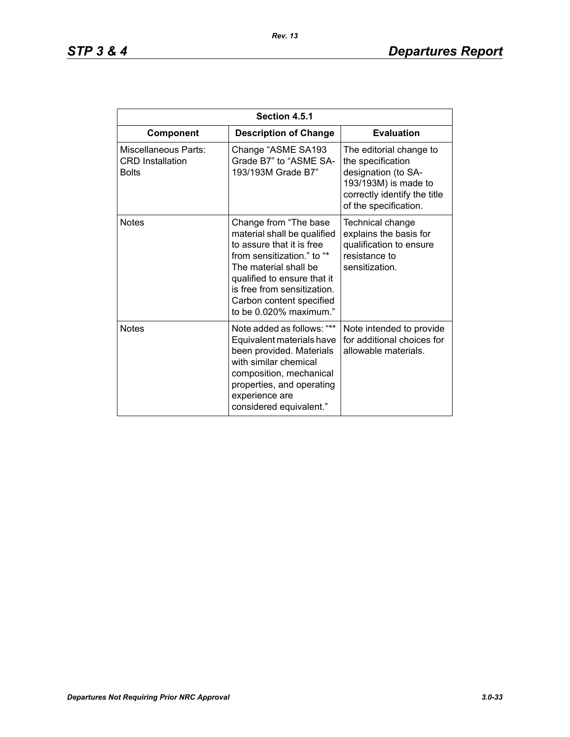| Section 4.5.1 | | |
|---|---|---|
| **Component** | **Description of Change** | **Evaluation** |
| Miscellaneous Parts: CRD Installation Bolts | Change "ASME SA193 Grade B7" to "ASME SA-193/193M Grade B7" | The editorial change to the specification designation (to SA-193/193M) is made to correctly identify the title of the specification. |
| Notes | Change from "The base material shall be qualified to assure that it is free from sensitization." to "* The material shall be qualified to ensure that it is free from sensitization. Carbon content specified to be 0.020% maximum." | Technical change explains the basis for qualification to ensure resistance to sensitization. |
| Notes | Note added as follows: "** Equivalent materials have been provided. Materials with similar chemical composition, mechanical properties, and operating experience are considered equivalent." | Note intended to provide for additional choices for allowable materials. |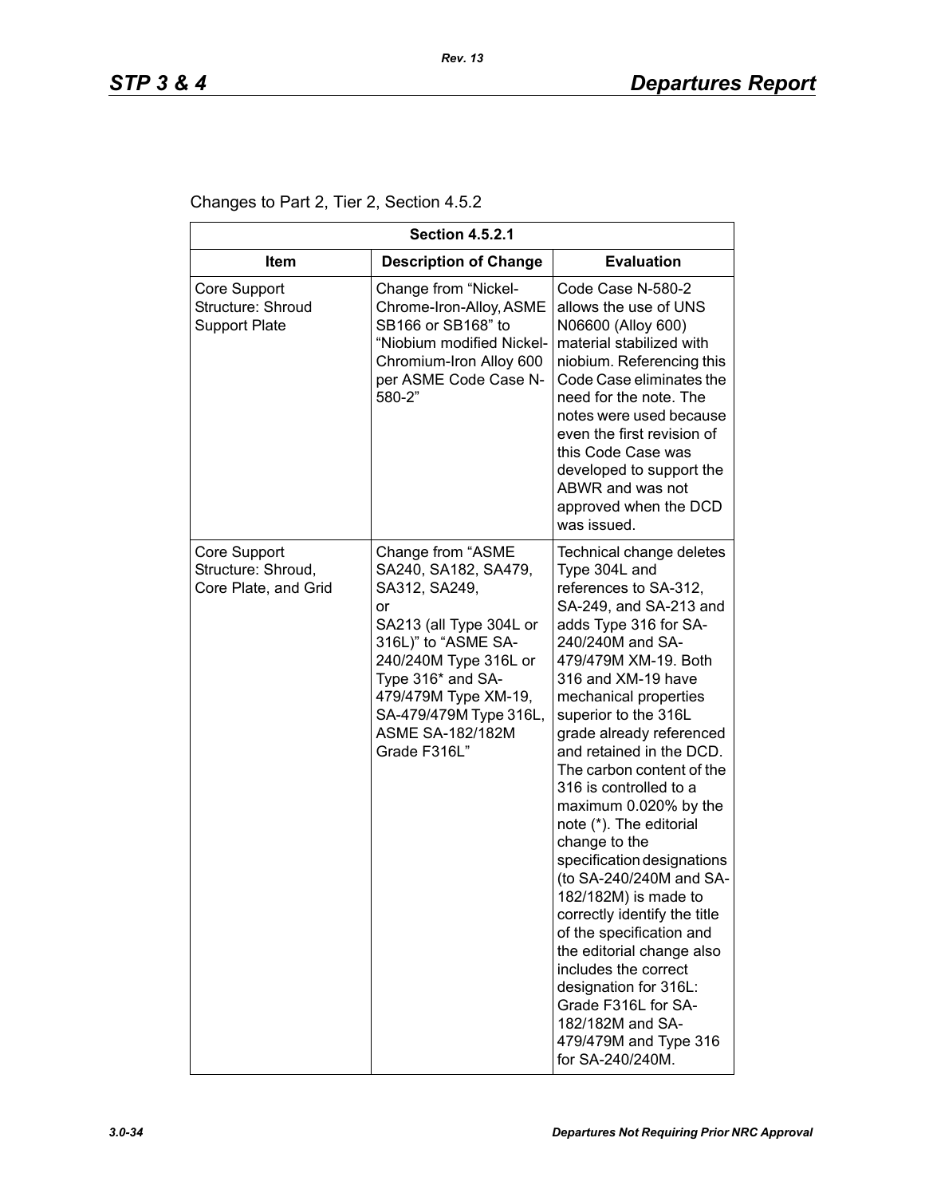Changes to Part 2, Tier 2, Section 4.5.2

| Section 4.5.2.1 | | |
|---|---|---|
| **Item** | **Description of Change** | **Evaluation** |
| Core Support Structure: Shroud Support Plate | Change from "Nickel-Chrome-Iron-Alloy, ASME SB166 or SB168" to "Niobium modified Nickel-Chromium-Iron Alloy 600 per ASME Code Case N-580-2" | Code Case N-580-2 allows the use of UNS N06600 (Alloy 600) material stabilized with niobium. Referencing this Code Case eliminates the need for the note. The notes were used because even the first revision of this Code Case was developed to support the ABWR and was not approved when the DCD was issued. |
| Core Support Structure: Shroud, Core Plate, and Grid | Change from "ASME SA240, SA182, SA479, SA312, SA249, or SA213 (all Type 304L or 316L)" to "ASME SA-240/240M Type 316L or Type 316* and SA-479/479M Type XM-19, SA-479/479M Type 316L, ASME SA-182/182M Grade F316L" | Technical change deletes Type 304L and references to SA-312, SA-249, and SA-213 and adds Type 316 for SA-240/240M and SA-479/479M XM-19. Both 316 and XM-19 have mechanical properties superior to the 316L grade already referenced and retained in the DCD. The carbon content of the 316 is controlled to a maximum 0.020% by the note (*). The editorial change to the specification designations (to SA-240/240M and SA-182/182M) is made to correctly identify the title of the specification and the editorial change also includes the correct designation for 316L: Grade F316L for SA-182/182M and SA-479/479M and Type 316 for SA-240/240M. |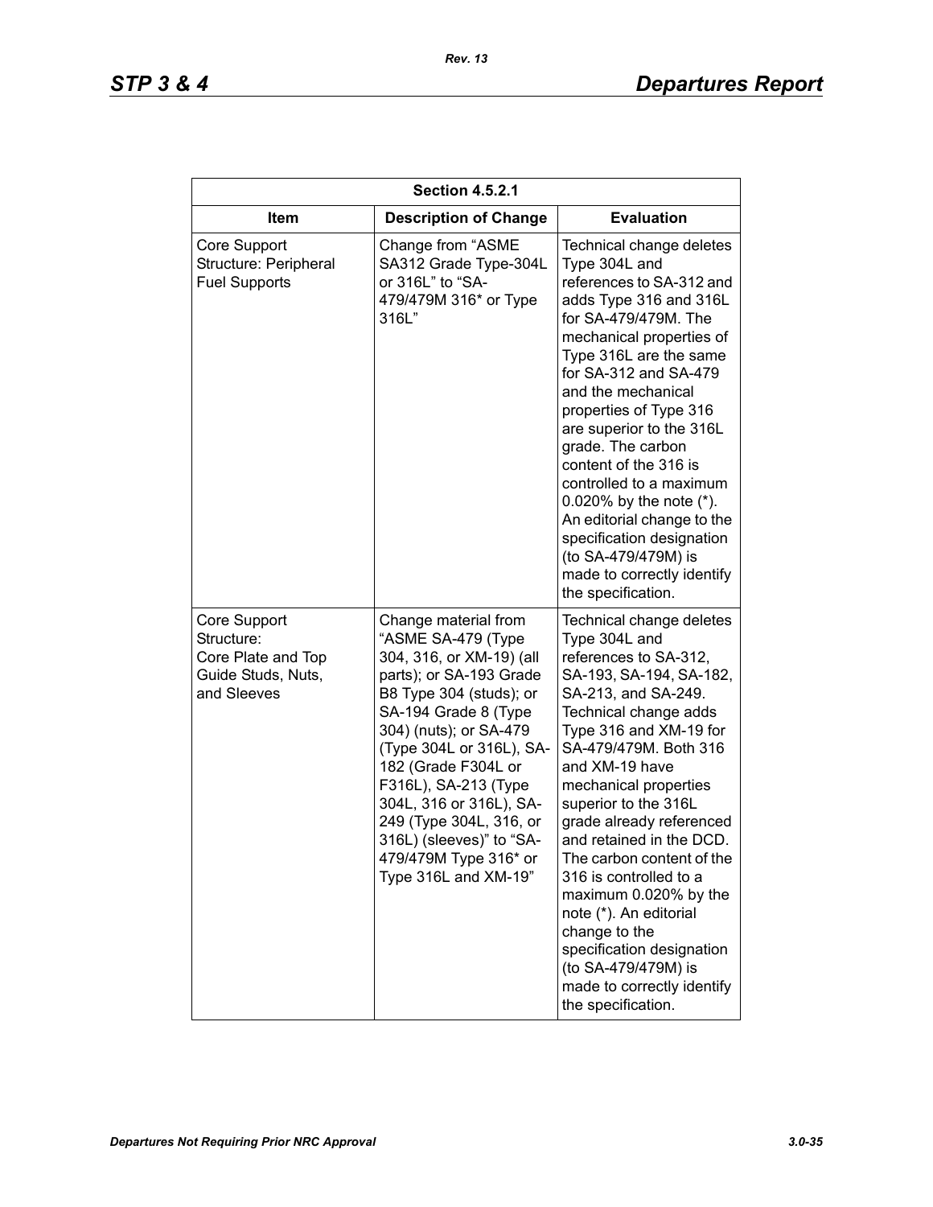| Section 4.5.2.1 | | |
|---|---|---|
| **Item** | **Description of Change** | **Evaluation** |
| Core Support Structure: Peripheral Fuel Supports | Change from "ASME SA312 Grade Type-304L or 316L" to "SA-479/479M 316* or Type 316L" | Technical change deletes Type 304L and references to SA-312 and adds Type 316 and 316L for SA-479/479M. The mechanical properties of Type 316L are the same for SA-312 and SA-479 and the mechanical properties of Type 316 are superior to the 316L grade. The carbon content of the 316 is controlled to a maximum 0.020% by the note (*). An editorial change to the specification designation (to SA-479/479M) is made to correctly identify the specification. |
| Core Support Structure: Core Plate and Top Guide Studs, Nuts, and Sleeves | Change material from "ASME SA-479 (Type 304, 316, or XM-19) (all parts); or SA-193 Grade B8 Type 304 (studs); or SA-194 Grade 8 (Type 304) (nuts); or SA-479 (Type 304L or 316L), SA-182 (Grade F304L or F316L), SA-213 (Type 304L, 316 or 316L), SA-249 (Type 304L, 316, or 316L) (sleeves)" to "SA-479/479M Type 316* or Type 316L and XM-19" | Technical change deletes Type 304L and references to SA-312, SA-193, SA-194, SA-182, SA-213, and SA-249. Technical change adds Type 316 and XM-19 for SA-479/479M. Both 316 and XM-19 have mechanical properties superior to the 316L grade already referenced and retained in the DCD. The carbon content of the 316 is controlled to a maximum 0.020% by the note (*). An editorial change to the specification designation (to SA-479/479M) is made to correctly identify the specification. |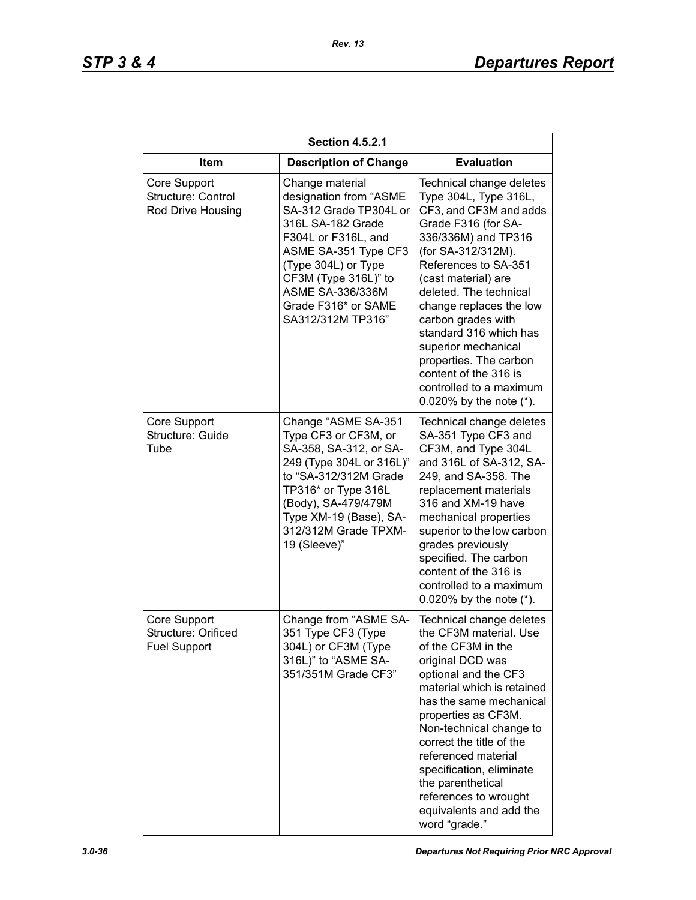| Section 4.5.2.1 | | |
|---|---|---|
| **Item** | **Description of Change** | **Evaluation** |
| Core Support Structure: Control Rod Drive Housing | Change material designation from "ASME SA-312 Grade TP304L or 316L SA-182 Grade F304L or F316L, and ASME SA-351 Type CF3 (Type 304L) or Type CF3M (Type 316L)" to ASME SA-336/336M Grade F316* or SAME SA312/312M TP316" | Technical change deletes Type 304L, Type 316L, CF3, and CF3M and adds Grade F316 (for SA-336/336M) and TP316 (for SA-312/312M). References to SA-351 (cast material) are deleted. The technical change replaces the low carbon grades with standard 316 which has superior mechanical properties. The carbon content of the 316 is controlled to a maximum 0.020% by the note (*). |
| Core Support Structure: Guide Tube | Change "ASME SA-351 Type CF3 or CF3M, or SA-358, SA-312, or SA-249 (Type 304L or 316L)" to "SA-312/312M Grade TP316* or Type 316L (Body), SA-479/479M Type XM-19 (Base), SA-312/312M Grade TPXM-19 (Sleeve)" | Technical change deletes SA-351 Type CF3 and CF3M, and Type 304L and 316L of SA-312, SA-249, and SA-358. The replacement materials 316 and XM-19 have mechanical properties superior to the low carbon grades previously specified. The carbon content of the 316 is controlled to a maximum 0.020% by the note (*). |
| Core Support Structure: Orificed Fuel Support | Change from "ASME SA-351 Type CF3 (Type 304L) or CF3M (Type 316L)" to "ASME SA-351/351M Grade CF3" | Technical change deletes the CF3M material. Use of the CF3M in the original DCD was optional and the CF3 material which is retained has the same mechanical properties as CF3M. Non-technical change to correct the title of the referenced material specification, eliminate the parenthetical references to wrought equivalents and add the word "grade." |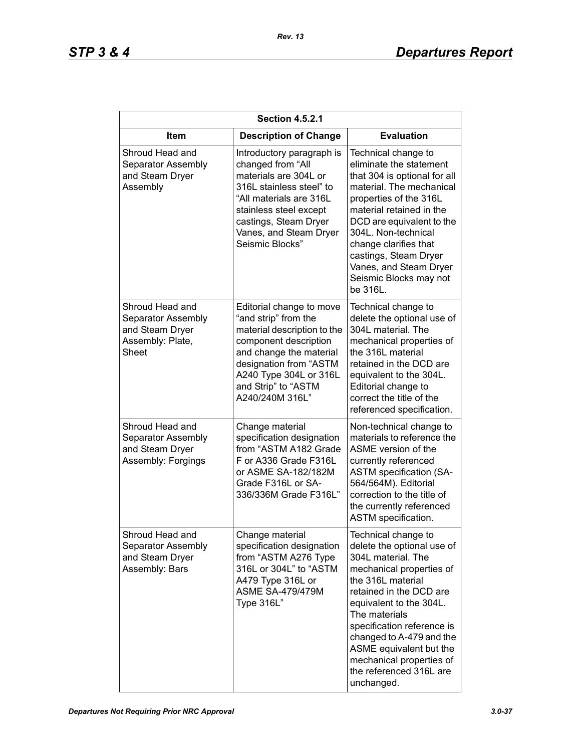| Section 4.5.2.1 | | |
|---|---|---|
| **Item** | **Description of Change** | **Evaluation** |
| Shroud Head and Separator Assembly and Steam Dryer Assembly | Introductory paragraph is changed from "All materials are 304L or 316L stainless steel" to "All materials are 316L stainless steel except castings, Steam Dryer Vanes, and Steam Dryer Seismic Blocks" | Technical change to eliminate the statement that 304 is optional for all material. The mechanical properties of the 316L material retained in the DCD are equivalent to the 304L. Non-technical change clarifies that castings, Steam Dryer Vanes, and Steam Dryer Seismic Blocks may not be 316L. |
| Shroud Head and Separator Assembly and Steam Dryer Assembly: Plate, Sheet | Editorial change to move "and strip" from the material description to the component description and change the material designation from "ASTM A240 Type 304L or 316L and Strip" to "ASTM A240/240M 316L" | Technical change to delete the optional use of 304L material. The mechanical properties of the 316L material retained in the DCD are equivalent to the 304L. Editorial change to correct the title of the referenced specification. |
| Shroud Head and Separator Assembly and Steam Dryer Assembly: Forgings | Change material specification designation from "ASTM A182 Grade F or A336 Grade F316L or ASME SA-182/182M Grade F316L or SA-336/336M Grade F316L" | Non-technical change to materials to reference the ASME version of the currently referenced ASTM specification (SA-564/564M). Editorial correction to the title of the currently referenced ASTM specification. |
| Shroud Head and Separator Assembly and Steam Dryer Assembly: Bars | Change material specification designation from "ASTM A276 Type 316L or 304L" to "ASTM A479 Type 316L or ASME SA-479/479M Type 316L" | Technical change to delete the optional use of 304L material. The mechanical properties of the 316L material retained in the DCD are equivalent to the 304L. The materials specification reference is changed to A-479 and the ASME equivalent but the mechanical properties of the referenced 316L are unchanged. |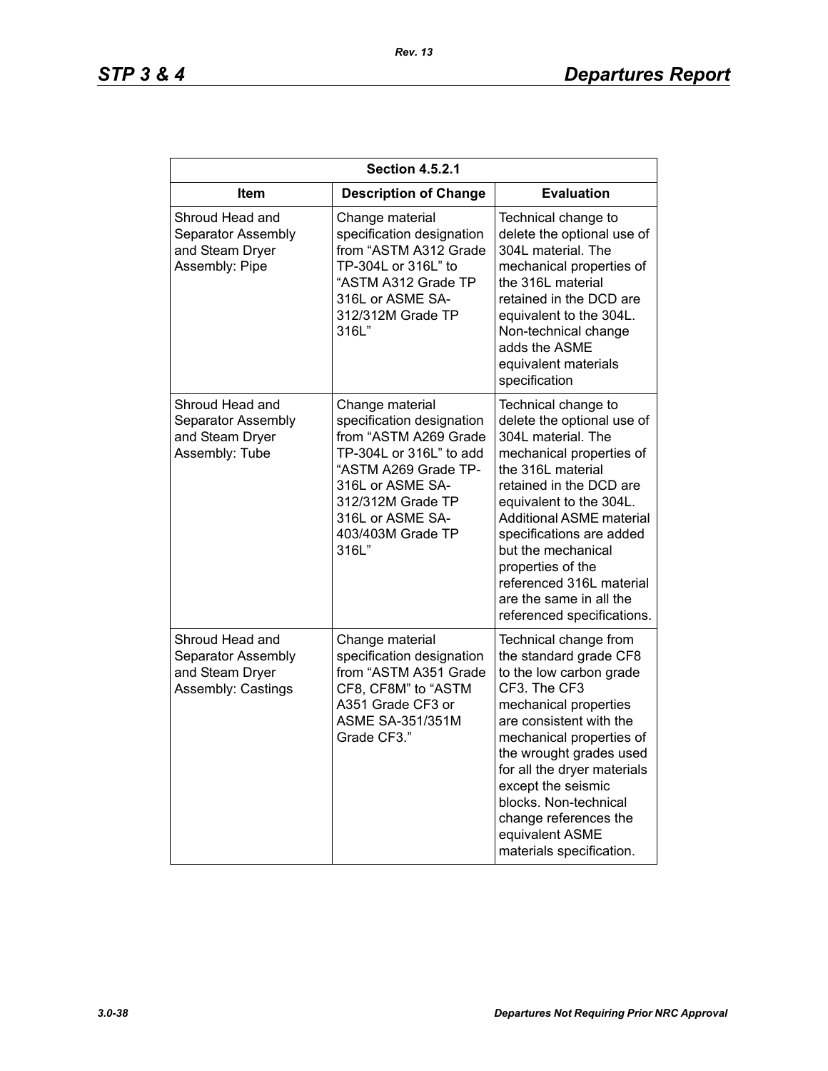| Section 4.5.2.1 | | |
|---|---|---|
| **Item** | **Description of Change** | **Evaluation** |
| Shroud Head and Separator Assembly and Steam Dryer Assembly: Pipe | Change material specification designation from "ASTM A312 Grade TP-304L or 316L" to "ASTM A312 Grade TP 316L or ASME SA-312/312M Grade TP 316L" | Technical change to delete the optional use of 304L material. The mechanical properties of the 316L material retained in the DCD are equivalent to the 304L. Non-technical change adds the ASME equivalent materials specification |
| Shroud Head and Separator Assembly and Steam Dryer Assembly: Tube | Change material specification designation from "ASTM A269 Grade TP-304L or 316L" to add "ASTM A269 Grade TP-316L or ASME SA-312/312M Grade TP 316L or ASME SA-403/403M Grade TP 316L" | Technical change to delete the optional use of 304L material. The mechanical properties of the 316L material retained in the DCD are equivalent to the 304L. Additional ASME material specifications are added but the mechanical properties of the referenced 316L material are the same in all the referenced specifications. |
| Shroud Head and Separator Assembly and Steam Dryer Assembly: Castings | Change material specification designation from "ASTM A351 Grade CF8, CF8M" to "ASTM A351 Grade CF3 or ASME SA-351/351M Grade CF3." | Technical change from the standard grade CF8 to the low carbon grade CF3. The CF3 mechanical properties are consistent with the mechanical properties of the wrought grades used for all the dryer materials except the seismic blocks. Non-technical change references the equivalent ASME materials specification. |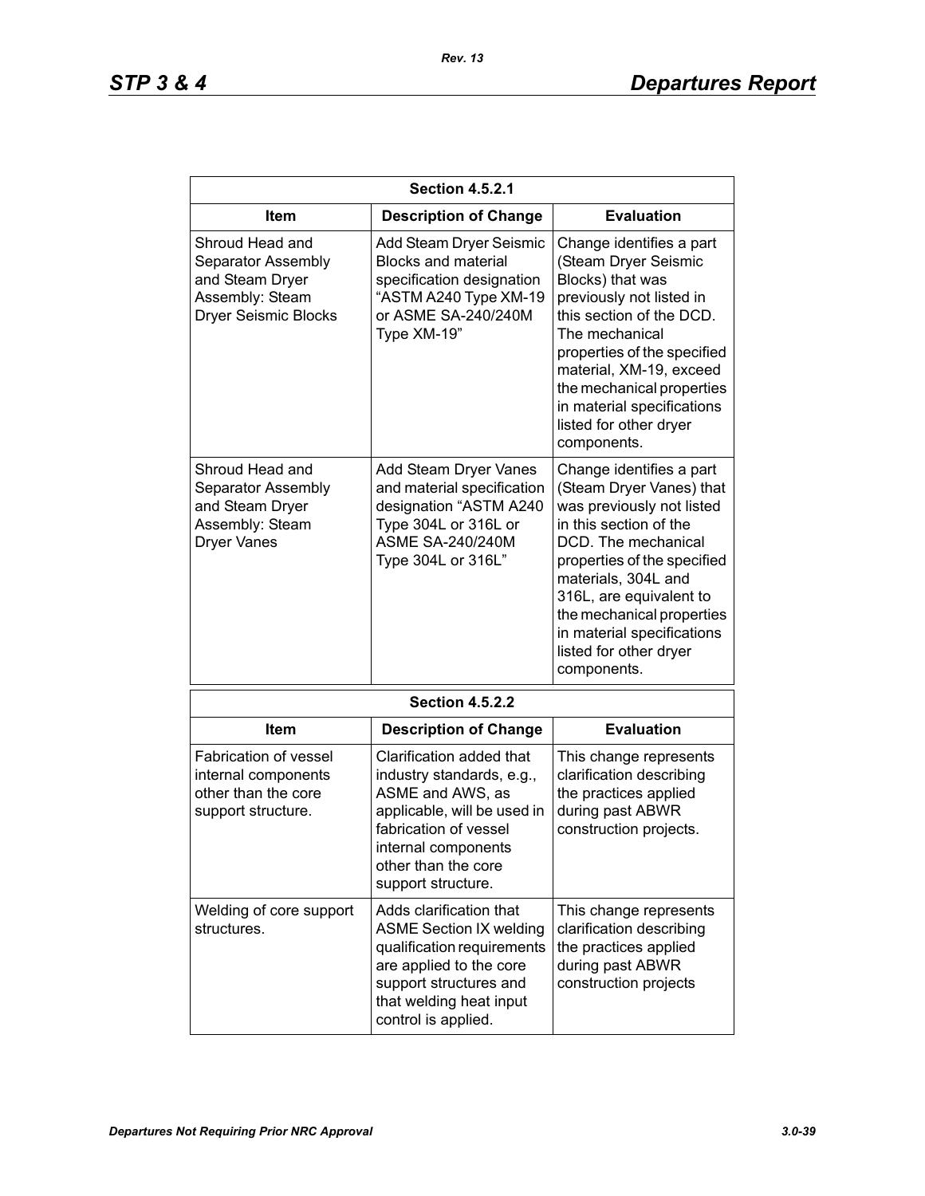| Section 4.5.2.1 | | |
|---|---|---|
| **Item** | **Description of Change** | **Evaluation** |
| Shroud Head and Separator Assembly and Steam Dryer Assembly: Steam Dryer Seismic Blocks | Add Steam Dryer Seismic Blocks and material specification designation “ASTM A240 Type XM-19 or ASME SA-240/240M Type XM-19” | Change identifies a part (Steam Dryer Seismic Blocks) that was previously not listed in this section of the DCD. The mechanical properties of the specified material, XM-19, exceed the mechanical properties in material specifications listed for other dryer components. |
| Shroud Head and Separator Assembly and Steam Dryer Assembly: Steam Dryer Vanes | Add Steam Dryer Vanes and material specification designation “ASTM A240 Type 304L or 316L or ASME SA-240/240M Type 304L or 316L” | Change identifies a part (Steam Dryer Vanes) that was previously not listed in this section of the DCD. The mechanical properties of the specified materials, 304L and 316L, are equivalent to the mechanical properties in material specifications listed for other dryer components. |

| Section 4.5.2.2 | | |
|---|---|---|
| **Item** | **Description of Change** | **Evaluation** |
| Fabrication of vessel internal components other than the core support structure. | Clarification added that industry standards, e.g., ASME and AWS, as applicable, will be used in fabrication of vessel internal components other than the core support structure. | This change represents clarification describing the practices applied during past ABWR construction projects. |
| Welding of core support structures. | Adds clarification that ASME Section IX welding qualification requirements are applied to the core support structures and that welding heat input control is applied. | This change represents clarification describing the practices applied during past ABWR construction projects |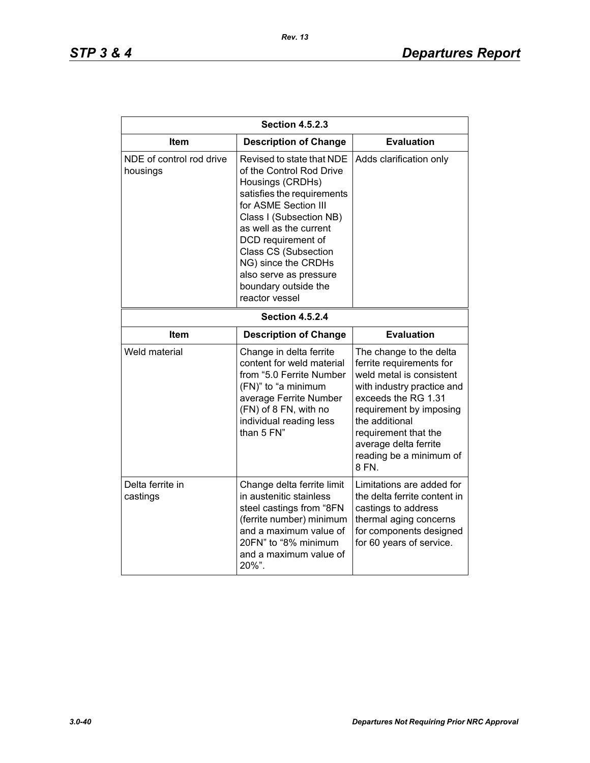| Section 4.5.2.3 | | |
|---|---|---|
| **Item** | **Description of Change** | **Evaluation** |
| NDE of control rod drive housings | Revised to state that NDE of the Control Rod Drive Housings (CRDHs) satisfies the requirements for ASME Section III Class I (Subsection NB) as well as the current DCD requirement of Class CS (Subsection NG) since the CRDHs also serve as pressure boundary outside the reactor vessel | Adds clarification only |

| Section 4.5.2.4 | | |
|---|---|---|
| **Item** | **Description of Change** | **Evaluation** |
| Weld material | Change in delta ferrite content for weld material from "5.0 Ferrite Number (FN)" to "a minimum average Ferrite Number (FN) of 8 FN, with no individual reading less than 5 FN" | The change to the delta ferrite requirements for weld metal is consistent with industry practice and exceeds the RG 1.31 requirement by imposing the additional requirement that the average delta ferrite reading be a minimum of 8 FN. |
| Delta ferrite in castings | Change delta ferrite limit in austenitic stainless steel castings from "8FN (ferrite number) minimum and a maximum value of 20FN" to "8% minimum and a maximum value of 20%". | Limitations are added for the delta ferrite content in castings to address thermal aging concerns for components designed for 60 years of service. |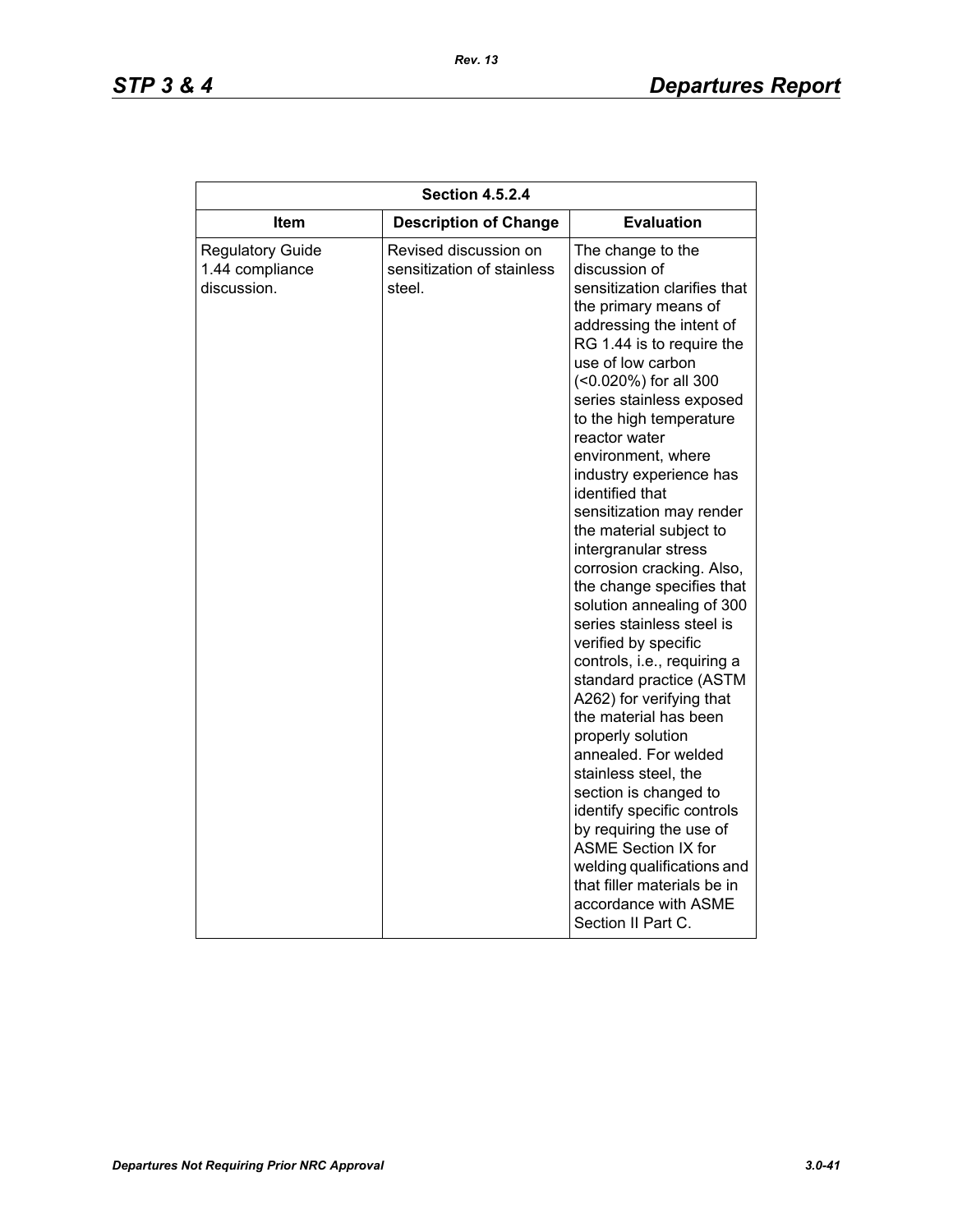| Section 4.5.2.4 | | |
|---|---|---|
| **Item** | **Description of Change** | **Evaluation** |
| Regulatory Guide 1.44 compliance discussion. | Revised discussion on sensitization of stainless steel. | The change to the discussion of sensitization clarifies that the primary means of addressing the intent of RG 1.44 is to require the use of low carbon (<0.020%) for all 300 series stainless exposed to the high temperature reactor water environment, where industry experience has identified that sensitization may render the material subject to intergranular stress corrosion cracking. Also, the change specifies that solution annealing of 300 series stainless steel is verified by specific controls, i.e., requiring a standard practice (ASTM A262) for verifying that the material has been properly solution annealed. For welded stainless steel, the section is changed to identify specific controls by requiring the use of ASME Section IX for welding qualifications and that filler materials be in accordance with ASME Section II Part C. |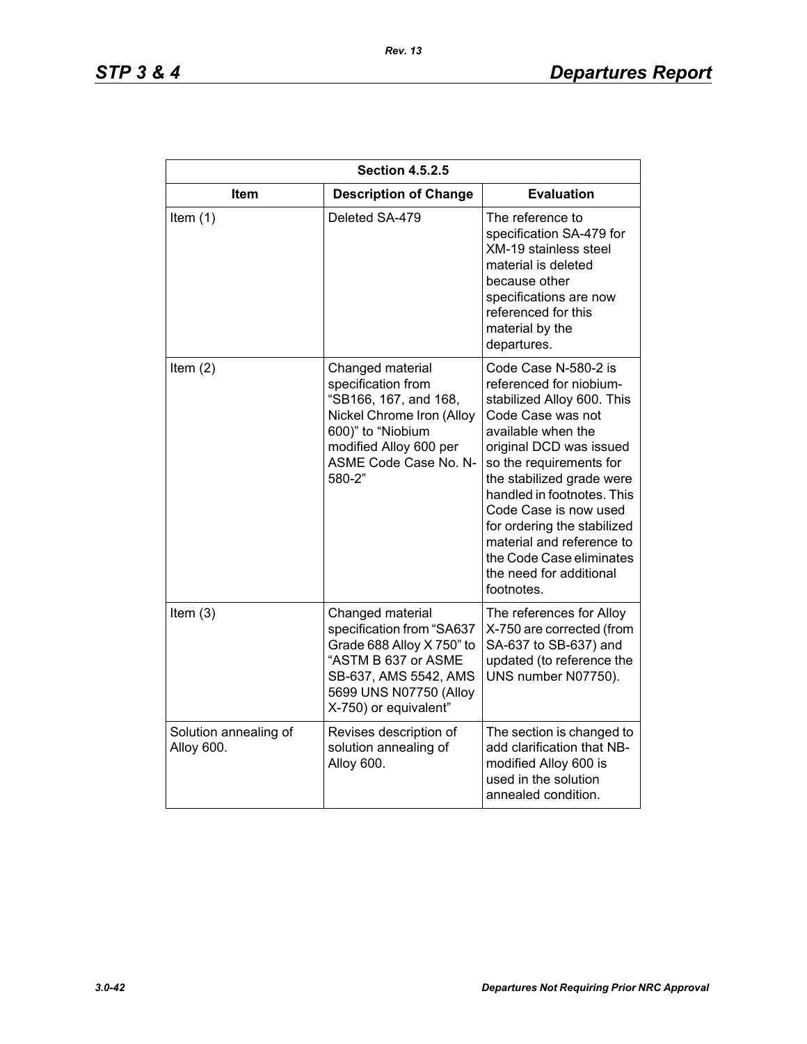| Section 4.5.2.5 | | |
|---|---|---|
| **Item** | **Description of Change** | **Evaluation** |
| Item (1) | Deleted SA-479 | The reference to specification SA-479 for XM-19 stainless steel material is deleted because other specifications are now referenced for this material by the departures. |
| Item (2) | Changed material specification from "SB166, 167, and 168, Nickel Chrome Iron (Alloy 600)" to "Niobium modified Alloy 600 per ASME Code Case No. N-580-2" | Code Case N-580-2 is referenced for niobium-stabilized Alloy 600. This Code Case was not available when the original DCD was issued so the requirements for the stabilized grade were handled in footnotes. This Code Case is now used for ordering the stabilized material and reference to the Code Case eliminates the need for additional footnotes. |
| Item (3) | Changed material specification from "SA637 Grade 688 Alloy X 750" to "ASTM B 637 or ASME SB-637, AMS 5542, AMS 5699 UNS N07750 (Alloy X-750) or equivalent" | The references for Alloy X-750 are corrected (from SA-637 to SB-637) and updated (to reference the UNS number N07750). |
| Solution annealing of Alloy 600. | Revises description of solution annealing of Alloy 600. | The section is changed to add clarification that NB-modified Alloy 600 is used in the solution annealed condition. |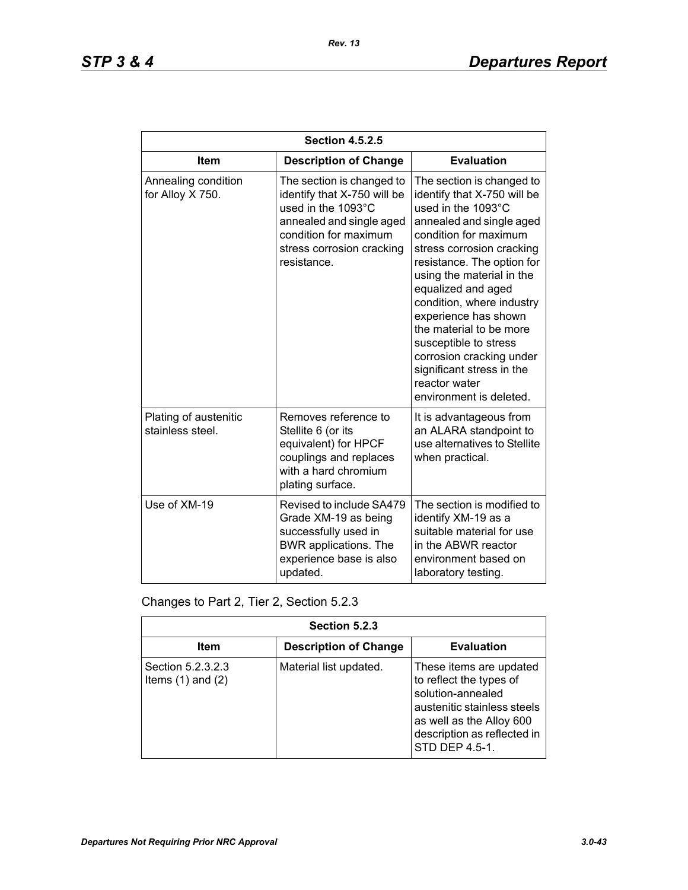| Section 4.5.2.5 | | |
|---|---|---|
| **Item** | **Description of Change** | **Evaluation** |
| Annealing condition for Alloy X 750. | The section is changed to identify that X-750 will be used in the 1093°C annealed and single aged condition for maximum stress corrosion cracking resistance. | The section is changed to identify that X-750 will be used in the 1093°C annealed and single aged condition for maximum stress corrosion cracking resistance. The option for using the material in the equalized and aged condition, where industry experience has shown the material to be more susceptible to stress corrosion cracking under significant stress in the reactor water environment is deleted. |
| Plating of austenitic stainless steel. | Removes reference to Stellite 6 (or its equivalent) for HPCF couplings and replaces with a hard chromium plating surface. | It is advantageous from an ALARA standpoint to use alternatives to Stellite when practical. |
| Use of XM-19 | Revised to include SA479 Grade XM-19 as being successfully used in BWR applications. The experience base is also updated. | The section is modified to identify XM-19 as a suitable material for use in the ABWR reactor environment based on laboratory testing. |

Changes to Part 2, Tier 2, Section 5.2.3

| Section 5.2.3 | | |
|---|---|---|
| **Item** | **Description of Change** | **Evaluation** |
| Section 5.2.3.2.3 Items (1) and (2) | Material list updated. | These items are updated to reflect the types of solution-annealed austenitic stainless steels as well as the Alloy 600 description as reflected in STD DEP 4.5-1. |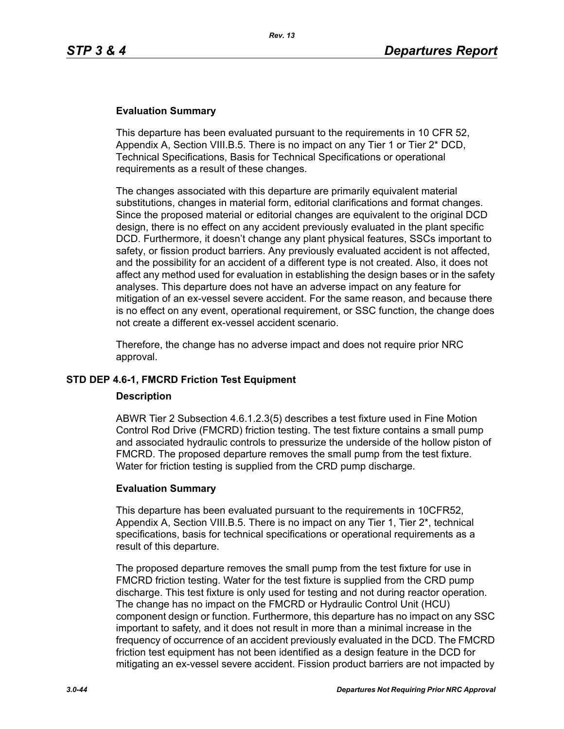### Evaluation Summary

This departure has been evaluated pursuant to the requirements in 10 CFR 52, Appendix A, Section VIII.B.5. There is no impact on any Tier 1 or Tier 2* DCD, Technical Specifications, Basis for Technical Specifications or operational requirements as a result of these changes.

The changes associated with this departure are primarily equivalent material substitutions, changes in material form, editorial clarifications and format changes. Since the proposed material or editorial changes are equivalent to the original DCD design, there is no effect on any accident previously evaluated in the plant specific DCD. Furthermore, it doesn't change any plant physical features, SSCs important to safety, or fission product barriers. Any previously evaluated accident is not affected, and the possibility for an accident of a different type is not created. Also, it does not affect any method used for evaluation in establishing the design bases or in the safety analyses. This departure does not have an adverse impact on any feature for mitigation of an ex-vessel severe accident. For the same reason, and because there is no effect on any event, operational requirement, or SSC function, the change does not create a different ex-vessel accident scenario.

Therefore, the change has no adverse impact and does not require prior NRC approval.

## STD DEP 4.6-1, FMCRD Friction Test Equipment

### Description

ABWR Tier 2 Subsection 4.6.1.2.3(5) describes a test fixture used in Fine Motion Control Rod Drive (FMCRD) friction testing. The test fixture contains a small pump and associated hydraulic controls to pressurize the underside of the hollow piston of FMCRD. The proposed departure removes the small pump from the test fixture. Water for friction testing is supplied from the CRD pump discharge.

### Evaluation Summary

This departure has been evaluated pursuant to the requirements in 10CFR52, Appendix A, Section VIII.B.5. There is no impact on any Tier 1, Tier 2*, technical specifications, basis for technical specifications or operational requirements as a result of this departure.

The proposed departure removes the small pump from the test fixture for use in FMCRD friction testing. Water for the test fixture is supplied from the CRD pump discharge. This test fixture is only used for testing and not during reactor operation. The change has no impact on the FMCRD or Hydraulic Control Unit (HCU) component design or function. Furthermore, this departure has no impact on any SSC important to safety, and it does not result in more than a minimal increase in the frequency of occurrence of an accident previously evaluated in the DCD. The FMCRD friction test equipment has not been identified as a design feature in the DCD for mitigating an ex-vessel severe accident. Fission product barriers are not impacted by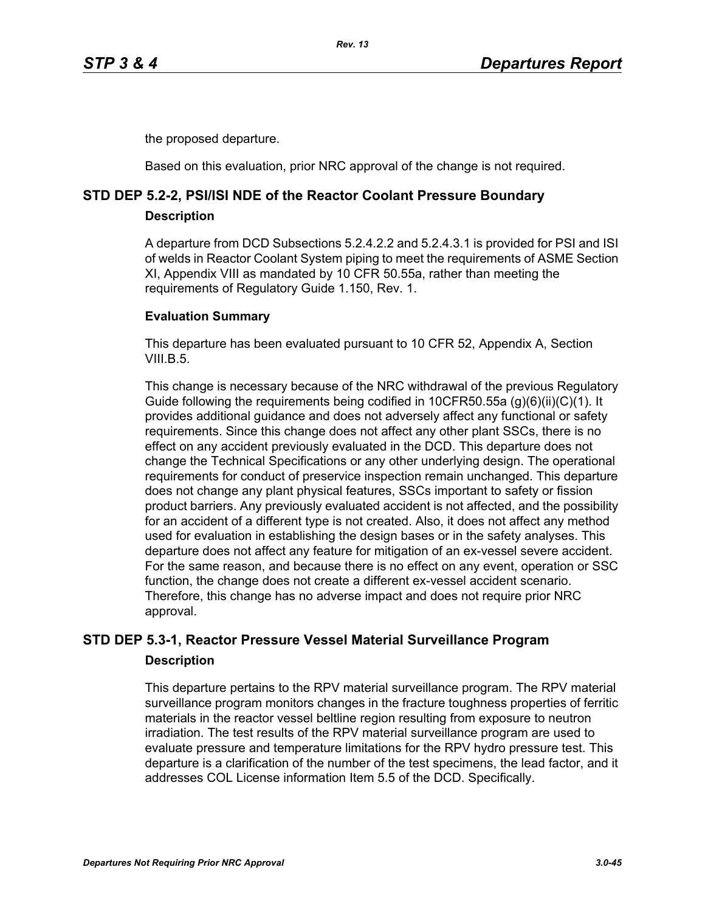the proposed departure.

Based on this evaluation, prior NRC approval of the change is not required.

## STD DEP 5.2-2, PSI/ISI NDE of the Reactor Coolant Pressure Boundary

### Description

A departure from DCD Subsections 5.2.4.2.2 and 5.2.4.3.1 is provided for PSI and ISI of welds in Reactor Coolant System piping to meet the requirements of ASME Section XI, Appendix VIII as mandated by 10 CFR 50.55a, rather than meeting the requirements of Regulatory Guide 1.150, Rev. 1.

### Evaluation Summary

This departure has been evaluated pursuant to 10 CFR 52, Appendix A, Section VIII.B.5.

This change is necessary because of the NRC withdrawal of the previous Regulatory Guide following the requirements being codified in 10CFR50.55a (g)(6)(ii)(C)(1). It provides additional guidance and does not adversely affect any functional or safety requirements. Since this change does not affect any other plant SSCs, there is no effect on any accident previously evaluated in the DCD. This departure does not change the Technical Specifications or any other underlying design. The operational requirements for conduct of preservice inspection remain unchanged. This departure does not change any plant physical features, SSCs important to safety or fission product barriers. Any previously evaluated accident is not affected, and the possibility for an accident of a different type is not created. Also, it does not affect any method used for evaluation in establishing the design bases or in the safety analyses. This departure does not affect any feature for mitigation of an ex-vessel severe accident. For the same reason, and because there is no effect on any event, operation or SSC function, the change does not create a different ex-vessel accident scenario. Therefore, this change has no adverse impact and does not require prior NRC approval.

## STD DEP 5.3-1, Reactor Pressure Vessel Material Surveillance Program

### Description

This departure pertains to the RPV material surveillance program. The RPV material surveillance program monitors changes in the fracture toughness properties of ferritic materials in the reactor vessel beltline region resulting from exposure to neutron irradiation. The test results of the RPV material surveillance program are used to evaluate pressure and temperature limitations for the RPV hydro pressure test. This departure is a clarification of the number of the test specimens, the lead factor, and it addresses COL License information Item 5.5 of the DCD. Specifically.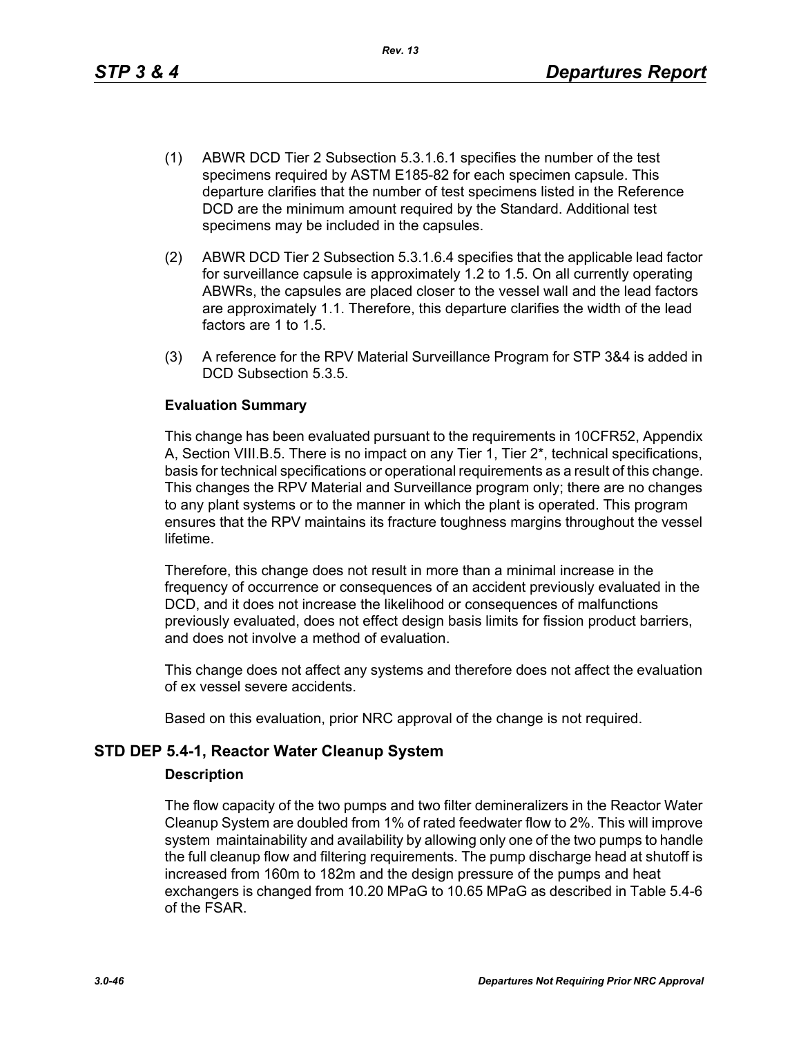(1) ABWR DCD Tier 2 Subsection 5.3.1.6.1 specifies the number of the test specimens required by ASTM E185-82 for each specimen capsule. This departure clarifies that the number of test specimens listed in the Reference DCD are the minimum amount required by the Standard. Additional test specimens may be included in the capsules.

(2) ABWR DCD Tier 2 Subsection 5.3.1.6.4 specifies that the applicable lead factor for surveillance capsule is approximately 1.2 to 1.5. On all currently operating ABWRs, the capsules are placed closer to the vessel wall and the lead factors are approximately 1.1. Therefore, this departure clarifies the width of the lead factors are 1 to 1.5.

(3) A reference for the RPV Material Surveillance Program for STP 3&4 is added in DCD Subsection 5.3.5.

**Evaluation Summary**

This change has been evaluated pursuant to the requirements in 10CFR52, Appendix A, Section VIII.B.5. There is no impact on any Tier 1, Tier 2*, technical specifications, basis for technical specifications or operational requirements as a result of this change. This changes the RPV Material and Surveillance program only; there are no changes to any plant systems or to the manner in which the plant is operated. This program ensures that the RPV maintains its fracture toughness margins throughout the vessel lifetime.

Therefore, this change does not result in more than a minimal increase in the frequency of occurrence or consequences of an accident previously evaluated in the DCD, and it does not increase the likelihood or consequences of malfunctions previously evaluated, does not effect design basis limits for fission product barriers, and does not involve a method of evaluation.

This change does not affect any systems and therefore does not affect the evaluation of ex vessel severe accidents.

Based on this evaluation, prior NRC approval of the change is not required.

## STD DEP 5.4-1, Reactor Water Cleanup System

**Description**

The flow capacity of the two pumps and two filter demineralizers in the Reactor Water Cleanup System are doubled from 1% of rated feedwater flow to 2%. This will improve system maintainability and availability by allowing only one of the two pumps to handle the full cleanup flow and filtering requirements. The pump discharge head at shutoff is increased from 160m to 182m and the design pressure of the pumps and heat exchangers is changed from 10.20 MPaG to 10.65 MPaG as described in Table 5.4-6 of the FSAR.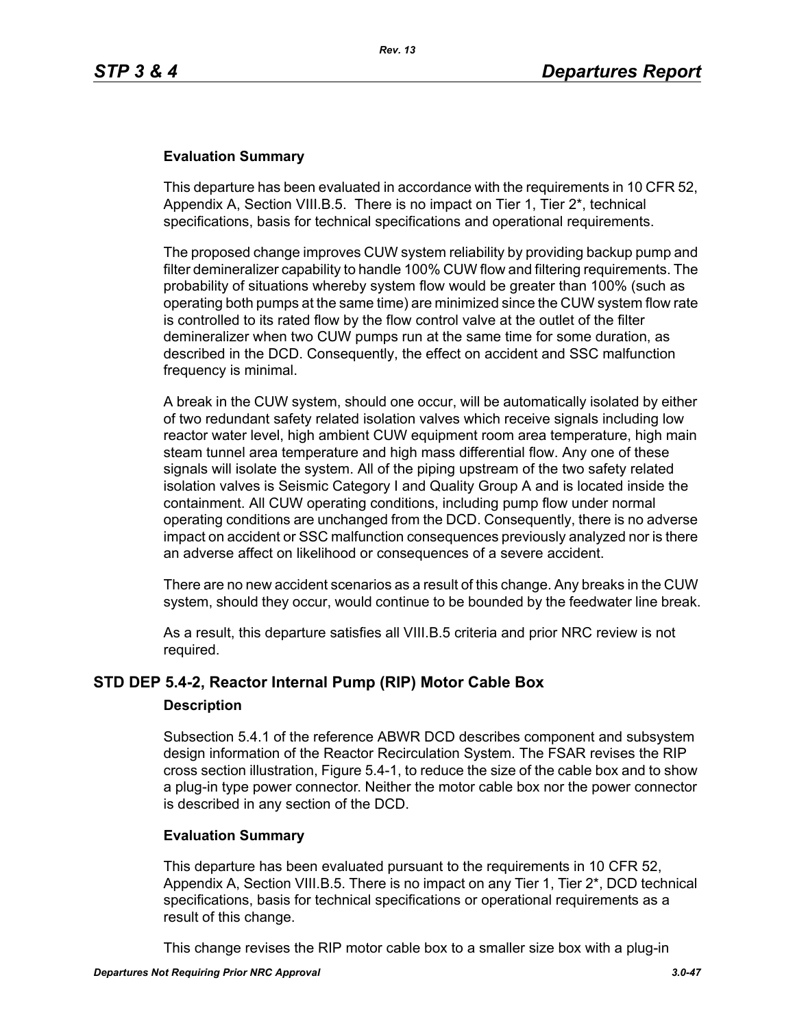**Evaluation Summary**

This departure has been evaluated in accordance with the requirements in 10 CFR 52, Appendix A, Section VIII.B.5. There is no impact on Tier 1, Tier 2*, technical specifications, basis for technical specifications and operational requirements.

The proposed change improves CUW system reliability by providing backup pump and filter demineralizer capability to handle 100% CUW flow and filtering requirements. The probability of situations whereby system flow would be greater than 100% (such as operating both pumps at the same time) are minimized since the CUW system flow rate is controlled to its rated flow by the flow control valve at the outlet of the filter demineralizer when two CUW pumps run at the same time for some duration, as described in the DCD. Consequently, the effect on accident and SSC malfunction frequency is minimal.

A break in the CUW system, should one occur, will be automatically isolated by either of two redundant safety related isolation valves which receive signals including low reactor water level, high ambient CUW equipment room area temperature, high main steam tunnel area temperature and high mass differential flow. Any one of these signals will isolate the system. All of the piping upstream of the two safety related isolation valves is Seismic Category I and Quality Group A and is located inside the containment. All CUW operating conditions, including pump flow under normal operating conditions are unchanged from the DCD. Consequently, there is no adverse impact on accident or SSC malfunction consequences previously analyzed nor is there an adverse affect on likelihood or consequences of a severe accident.

There are no new accident scenarios as a result of this change. Any breaks in the CUW system, should they occur, would continue to be bounded by the feedwater line break.

As a result, this departure satisfies all VIII.B.5 criteria and prior NRC review is not required.

## STD DEP 5.4-2, Reactor Internal Pump (RIP) Motor Cable Box

**Description**

Subsection 5.4.1 of the reference ABWR DCD describes component and subsystem design information of the Reactor Recirculation System. The FSAR revises the RIP cross section illustration, Figure 5.4-1, to reduce the size of the cable box and to show a plug-in type power connector. Neither the motor cable box nor the power connector is described in any section of the DCD.

**Evaluation Summary**

This departure has been evaluated pursuant to the requirements in 10 CFR 52, Appendix A, Section VIII.B.5. There is no impact on any Tier 1, Tier 2*, DCD technical specifications, basis for technical specifications or operational requirements as a result of this change.

This change revises the RIP motor cable box to a smaller size box with a plug-in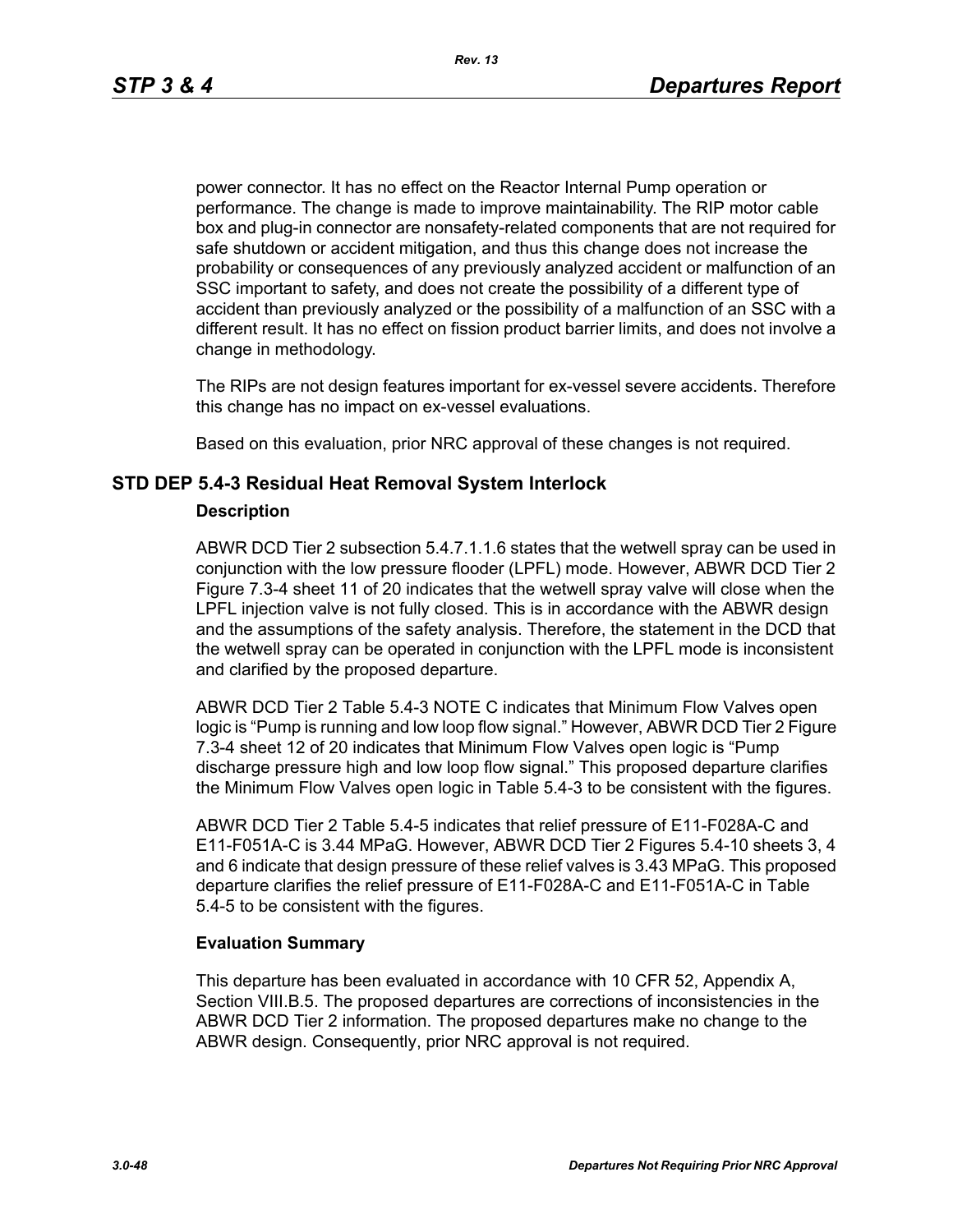power connector. It has no effect on the Reactor Internal Pump operation or performance. The change is made to improve maintainability. The RIP motor cable box and plug-in connector are nonsafety-related components that are not required for safe shutdown or accident mitigation, and thus this change does not increase the probability or consequences of any previously analyzed accident or malfunction of an SSC important to safety, and does not create the possibility of a different type of accident than previously analyzed or the possibility of a malfunction of an SSC with a different result. It has no effect on fission product barrier limits, and does not involve a change in methodology.

The RIPs are not design features important for ex-vessel severe accidents. Therefore this change has no impact on ex-vessel evaluations.

Based on this evaluation, prior NRC approval of these changes is not required.

## STD DEP 5.4-3 Residual Heat Removal System Interlock

### Description

ABWR DCD Tier 2 subsection 5.4.7.1.1.6 states that the wetwell spray can be used in conjunction with the low pressure flooder (LPFL) mode. However, ABWR DCD Tier 2 Figure 7.3-4 sheet 11 of 20 indicates that the wetwell spray valve will close when the LPFL injection valve is not fully closed. This is in accordance with the ABWR design and the assumptions of the safety analysis. Therefore, the statement in the DCD that the wetwell spray can be operated in conjunction with the LPFL mode is inconsistent and clarified by the proposed departure.

ABWR DCD Tier 2 Table 5.4-3 NOTE C indicates that Minimum Flow Valves open logic is “Pump is running and low loop flow signal.” However, ABWR DCD Tier 2 Figure 7.3-4 sheet 12 of 20 indicates that Minimum Flow Valves open logic is “Pump discharge pressure high and low loop flow signal.” This proposed departure clarifies the Minimum Flow Valves open logic in Table 5.4-3 to be consistent with the figures.

ABWR DCD Tier 2 Table 5.4-5 indicates that relief pressure of E11-F028A-C and E11-F051A-C is 3.44 MPaG. However, ABWR DCD Tier 2 Figures 5.4-10 sheets 3, 4 and 6 indicate that design pressure of these relief valves is 3.43 MPaG. This proposed departure clarifies the relief pressure of E11-F028A-C and E11-F051A-C in Table 5.4-5 to be consistent with the figures.

### Evaluation Summary

This departure has been evaluated in accordance with 10 CFR 52, Appendix A, Section VIII.B.5. The proposed departures are corrections of inconsistencies in the ABWR DCD Tier 2 information. The proposed departures make no change to the ABWR design. Consequently, prior NRC approval is not required.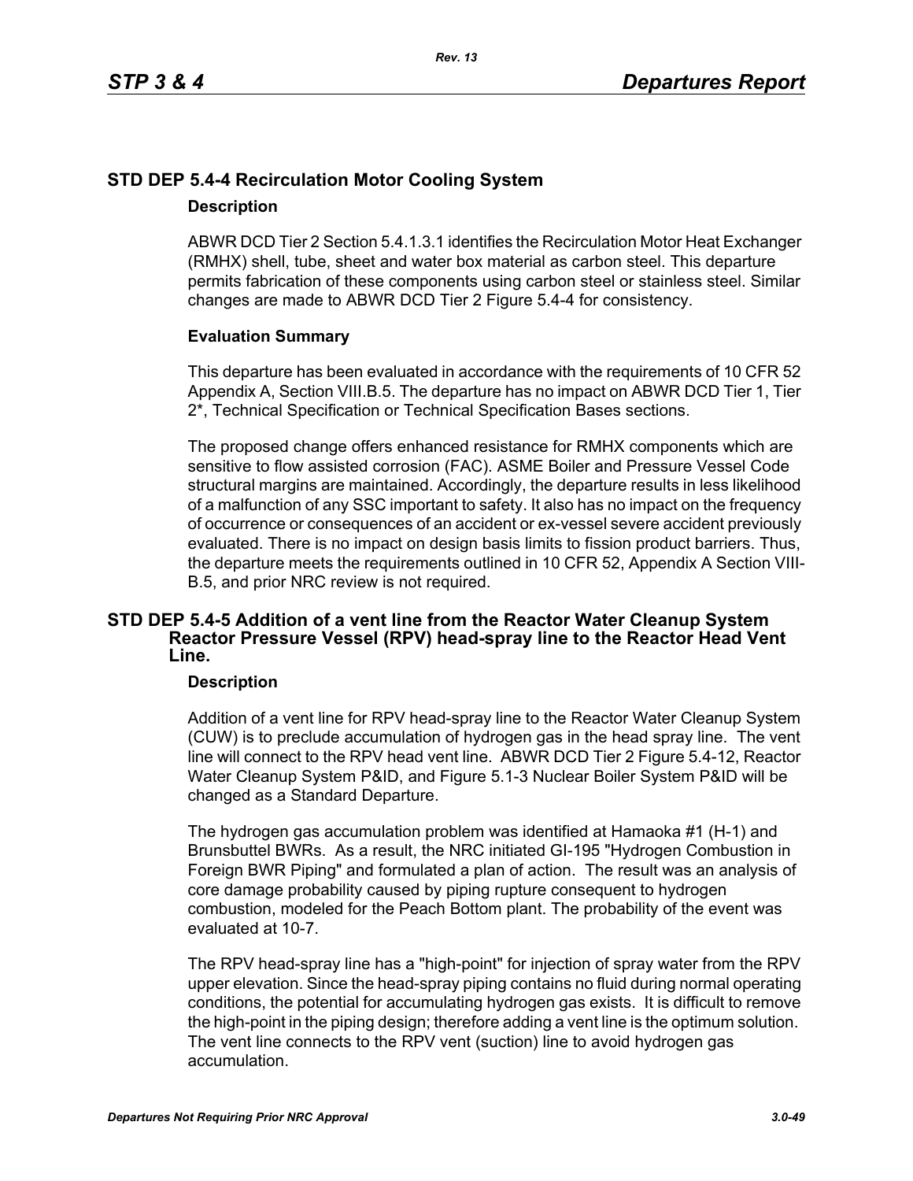## STD DEP 5.4-4 Recirculation Motor Cooling System

### Description

ABWR DCD Tier 2 Section 5.4.1.3.1 identifies the Recirculation Motor Heat Exchanger (RMHX) shell, tube, sheet and water box material as carbon steel. This departure permits fabrication of these components using carbon steel or stainless steel. Similar changes are made to ABWR DCD Tier 2 Figure 5.4-4 for consistency.

### Evaluation Summary

This departure has been evaluated in accordance with the requirements of 10 CFR 52 Appendix A, Section VIII.B.5. The departure has no impact on ABWR DCD Tier 1, Tier 2*, Technical Specification or Technical Specification Bases sections.

The proposed change offers enhanced resistance for RMHX components which are sensitive to flow assisted corrosion (FAC). ASME Boiler and Pressure Vessel Code structural margins are maintained. Accordingly, the departure results in less likelihood of a malfunction of any SSC important to safety. It also has no impact on the frequency of occurrence or consequences of an accident or ex-vessel severe accident previously evaluated. There is no impact on design basis limits to fission product barriers. Thus, the departure meets the requirements outlined in 10 CFR 52, Appendix A Section VIII-B.5, and prior NRC review is not required.

## STD DEP 5.4-5 Addition of a vent line from the Reactor Water Cleanup System Reactor Pressure Vessel (RPV) head-spray line to the Reactor Head Vent Line.

### Description

Addition of a vent line for RPV head-spray line to the Reactor Water Cleanup System (CUW) is to preclude accumulation of hydrogen gas in the head spray line. The vent line will connect to the RPV head vent line. ABWR DCD Tier 2 Figure 5.4-12, Reactor Water Cleanup System P&ID, and Figure 5.1-3 Nuclear Boiler System P&ID will be changed as a Standard Departure.

The hydrogen gas accumulation problem was identified at Hamaoka #1 (H-1) and Brunsbuttel BWRs. As a result, the NRC initiated GI-195 "Hydrogen Combustion in Foreign BWR Piping" and formulated a plan of action. The result was an analysis of core damage probability caused by piping rupture consequent to hydrogen combustion, modeled for the Peach Bottom plant. The probability of the event was evaluated at $10^{-7}$.

The RPV head-spray line has a "high-point" for injection of spray water from the RPV upper elevation. Since the head-spray piping contains no fluid during normal operating conditions, the potential for accumulating hydrogen gas exists. It is difficult to remove the high-point in the piping design; therefore adding a vent line is the optimum solution. The vent line connects to the RPV vent (suction) line to avoid hydrogen gas accumulation.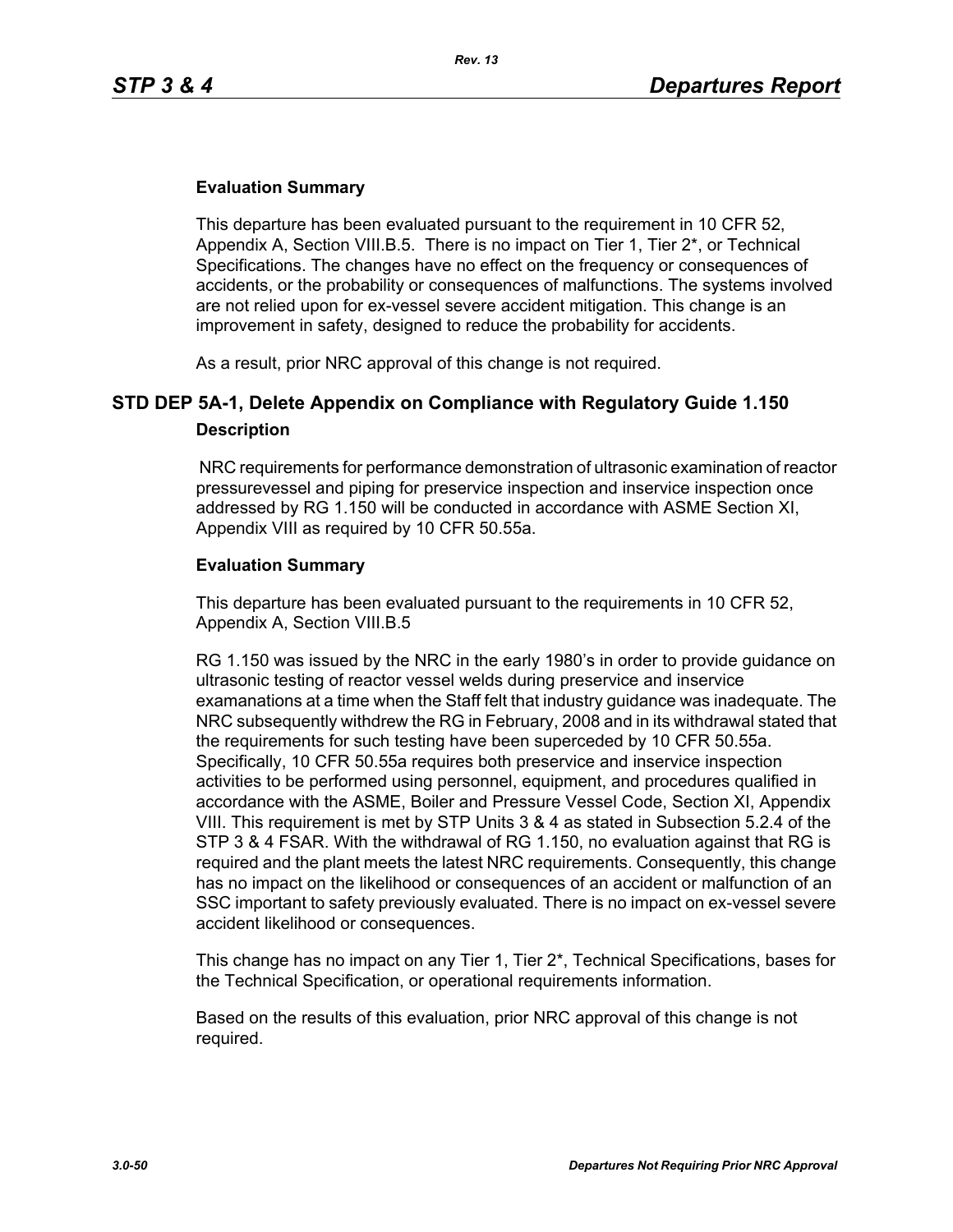#### Evaluation Summary

This departure has been evaluated pursuant to the requirement in 10 CFR 52, Appendix A, Section VIII.B.5. There is no impact on Tier 1, Tier 2*, or Technical Specifications. The changes have no effect on the frequency or consequences of accidents, or the probability or consequences of malfunctions. The systems involved are not relied upon for ex-vessel severe accident mitigation. This change is an improvement in safety, designed to reduce the probability for accidents.

As a result, prior NRC approval of this change is not required.

## STD DEP 5A-1, Delete Appendix on Compliance with Regulatory Guide 1.150

#### Description

NRC requirements for performance demonstration of ultrasonic examination of reactor pressurevessel and piping for preservice inspection and inservice inspection once addressed by RG 1.150 will be conducted in accordance with ASME Section XI, Appendix VIII as required by 10 CFR 50.55a.

#### Evaluation Summary

This departure has been evaluated pursuant to the requirements in 10 CFR 52, Appendix A, Section VIII.B.5

RG 1.150 was issued by the NRC in the early 1980's in order to provide guidance on ultrasonic testing of reactor vessel welds during preservice and inservice examanations at a time when the Staff felt that industry guidance was inadequate. The NRC subsequently withdrew the RG in February, 2008 and in its withdrawal stated that the requirements for such testing have been superceded by 10 CFR 50.55a. Specifically, 10 CFR 50.55a requires both preservice and inservice inspection activities to be performed using personnel, equipment, and procedures qualified in accordance with the ASME, Boiler and Pressure Vessel Code, Section XI, Appendix VIII. This requirement is met by STP Units 3 & 4 as stated in Subsection 5.2.4 of the STP 3 & 4 FSAR. With the withdrawal of RG 1.150, no evaluation against that RG is required and the plant meets the latest NRC requirements. Consequently, this change has no impact on the likelihood or consequences of an accident or malfunction of an SSC important to safety previously evaluated. There is no impact on ex-vessel severe accident likelihood or consequences.

This change has no impact on any Tier 1, Tier 2*, Technical Specifications, bases for the Technical Specification, or operational requirements information.

Based on the results of this evaluation, prior NRC approval of this change is not required.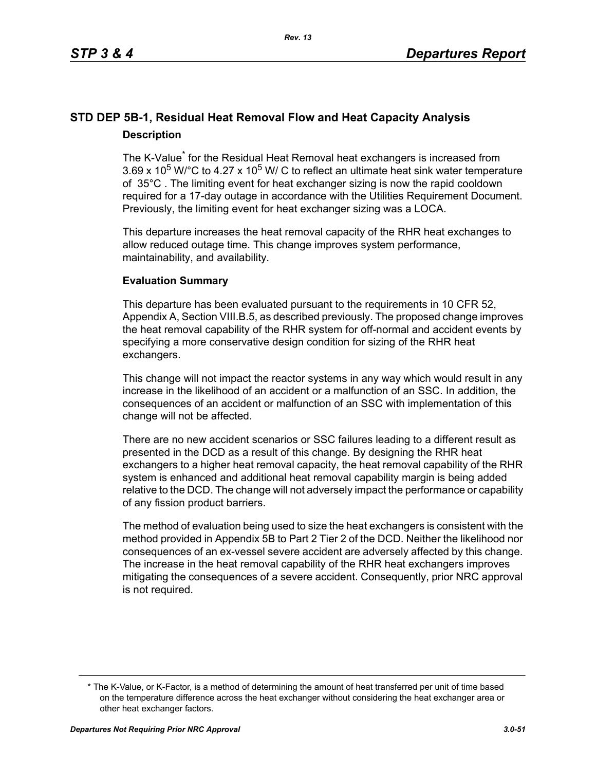## STD DEP 5B-1, Residual Heat Removal Flow and Heat Capacity Analysis

### Description

The K-Value* for the Residual Heat Removal heat exchangers is increased from $3.69 \times 10^5$ W/°C to $4.27 \times 10^5$ W/ C to reflect an ultimate heat sink water temperature of 35°C . The limiting event for heat exchanger sizing is now the rapid cooldown required for a 17-day outage in accordance with the Utilities Requirement Document. Previously, the limiting event for heat exchanger sizing was a LOCA.

This departure increases the heat removal capacity of the RHR heat exchanges to allow reduced outage time. This change improves system performance, maintainability, and availability.

### Evaluation Summary

This departure has been evaluated pursuant to the requirements in 10 CFR 52, Appendix A, Section VIII.B.5, as described previously. The proposed change improves the heat removal capability of the RHR system for off-normal and accident events by specifying a more conservative design condition for sizing of the RHR heat exchangers.

This change will not impact the reactor systems in any way which would result in any increase in the likelihood of an accident or a malfunction of an SSC. In addition, the consequences of an accident or malfunction of an SSC with implementation of this change will not be affected.

There are no new accident scenarios or SSC failures leading to a different result as presented in the DCD as a result of this change. By designing the RHR heat exchangers to a higher heat removal capacity, the heat removal capability of the RHR system is enhanced and additional heat removal capability margin is being added relative to the DCD. The change will not adversely impact the performance or capability of any fission product barriers.

The method of evaluation being used to size the heat exchangers is consistent with the method provided in Appendix 5B to Part 2 Tier 2 of the DCD. Neither the likelihood nor consequences of an ex-vessel severe accident are adversely affected by this change. The increase in the heat removal capability of the RHR heat exchangers improves mitigating the consequences of a severe accident. Consequently, prior NRC approval is not required.

---

* The K-Value, or K-Factor, is a method of determining the amount of heat transferred per unit of time based on the temperature difference across the heat exchanger without considering the heat exchanger area or other heat exchanger factors.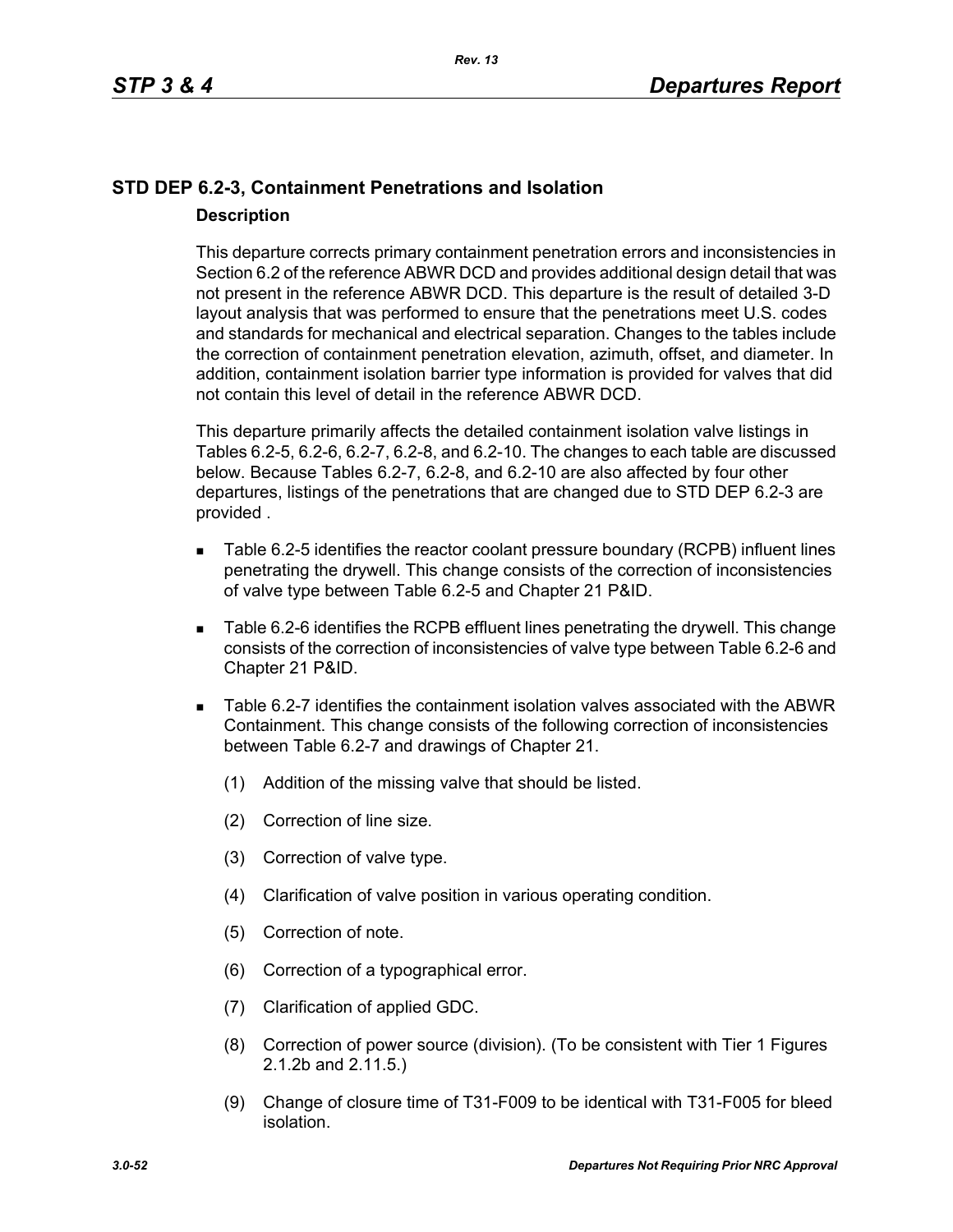## STD DEP 6.2-3, Containment Penetrations and Isolation

### Description

This departure corrects primary containment penetration errors and inconsistencies in Section 6.2 of the reference ABWR DCD and provides additional design detail that was not present in the reference ABWR DCD. This departure is the result of detailed 3-D layout analysis that was performed to ensure that the penetrations meet U.S. codes and standards for mechanical and electrical separation. Changes to the tables include the correction of containment penetration elevation, azimuth, offset, and diameter. In addition, containment isolation barrier type information is provided for valves that did not contain this level of detail in the reference ABWR DCD.

This departure primarily affects the detailed containment isolation valve listings in Tables 6.2-5, 6.2-6, 6.2-7, 6.2-8, and 6.2-10. The changes to each table are discussed below. Because Tables 6.2-7, 6.2-8, and 6.2-10 are also affected by four other departures, listings of the penetrations that are changed due to STD DEP 6.2-3 are provided .

- Table 6.2-5 identifies the reactor coolant pressure boundary (RCPB) influent lines penetrating the drywell. This change consists of the correction of inconsistencies of valve type between Table 6.2-5 and Chapter 21 P&ID.
- Table 6.2-6 identifies the RCPB effluent lines penetrating the drywell. This change consists of the correction of inconsistencies of valve type between Table 6.2-6 and Chapter 21 P&ID.
- Table 6.2-7 identifies the containment isolation valves associated with the ABWR Containment. This change consists of the following correction of inconsistencies between Table 6.2-7 and drawings of Chapter 21.
  - (1) Addition of the missing valve that should be listed.
  - (2) Correction of line size.
  - (3) Correction of valve type.
  - (4) Clarification of valve position in various operating condition.
  - (5) Correction of note.
  - (6) Correction of a typographical error.
  - (7) Clarification of applied GDC.
  - (8) Correction of power source (division). (To be consistent with Tier 1 Figures 2.1.2b and 2.11.5.)
  - (9) Change of closure time of T31-F009 to be identical with T31-F005 for bleed isolation.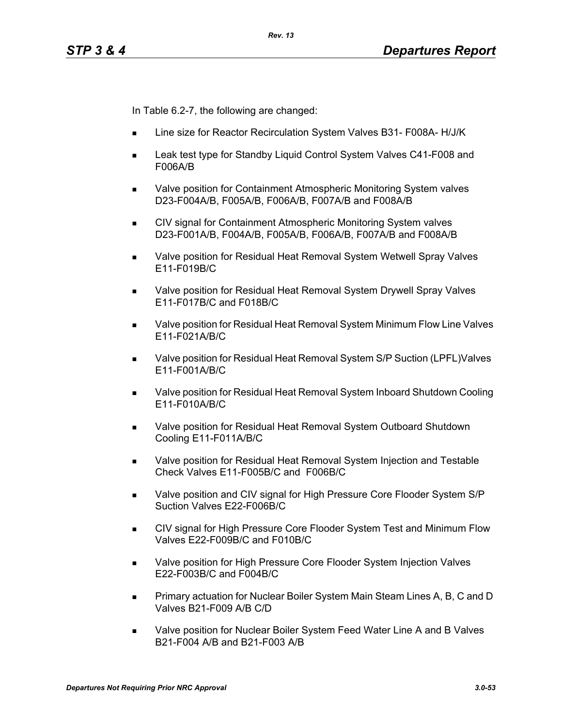In Table 6.2-7, the following are changed:

- Line size for Reactor Recirculation System Valves B31- F008A- H/J/K
- Leak test type for Standby Liquid Control System Valves C41-F008 and F006A/B
- Valve position for Containment Atmospheric Monitoring System valves D23-F004A/B, F005A/B, F006A/B, F007A/B and F008A/B
- CIV signal for Containment Atmospheric Monitoring System valves D23-F001A/B, F004A/B, F005A/B, F006A/B, F007A/B and F008A/B
- Valve position for Residual Heat Removal System Wetwell Spray Valves E11-F019B/C
- Valve position for Residual Heat Removal System Drywell Spray Valves E11-F017B/C and F018B/C
- Valve position for Residual Heat Removal System Minimum Flow Line Valves E11-F021A/B/C
- Valve position for Residual Heat Removal System S/P Suction (LPFL)Valves E11-F001A/B/C
- Valve position for Residual Heat Removal System Inboard Shutdown Cooling E11-F010A/B/C
- Valve position for Residual Heat Removal System Outboard Shutdown Cooling E11-F011A/B/C
- Valve position for Residual Heat Removal System Injection and Testable Check Valves E11-F005B/C and F006B/C
- Valve position and CIV signal for High Pressure Core Flooder System S/P Suction Valves E22-F006B/C
- CIV signal for High Pressure Core Flooder System Test and Minimum Flow Valves E22-F009B/C and F010B/C
- Valve position for High Pressure Core Flooder System Injection Valves E22-F003B/C and F004B/C
- Primary actuation for Nuclear Boiler System Main Steam Lines A, B, C and D Valves B21-F009 A/B C/D
- Valve position for Nuclear Boiler System Feed Water Line A and B Valves B21-F004 A/B and B21-F003 A/B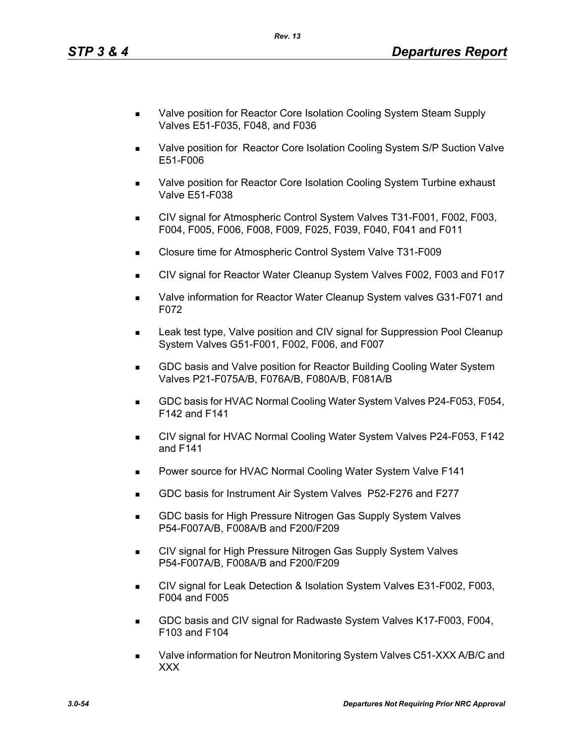- Valve position for Reactor Core Isolation Cooling System Steam Supply Valves E51-F035, F048, and F036
- Valve position for  Reactor Core Isolation Cooling System S/P Suction Valve E51-F006
- Valve position for Reactor Core Isolation Cooling System Turbine exhaust Valve E51-F038
- CIV signal for Atmospheric Control System Valves T31-F001, F002, F003, F004, F005, F006, F008, F009, F025, F039, F040, F041 and F011
- Closure time for Atmospheric Control System Valve T31-F009
- CIV signal for Reactor Water Cleanup System Valves F002, F003 and F017
- Valve information for Reactor Water Cleanup System valves G31-F071 and F072
- Leak test type, Valve position and CIV signal for Suppression Pool Cleanup System Valves G51-F001, F002, F006, and F007
- GDC basis and Valve position for Reactor Building Cooling Water System Valves P21-F075A/B, F076A/B, F080A/B, F081A/B
- GDC basis for HVAC Normal Cooling Water System Valves P24-F053, F054, F142 and F141
- CIV signal for HVAC Normal Cooling Water System Valves P24-F053, F142 and F141
- Power source for HVAC Normal Cooling Water System Valve F141
- GDC basis for Instrument Air System Valves  P52-F276 and F277
- GDC basis for High Pressure Nitrogen Gas Supply System Valves P54-F007A/B, F008A/B and F200/F209
- CIV signal for High Pressure Nitrogen Gas Supply System Valves P54-F007A/B, F008A/B and F200/F209
- CIV signal for Leak Detection & Isolation System Valves E31-F002, F003, F004 and F005
- GDC basis and CIV signal for Radwaste System Valves K17-F003, F004, F103 and F104
- Valve information for Neutron Monitoring System Valves C51-XXX A/B/C and XXX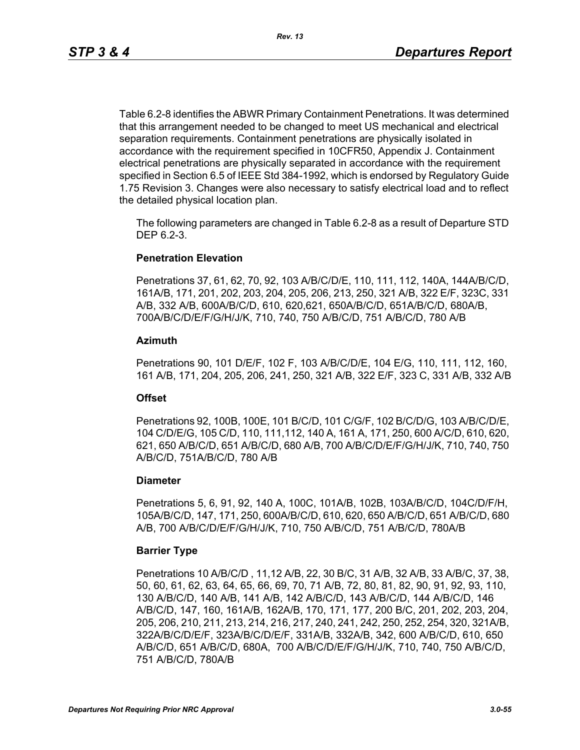Table 6.2-8 identifies the ABWR Primary Containment Penetrations. It was determined that this arrangement needed to be changed to meet US mechanical and electrical separation requirements. Containment penetrations are physically isolated in accordance with the requirement specified in 10CFR50, Appendix J. Containment electrical penetrations are physically separated in accordance with the requirement specified in Section 6.5 of IEEE Std 384-1992, which is endorsed by Regulatory Guide 1.75 Revision 3. Changes were also necessary to satisfy electrical load and to reflect the detailed physical location plan.

The following parameters are changed in Table 6.2-8 as a result of Departure STD DEP 6.2-3.

**Penetration Elevation**

Penetrations 37, 61, 62, 70, 92, 103 A/B/C/D/E, 110, 111, 112, 140A, 144A/B/C/D, 161A/B, 171, 201, 202, 203, 204, 205, 206, 213, 250, 321 A/B, 322 E/F, 323C, 331 A/B, 332 A/B, 600A/B/C/D, 610, 620,621, 650A/B/C/D, 651A/B/C/D, 680A/B, 700A/B/C/D/E/F/G/H/J/K, 710, 740, 750 A/B/C/D, 751 A/B/C/D, 780 A/B

**Azimuth**

Penetrations 90, 101 D/E/F, 102 F, 103 A/B/C/D/E, 104 E/G, 110, 111, 112, 160, 161 A/B, 171, 204, 205, 206, 241, 250, 321 A/B, 322 E/F, 323 C, 331 A/B, 332 A/B

**Offset**

Penetrations 92, 100B, 100E, 101 B/C/D, 101 C/G/F, 102 B/C/D/G, 103 A/B/C/D/E, 104 C/D/E/G, 105 C/D, 110, 111,112, 140 A, 161 A, 171, 250, 600 A/C/D, 610, 620, 621, 650 A/B/C/D, 651 A/B/C/D, 680 A/B, 700 A/B/C/D/E/F/G/H/J/K, 710, 740, 750 A/B/C/D, 751A/B/C/D, 780 A/B

**Diameter**

Penetrations 5, 6, 91, 92, 140 A, 100C, 101A/B, 102B, 103A/B/C/D, 104C/D/F/H, 105A/B/C/D, 147, 171, 250, 600A/B/C/D, 610, 620, 650 A/B/C/D, 651 A/B/C/D, 680 A/B, 700 A/B/C/D/E/F/G/H/J/K, 710, 750 A/B/C/D, 751 A/B/C/D, 780A/B

**Barrier Type**

Penetrations 10 A/B/C/D , 11,12 A/B, 22, 30 B/C, 31 A/B, 32 A/B, 33 A/B/C, 37, 38, 50, 60, 61, 62, 63, 64, 65, 66, 69, 70, 71 A/B, 72, 80, 81, 82, 90, 91, 92, 93, 110, 130 A/B/C/D, 140 A/B, 141 A/B, 142 A/B/C/D, 143 A/B/C/D, 144 A/B/C/D, 146 A/B/C/D, 147, 160, 161A/B, 162A/B, 170, 171, 177, 200 B/C, 201, 202, 203, 204, 205, 206, 210, 211, 213, 214, 216, 217, 240, 241, 242, 250, 252, 254, 320, 321A/B, 322A/B/C/D/E/F, 323A/B/C/D/E/F, 331A/B, 332A/B, 342, 600 A/B/C/D, 610, 650 A/B/C/D, 651 A/B/C/D, 680A, 700 A/B/C/D/E/F/G/H/J/K, 710, 740, 750 A/B/C/D, 751 A/B/C/D, 780A/B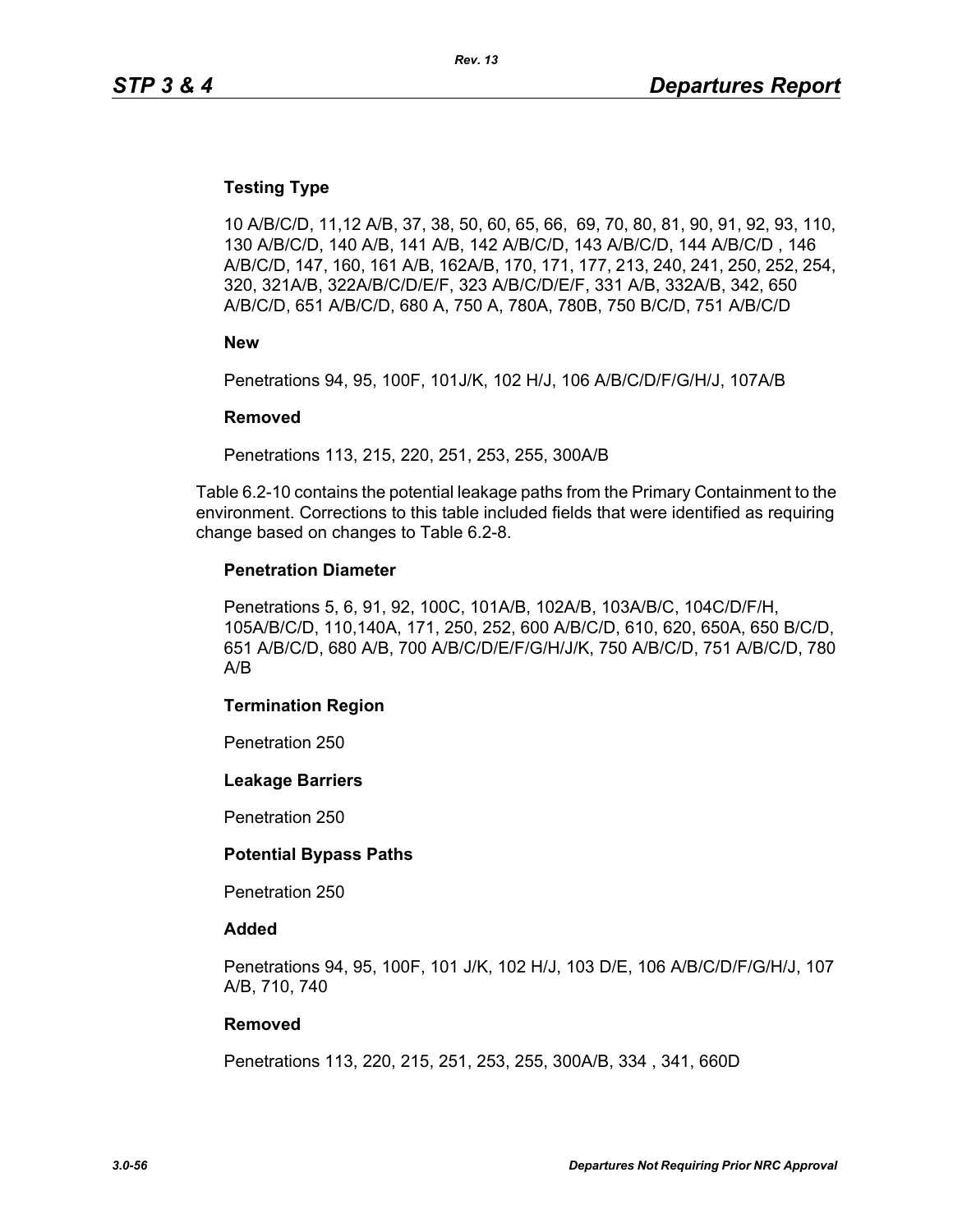**Testing Type**

10 A/B/C/D, 11,12 A/B, 37, 38, 50, 60, 65, 66,  69, 70, 80, 81, 90, 91, 92, 93, 110, 130 A/B/C/D, 140 A/B, 141 A/B, 142 A/B/C/D, 143 A/B/C/D, 144 A/B/C/D , 146 A/B/C/D, 147, 160, 161 A/B, 162A/B, 170, 171, 177, 213, 240, 241, 250, 252, 254, 320, 321A/B, 322A/B/C/D/E/F, 323 A/B/C/D/E/F, 331 A/B, 332A/B, 342, 650 A/B/C/D, 651 A/B/C/D, 680 A, 750 A, 780A, 780B, 750 B/C/D, 751 A/B/C/D

**New**

Penetrations 94, 95, 100F, 101J/K, 102 H/J, 106 A/B/C/D/F/G/H/J, 107A/B

**Removed**

Penetrations 113, 215, 220, 251, 253, 255, 300A/B

Table 6.2-10 contains the potential leakage paths from the Primary Containment to the environment. Corrections to this table included fields that were identified as requiring change based on changes to Table 6.2-8.

**Penetration Diameter**

Penetrations 5, 6, 91, 92, 100C, 101A/B, 102A/B, 103A/B/C, 104C/D/F/H, 105A/B/C/D, 110,140A, 171, 250, 252, 600 A/B/C/D, 610, 620, 650A, 650 B/C/D, 651 A/B/C/D, 680 A/B, 700 A/B/C/D/E/F/G/H/J/K, 750 A/B/C/D, 751 A/B/C/D, 780 A/B

**Termination Region**

Penetration 250

**Leakage Barriers**

Penetration 250

**Potential Bypass Paths**

Penetration 250

**Added**

Penetrations 94, 95, 100F, 101 J/K, 102 H/J, 103 D/E, 106 A/B/C/D/F/G/H/J, 107 A/B, 710, 740

**Removed**

Penetrations 113, 220, 215, 251, 253, 255, 300A/B, 334 , 341, 660D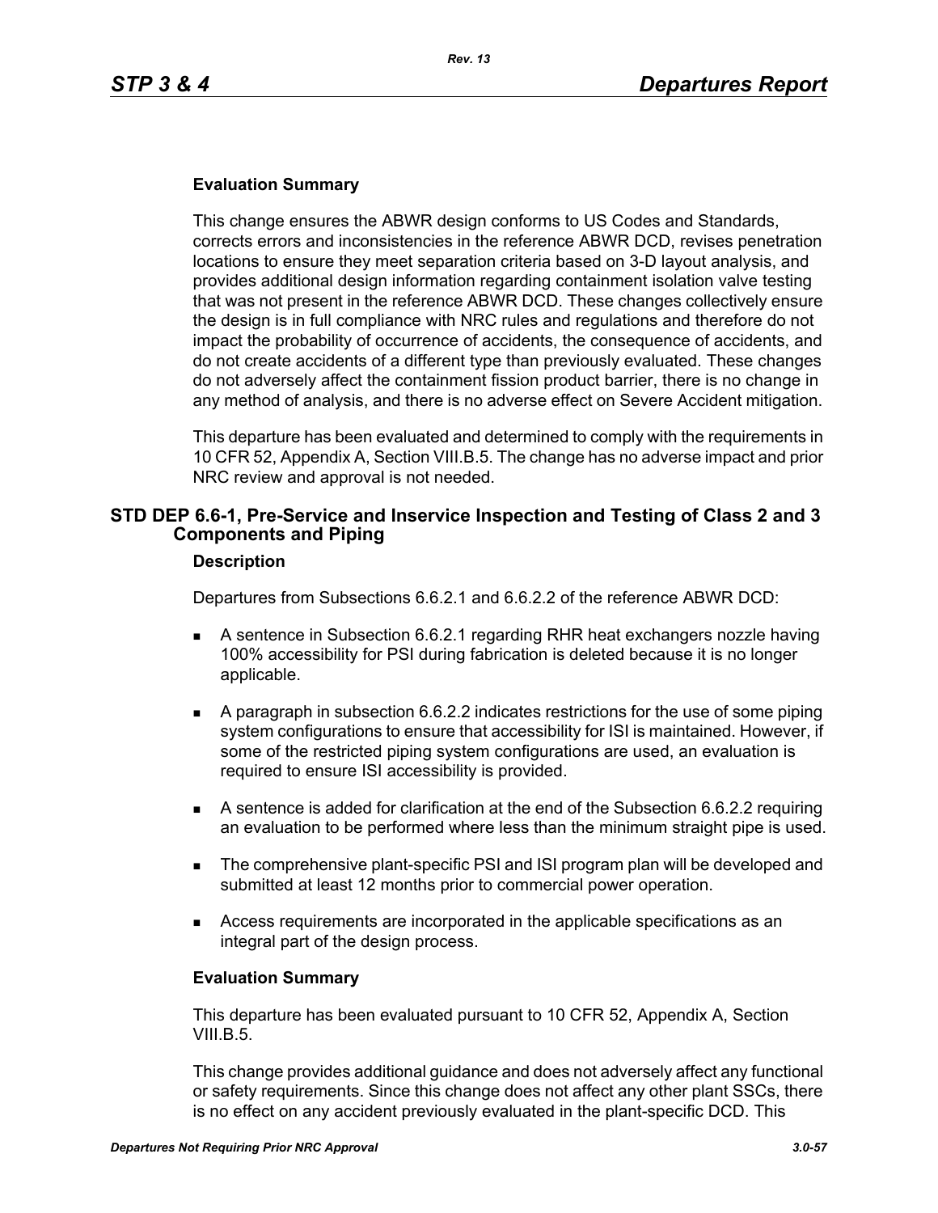**Evaluation Summary**

This change ensures the ABWR design conforms to US Codes and Standards, corrects errors and inconsistencies in the reference ABWR DCD, revises penetration locations to ensure they meet separation criteria based on 3-D layout analysis, and provides additional design information regarding containment isolation valve testing that was not present in the reference ABWR DCD. These changes collectively ensure the design is in full compliance with NRC rules and regulations and therefore do not impact the probability of occurrence of accidents, the consequence of accidents, and do not create accidents of a different type than previously evaluated. These changes do not adversely affect the containment fission product barrier, there is no change in any method of analysis, and there is no adverse effect on Severe Accident mitigation.

This departure has been evaluated and determined to comply with the requirements in 10 CFR 52, Appendix A, Section VIII.B.5. The change has no adverse impact and prior NRC review and approval is not needed.

## STD DEP 6.6-1, Pre-Service and Inservice Inspection and Testing of Class 2 and 3 Components and Piping

**Description**

Departures from Subsections 6.6.2.1 and 6.6.2.2 of the reference ABWR DCD:

- A sentence in Subsection 6.6.2.1 regarding RHR heat exchangers nozzle having 100% accessibility for PSI during fabrication is deleted because it is no longer applicable.
- A paragraph in subsection 6.6.2.2 indicates restrictions for the use of some piping system configurations to ensure that accessibility for ISI is maintained. However, if some of the restricted piping system configurations are used, an evaluation is required to ensure ISI accessibility is provided.
- A sentence is added for clarification at the end of the Subsection 6.6.2.2 requiring an evaluation to be performed where less than the minimum straight pipe is used.
- The comprehensive plant-specific PSI and ISI program plan will be developed and submitted at least 12 months prior to commercial power operation.
- Access requirements are incorporated in the applicable specifications as an integral part of the design process.

**Evaluation Summary**

This departure has been evaluated pursuant to 10 CFR 52, Appendix A, Section VIII.B.5.

This change provides additional guidance and does not adversely affect any functional or safety requirements. Since this change does not affect any other plant SSCs, there is no effect on any accident previously evaluated in the plant-specific DCD. This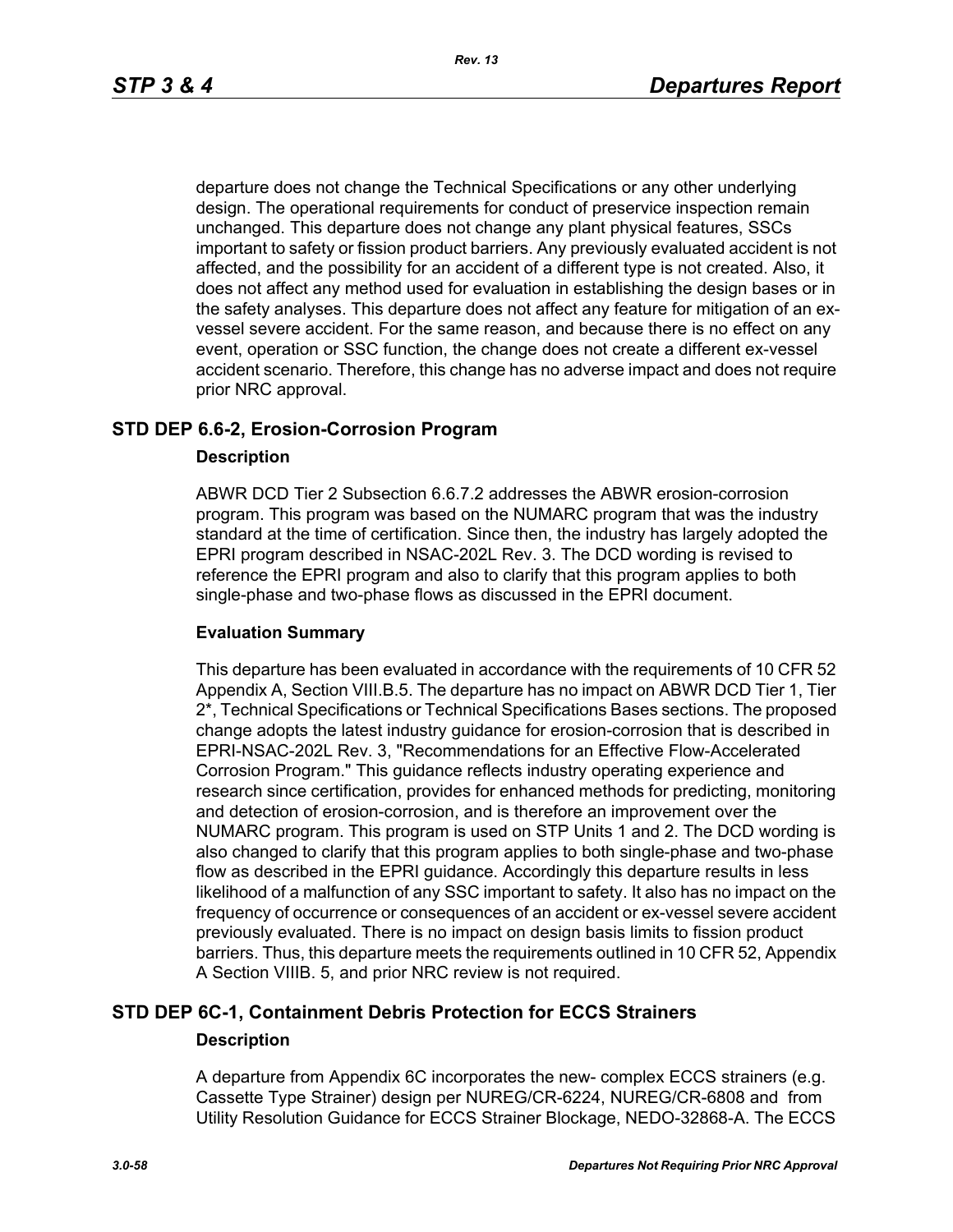departure does not change the Technical Specifications or any other underlying design. The operational requirements for conduct of preservice inspection remain unchanged. This departure does not change any plant physical features, SSCs important to safety or fission product barriers. Any previously evaluated accident is not affected, and the possibility for an accident of a different type is not created. Also, it does not affect any method used for evaluation in establishing the design bases or in the safety analyses. This departure does not affect any feature for mitigation of an ex-vessel severe accident. For the same reason, and because there is no effect on any event, operation or SSC function, the change does not create a different ex-vessel accident scenario. Therefore, this change has no adverse impact and does not require prior NRC approval.

## STD DEP 6.6-2, Erosion-Corrosion Program

### Description

ABWR DCD Tier 2 Subsection 6.6.7.2 addresses the ABWR erosion-corrosion program. This program was based on the NUMARC program that was the industry standard at the time of certification. Since then, the industry has largely adopted the EPRI program described in NSAC-202L Rev. 3. The DCD wording is revised to reference the EPRI program and also to clarify that this program applies to both single-phase and two-phase flows as discussed in the EPRI document.

### Evaluation Summary

This departure has been evaluated in accordance with the requirements of 10 CFR 52 Appendix A, Section VIII.B.5. The departure has no impact on ABWR DCD Tier 1, Tier 2*, Technical Specifications or Technical Specifications Bases sections. The proposed change adopts the latest industry guidance for erosion-corrosion that is described in EPRI-NSAC-202L Rev. 3, "Recommendations for an Effective Flow-Accelerated Corrosion Program." This guidance reflects industry operating experience and research since certification, provides for enhanced methods for predicting, monitoring and detection of erosion-corrosion, and is therefore an improvement over the NUMARC program. This program is used on STP Units 1 and 2. The DCD wording is also changed to clarify that this program applies to both single-phase and two-phase flow as described in the EPRI guidance. Accordingly this departure results in less likelihood of a malfunction of any SSC important to safety. It also has no impact on the frequency of occurrence or consequences of an accident or ex-vessel severe accident previously evaluated. There is no impact on design basis limits to fission product barriers. Thus, this departure meets the requirements outlined in 10 CFR 52, Appendix A Section VIIIB. 5, and prior NRC review is not required.

## STD DEP 6C-1, Containment Debris Protection for ECCS Strainers

### Description

A departure from Appendix 6C incorporates the new- complex ECCS strainers (e.g. Cassette Type Strainer) design per NUREG/CR-6224, NUREG/CR-6808 and from Utility Resolution Guidance for ECCS Strainer Blockage, NEDO-32868-A. The ECCS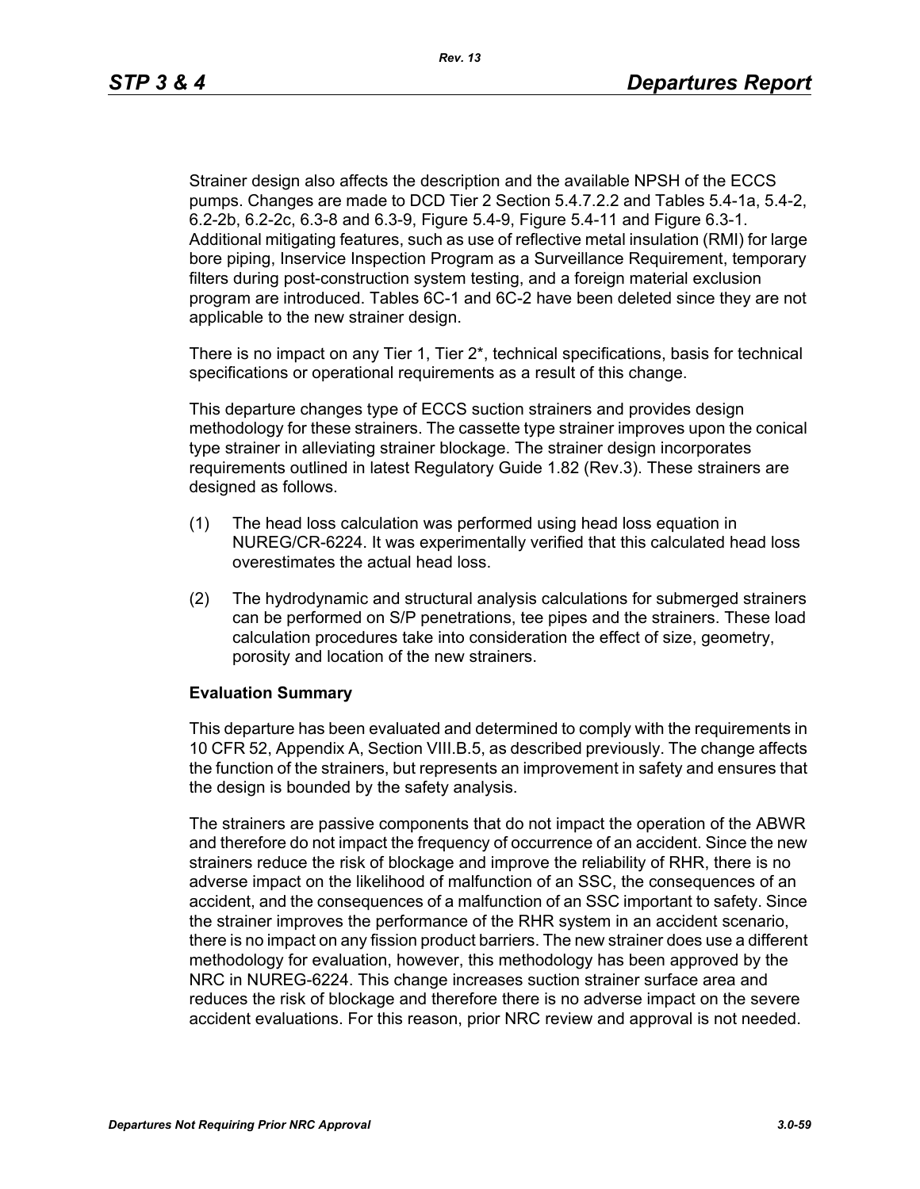Strainer design also affects the description and the available NPSH of the ECCS pumps. Changes are made to DCD Tier 2 Section 5.4.7.2.2 and Tables 5.4-1a, 5.4-2, 6.2-2b, 6.2-2c, 6.3-8 and 6.3-9, Figure 5.4-9, Figure 5.4-11 and Figure 6.3-1. Additional mitigating features, such as use of reflective metal insulation (RMI) for large bore piping, Inservice Inspection Program as a Surveillance Requirement, temporary filters during post-construction system testing, and a foreign material exclusion program are introduced. Tables 6C-1 and 6C-2 have been deleted since they are not applicable to the new strainer design.

There is no impact on any Tier 1, Tier 2*, technical specifications, basis for technical specifications or operational requirements as a result of this change.

This departure changes type of ECCS suction strainers and provides design methodology for these strainers. The cassette type strainer improves upon the conical type strainer in alleviating strainer blockage. The strainer design incorporates requirements outlined in latest Regulatory Guide 1.82 (Rev.3). These strainers are designed as follows.

(1) The head loss calculation was performed using head loss equation in NUREG/CR-6224. It was experimentally verified that this calculated head loss overestimates the actual head loss.

(2) The hydrodynamic and structural analysis calculations for submerged strainers can be performed on S/P penetrations, tee pipes and the strainers. These load calculation procedures take into consideration the effect of size, geometry, porosity and location of the new strainers.

**Evaluation Summary**

This departure has been evaluated and determined to comply with the requirements in 10 CFR 52, Appendix A, Section VIII.B.5, as described previously. The change affects the function of the strainers, but represents an improvement in safety and ensures that the design is bounded by the safety analysis.

The strainers are passive components that do not impact the operation of the ABWR and therefore do not impact the frequency of occurrence of an accident. Since the new strainers reduce the risk of blockage and improve the reliability of RHR, there is no adverse impact on the likelihood of malfunction of an SSC, the consequences of an accident, and the consequences of a malfunction of an SSC important to safety. Since the strainer improves the performance of the RHR system in an accident scenario, there is no impact on any fission product barriers. The new strainer does use a different methodology for evaluation, however, this methodology has been approved by the NRC in NUREG-6224. This change increases suction strainer surface area and reduces the risk of blockage and therefore there is no adverse impact on the severe accident evaluations. For this reason, prior NRC review and approval is not needed.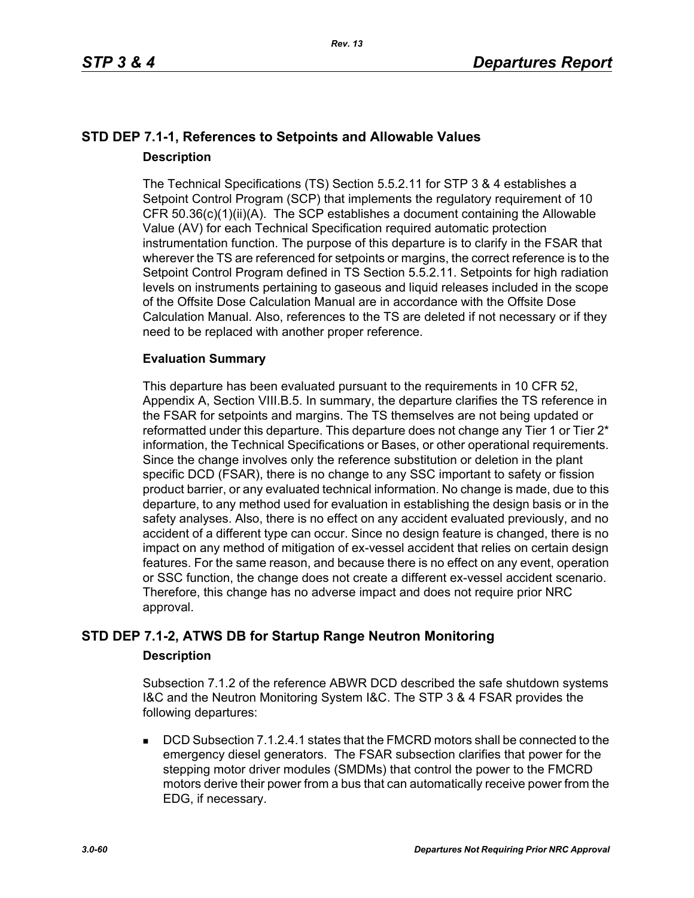## STD DEP 7.1-1, References to Setpoints and Allowable Values

### Description

The Technical Specifications (TS) Section 5.5.2.11 for STP 3 & 4 establishes a Setpoint Control Program (SCP) that implements the regulatory requirement of 10 CFR 50.36(c)(1)(ii)(A). The SCP establishes a document containing the Allowable Value (AV) for each Technical Specification required automatic protection instrumentation function. The purpose of this departure is to clarify in the FSAR that wherever the TS are referenced for setpoints or margins, the correct reference is to the Setpoint Control Program defined in TS Section 5.5.2.11. Setpoints for high radiation levels on instruments pertaining to gaseous and liquid releases included in the scope of the Offsite Dose Calculation Manual are in accordance with the Offsite Dose Calculation Manual. Also, references to the TS are deleted if not necessary or if they need to be replaced with another proper reference.

### Evaluation Summary

This departure has been evaluated pursuant to the requirements in 10 CFR 52, Appendix A, Section VIII.B.5. In summary, the departure clarifies the TS reference in the FSAR for setpoints and margins. The TS themselves are not being updated or reformatted under this departure. This departure does not change any Tier 1 or Tier 2* information, the Technical Specifications or Bases, or other operational requirements. Since the change involves only the reference substitution or deletion in the plant specific DCD (FSAR), there is no change to any SSC important to safety or fission product barrier, or any evaluated technical information. No change is made, due to this departure, to any method used for evaluation in establishing the design basis or in the safety analyses. Also, there is no effect on any accident evaluated previously, and no accident of a different type can occur. Since no design feature is changed, there is no impact on any method of mitigation of ex-vessel accident that relies on certain design features. For the same reason, and because there is no effect on any event, operation or SSC function, the change does not create a different ex-vessel accident scenario. Therefore, this change has no adverse impact and does not require prior NRC approval.

## STD DEP 7.1-2, ATWS DB for Startup Range Neutron Monitoring

### Description

Subsection 7.1.2 of the reference ABWR DCD described the safe shutdown systems I&C and the Neutron Monitoring System I&C. The STP 3 & 4 FSAR provides the following departures:

- DCD Subsection 7.1.2.4.1 states that the FMCRD motors shall be connected to the emergency diesel generators. The FSAR subsection clarifies that power for the stepping motor driver modules (SMDMs) that control the power to the FMCRD motors derive their power from a bus that can automatically receive power from the EDG, if necessary.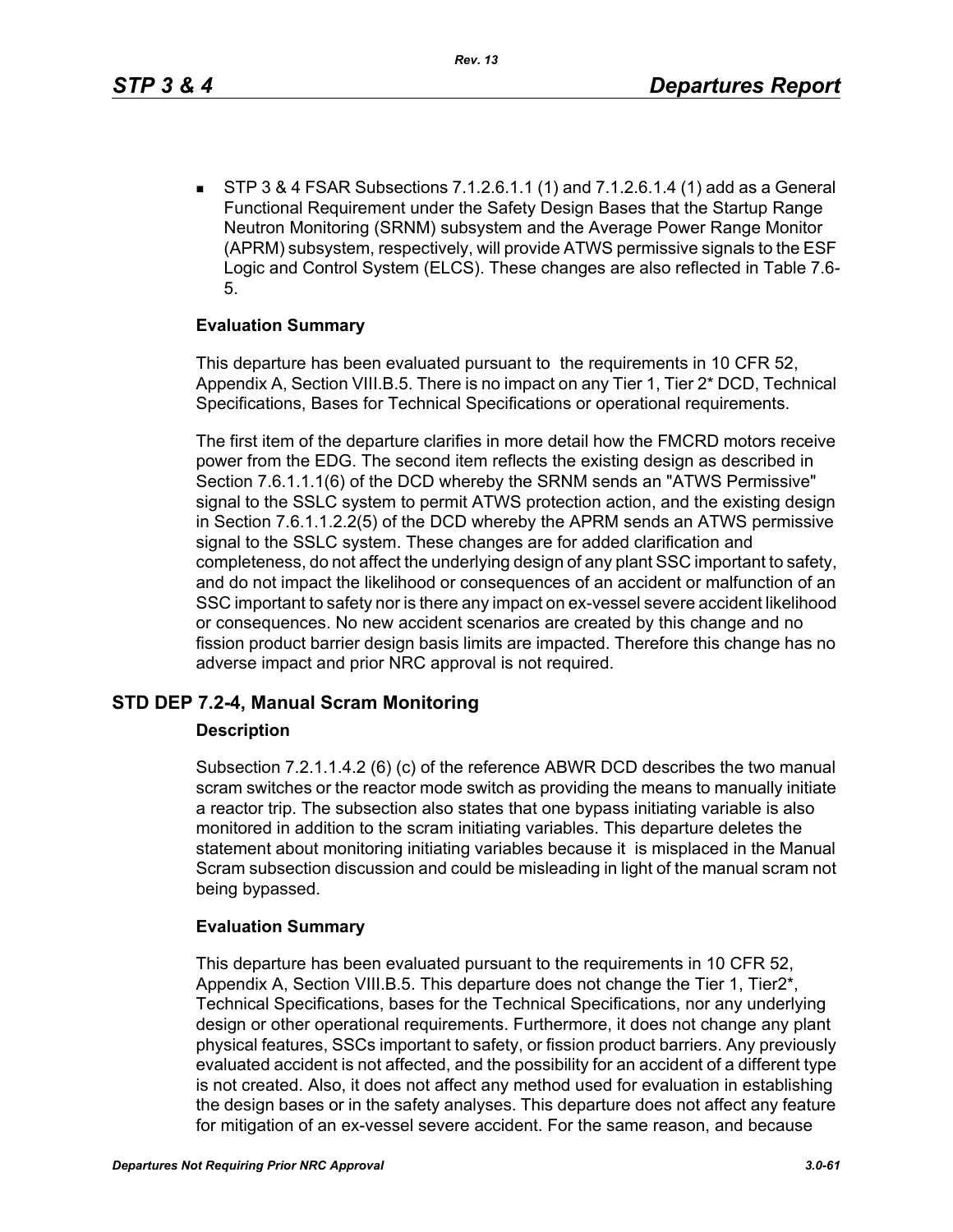- STP 3 & 4 FSAR Subsections 7.1.2.6.1.1 (1) and 7.1.2.6.1.4 (1) add as a General Functional Requirement under the Safety Design Bases that the Startup Range Neutron Monitoring (SRNM) subsystem and the Average Power Range Monitor (APRM) subsystem, respectively, will provide ATWS permissive signals to the ESF Logic and Control System (ELCS). These changes are also reflected in Table 7.6-5.

**Evaluation Summary**

This departure has been evaluated pursuant to the requirements in 10 CFR 52, Appendix A, Section VIII.B.5. There is no impact on any Tier 1, Tier 2* DCD, Technical Specifications, Bases for Technical Specifications or operational requirements.

The first item of the departure clarifies in more detail how the FMCRD motors receive power from the EDG. The second item reflects the existing design as described in Section 7.6.1.1.1(6) of the DCD whereby the SRNM sends an "ATWS Permissive" signal to the SSLC system to permit ATWS protection action, and the existing design in Section 7.6.1.1.2.2(5) of the DCD whereby the APRM sends an ATWS permissive signal to the SSLC system. These changes are for added clarification and completeness, do not affect the underlying design of any plant SSC important to safety, and do not impact the likelihood or consequences of an accident or malfunction of an SSC important to safety nor is there any impact on ex-vessel severe accident likelihood or consequences. No new accident scenarios are created by this change and no fission product barrier design basis limits are impacted. Therefore this change has no adverse impact and prior NRC approval is not required.

## STD DEP 7.2-4, Manual Scram Monitoring

**Description**

Subsection 7.2.1.1.4.2 (6) (c) of the reference ABWR DCD describes the two manual scram switches or the reactor mode switch as providing the means to manually initiate a reactor trip. The subsection also states that one bypass initiating variable is also monitored in addition to the scram initiating variables. This departure deletes the statement about monitoring initiating variables because it is misplaced in the Manual Scram subsection discussion and could be misleading in light of the manual scram not being bypassed.

**Evaluation Summary**

This departure has been evaluated pursuant to the requirements in 10 CFR 52, Appendix A, Section VIII.B.5. This departure does not change the Tier 1, Tier2*, Technical Specifications, bases for the Technical Specifications, nor any underlying design or other operational requirements. Furthermore, it does not change any plant physical features, SSCs important to safety, or fission product barriers. Any previously evaluated accident is not affected, and the possibility for an accident of a different type is not created. Also, it does not affect any method used for evaluation in establishing the design bases or in the safety analyses. This departure does not affect any feature for mitigation of an ex-vessel severe accident. For the same reason, and because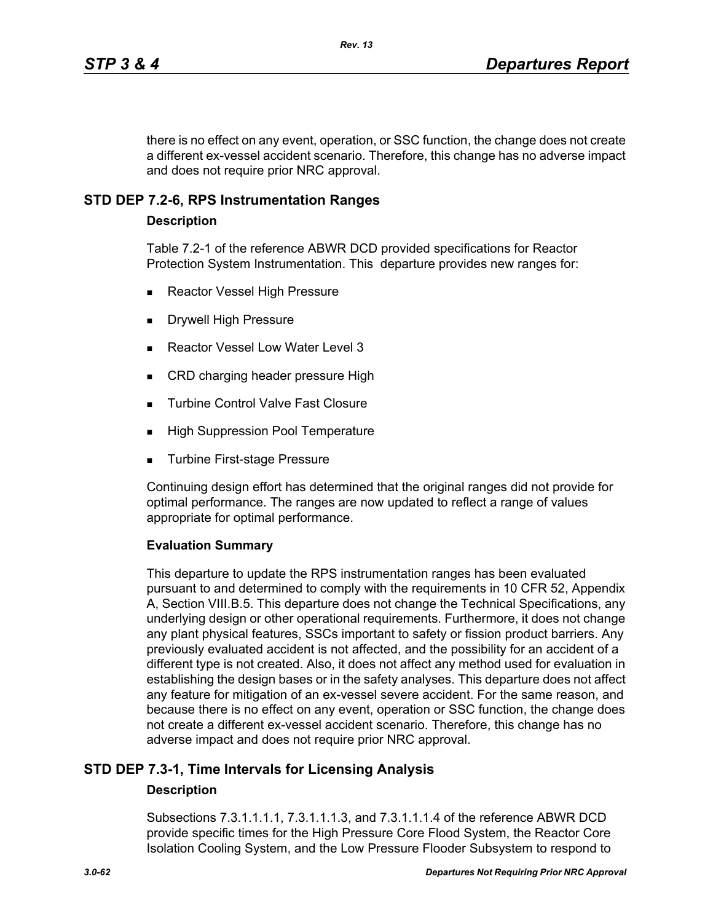there is no effect on any event, operation, or SSC function, the change does not create a different ex-vessel accident scenario. Therefore, this change has no adverse impact and does not require prior NRC approval.

## STD DEP 7.2-6, RPS Instrumentation Ranges

### Description

Table 7.2-1 of the reference ABWR DCD provided specifications for Reactor Protection System Instrumentation. This departure provides new ranges for:

- Reactor Vessel High Pressure
- Drywell High Pressure
- Reactor Vessel Low Water Level 3
- CRD charging header pressure High
- Turbine Control Valve Fast Closure
- High Suppression Pool Temperature
- Turbine First-stage Pressure

Continuing design effort has determined that the original ranges did not provide for optimal performance. The ranges are now updated to reflect a range of values appropriate for optimal performance.

### Evaluation Summary

This departure to update the RPS instrumentation ranges has been evaluated pursuant to and determined to comply with the requirements in 10 CFR 52, Appendix A, Section VIII.B.5. This departure does not change the Technical Specifications, any underlying design or other operational requirements. Furthermore, it does not change any plant physical features, SSCs important to safety or fission product barriers. Any previously evaluated accident is not affected, and the possibility for an accident of a different type is not created. Also, it does not affect any method used for evaluation in establishing the design bases or in the safety analyses. This departure does not affect any feature for mitigation of an ex-vessel severe accident. For the same reason, and because there is no effect on any event, operation or SSC function, the change does not create a different ex-vessel accident scenario. Therefore, this change has no adverse impact and does not require prior NRC approval.

## STD DEP 7.3-1, Time Intervals for Licensing Analysis

### Description

Subsections 7.3.1.1.1.1, 7.3.1.1.1.3, and 7.3.1.1.1.4 of the reference ABWR DCD provide specific times for the High Pressure Core Flood System, the Reactor Core Isolation Cooling System, and the Low Pressure Flooder Subsystem to respond to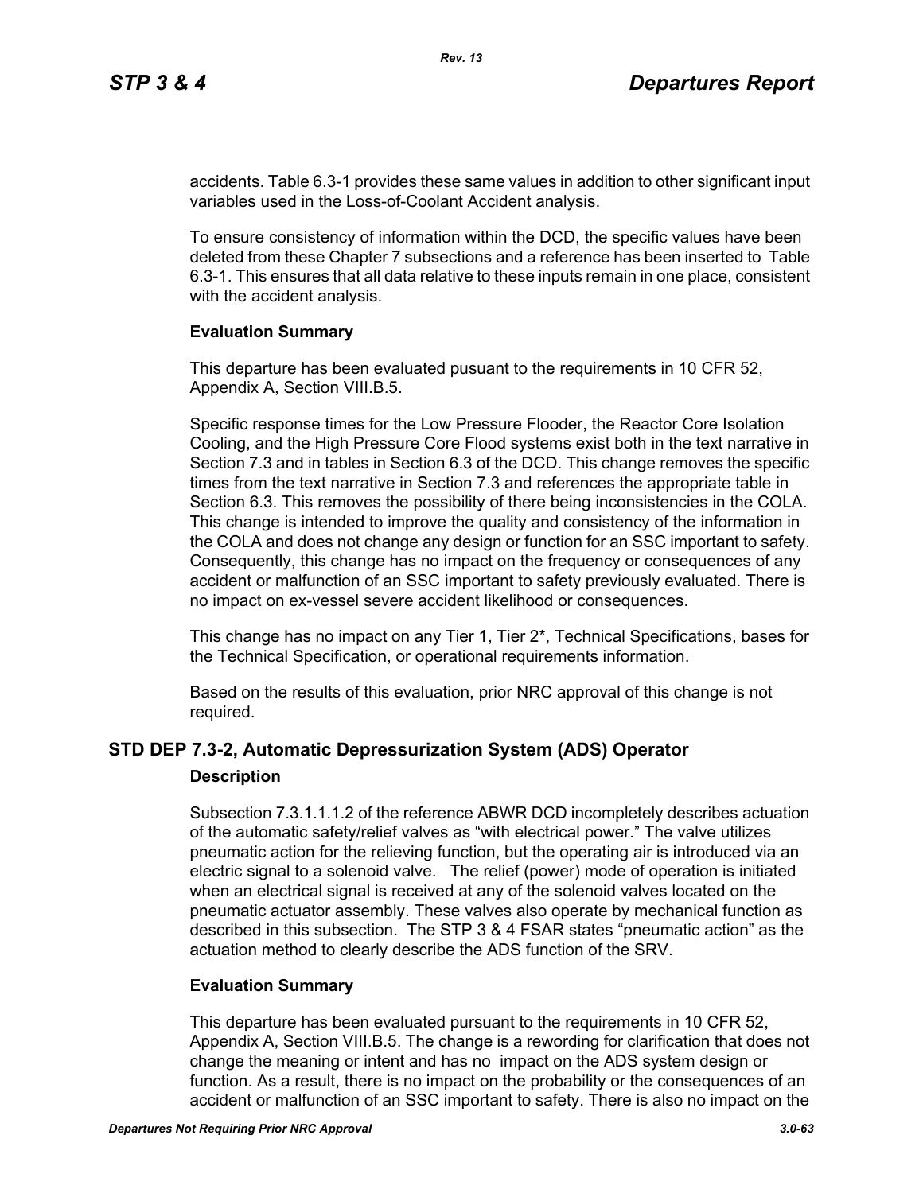accidents. Table 6.3-1 provides these same values in addition to other significant input variables used in the Loss-of-Coolant Accident analysis.

To ensure consistency of information within the DCD, the specific values have been deleted from these Chapter 7 subsections and a reference has been inserted to Table 6.3-1. This ensures that all data relative to these inputs remain in one place, consistent with the accident analysis.

**Evaluation Summary**

This departure has been evaluated pusuant to the requirements in 10 CFR 52, Appendix A, Section VIII.B.5.

Specific response times for the Low Pressure Flooder, the Reactor Core Isolation Cooling, and the High Pressure Core Flood systems exist both in the text narrative in Section 7.3 and in tables in Section 6.3 of the DCD. This change removes the specific times from the text narrative in Section 7.3 and references the appropriate table in Section 6.3. This removes the possibility of there being inconsistencies in the COLA. This change is intended to improve the quality and consistency of the information in the COLA and does not change any design or function for an SSC important to safety. Consequently, this change has no impact on the frequency or consequences of any accident or malfunction of an SSC important to safety previously evaluated. There is no impact on ex-vessel severe accident likelihood or consequences.

This change has no impact on any Tier 1, Tier 2*, Technical Specifications, bases for the Technical Specification, or operational requirements information.

Based on the results of this evaluation, prior NRC approval of this change is not required.

## STD DEP 7.3-2, Automatic Depressurization System (ADS) Operator

**Description**

Subsection 7.3.1.1.1.2 of the reference ABWR DCD incompletely describes actuation of the automatic safety/relief valves as “with electrical power.” The valve utilizes pneumatic action for the relieving function, but the operating air is introduced via an electric signal to a solenoid valve. The relief (power) mode of operation is initiated when an electrical signal is received at any of the solenoid valves located on the pneumatic actuator assembly. These valves also operate by mechanical function as described in this subsection. The STP 3 & 4 FSAR states “pneumatic action” as the actuation method to clearly describe the ADS function of the SRV.

**Evaluation Summary**

This departure has been evaluated pursuant to the requirements in 10 CFR 52, Appendix A, Section VIII.B.5. The change is a rewording for clarification that does not change the meaning or intent and has no impact on the ADS system design or function. As a result, there is no impact on the probability or the consequences of an accident or malfunction of an SSC important to safety. There is also no impact on the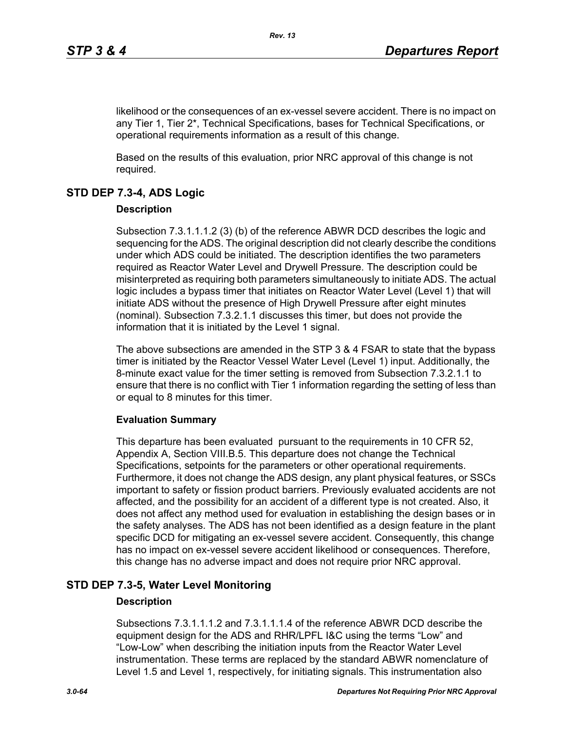likelihood or the consequences of an ex-vessel severe accident. There is no impact on any Tier 1, Tier 2*, Technical Specifications, bases for Technical Specifications, or operational requirements information as a result of this change.

Based on the results of this evaluation, prior NRC approval of this change is not required.

## STD DEP 7.3-4, ADS Logic

### Description

Subsection 7.3.1.1.1.2 (3) (b) of the reference ABWR DCD describes the logic and sequencing for the ADS. The original description did not clearly describe the conditions under which ADS could be initiated. The description identifies the two parameters required as Reactor Water Level and Drywell Pressure. The description could be misinterpreted as requiring both parameters simultaneously to initiate ADS. The actual logic includes a bypass timer that initiates on Reactor Water Level (Level 1) that will initiate ADS without the presence of High Drywell Pressure after eight minutes (nominal). Subsection 7.3.2.1.1 discusses this timer, but does not provide the information that it is initiated by the Level 1 signal.

The above subsections are amended in the STP 3 & 4 FSAR to state that the bypass timer is initiated by the Reactor Vessel Water Level (Level 1) input. Additionally, the 8-minute exact value for the timer setting is removed from Subsection 7.3.2.1.1 to ensure that there is no conflict with Tier 1 information regarding the setting of less than or equal to 8 minutes for this timer.

### Evaluation Summary

This departure has been evaluated pursuant to the requirements in 10 CFR 52, Appendix A, Section VIII.B.5. This departure does not change the Technical Specifications, setpoints for the parameters or other operational requirements. Furthermore, it does not change the ADS design, any plant physical features, or SSCs important to safety or fission product barriers. Previously evaluated accidents are not affected, and the possibility for an accident of a different type is not created. Also, it does not affect any method used for evaluation in establishing the design bases or in the safety analyses. The ADS has not been identified as a design feature in the plant specific DCD for mitigating an ex-vessel severe accident. Consequently, this change has no impact on ex-vessel severe accident likelihood or consequences. Therefore, this change has no adverse impact and does not require prior NRC approval.

## STD DEP 7.3-5, Water Level Monitoring

### Description

Subsections 7.3.1.1.1.2 and 7.3.1.1.1.4 of the reference ABWR DCD describe the equipment design for the ADS and RHR/LPFL I&C using the terms “Low” and “Low-Low” when describing the initiation inputs from the Reactor Water Level instrumentation. These terms are replaced by the standard ABWR nomenclature of Level 1.5 and Level 1, respectively, for initiating signals. This instrumentation also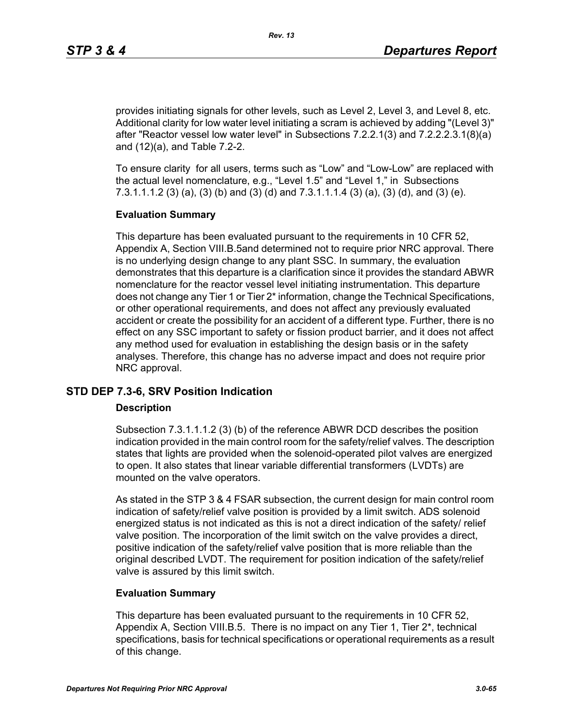provides initiating signals for other levels, such as Level 2, Level 3, and Level 8, etc. Additional clarity for low water level initiating a scram is achieved by adding "(Level 3)" after "Reactor vessel low water level" in Subsections 7.2.2.1(3) and 7.2.2.2.3.1(8)(a) and (12)(a), and Table 7.2-2.

To ensure clarity for all users, terms such as “Low” and “Low-Low” are replaced with the actual level nomenclature, e.g., “Level 1.5” and “Level 1,” in Subsections 7.3.1.1.1.2 (3) (a), (3) (b) and (3) (d) and 7.3.1.1.1.4 (3) (a), (3) (d), and (3) (e).

#### Evaluation Summary

This departure has been evaluated pursuant to the requirements in 10 CFR 52, Appendix A, Section VIII.B.5and determined not to require prior NRC approval. There is no underlying design change to any plant SSC. In summary, the evaluation demonstrates that this departure is a clarification since it provides the standard ABWR nomenclature for the reactor vessel level initiating instrumentation. This departure does not change any Tier 1 or Tier 2* information, change the Technical Specifications, or other operational requirements, and does not affect any previously evaluated accident or create the possibility for an accident of a different type. Further, there is no effect on any SSC important to safety or fission product barrier, and it does not affect any method used for evaluation in establishing the design basis or in the safety analyses. Therefore, this change has no adverse impact and does not require prior NRC approval.

### STD DEP 7.3-6, SRV Position Indication

#### Description

Subsection 7.3.1.1.1.2 (3) (b) of the reference ABWR DCD describes the position indication provided in the main control room for the safety/relief valves. The description states that lights are provided when the solenoid-operated pilot valves are energized to open. It also states that linear variable differential transformers (LVDTs) are mounted on the valve operators.

As stated in the STP 3 & 4 FSAR subsection, the current design for main control room indication of safety/relief valve position is provided by a limit switch. ADS solenoid energized status is not indicated as this is not a direct indication of the safety/ relief valve position. The incorporation of the limit switch on the valve provides a direct, positive indication of the safety/relief valve position that is more reliable than the original described LVDT. The requirement for position indication of the safety/relief valve is assured by this limit switch.

#### Evaluation Summary

This departure has been evaluated pursuant to the requirements in 10 CFR 52, Appendix A, Section VIII.B.5. There is no impact on any Tier 1, Tier 2*, technical specifications, basis for technical specifications or operational requirements as a result of this change.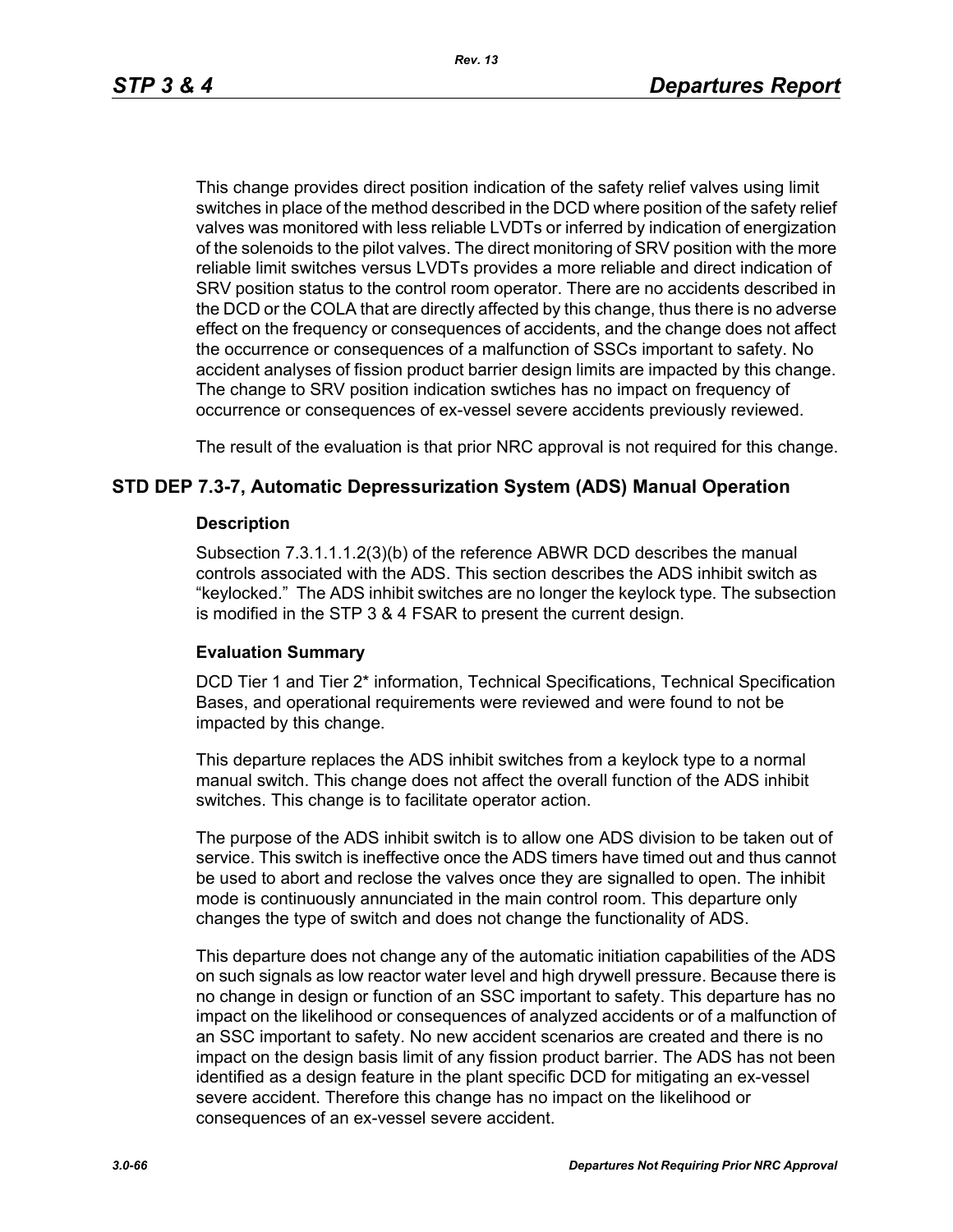This change provides direct position indication of the safety relief valves using limit switches in place of the method described in the DCD where position of the safety relief valves was monitored with less reliable LVDTs or inferred by indication of energization of the solenoids to the pilot valves. The direct monitoring of SRV position with the more reliable limit switches versus LVDTs provides a more reliable and direct indication of SRV position status to the control room operator. There are no accidents described in the DCD or the COLA that are directly affected by this change, thus there is no adverse effect on the frequency or consequences of accidents, and the change does not affect the occurrence or consequences of a malfunction of SSCs important to safety. No accident analyses of fission product barrier design limits are impacted by this change. The change to SRV position indication swtiches has no impact on frequency of occurrence or consequences of ex-vessel severe accidents previously reviewed.

The result of the evaluation is that prior NRC approval is not required for this change.

## STD DEP 7.3-7, Automatic Depressurization System (ADS) Manual Operation

### Description

Subsection 7.3.1.1.1.2(3)(b) of the reference ABWR DCD describes the manual controls associated with the ADS. This section describes the ADS inhibit switch as "keylocked." The ADS inhibit switches are no longer the keylock type. The subsection is modified in the STP 3 & 4 FSAR to present the current design.

### Evaluation Summary

DCD Tier 1 and Tier 2* information, Technical Specifications, Technical Specification Bases, and operational requirements were reviewed and were found to not be impacted by this change.

This departure replaces the ADS inhibit switches from a keylock type to a normal manual switch. This change does not affect the overall function of the ADS inhibit switches. This change is to facilitate operator action.

The purpose of the ADS inhibit switch is to allow one ADS division to be taken out of service. This switch is ineffective once the ADS timers have timed out and thus cannot be used to abort and reclose the valves once they are signalled to open. The inhibit mode is continuously annunciated in the main control room. This departure only changes the type of switch and does not change the functionality of ADS.

This departure does not change any of the automatic initiation capabilities of the ADS on such signals as low reactor water level and high drywell pressure. Because there is no change in design or function of an SSC important to safety. This departure has no impact on the likelihood or consequences of analyzed accidents or of a malfunction of an SSC important to safety. No new accident scenarios are created and there is no impact on the design basis limit of any fission product barrier. The ADS has not been identified as a design feature in the plant specific DCD for mitigating an ex-vessel severe accident. Therefore this change has no impact on the likelihood or consequences of an ex-vessel severe accident.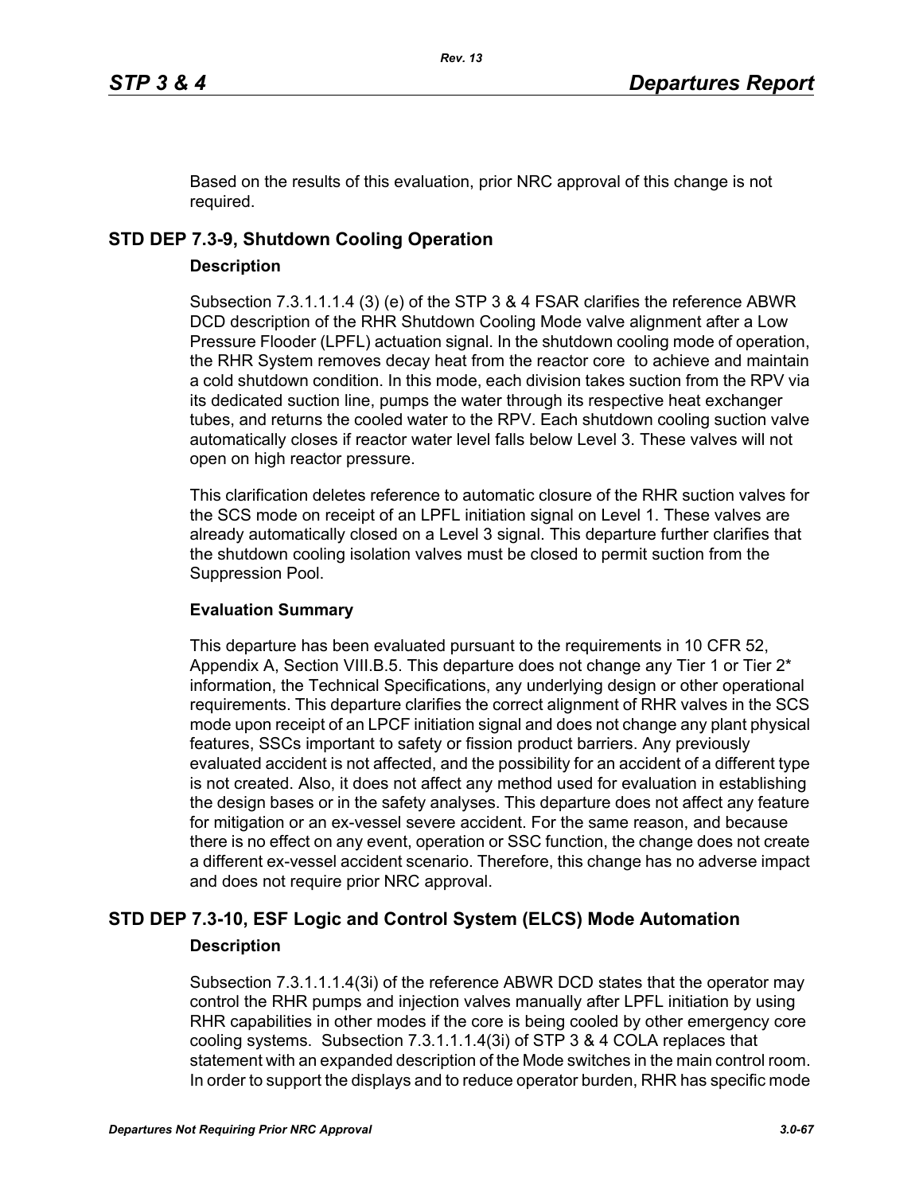Based on the results of this evaluation, prior NRC approval of this change is not required.

## STD DEP 7.3-9, Shutdown Cooling Operation

### Description

Subsection 7.3.1.1.1.4 (3) (e) of the STP 3 & 4 FSAR clarifies the reference ABWR DCD description of the RHR Shutdown Cooling Mode valve alignment after a Low Pressure Flooder (LPFL) actuation signal. In the shutdown cooling mode of operation, the RHR System removes decay heat from the reactor core to achieve and maintain a cold shutdown condition. In this mode, each division takes suction from the RPV via its dedicated suction line, pumps the water through its respective heat exchanger tubes, and returns the cooled water to the RPV. Each shutdown cooling suction valve automatically closes if reactor water level falls below Level 3. These valves will not open on high reactor pressure.

This clarification deletes reference to automatic closure of the RHR suction valves for the SCS mode on receipt of an LPFL initiation signal on Level 1. These valves are already automatically closed on a Level 3 signal. This departure further clarifies that the shutdown cooling isolation valves must be closed to permit suction from the Suppression Pool.

### Evaluation Summary

This departure has been evaluated pursuant to the requirements in 10 CFR 52, Appendix A, Section VIII.B.5. This departure does not change any Tier 1 or Tier 2* information, the Technical Specifications, any underlying design or other operational requirements. This departure clarifies the correct alignment of RHR valves in the SCS mode upon receipt of an LPCF initiation signal and does not change any plant physical features, SSCs important to safety or fission product barriers. Any previously evaluated accident is not affected, and the possibility for an accident of a different type is not created. Also, it does not affect any method used for evaluation in establishing the design bases or in the safety analyses. This departure does not affect any feature for mitigation or an ex-vessel severe accident. For the same reason, and because there is no effect on any event, operation or SSC function, the change does not create a different ex-vessel accident scenario. Therefore, this change has no adverse impact and does not require prior NRC approval.

## STD DEP 7.3-10, ESF Logic and Control System (ELCS) Mode Automation

### Description

Subsection 7.3.1.1.1.4(3i) of the reference ABWR DCD states that the operator may control the RHR pumps and injection valves manually after LPFL initiation by using RHR capabilities in other modes if the core is being cooled by other emergency core cooling systems. Subsection 7.3.1.1.1.4(3i) of STP 3 & 4 COLA replaces that statement with an expanded description of the Mode switches in the main control room. In order to support the displays and to reduce operator burden, RHR has specific mode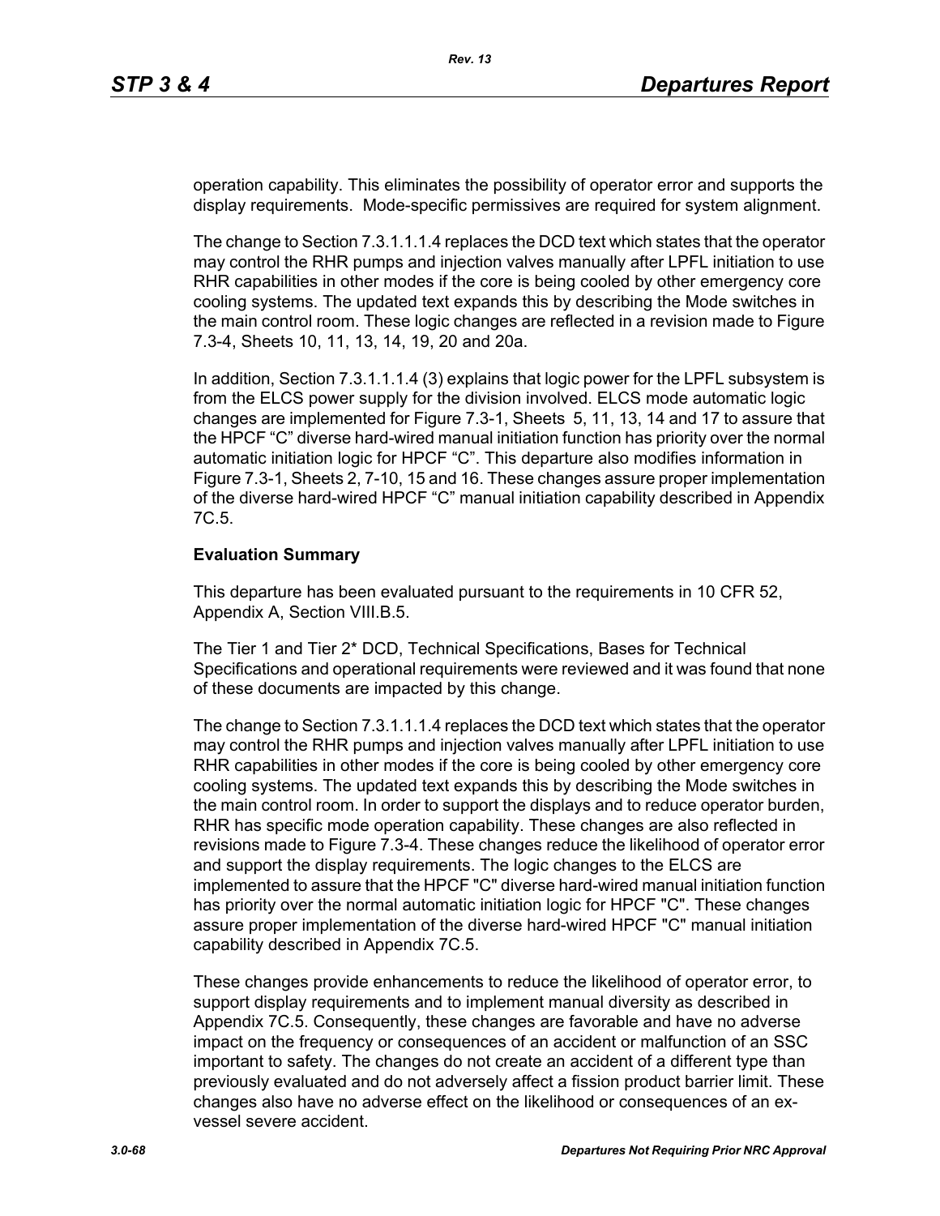operation capability. This eliminates the possibility of operator error and supports the display requirements. Mode-specific permissives are required for system alignment.

The change to Section 7.3.1.1.1.4 replaces the DCD text which states that the operator may control the RHR pumps and injection valves manually after LPFL initiation to use RHR capabilities in other modes if the core is being cooled by other emergency core cooling systems. The updated text expands this by describing the Mode switches in the main control room. These logic changes are reflected in a revision made to Figure 7.3-4, Sheets 10, 11, 13, 14, 19, 20 and 20a.

In addition, Section 7.3.1.1.1.4 (3) explains that logic power for the LPFL subsystem is from the ELCS power supply for the division involved. ELCS mode automatic logic changes are implemented for Figure 7.3-1, Sheets 5, 11, 13, 14 and 17 to assure that the HPCF "C" diverse hard-wired manual initiation function has priority over the normal automatic initiation logic for HPCF "C". This departure also modifies information in Figure 7.3-1, Sheets 2, 7-10, 15 and 16. These changes assure proper implementation of the diverse hard-wired HPCF "C" manual initiation capability described in Appendix 7C.5.

**Evaluation Summary**

This departure has been evaluated pursuant to the requirements in 10 CFR 52, Appendix A, Section VIII.B.5.

The Tier 1 and Tier 2* DCD, Technical Specifications, Bases for Technical Specifications and operational requirements were reviewed and it was found that none of these documents are impacted by this change.

The change to Section 7.3.1.1.1.4 replaces the DCD text which states that the operator may control the RHR pumps and injection valves manually after LPFL initiation to use RHR capabilities in other modes if the core is being cooled by other emergency core cooling systems. The updated text expands this by describing the Mode switches in the main control room. In order to support the displays and to reduce operator burden, RHR has specific mode operation capability. These changes are also reflected in revisions made to Figure 7.3-4. These changes reduce the likelihood of operator error and support the display requirements. The logic changes to the ELCS are implemented to assure that the HPCF "C" diverse hard-wired manual initiation function has priority over the normal automatic initiation logic for HPCF "C". These changes assure proper implementation of the diverse hard-wired HPCF "C" manual initiation capability described in Appendix 7C.5.

These changes provide enhancements to reduce the likelihood of operator error, to support display requirements and to implement manual diversity as described in Appendix 7C.5. Consequently, these changes are favorable and have no adverse impact on the frequency or consequences of an accident or malfunction of an SSC important to safety. The changes do not create an accident of a different type than previously evaluated and do not adversely affect a fission product barrier limit. These changes also have no adverse effect on the likelihood or consequences of an ex-vessel severe accident.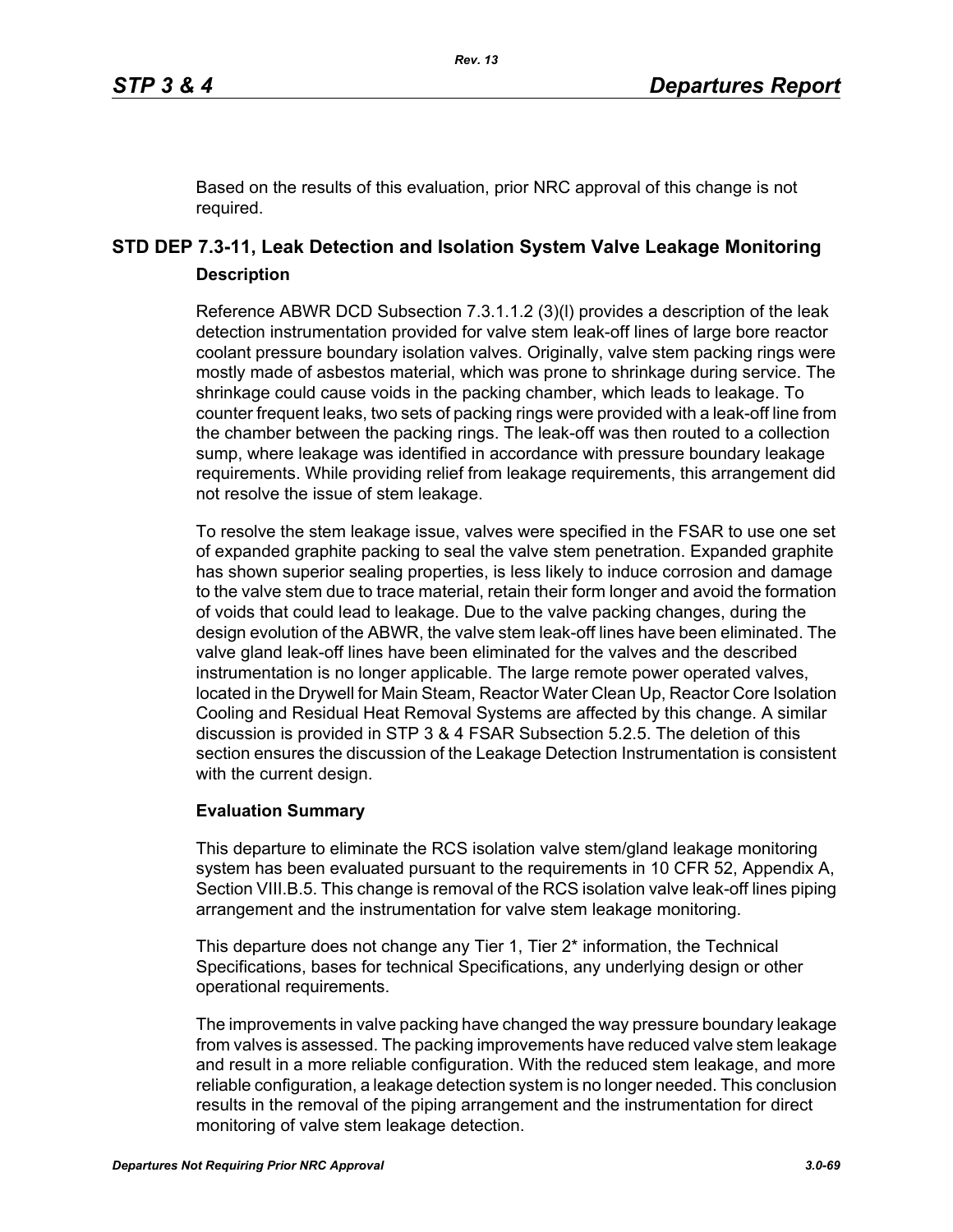Based on the results of this evaluation, prior NRC approval of this change is not required.

## STD DEP 7.3-11, Leak Detection and Isolation System Valve Leakage Monitoring

### Description

Reference ABWR DCD Subsection 7.3.1.1.2 (3)(l) provides a description of the leak detection instrumentation provided for valve stem leak-off lines of large bore reactor coolant pressure boundary isolation valves. Originally, valve stem packing rings were mostly made of asbestos material, which was prone to shrinkage during service. The shrinkage could cause voids in the packing chamber, which leads to leakage. To counter frequent leaks, two sets of packing rings were provided with a leak-off line from the chamber between the packing rings. The leak-off was then routed to a collection sump, where leakage was identified in accordance with pressure boundary leakage requirements. While providing relief from leakage requirements, this arrangement did not resolve the issue of stem leakage.

To resolve the stem leakage issue, valves were specified in the FSAR to use one set of expanded graphite packing to seal the valve stem penetration. Expanded graphite has shown superior sealing properties, is less likely to induce corrosion and damage to the valve stem due to trace material, retain their form longer and avoid the formation of voids that could lead to leakage. Due to the valve packing changes, during the design evolution of the ABWR, the valve stem leak-off lines have been eliminated. The valve gland leak-off lines have been eliminated for the valves and the described instrumentation is no longer applicable. The large remote power operated valves, located in the Drywell for Main Steam, Reactor Water Clean Up, Reactor Core Isolation Cooling and Residual Heat Removal Systems are affected by this change. A similar discussion is provided in STP 3 & 4 FSAR Subsection 5.2.5. The deletion of this section ensures the discussion of the Leakage Detection Instrumentation is consistent with the current design.

### Evaluation Summary

This departure to eliminate the RCS isolation valve stem/gland leakage monitoring system has been evaluated pursuant to the requirements in 10 CFR 52, Appendix A, Section VIII.B.5. This change is removal of the RCS isolation valve leak-off lines piping arrangement and the instrumentation for valve stem leakage monitoring.

This departure does not change any Tier 1, Tier 2* information, the Technical Specifications, bases for technical Specifications, any underlying design or other operational requirements.

The improvements in valve packing have changed the way pressure boundary leakage from valves is assessed. The packing improvements have reduced valve stem leakage and result in a more reliable configuration. With the reduced stem leakage, and more reliable configuration, a leakage detection system is no longer needed. This conclusion results in the removal of the piping arrangement and the instrumentation for direct monitoring of valve stem leakage detection.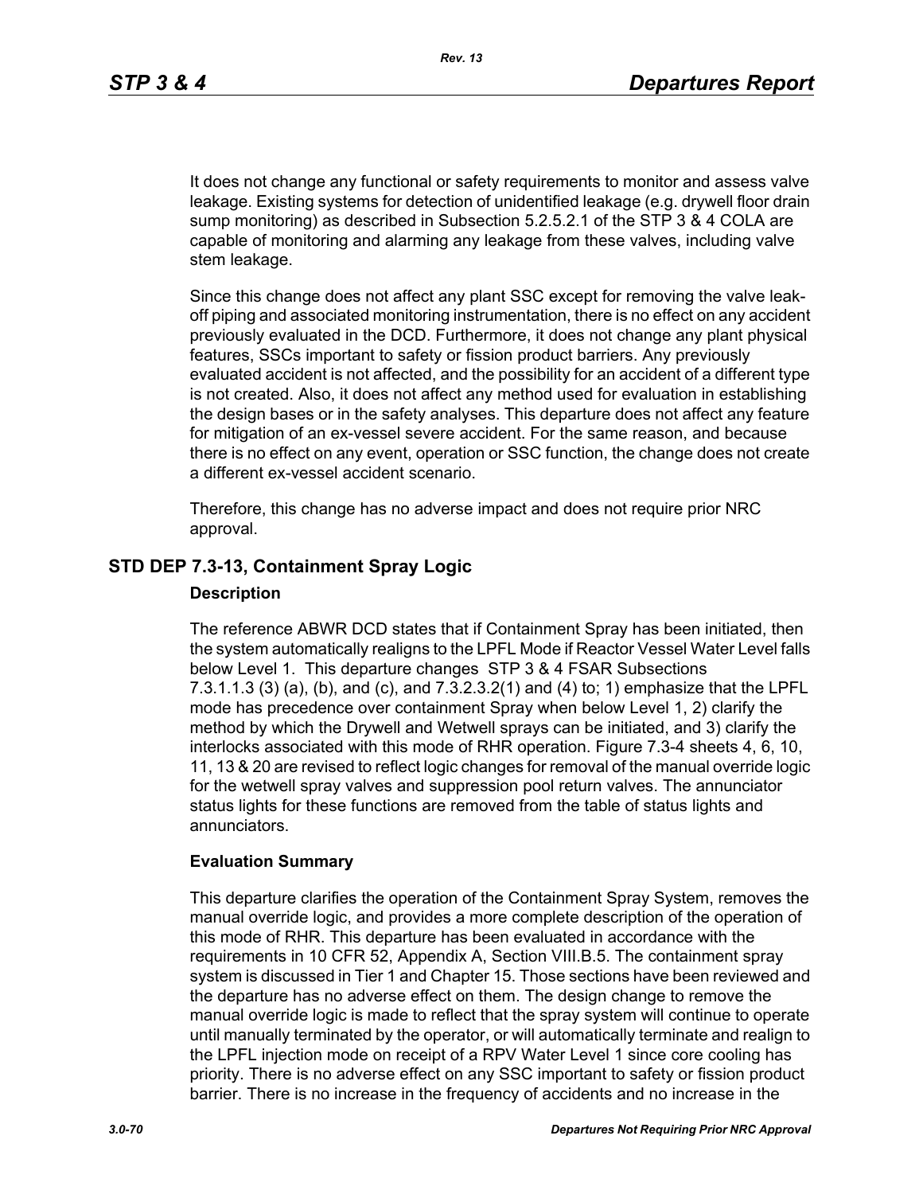It does not change any functional or safety requirements to monitor and assess valve leakage. Existing systems for detection of unidentified leakage (e.g. drywell floor drain sump monitoring) as described in Subsection 5.2.5.2.1 of the STP 3 & 4 COLA are capable of monitoring and alarming any leakage from these valves, including valve stem leakage.

Since this change does not affect any plant SSC except for removing the valve leak-off piping and associated monitoring instrumentation, there is no effect on any accident previously evaluated in the DCD. Furthermore, it does not change any plant physical features, SSCs important to safety or fission product barriers. Any previously evaluated accident is not affected, and the possibility for an accident of a different type is not created. Also, it does not affect any method used for evaluation in establishing the design bases or in the safety analyses. This departure does not affect any feature for mitigation of an ex-vessel severe accident. For the same reason, and because there is no effect on any event, operation or SSC function, the change does not create a different ex-vessel accident scenario.

Therefore, this change has no adverse impact and does not require prior NRC approval.

## STD DEP 7.3-13, Containment Spray Logic

### Description

The reference ABWR DCD states that if Containment Spray has been initiated, then the system automatically realigns to the LPFL Mode if Reactor Vessel Water Level falls below Level 1. This departure changes STP 3 & 4 FSAR Subsections 7.3.1.1.3 (3) (a), (b), and (c), and 7.3.2.3.2(1) and (4) to; 1) emphasize that the LPFL mode has precedence over containment Spray when below Level 1, 2) clarify the method by which the Drywell and Wetwell sprays can be initiated, and 3) clarify the interlocks associated with this mode of RHR operation. Figure 7.3-4 sheets 4, 6, 10, 11, 13 & 20 are revised to reflect logic changes for removal of the manual override logic for the wetwell spray valves and suppression pool return valves. The annunciator status lights for these functions are removed from the table of status lights and annunciators.

### Evaluation Summary

This departure clarifies the operation of the Containment Spray System, removes the manual override logic, and provides a more complete description of the operation of this mode of RHR. This departure has been evaluated in accordance with the requirements in 10 CFR 52, Appendix A, Section VIII.B.5. The containment spray system is discussed in Tier 1 and Chapter 15. Those sections have been reviewed and the departure has no adverse effect on them. The design change to remove the manual override logic is made to reflect that the spray system will continue to operate until manually terminated by the operator, or will automatically terminate and realign to the LPFL injection mode on receipt of a RPV Water Level 1 since core cooling has priority. There is no adverse effect on any SSC important to safety or fission product barrier. There is no increase in the frequency of accidents and no increase in the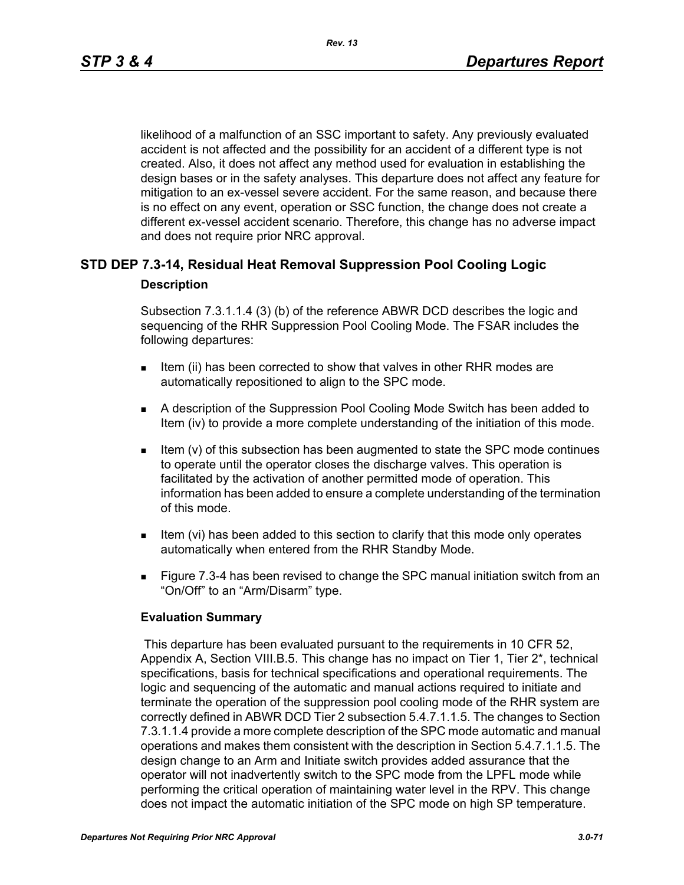likelihood of a malfunction of an SSC important to safety. Any previously evaluated accident is not affected and the possibility for an accident of a different type is not created. Also, it does not affect any method used for evaluation in establishing the design bases or in the safety analyses. This departure does not affect any feature for mitigation to an ex-vessel severe accident. For the same reason, and because there is no effect on any event, operation or SSC function, the change does not create a different ex-vessel accident scenario. Therefore, this change has no adverse impact and does not require prior NRC approval.

## STD DEP 7.3-14, Residual Heat Removal Suppression Pool Cooling Logic

### Description

Subsection 7.3.1.1.4 (3) (b) of the reference ABWR DCD describes the logic and sequencing of the RHR Suppression Pool Cooling Mode. The FSAR includes the following departures:

- Item (ii) has been corrected to show that valves in other RHR modes are automatically repositioned to align to the SPC mode.
- A description of the Suppression Pool Cooling Mode Switch has been added to Item (iv) to provide a more complete understanding of the initiation of this mode.
- Item (v) of this subsection has been augmented to state the SPC mode continues to operate until the operator closes the discharge valves. This operation is facilitated by the activation of another permitted mode of operation. This information has been added to ensure a complete understanding of the termination of this mode.
- Item (vi) has been added to this section to clarify that this mode only operates automatically when entered from the RHR Standby Mode.
- Figure 7.3-4 has been revised to change the SPC manual initiation switch from an "On/Off" to an "Arm/Disarm" type.

### Evaluation Summary

This departure has been evaluated pursuant to the requirements in 10 CFR 52, Appendix A, Section VIII.B.5. This change has no impact on Tier 1, Tier 2*, technical specifications, basis for technical specifications and operational requirements. The logic and sequencing of the automatic and manual actions required to initiate and terminate the operation of the suppression pool cooling mode of the RHR system are correctly defined in ABWR DCD Tier 2 subsection 5.4.7.1.1.5. The changes to Section 7.3.1.1.4 provide a more complete description of the SPC mode automatic and manual operations and makes them consistent with the description in Section 5.4.7.1.1.5. The design change to an Arm and Initiate switch provides added assurance that the operator will not inadvertently switch to the SPC mode from the LPFL mode while performing the critical operation of maintaining water level in the RPV. This change does not impact the automatic initiation of the SPC mode on high SP temperature.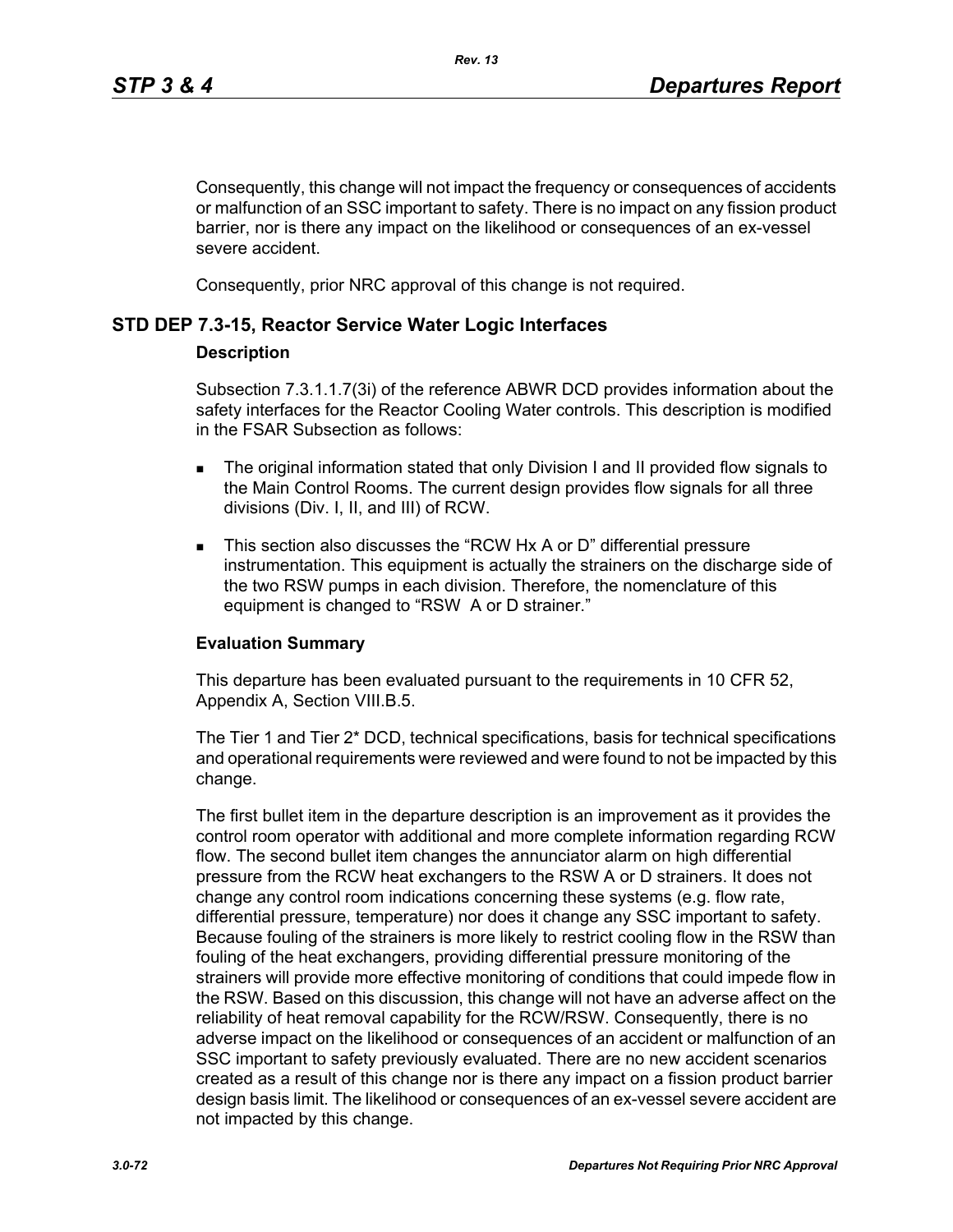Consequently, this change will not impact the frequency or consequences of accidents or malfunction of an SSC important to safety. There is no impact on any fission product barrier, nor is there any impact on the likelihood or consequences of an ex-vessel severe accident.

Consequently, prior NRC approval of this change is not required.

## STD DEP 7.3-15, Reactor Service Water Logic Interfaces

### Description

Subsection 7.3.1.1.7(3i) of the reference ABWR DCD provides information about the safety interfaces for the Reactor Cooling Water controls. This description is modified in the FSAR Subsection as follows:

- The original information stated that only Division I and II provided flow signals to the Main Control Rooms. The current design provides flow signals for all three divisions (Div. I, II, and III) of RCW.
- This section also discusses the "RCW Hx A or D" differential pressure instrumentation. This equipment is actually the strainers on the discharge side of the two RSW pumps in each division. Therefore, the nomenclature of this equipment is changed to "RSW A or D strainer."

### Evaluation Summary

This departure has been evaluated pursuant to the requirements in 10 CFR 52, Appendix A, Section VIII.B.5.

The Tier 1 and Tier 2* DCD, technical specifications, basis for technical specifications and operational requirements were reviewed and were found to not be impacted by this change.

The first bullet item in the departure description is an improvement as it provides the control room operator with additional and more complete information regarding RCW flow. The second bullet item changes the annunciator alarm on high differential pressure from the RCW heat exchangers to the RSW A or D strainers. It does not change any control room indications concerning these systems (e.g. flow rate, differential pressure, temperature) nor does it change any SSC important to safety. Because fouling of the strainers is more likely to restrict cooling flow in the RSW than fouling of the heat exchangers, providing differential pressure monitoring of the strainers will provide more effective monitoring of conditions that could impede flow in the RSW. Based on this discussion, this change will not have an adverse affect on the reliability of heat removal capability for the RCW/RSW. Consequently, there is no adverse impact on the likelihood or consequences of an accident or malfunction of an SSC important to safety previously evaluated. There are no new accident scenarios created as a result of this change nor is there any impact on a fission product barrier design basis limit. The likelihood or consequences of an ex-vessel severe accident are not impacted by this change.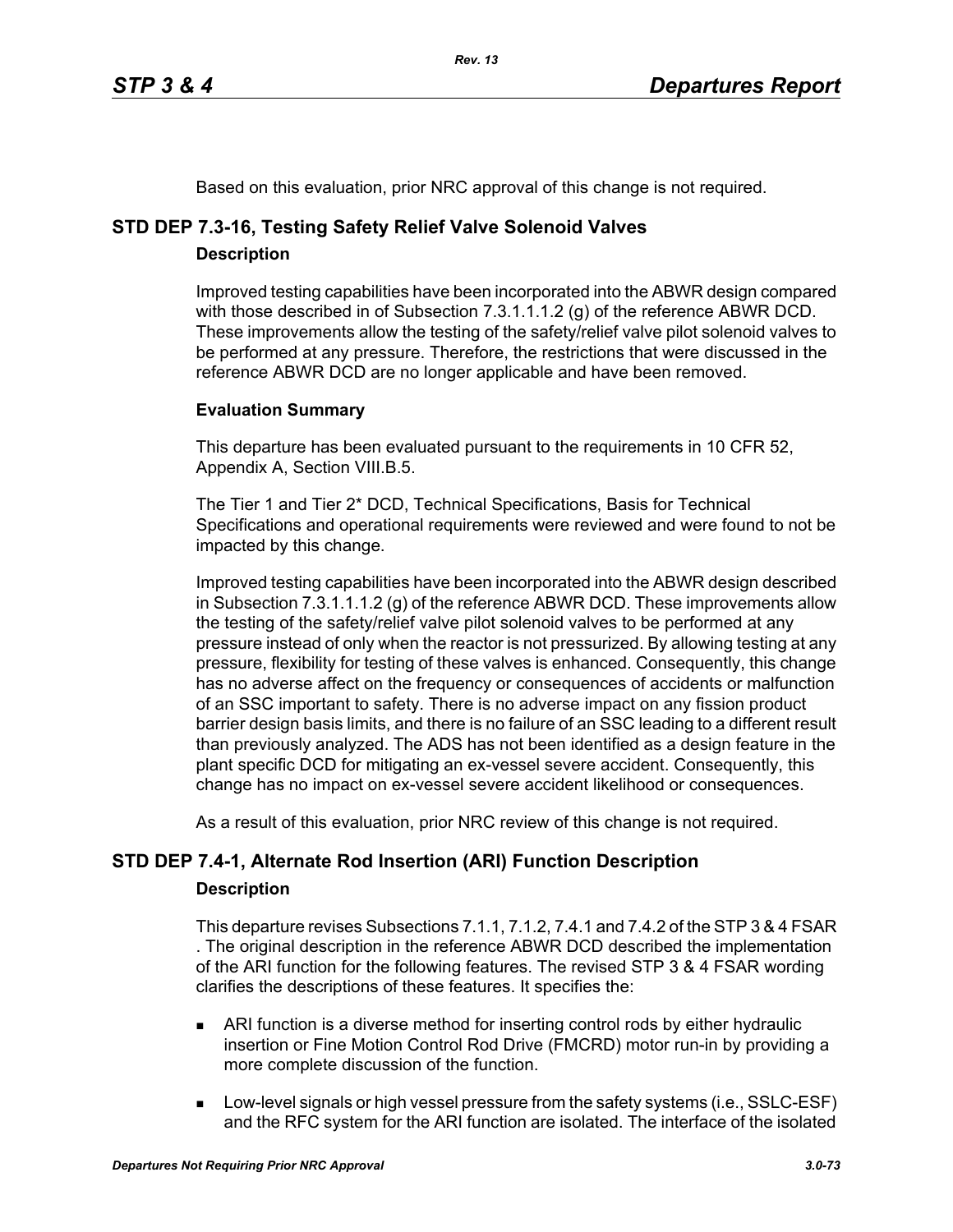Based on this evaluation, prior NRC approval of this change is not required.

## STD DEP 7.3-16, Testing Safety Relief Valve Solenoid Valves

### Description

Improved testing capabilities have been incorporated into the ABWR design compared with those described in of Subsection 7.3.1.1.1.2 (g) of the reference ABWR DCD. These improvements allow the testing of the safety/relief valve pilot solenoid valves to be performed at any pressure. Therefore, the restrictions that were discussed in the reference ABWR DCD are no longer applicable and have been removed.

### Evaluation Summary

This departure has been evaluated pursuant to the requirements in 10 CFR 52, Appendix A, Section VIII.B.5.

The Tier 1 and Tier 2* DCD, Technical Specifications, Basis for Technical Specifications and operational requirements were reviewed and were found to not be impacted by this change.

Improved testing capabilities have been incorporated into the ABWR design described in Subsection 7.3.1.1.1.2 (g) of the reference ABWR DCD. These improvements allow the testing of the safety/relief valve pilot solenoid valves to be performed at any pressure instead of only when the reactor is not pressurized. By allowing testing at any pressure, flexibility for testing of these valves is enhanced. Consequently, this change has no adverse affect on the frequency or consequences of accidents or malfunction of an SSC important to safety. There is no adverse impact on any fission product barrier design basis limits, and there is no failure of an SSC leading to a different result than previously analyzed. The ADS has not been identified as a design feature in the plant specific DCD for mitigating an ex-vessel severe accident. Consequently, this change has no impact on ex-vessel severe accident likelihood or consequences.

As a result of this evaluation, prior NRC review of this change is not required.

## STD DEP 7.4-1, Alternate Rod Insertion (ARI) Function Description

### Description

This departure revises Subsections 7.1.1, 7.1.2, 7.4.1 and 7.4.2 of the STP 3 & 4 FSAR . The original description in the reference ABWR DCD described the implementation of the ARI function for the following features. The revised STP 3 & 4 FSAR wording clarifies the descriptions of these features. It specifies the:

- ARI function is a diverse method for inserting control rods by either hydraulic insertion or Fine Motion Control Rod Drive (FMCRD) motor run-in by providing a more complete discussion of the function.
- Low-level signals or high vessel pressure from the safety systems (i.e., SSLC-ESF) and the RFC system for the ARI function are isolated. The interface of the isolated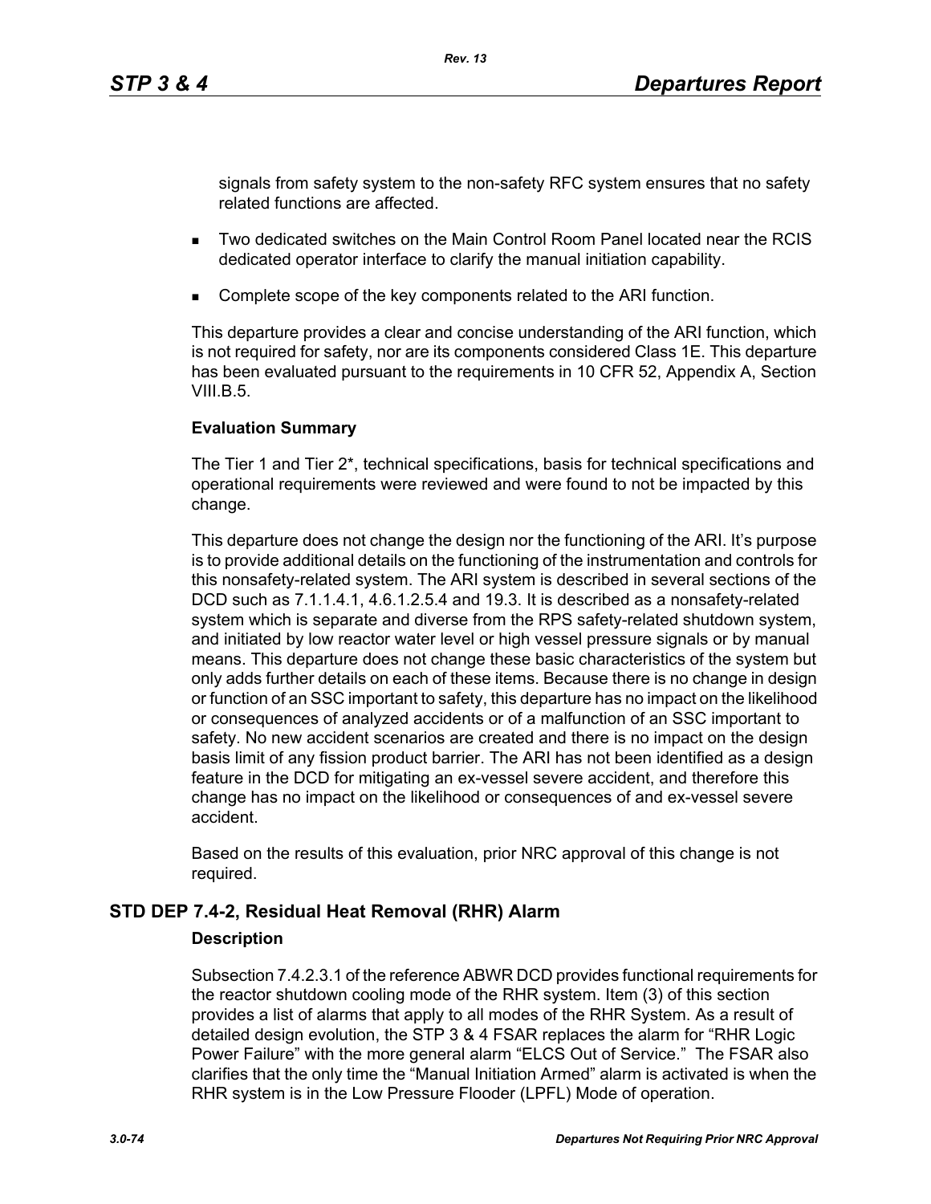signals from safety system to the non-safety RFC system ensures that no safety related functions are affected.

- Two dedicated switches on the Main Control Room Panel located near the RCIS dedicated operator interface to clarify the manual initiation capability.
- Complete scope of the key components related to the ARI function.

This departure provides a clear and concise understanding of the ARI function, which is not required for safety, nor are its components considered Class 1E. This departure has been evaluated pursuant to the requirements in 10 CFR 52, Appendix A, Section VIII.B.5.

**Evaluation Summary**

The Tier 1 and Tier 2*, technical specifications, basis for technical specifications and operational requirements were reviewed and were found to not be impacted by this change.

This departure does not change the design nor the functioning of the ARI. It's purpose is to provide additional details on the functioning of the instrumentation and controls for this nonsafety-related system. The ARI system is described in several sections of the DCD such as 7.1.1.4.1, 4.6.1.2.5.4 and 19.3. It is described as a nonsafety-related system which is separate and diverse from the RPS safety-related shutdown system, and initiated by low reactor water level or high vessel pressure signals or by manual means. This departure does not change these basic characteristics of the system but only adds further details on each of these items. Because there is no change in design or function of an SSC important to safety, this departure has no impact on the likelihood or consequences of analyzed accidents or of a malfunction of an SSC important to safety. No new accident scenarios are created and there is no impact on the design basis limit of any fission product barrier. The ARI has not been identified as a design feature in the DCD for mitigating an ex-vessel severe accident, and therefore this change has no impact on the likelihood or consequences of and ex-vessel severe accident.

Based on the results of this evaluation, prior NRC approval of this change is not required.

## STD DEP 7.4-2, Residual Heat Removal (RHR) Alarm

**Description**

Subsection 7.4.2.3.1 of the reference ABWR DCD provides functional requirements for the reactor shutdown cooling mode of the RHR system. Item (3) of this section provides a list of alarms that apply to all modes of the RHR System. As a result of detailed design evolution, the STP 3 & 4 FSAR replaces the alarm for "RHR Logic Power Failure" with the more general alarm "ELCS Out of Service." The FSAR also clarifies that the only time the "Manual Initiation Armed" alarm is activated is when the RHR system is in the Low Pressure Flooder (LPFL) Mode of operation.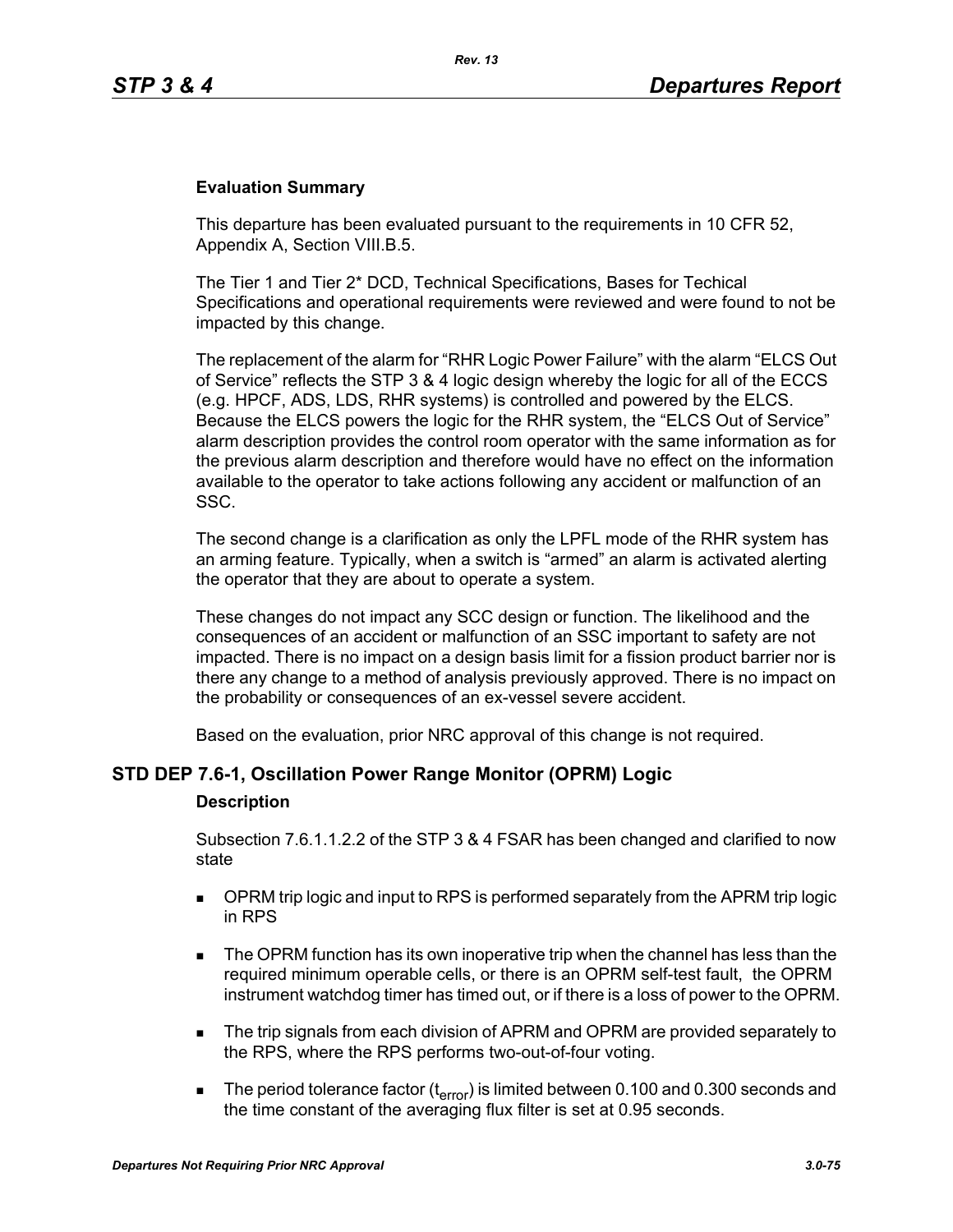**Evaluation Summary**

This departure has been evaluated pursuant to the requirements in 10 CFR 52, Appendix A, Section VIII.B.5.

The Tier 1 and Tier 2* DCD, Technical Specifications, Bases for Techical Specifications and operational requirements were reviewed and were found to not be impacted by this change.

The replacement of the alarm for “RHR Logic Power Failure” with the alarm “ELCS Out of Service” reflects the STP 3 & 4 logic design whereby the logic for all of the ECCS (e.g. HPCF, ADS, LDS, RHR systems) is controlled and powered by the ELCS. Because the ELCS powers the logic for the RHR system, the “ELCS Out of Service” alarm description provides the control room operator with the same information as for the previous alarm description and therefore would have no effect on the information available to the operator to take actions following any accident or malfunction of an SSC.

The second change is a clarification as only the LPFL mode of the RHR system has an arming feature. Typically, when a switch is “armed” an alarm is activated alerting the operator that they are about to operate a system.

These changes do not impact any SCC design or function. The likelihood and the consequences of an accident or malfunction of an SSC important to safety are not impacted. There is no impact on a design basis limit for a fission product barrier nor is there any change to a method of analysis previously approved. There is no impact on the probability or consequences of an ex-vessel severe accident.

Based on the evaluation, prior NRC approval of this change is not required.

## STD DEP 7.6-1, Oscillation Power Range Monitor (OPRM) Logic

**Description**

Subsection 7.6.1.1.2.2 of the STP 3 & 4 FSAR has been changed and clarified to now state

- OPRM trip logic and input to RPS is performed separately from the APRM trip logic in RPS
- The OPRM function has its own inoperative trip when the channel has less than the required minimum operable cells, or there is an OPRM self-test fault, the OPRM instrument watchdog timer has timed out, or if there is a loss of power to the OPRM.
- The trip signals from each division of APRM and OPRM are provided separately to the RPS, where the RPS performs two-out-of-four voting.
- The period tolerance factor ($t_{error}$) is limited between 0.100 and 0.300 seconds and the time constant of the averaging flux filter is set at 0.95 seconds.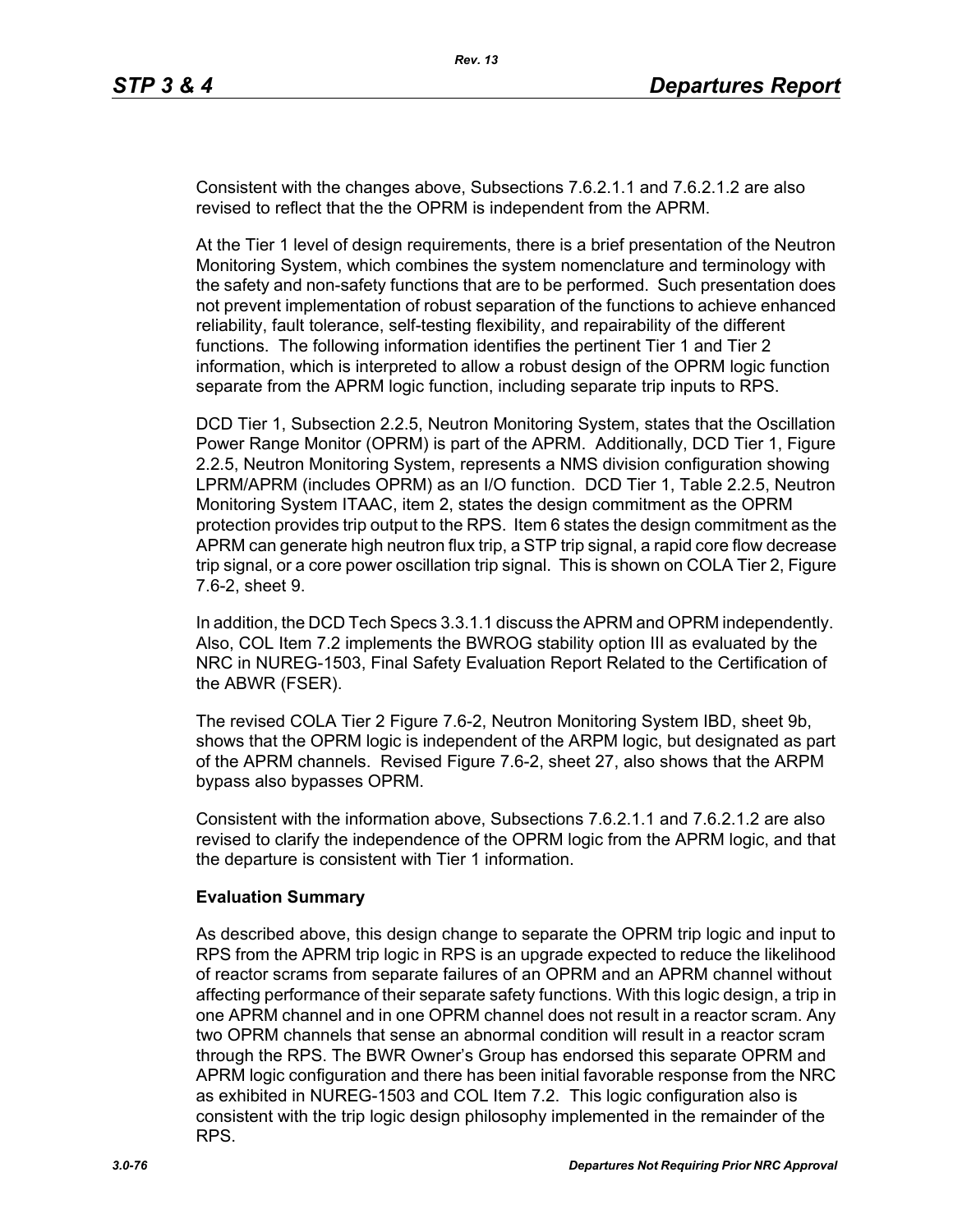Consistent with the changes above, Subsections 7.6.2.1.1 and 7.6.2.1.2 are also revised to reflect that the the OPRM is independent from the APRM.

At the Tier 1 level of design requirements, there is a brief presentation of the Neutron Monitoring System, which combines the system nomenclature and terminology with the safety and non-safety functions that are to be performed. Such presentation does not prevent implementation of robust separation of the functions to achieve enhanced reliability, fault tolerance, self-testing flexibility, and repairability of the different functions. The following information identifies the pertinent Tier 1 and Tier 2 information, which is interpreted to allow a robust design of the OPRM logic function separate from the APRM logic function, including separate trip inputs to RPS.

DCD Tier 1, Subsection 2.2.5, Neutron Monitoring System, states that the Oscillation Power Range Monitor (OPRM) is part of the APRM. Additionally, DCD Tier 1, Figure 2.2.5, Neutron Monitoring System, represents a NMS division configuration showing LPRM/APRM (includes OPRM) as an I/O function. DCD Tier 1, Table 2.2.5, Neutron Monitoring System ITAAC, item 2, states the design commitment as the OPRM protection provides trip output to the RPS. Item 6 states the design commitment as the APRM can generate high neutron flux trip, a STP trip signal, a rapid core flow decrease trip signal, or a core power oscillation trip signal. This is shown on COLA Tier 2, Figure 7.6-2, sheet 9.

In addition, the DCD Tech Specs 3.3.1.1 discuss the APRM and OPRM independently. Also, COL Item 7.2 implements the BWROG stability option III as evaluated by the NRC in NUREG-1503, Final Safety Evaluation Report Related to the Certification of the ABWR (FSER).

The revised COLA Tier 2 Figure 7.6-2, Neutron Monitoring System IBD, sheet 9b, shows that the OPRM logic is independent of the ARPM logic, but designated as part of the APRM channels. Revised Figure 7.6-2, sheet 27, also shows that the ARPM bypass also bypasses OPRM.

Consistent with the information above, Subsections 7.6.2.1.1 and 7.6.2.1.2 are also revised to clarify the independence of the OPRM logic from the APRM logic, and that the departure is consistent with Tier 1 information.

**Evaluation Summary**

As described above, this design change to separate the OPRM trip logic and input to RPS from the APRM trip logic in RPS is an upgrade expected to reduce the likelihood of reactor scrams from separate failures of an OPRM and an APRM channel without affecting performance of their separate safety functions. With this logic design, a trip in one APRM channel and in one OPRM channel does not result in a reactor scram. Any two OPRM channels that sense an abnormal condition will result in a reactor scram through the RPS. The BWR Owner's Group has endorsed this separate OPRM and APRM logic configuration and there has been initial favorable response from the NRC as exhibited in NUREG-1503 and COL Item 7.2. This logic configuration also is consistent with the trip logic design philosophy implemented in the remainder of the RPS.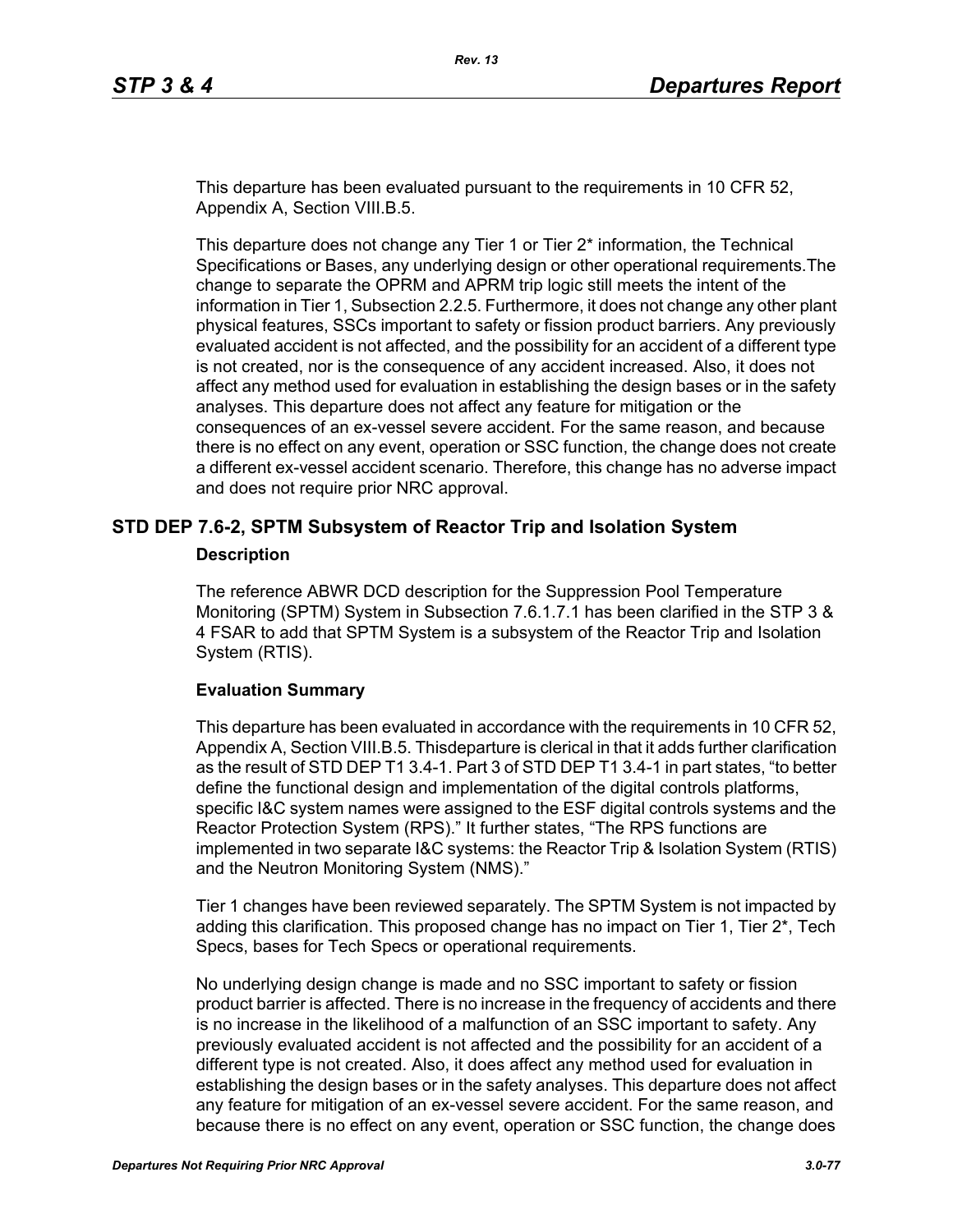This departure has been evaluated pursuant to the requirements in 10 CFR 52, Appendix A, Section VIII.B.5.

This departure does not change any Tier 1 or Tier 2* information, the Technical Specifications or Bases, any underlying design or other operational requirements.The change to separate the OPRM and APRM trip logic still meets the intent of the information in Tier 1, Subsection 2.2.5. Furthermore, it does not change any other plant physical features, SSCs important to safety or fission product barriers. Any previously evaluated accident is not affected, and the possibility for an accident of a different type is not created, nor is the consequence of any accident increased. Also, it does not affect any method used for evaluation in establishing the design bases or in the safety analyses. This departure does not affect any feature for mitigation or the consequences of an ex-vessel severe accident. For the same reason, and because there is no effect on any event, operation or SSC function, the change does not create a different ex-vessel accident scenario. Therefore, this change has no adverse impact and does not require prior NRC approval.

## STD DEP 7.6-2, SPTM Subsystem of Reactor Trip and Isolation System

### Description

The reference ABWR DCD description for the Suppression Pool Temperature Monitoring (SPTM) System in Subsection 7.6.1.7.1 has been clarified in the STP 3 & 4 FSAR to add that SPTM System is a subsystem of the Reactor Trip and Isolation System (RTIS).

### Evaluation Summary

This departure has been evaluated in accordance with the requirements in 10 CFR 52, Appendix A, Section VIII.B.5. Thisdeparture is clerical in that it adds further clarification as the result of STD DEP T1 3.4-1. Part 3 of STD DEP T1 3.4-1 in part states, “to better define the functional design and implementation of the digital controls platforms, specific I&C system names were assigned to the ESF digital controls systems and the Reactor Protection System (RPS).” It further states, “The RPS functions are implemented in two separate I&C systems: the Reactor Trip & Isolation System (RTIS) and the Neutron Monitoring System (NMS).”

Tier 1 changes have been reviewed separately. The SPTM System is not impacted by adding this clarification. This proposed change has no impact on Tier 1, Tier 2*, Tech Specs, bases for Tech Specs or operational requirements.

No underlying design change is made and no SSC important to safety or fission product barrier is affected. There is no increase in the frequency of accidents and there is no increase in the likelihood of a malfunction of an SSC important to safety. Any previously evaluated accident is not affected and the possibility for an accident of a different type is not created. Also, it does affect any method used for evaluation in establishing the design bases or in the safety analyses. This departure does not affect any feature for mitigation of an ex-vessel severe accident. For the same reason, and because there is no effect on any event, operation or SSC function, the change does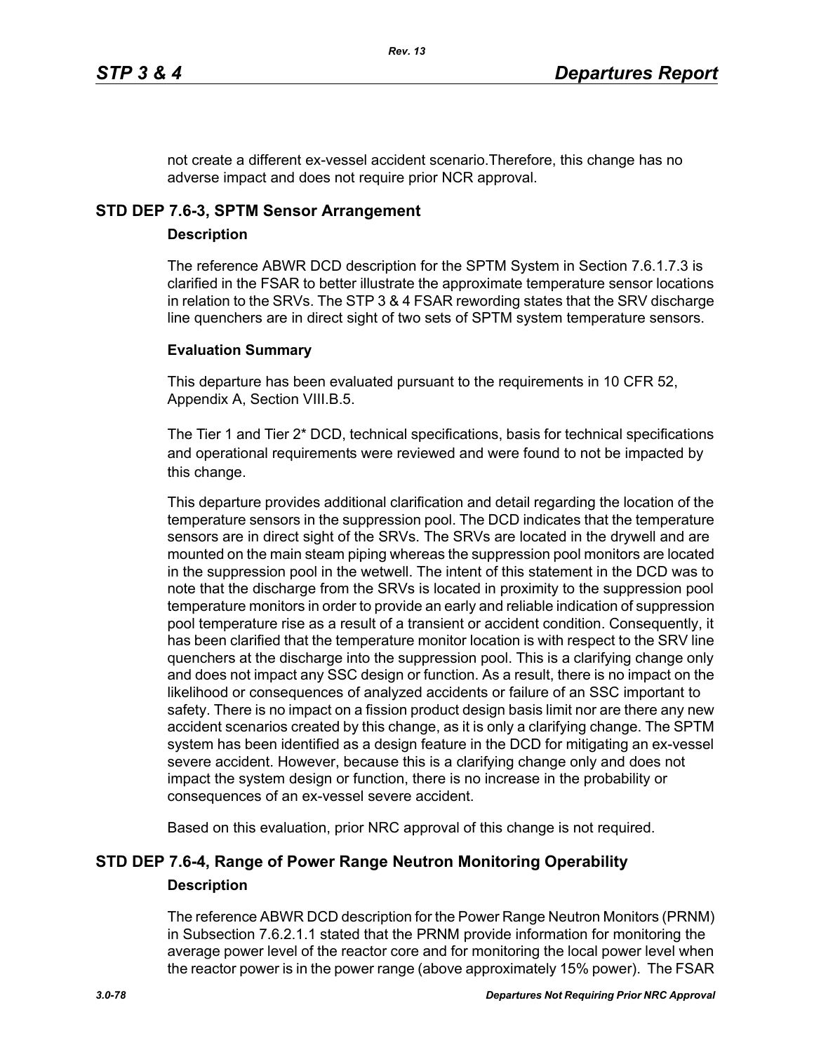not create a different ex-vessel accident scenario.Therefore, this change has no adverse impact and does not require prior NCR approval.

## STD DEP 7.6-3, SPTM Sensor Arrangement

### Description

The reference ABWR DCD description for the SPTM System in Section 7.6.1.7.3 is clarified in the FSAR to better illustrate the approximate temperature sensor locations in relation to the SRVs. The STP 3 & 4 FSAR rewording states that the SRV discharge line quenchers are in direct sight of two sets of SPTM system temperature sensors.

### Evaluation Summary

This departure has been evaluated pursuant to the requirements in 10 CFR 52, Appendix A, Section VIII.B.5.

The Tier 1 and Tier 2* DCD, technical specifications, basis for technical specifications and operational requirements were reviewed and were found to not be impacted by this change.

This departure provides additional clarification and detail regarding the location of the temperature sensors in the suppression pool. The DCD indicates that the temperature sensors are in direct sight of the SRVs. The SRVs are located in the drywell and are mounted on the main steam piping whereas the suppression pool monitors are located in the suppression pool in the wetwell. The intent of this statement in the DCD was to note that the discharge from the SRVs is located in proximity to the suppression pool temperature monitors in order to provide an early and reliable indication of suppression pool temperature rise as a result of a transient or accident condition. Consequently, it has been clarified that the temperature monitor location is with respect to the SRV line quenchers at the discharge into the suppression pool. This is a clarifying change only and does not impact any SSC design or function. As a result, there is no impact on the likelihood or consequences of analyzed accidents or failure of an SSC important to safety. There is no impact on a fission product design basis limit nor are there any new accident scenarios created by this change, as it is only a clarifying change. The SPTM system has been identified as a design feature in the DCD for mitigating an ex-vessel severe accident. However, because this is a clarifying change only and does not impact the system design or function, there is no increase in the probability or consequences of an ex-vessel severe accident.

Based on this evaluation, prior NRC approval of this change is not required.

## STD DEP 7.6-4, Range of Power Range Neutron Monitoring Operability

### Description

The reference ABWR DCD description for the Power Range Neutron Monitors (PRNM) in Subsection 7.6.2.1.1 stated that the PRNM provide information for monitoring the average power level of the reactor core and for monitoring the local power level when the reactor power is in the power range (above approximately 15% power). The FSAR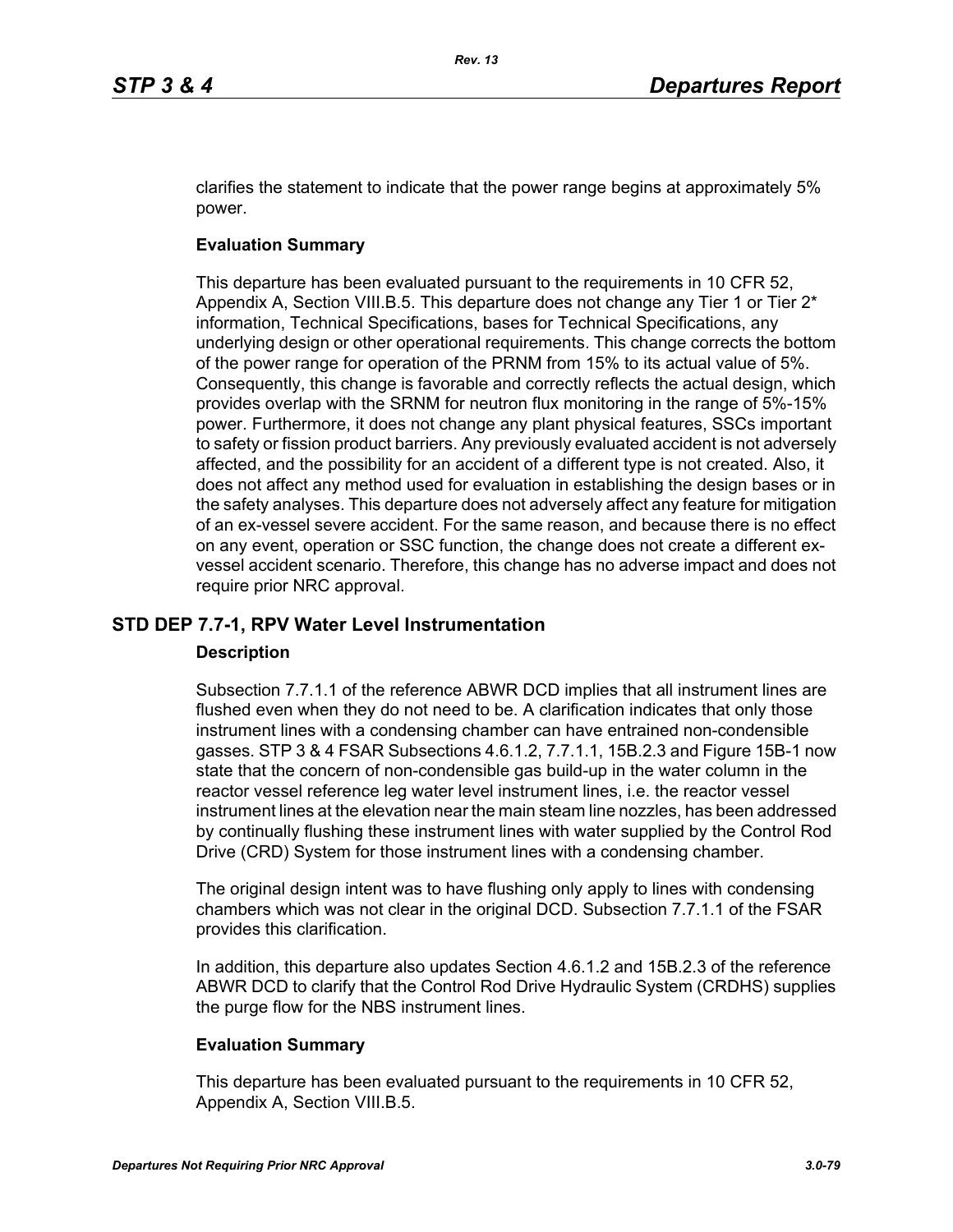clarifies the statement to indicate that the power range begins at approximately 5% power.

**Evaluation Summary**

This departure has been evaluated pursuant to the requirements in 10 CFR 52, Appendix A, Section VIII.B.5. This departure does not change any Tier 1 or Tier 2* information, Technical Specifications, bases for Technical Specifications, any underlying design or other operational requirements. This change corrects the bottom of the power range for operation of the PRNM from 15% to its actual value of 5%. Consequently, this change is favorable and correctly reflects the actual design, which provides overlap with the SRNM for neutron flux monitoring in the range of 5%-15% power. Furthermore, it does not change any plant physical features, SSCs important to safety or fission product barriers. Any previously evaluated accident is not adversely affected, and the possibility for an accident of a different type is not created. Also, it does not affect any method used for evaluation in establishing the design bases or in the safety analyses. This departure does not adversely affect any feature for mitigation of an ex-vessel severe accident. For the same reason, and because there is no effect on any event, operation or SSC function, the change does not create a different ex-vessel accident scenario. Therefore, this change has no adverse impact and does not require prior NRC approval.

## STD DEP 7.7-1, RPV Water Level Instrumentation

**Description**

Subsection 7.7.1.1 of the reference ABWR DCD implies that all instrument lines are flushed even when they do not need to be. A clarification indicates that only those instrument lines with a condensing chamber can have entrained non-condensible gasses. STP 3 & 4 FSAR Subsections 4.6.1.2, 7.7.1.1, 15B.2.3 and Figure 15B-1 now state that the concern of non-condensible gas build-up in the water column in the reactor vessel reference leg water level instrument lines, i.e. the reactor vessel instrument lines at the elevation near the main steam line nozzles, has been addressed by continually flushing these instrument lines with water supplied by the Control Rod Drive (CRD) System for those instrument lines with a condensing chamber.

The original design intent was to have flushing only apply to lines with condensing chambers which was not clear in the original DCD. Subsection 7.7.1.1 of the FSAR provides this clarification.

In addition, this departure also updates Section 4.6.1.2 and 15B.2.3 of the reference ABWR DCD to clarify that the Control Rod Drive Hydraulic System (CRDHS) supplies the purge flow for the NBS instrument lines.

**Evaluation Summary**

This departure has been evaluated pursuant to the requirements in 10 CFR 52, Appendix A, Section VIII.B.5.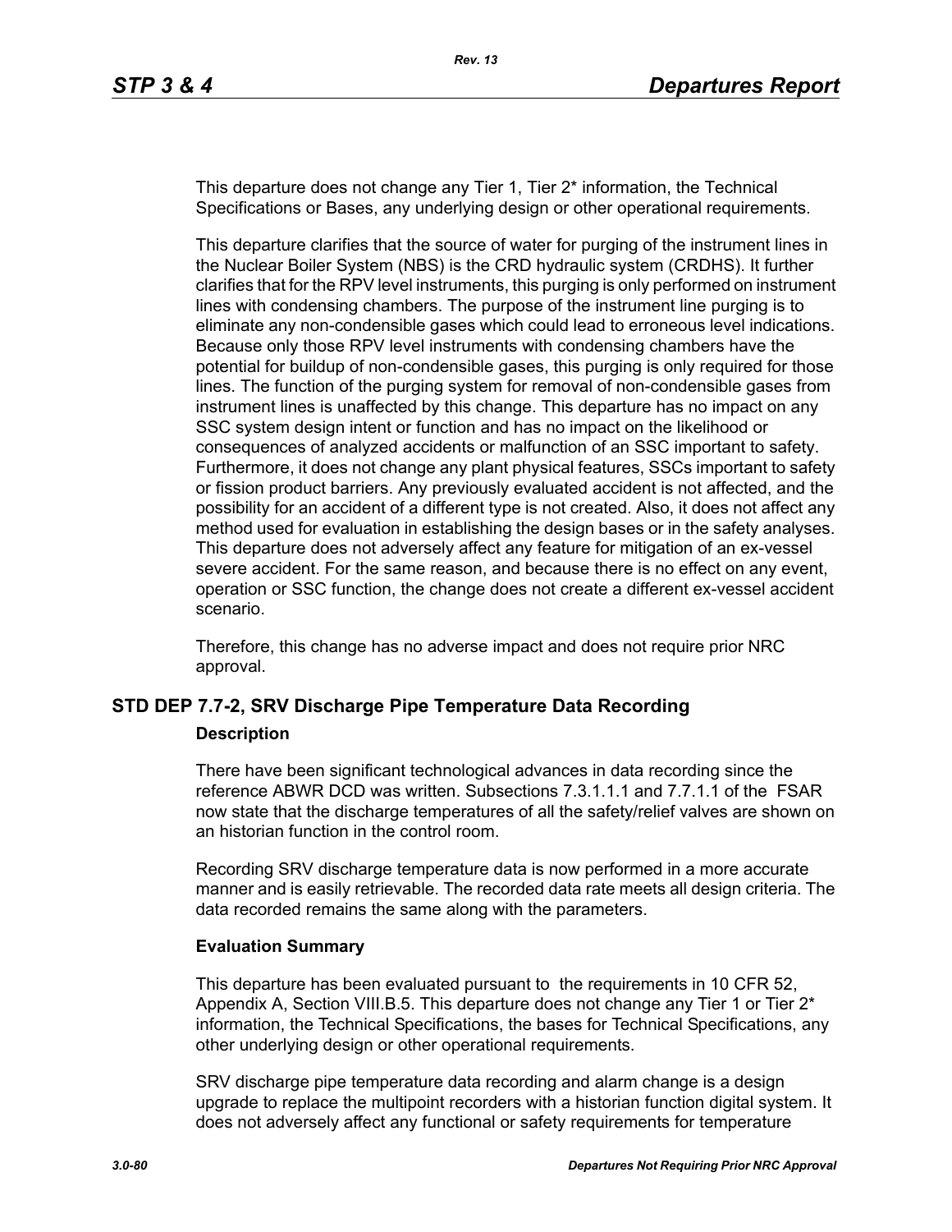This departure does not change any Tier 1, Tier 2* information, the Technical Specifications or Bases, any underlying design or other operational requirements.

This departure clarifies that the source of water for purging of the instrument lines in the Nuclear Boiler System (NBS) is the CRD hydraulic system (CRDHS). It further clarifies that for the RPV level instruments, this purging is only performed on instrument lines with condensing chambers. The purpose of the instrument line purging is to eliminate any non-condensible gases which could lead to erroneous level indications. Because only those RPV level instruments with condensing chambers have the potential for buildup of non-condensible gases, this purging is only required for those lines. The function of the purging system for removal of non-condensible gases from instrument lines is unaffected by this change. This departure has no impact on any SSC system design intent or function and has no impact on the likelihood or consequences of analyzed accidents or malfunction of an SSC important to safety. Furthermore, it does not change any plant physical features, SSCs important to safety or fission product barriers. Any previously evaluated accident is not affected, and the possibility for an accident of a different type is not created. Also, it does not affect any method used for evaluation in establishing the design bases or in the safety analyses. This departure does not adversely affect any feature for mitigation of an ex-vessel severe accident. For the same reason, and because there is no effect on any event, operation or SSC function, the change does not create a different ex-vessel accident scenario.

Therefore, this change has no adverse impact and does not require prior NRC approval.

## STD DEP 7.7-2, SRV Discharge Pipe Temperature Data Recording

### Description

There have been significant technological advances in data recording since the reference ABWR DCD was written. Subsections 7.3.1.1.1 and 7.7.1.1 of the FSAR now state that the discharge temperatures of all the safety/relief valves are shown on an historian function in the control room.

Recording SRV discharge temperature data is now performed in a more accurate manner and is easily retrievable. The recorded data rate meets all design criteria. The data recorded remains the same along with the parameters.

### Evaluation Summary

This departure has been evaluated pursuant to the requirements in 10 CFR 52, Appendix A, Section VIII.B.5. This departure does not change any Tier 1 or Tier 2* information, the Technical Specifications, the bases for Technical Specifications, any other underlying design or other operational requirements.

SRV discharge pipe temperature data recording and alarm change is a design upgrade to replace the multipoint recorders with a historian function digital system. It does not adversely affect any functional or safety requirements for temperature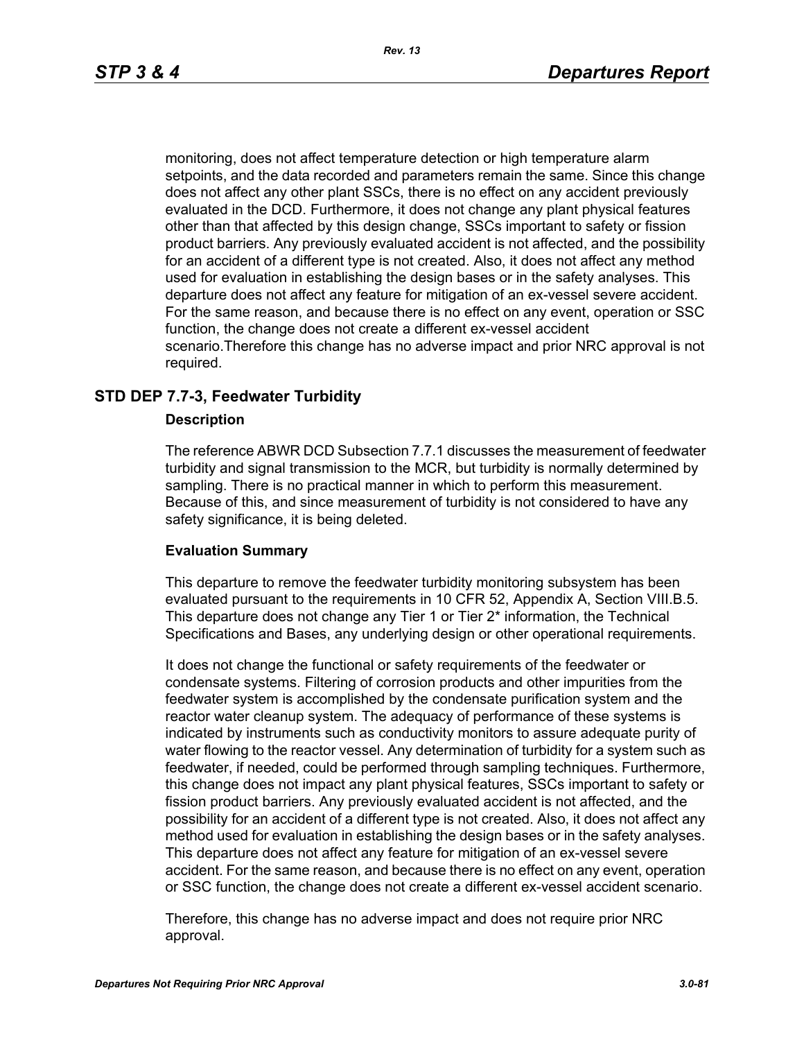monitoring, does not affect temperature detection or high temperature alarm setpoints, and the data recorded and parameters remain the same. Since this change does not affect any other plant SSCs, there is no effect on any accident previously evaluated in the DCD. Furthermore, it does not change any plant physical features other than that affected by this design change, SSCs important to safety or fission product barriers. Any previously evaluated accident is not affected, and the possibility for an accident of a different type is not created. Also, it does not affect any method used for evaluation in establishing the design bases or in the safety analyses. This departure does not affect any feature for mitigation of an ex-vessel severe accident. For the same reason, and because there is no effect on any event, operation or SSC function, the change does not create a different ex-vessel accident scenario.Therefore this change has no adverse impact and prior NRC approval is not required.

## STD DEP 7.7-3, Feedwater Turbidity

### Description

The reference ABWR DCD Subsection 7.7.1 discusses the measurement of feedwater turbidity and signal transmission to the MCR, but turbidity is normally determined by sampling. There is no practical manner in which to perform this measurement. Because of this, and since measurement of turbidity is not considered to have any safety significance, it is being deleted.

### Evaluation Summary

This departure to remove the feedwater turbidity monitoring subsystem has been evaluated pursuant to the requirements in 10 CFR 52, Appendix A, Section VIII.B.5. This departure does not change any Tier 1 or Tier 2* information, the Technical Specifications and Bases, any underlying design or other operational requirements.

It does not change the functional or safety requirements of the feedwater or condensate systems. Filtering of corrosion products and other impurities from the feedwater system is accomplished by the condensate purification system and the reactor water cleanup system. The adequacy of performance of these systems is indicated by instruments such as conductivity monitors to assure adequate purity of water flowing to the reactor vessel. Any determination of turbidity for a system such as feedwater, if needed, could be performed through sampling techniques. Furthermore, this change does not impact any plant physical features, SSCs important to safety or fission product barriers. Any previously evaluated accident is not affected, and the possibility for an accident of a different type is not created. Also, it does not affect any method used for evaluation in establishing the design bases or in the safety analyses. This departure does not affect any feature for mitigation of an ex-vessel severe accident. For the same reason, and because there is no effect on any event, operation or SSC function, the change does not create a different ex-vessel accident scenario.

Therefore, this change has no adverse impact and does not require prior NRC approval.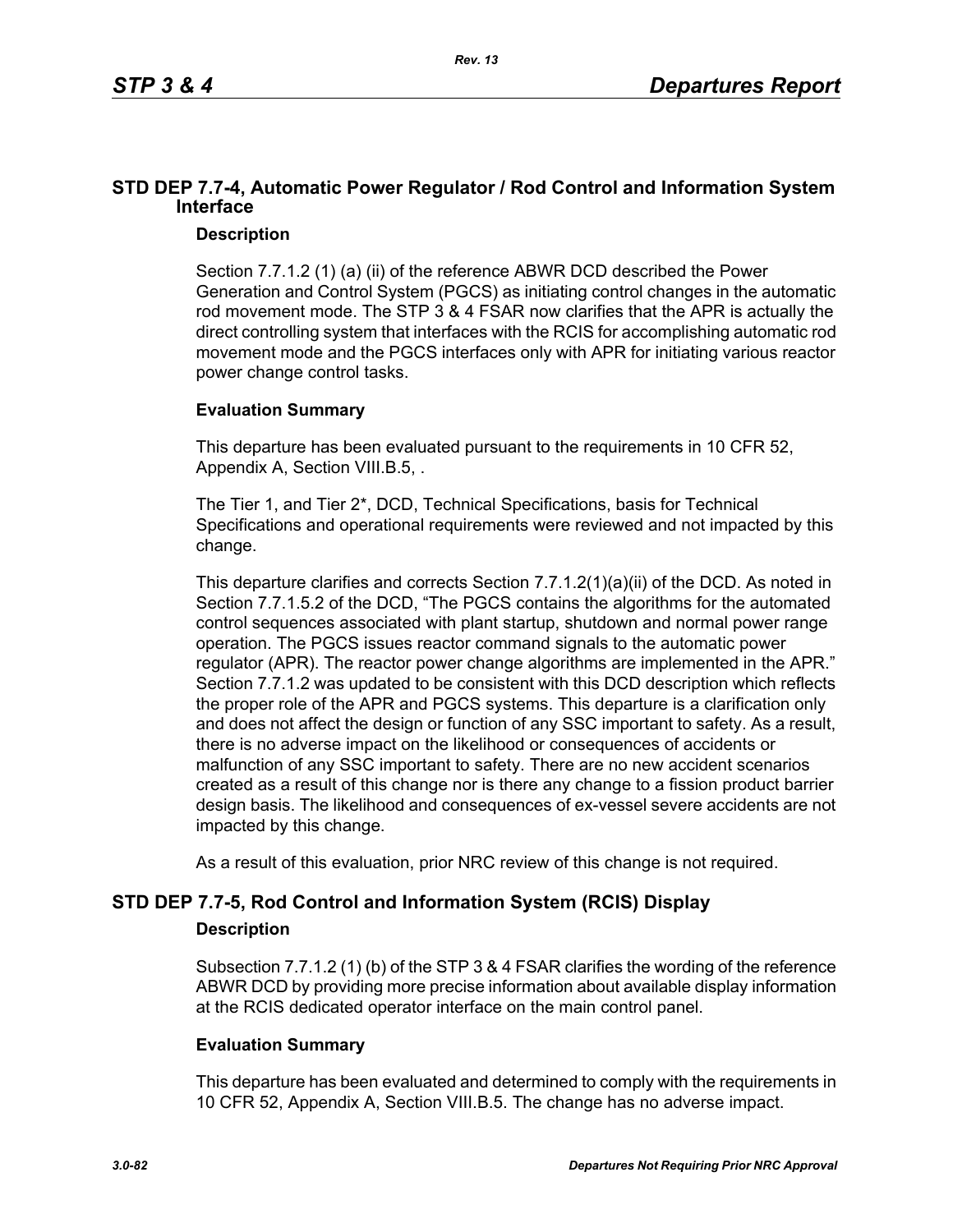## STD DEP 7.7-4, Automatic Power Regulator / Rod Control and Information System Interface

### Description

Section 7.7.1.2 (1) (a) (ii) of the reference ABWR DCD described the Power Generation and Control System (PGCS) as initiating control changes in the automatic rod movement mode. The STP 3 & 4 FSAR now clarifies that the APR is actually the direct controlling system that interfaces with the RCIS for accomplishing automatic rod movement mode and the PGCS interfaces only with APR for initiating various reactor power change control tasks.

### Evaluation Summary

This departure has been evaluated pursuant to the requirements in 10 CFR 52, Appendix A, Section VIII.B.5, .

The Tier 1, and Tier 2*, DCD, Technical Specifications, basis for Technical Specifications and operational requirements were reviewed and not impacted by this change.

This departure clarifies and corrects Section 7.7.1.2(1)(a)(ii) of the DCD. As noted in Section 7.7.1.5.2 of the DCD, "The PGCS contains the algorithms for the automated control sequences associated with plant startup, shutdown and normal power range operation. The PGCS issues reactor command signals to the automatic power regulator (APR). The reactor power change algorithms are implemented in the APR." Section 7.7.1.2 was updated to be consistent with this DCD description which reflects the proper role of the APR and PGCS systems. This departure is a clarification only and does not affect the design or function of any SSC important to safety. As a result, there is no adverse impact on the likelihood or consequences of accidents or malfunction of any SSC important to safety. There are no new accident scenarios created as a result of this change nor is there any change to a fission product barrier design basis. The likelihood and consequences of ex-vessel severe accidents are not impacted by this change.

As a result of this evaluation, prior NRC review of this change is not required.

## STD DEP 7.7-5, Rod Control and Information System (RCIS) Display

### Description

Subsection 7.7.1.2 (1) (b) of the STP 3 & 4 FSAR clarifies the wording of the reference ABWR DCD by providing more precise information about available display information at the RCIS dedicated operator interface on the main control panel.

### Evaluation Summary

This departure has been evaluated and determined to comply with the requirements in 10 CFR 52, Appendix A, Section VIII.B.5. The change has no adverse impact.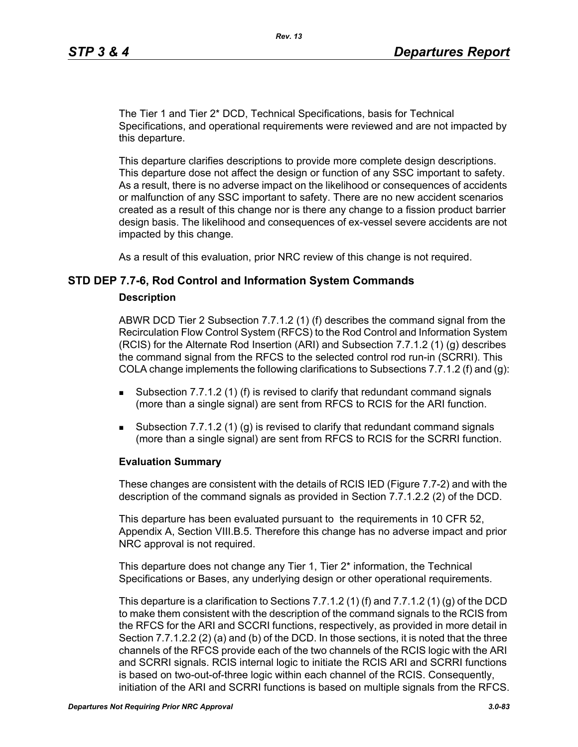The Tier 1 and Tier 2* DCD, Technical Specifications, basis for Technical Specifications, and operational requirements were reviewed and are not impacted by this departure.

This departure clarifies descriptions to provide more complete design descriptions. This departure dose not affect the design or function of any SSC important to safety. As a result, there is no adverse impact on the likelihood or consequences of accidents or malfunction of any SSC important to safety. There are no new accident scenarios created as a result of this change nor is there any change to a fission product barrier design basis. The likelihood and consequences of ex-vessel severe accidents are not impacted by this change.

As a result of this evaluation, prior NRC review of this change is not required.

## STD DEP 7.7-6, Rod Control and Information System Commands

### Description

ABWR DCD Tier 2 Subsection 7.7.1.2 (1) (f) describes the command signal from the Recirculation Flow Control System (RFCS) to the Rod Control and Information System (RCIS) for the Alternate Rod Insertion (ARI) and Subsection 7.7.1.2 (1) (g) describes the command signal from the RFCS to the selected control rod run-in (SCRRI). This COLA change implements the following clarifications to Subsections 7.7.1.2 (f) and (g):

- Subsection 7.7.1.2 (1) (f) is revised to clarify that redundant command signals (more than a single signal) are sent from RFCS to RCIS for the ARI function.
- Subsection 7.7.1.2 (1) (g) is revised to clarify that redundant command signals (more than a single signal) are sent from RFCS to RCIS for the SCRRI function.

### Evaluation Summary

These changes are consistent with the details of RCIS IED (Figure 7.7-2) and with the description of the command signals as provided in Section 7.7.1.2.2 (2) of the DCD.

This departure has been evaluated pursuant to the requirements in 10 CFR 52, Appendix A, Section VIII.B.5. Therefore this change has no adverse impact and prior NRC approval is not required.

This departure does not change any Tier 1, Tier 2* information, the Technical Specifications or Bases, any underlying design or other operational requirements.

This departure is a clarification to Sections 7.7.1.2 (1) (f) and 7.7.1.2 (1) (g) of the DCD to make them consistent with the description of the command signals to the RCIS from the RFCS for the ARI and SCCRI functions, respectively, as provided in more detail in Section 7.7.1.2.2 (2) (a) and (b) of the DCD. In those sections, it is noted that the three channels of the RFCS provide each of the two channels of the RCIS logic with the ARI and SCRRI signals. RCIS internal logic to initiate the RCIS ARI and SCRRI functions is based on two-out-of-three logic within each channel of the RCIS. Consequently, initiation of the ARI and SCRRI functions is based on multiple signals from the RFCS.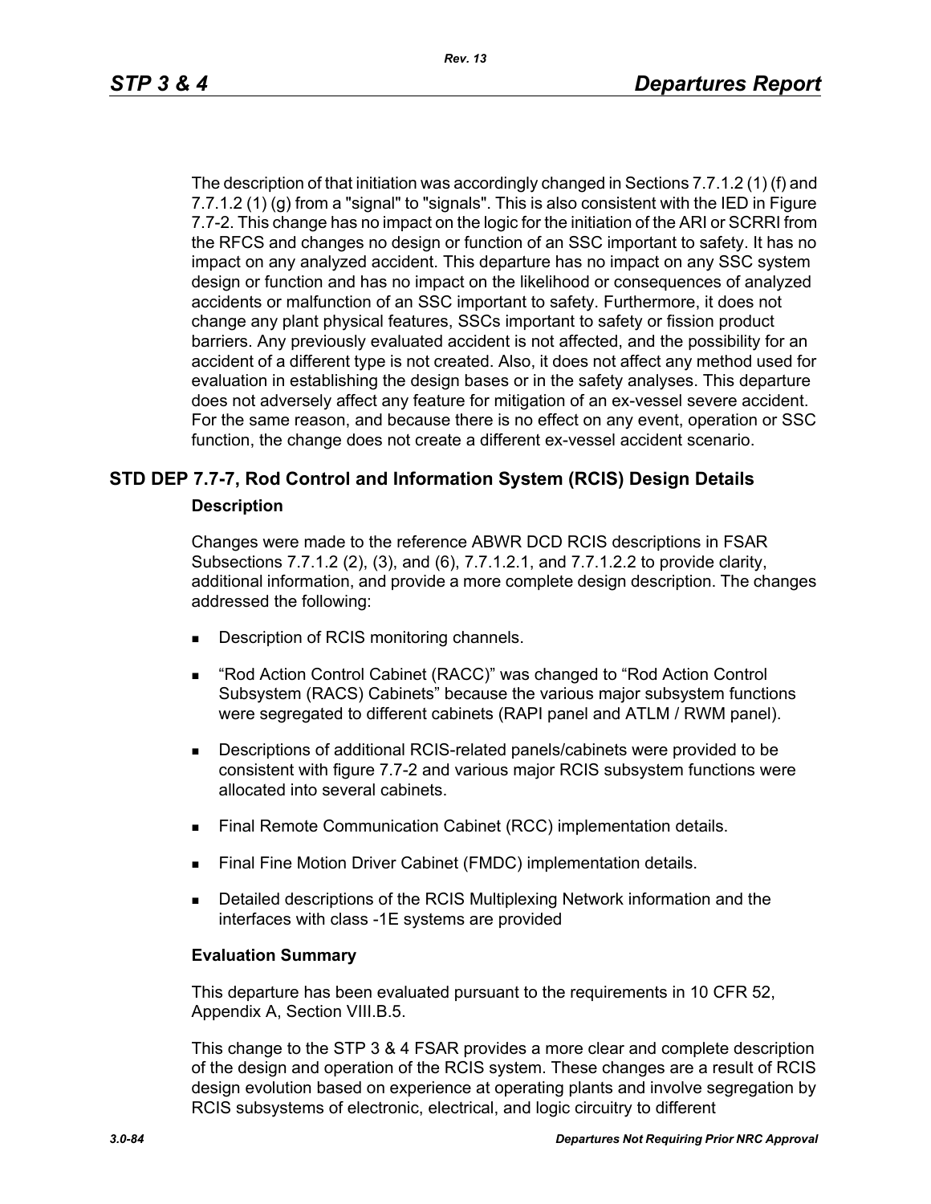The description of that initiation was accordingly changed in Sections 7.7.1.2 (1) (f) and 7.7.1.2 (1) (g) from a "signal" to "signals". This is also consistent with the IED in Figure 7.7-2. This change has no impact on the logic for the initiation of the ARI or SCRRI from the RFCS and changes no design or function of an SSC important to safety. It has no impact on any analyzed accident. This departure has no impact on any SSC system design or function and has no impact on the likelihood or consequences of analyzed accidents or malfunction of an SSC important to safety. Furthermore, it does not change any plant physical features, SSCs important to safety or fission product barriers. Any previously evaluated accident is not affected, and the possibility for an accident of a different type is not created. Also, it does not affect any method used for evaluation in establishing the design bases or in the safety analyses. This departure does not adversely affect any feature for mitigation of an ex-vessel severe accident. For the same reason, and because there is no effect on any event, operation or SSC function, the change does not create a different ex-vessel accident scenario.

## STD DEP 7.7-7, Rod Control and Information System (RCIS) Design Details

**Description**

Changes were made to the reference ABWR DCD RCIS descriptions in FSAR Subsections 7.7.1.2 (2), (3), and (6), 7.7.1.2.1, and 7.7.1.2.2 to provide clarity, additional information, and provide a more complete design description. The changes addressed the following:

- Description of RCIS monitoring channels.
- “Rod Action Control Cabinet (RACC)” was changed to “Rod Action Control Subsystem (RACS) Cabinets” because the various major subsystem functions were segregated to different cabinets (RAPI panel and ATLM / RWM panel).
- Descriptions of additional RCIS-related panels/cabinets were provided to be consistent with figure 7.7-2 and various major RCIS subsystem functions were allocated into several cabinets.
- Final Remote Communication Cabinet (RCC) implementation details.
- Final Fine Motion Driver Cabinet (FMDC) implementation details.
- Detailed descriptions of the RCIS Multiplexing Network information and the interfaces with class -1E systems are provided

**Evaluation Summary**

This departure has been evaluated pursuant to the requirements in 10 CFR 52, Appendix A, Section VIII.B.5.

This change to the STP 3 & 4 FSAR provides a more clear and complete description of the design and operation of the RCIS system. These changes are a result of RCIS design evolution based on experience at operating plants and involve segregation by RCIS subsystems of electronic, electrical, and logic circuitry to different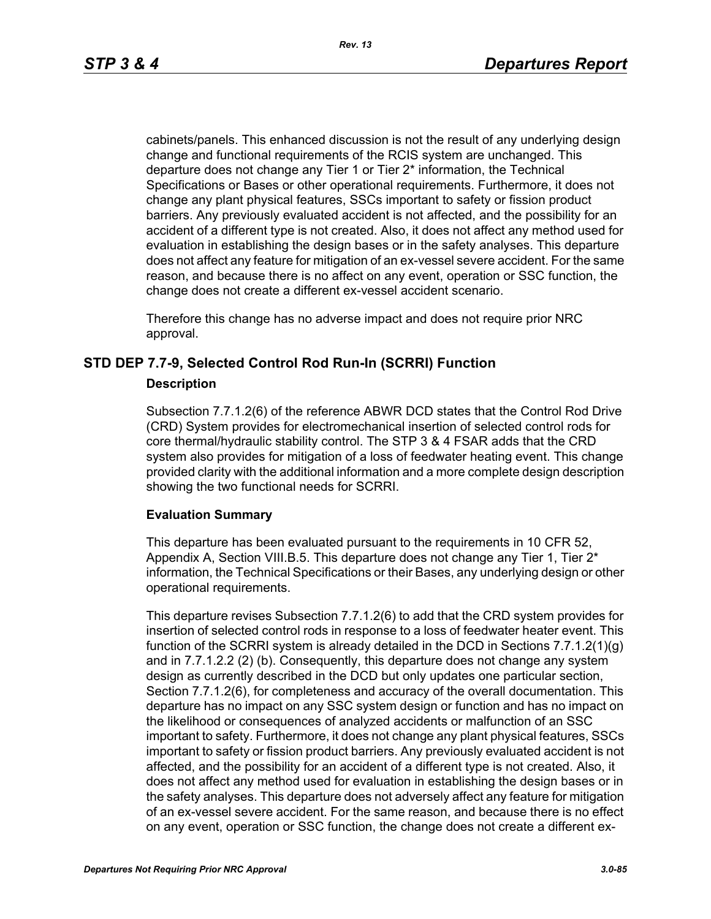cabinets/panels. This enhanced discussion is not the result of any underlying design change and functional requirements of the RCIS system are unchanged. This departure does not change any Tier 1 or Tier 2* information, the Technical Specifications or Bases or other operational requirements. Furthermore, it does not change any plant physical features, SSCs important to safety or fission product barriers. Any previously evaluated accident is not affected, and the possibility for an accident of a different type is not created. Also, it does not affect any method used for evaluation in establishing the design bases or in the safety analyses. This departure does not affect any feature for mitigation of an ex-vessel severe accident. For the same reason, and because there is no affect on any event, operation or SSC function, the change does not create a different ex-vessel accident scenario.

Therefore this change has no adverse impact and does not require prior NRC approval.

## STD DEP 7.7-9, Selected Control Rod Run-In (SCRRI) Function

### Description

Subsection 7.7.1.2(6) of the reference ABWR DCD states that the Control Rod Drive (CRD) System provides for electromechanical insertion of selected control rods for core thermal/hydraulic stability control. The STP 3 & 4 FSAR adds that the CRD system also provides for mitigation of a loss of feedwater heating event. This change provided clarity with the additional information and a more complete design description showing the two functional needs for SCRRI.

### Evaluation Summary

This departure has been evaluated pursuant to the requirements in 10 CFR 52, Appendix A, Section VIII.B.5. This departure does not change any Tier 1, Tier 2* information, the Technical Specifications or their Bases, any underlying design or other operational requirements.

This departure revises Subsection 7.7.1.2(6) to add that the CRD system provides for insertion of selected control rods in response to a loss of feedwater heater event. This function of the SCRRI system is already detailed in the DCD in Sections 7.7.1.2(1)(g) and in 7.7.1.2.2 (2) (b). Consequently, this departure does not change any system design as currently described in the DCD but only updates one particular section, Section 7.7.1.2(6), for completeness and accuracy of the overall documentation. This departure has no impact on any SSC system design or function and has no impact on the likelihood or consequences of analyzed accidents or malfunction of an SSC important to safety. Furthermore, it does not change any plant physical features, SSCs important to safety or fission product barriers. Any previously evaluated accident is not affected, and the possibility for an accident of a different type is not created. Also, it does not affect any method used for evaluation in establishing the design bases or in the safety analyses. This departure does not adversely affect any feature for mitigation of an ex-vessel severe accident. For the same reason, and because there is no effect on any event, operation or SSC function, the change does not create a different ex-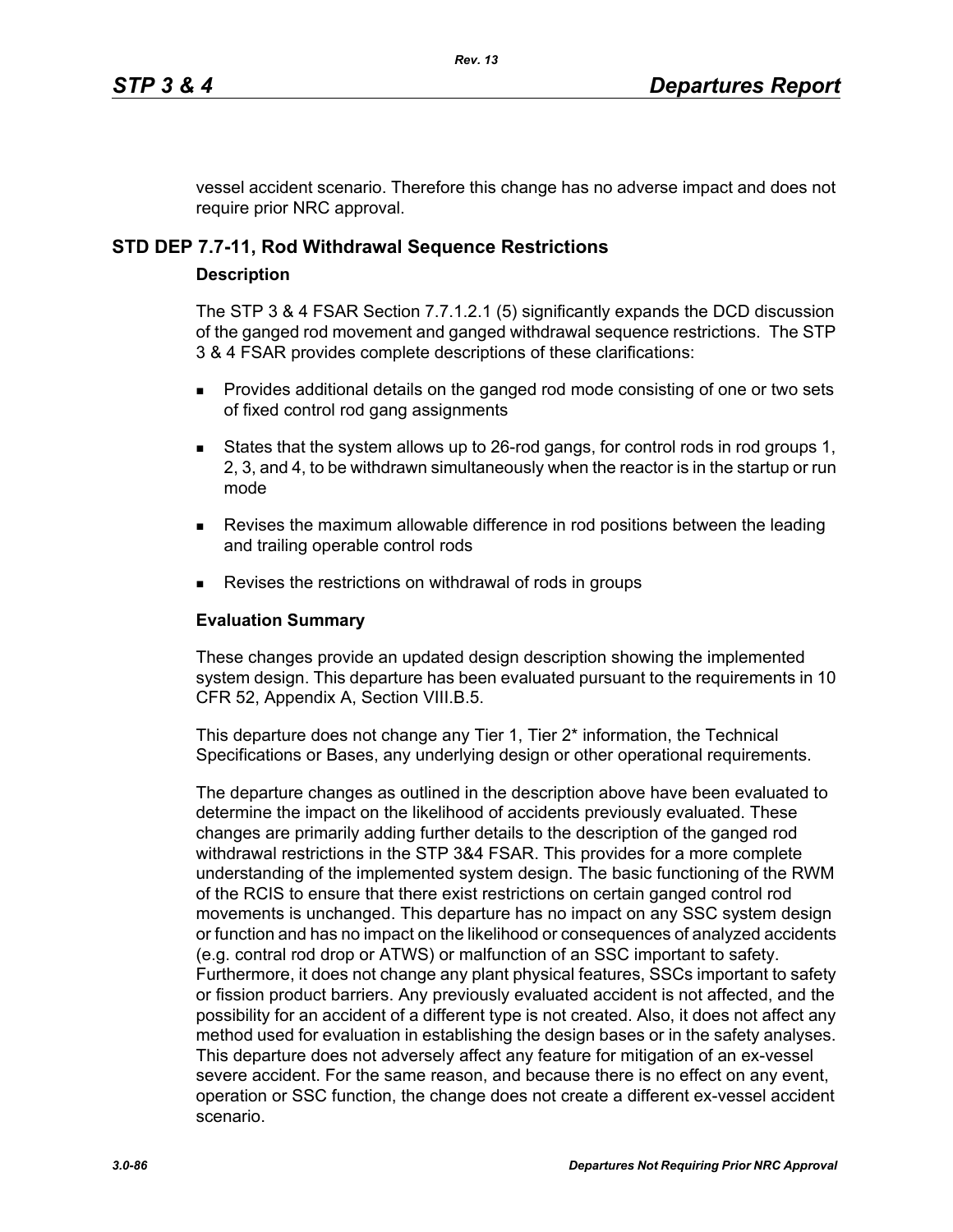vessel accident scenario. Therefore this change has no adverse impact and does not require prior NRC approval.

## STD DEP 7.7-11, Rod Withdrawal Sequence Restrictions

### Description

The STP 3 & 4 FSAR Section 7.7.1.2.1 (5) significantly expands the DCD discussion of the ganged rod movement and ganged withdrawal sequence restrictions. The STP 3 & 4 FSAR provides complete descriptions of these clarifications:

- Provides additional details on the ganged rod mode consisting of one or two sets of fixed control rod gang assignments
- States that the system allows up to 26-rod gangs, for control rods in rod groups 1, 2, 3, and 4, to be withdrawn simultaneously when the reactor is in the startup or run mode
- Revises the maximum allowable difference in rod positions between the leading and trailing operable control rods
- Revises the restrictions on withdrawal of rods in groups

### Evaluation Summary

These changes provide an updated design description showing the implemented system design. This departure has been evaluated pursuant to the requirements in 10 CFR 52, Appendix A, Section VIII.B.5.

This departure does not change any Tier 1, Tier 2* information, the Technical Specifications or Bases, any underlying design or other operational requirements.

The departure changes as outlined in the description above have been evaluated to determine the impact on the likelihood of accidents previously evaluated. These changes are primarily adding further details to the description of the ganged rod withdrawal restrictions in the STP 3&4 FSAR. This provides for a more complete understanding of the implemented system design. The basic functioning of the RWM of the RCIS to ensure that there exist restrictions on certain ganged control rod movements is unchanged. This departure has no impact on any SSC system design or function and has no impact on the likelihood or consequences of analyzed accidents (e.g. contral rod drop or ATWS) or malfunction of an SSC important to safety. Furthermore, it does not change any plant physical features, SSCs important to safety or fission product barriers. Any previously evaluated accident is not affected, and the possibility for an accident of a different type is not created. Also, it does not affect any method used for evaluation in establishing the design bases or in the safety analyses. This departure does not adversely affect any feature for mitigation of an ex-vessel severe accident. For the same reason, and because there is no effect on any event, operation or SSC function, the change does not create a different ex-vessel accident scenario.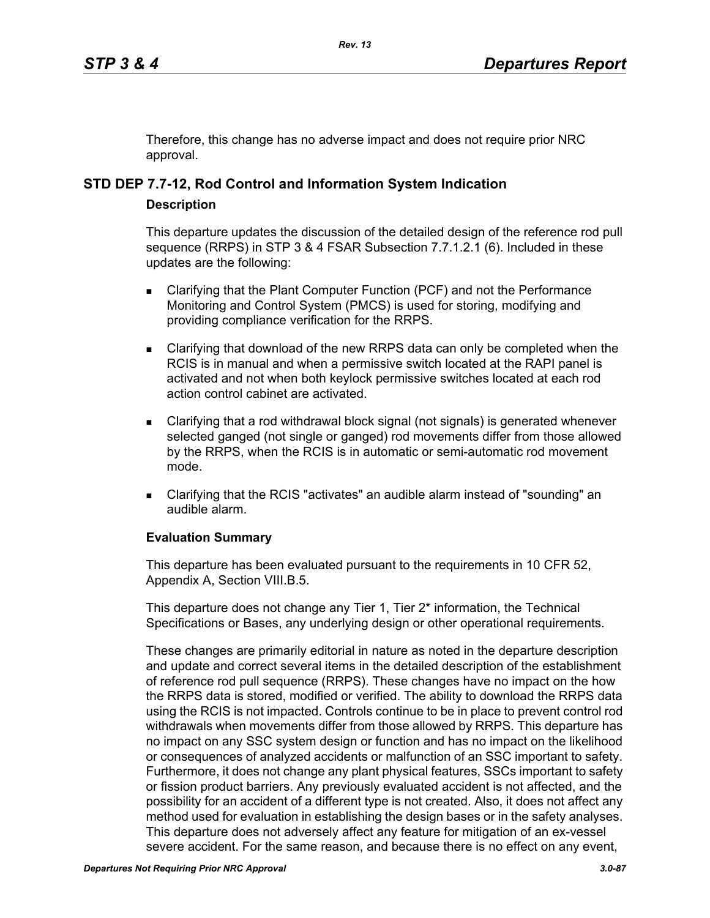Therefore, this change has no adverse impact and does not require prior NRC approval.

## STD DEP 7.7-12, Rod Control and Information System Indication

### Description

This departure updates the discussion of the detailed design of the reference rod pull sequence (RRPS) in STP 3 & 4 FSAR Subsection 7.7.1.2.1 (6). Included in these updates are the following:

- Clarifying that the Plant Computer Function (PCF) and not the Performance Monitoring and Control System (PMCS) is used for storing, modifying and providing compliance verification for the RRPS.
- Clarifying that download of the new RRPS data can only be completed when the RCIS is in manual and when a permissive switch located at the RAPI panel is activated and not when both keylock permissive switches located at each rod action control cabinet are activated.
- Clarifying that a rod withdrawal block signal (not signals) is generated whenever selected ganged (not single or ganged) rod movements differ from those allowed by the RRPS, when the RCIS is in automatic or semi-automatic rod movement mode.
- Clarifying that the RCIS "activates" an audible alarm instead of "sounding" an audible alarm.

### Evaluation Summary

This departure has been evaluated pursuant to the requirements in 10 CFR 52, Appendix A, Section VIII.B.5.

This departure does not change any Tier 1, Tier 2* information, the Technical Specifications or Bases, any underlying design or other operational requirements.

These changes are primarily editorial in nature as noted in the departure description and update and correct several items in the detailed description of the establishment of reference rod pull sequence (RRPS). These changes have no impact on the how the RRPS data is stored, modified or verified. The ability to download the RRPS data using the RCIS is not impacted. Controls continue to be in place to prevent control rod withdrawals when movements differ from those allowed by RRPS. This departure has no impact on any SSC system design or function and has no impact on the likelihood or consequences of analyzed accidents or malfunction of an SSC important to safety. Furthermore, it does not change any plant physical features, SSCs important to safety or fission product barriers. Any previously evaluated accident is not affected, and the possibility for an accident of a different type is not created. Also, it does not affect any method used for evaluation in establishing the design bases or in the safety analyses. This departure does not adversely affect any feature for mitigation of an ex-vessel severe accident. For the same reason, and because there is no effect on any event,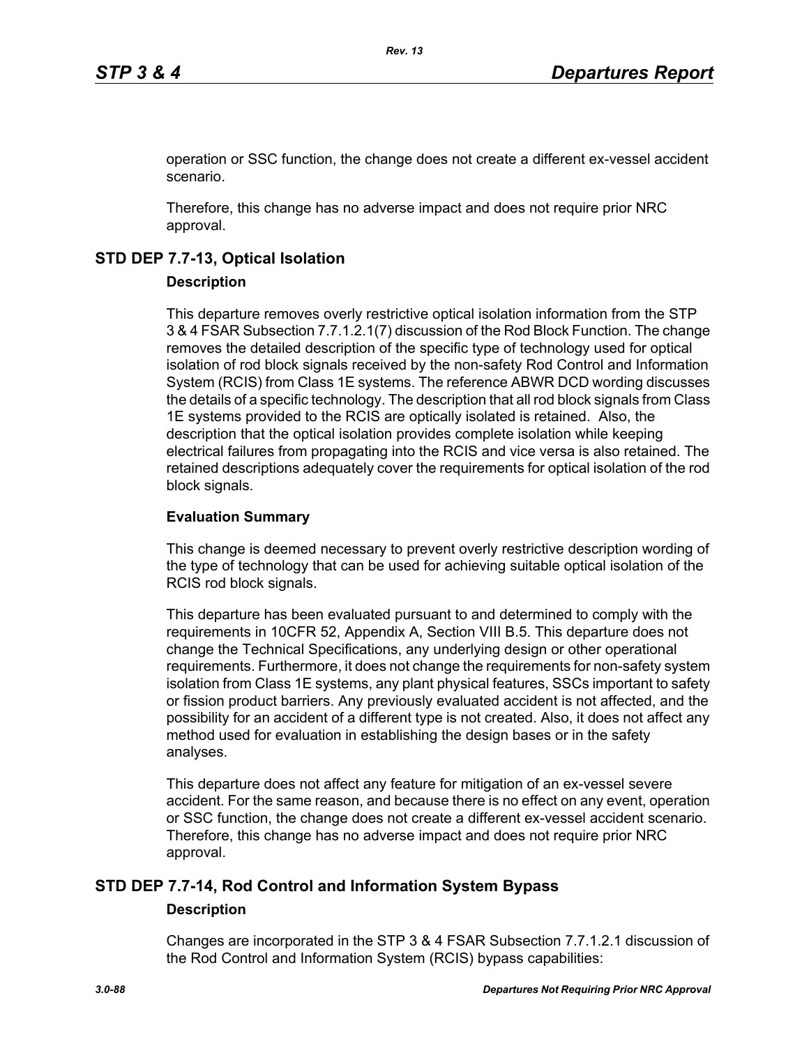operation or SSC function, the change does not create a different ex-vessel accident scenario.

Therefore, this change has no adverse impact and does not require prior NRC approval.

## STD DEP 7.7-13, Optical Isolation

### Description

This departure removes overly restrictive optical isolation information from the STP 3 & 4 FSAR Subsection 7.7.1.2.1(7) discussion of the Rod Block Function. The change removes the detailed description of the specific type of technology used for optical isolation of rod block signals received by the non-safety Rod Control and Information System (RCIS) from Class 1E systems. The reference ABWR DCD wording discusses the details of a specific technology. The description that all rod block signals from Class 1E systems provided to the RCIS are optically isolated is retained. Also, the description that the optical isolation provides complete isolation while keeping electrical failures from propagating into the RCIS and vice versa is also retained. The retained descriptions adequately cover the requirements for optical isolation of the rod block signals.

### Evaluation Summary

This change is deemed necessary to prevent overly restrictive description wording of the type of technology that can be used for achieving suitable optical isolation of the RCIS rod block signals.

This departure has been evaluated pursuant to and determined to comply with the requirements in 10CFR 52, Appendix A, Section VIII B.5. This departure does not change the Technical Specifications, any underlying design or other operational requirements. Furthermore, it does not change the requirements for non-safety system isolation from Class 1E systems, any plant physical features, SSCs important to safety or fission product barriers. Any previously evaluated accident is not affected, and the possibility for an accident of a different type is not created. Also, it does not affect any method used for evaluation in establishing the design bases or in the safety analyses.

This departure does not affect any feature for mitigation of an ex-vessel severe accident. For the same reason, and because there is no effect on any event, operation or SSC function, the change does not create a different ex-vessel accident scenario. Therefore, this change has no adverse impact and does not require prior NRC approval.

## STD DEP 7.7-14, Rod Control and Information System Bypass

### Description

Changes are incorporated in the STP 3 & 4 FSAR Subsection 7.7.1.2.1 discussion of the Rod Control and Information System (RCIS) bypass capabilities: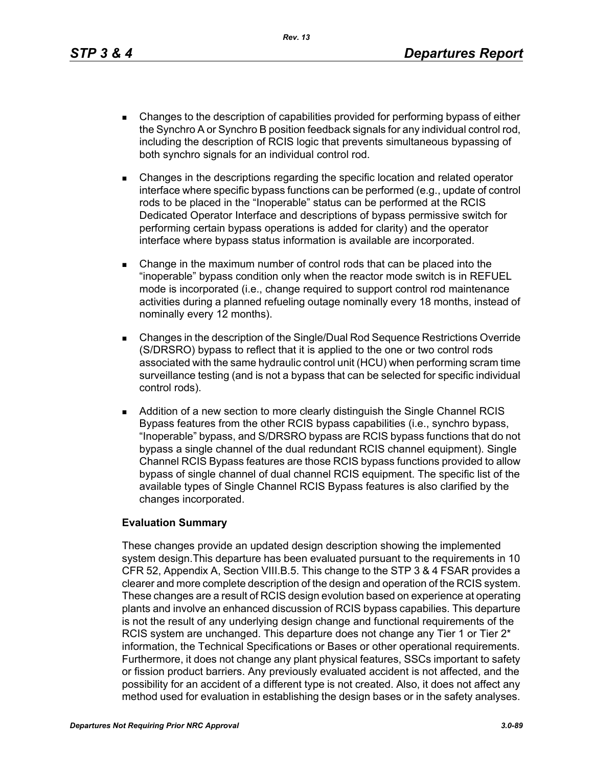- Changes to the description of capabilities provided for performing bypass of either the Synchro A or Synchro B position feedback signals for any individual control rod, including the description of RCIS logic that prevents simultaneous bypassing of both synchro signals for an individual control rod.
- Changes in the descriptions regarding the specific location and related operator interface where specific bypass functions can be performed (e.g., update of control rods to be placed in the "Inoperable" status can be performed at the RCIS Dedicated Operator Interface and descriptions of bypass permissive switch for performing certain bypass operations is added for clarity) and the operator interface where bypass status information is available are incorporated.
- Change in the maximum number of control rods that can be placed into the "inoperable" bypass condition only when the reactor mode switch is in REFUEL mode is incorporated (i.e., change required to support control rod maintenance activities during a planned refueling outage nominally every 18 months, instead of nominally every 12 months).
- Changes in the description of the Single/Dual Rod Sequence Restrictions Override (S/DRSRO) bypass to reflect that it is applied to the one or two control rods associated with the same hydraulic control unit (HCU) when performing scram time surveillance testing (and is not a bypass that can be selected for specific individual control rods).
- Addition of a new section to more clearly distinguish the Single Channel RCIS Bypass features from the other RCIS bypass capabilities (i.e., synchro bypass, "Inoperable" bypass, and S/DRSRO bypass are RCIS bypass functions that do not bypass a single channel of the dual redundant RCIS channel equipment). Single Channel RCIS Bypass features are those RCIS bypass functions provided to allow bypass of single channel of dual channel RCIS equipment. The specific list of the available types of Single Channel RCIS Bypass features is also clarified by the changes incorporated.

**Evaluation Summary**

These changes provide an updated design description showing the implemented system design.This departure has been evaluated pursuant to the requirements in 10 CFR 52, Appendix A, Section VIII.B.5. This change to the STP 3 & 4 FSAR provides a clearer and more complete description of the design and operation of the RCIS system. These changes are a result of RCIS design evolution based on experience at operating plants and involve an enhanced discussion of RCIS bypass capabilies. This departure is not the result of any underlying design change and functional requirements of the RCIS system are unchanged. This departure does not change any Tier 1 or Tier 2* information, the Technical Specifications or Bases or other operational requirements. Furthermore, it does not change any plant physical features, SSCs important to safety or fission product barriers. Any previously evaluated accident is not affected, and the possibility for an accident of a different type is not created. Also, it does not affect any method used for evaluation in establishing the design bases or in the safety analyses.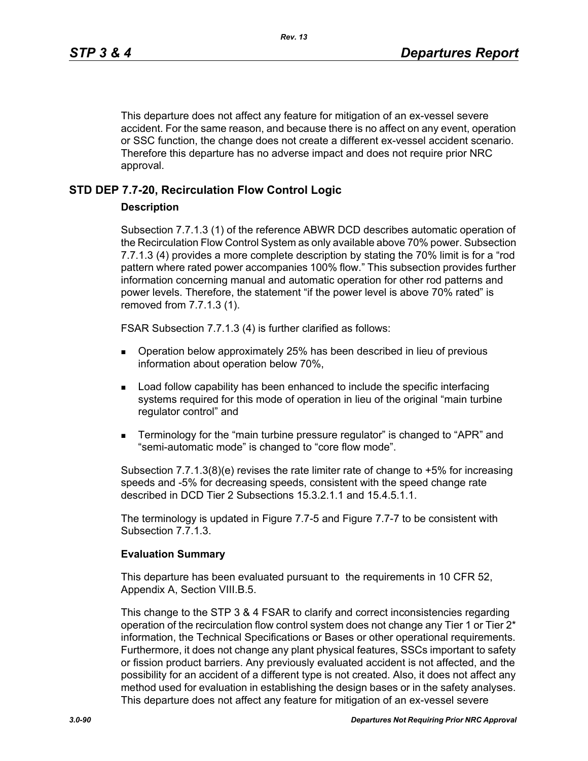This departure does not affect any feature for mitigation of an ex-vessel severe accident. For the same reason, and because there is no affect on any event, operation or SSC function, the change does not create a different ex-vessel accident scenario. Therefore this departure has no adverse impact and does not require prior NRC approval.

## STD DEP 7.7-20, Recirculation Flow Control Logic

### Description

Subsection 7.7.1.3 (1) of the reference ABWR DCD describes automatic operation of the Recirculation Flow Control System as only available above 70% power. Subsection 7.7.1.3 (4) provides a more complete description by stating the 70% limit is for a "rod pattern where rated power accompanies 100% flow." This subsection provides further information concerning manual and automatic operation for other rod patterns and power levels. Therefore, the statement "if the power level is above 70% rated" is removed from 7.7.1.3 (1).

FSAR Subsection 7.7.1.3 (4) is further clarified as follows:

- Operation below approximately 25% has been described in lieu of previous information about operation below 70%,
- Load follow capability has been enhanced to include the specific interfacing systems required for this mode of operation in lieu of the original "main turbine regulator control" and
- Terminology for the "main turbine pressure regulator" is changed to "APR" and "semi-automatic mode" is changed to "core flow mode".

Subsection 7.7.1.3(8)(e) revises the rate limiter rate of change to +5% for increasing speeds and -5% for decreasing speeds, consistent with the speed change rate described in DCD Tier 2 Subsections 15.3.2.1.1 and 15.4.5.1.1.

The terminology is updated in Figure 7.7-5 and Figure 7.7-7 to be consistent with Subsection 7.7.1.3.

### Evaluation Summary

This departure has been evaluated pursuant to the requirements in 10 CFR 52, Appendix A, Section VIII.B.5.

This change to the STP 3 & 4 FSAR to clarify and correct inconsistencies regarding operation of the recirculation flow control system does not change any Tier 1 or Tier 2* information, the Technical Specifications or Bases or other operational requirements. Furthermore, it does not change any plant physical features, SSCs important to safety or fission product barriers. Any previously evaluated accident is not affected, and the possibility for an accident of a different type is not created. Also, it does not affect any method used for evaluation in establishing the design bases or in the safety analyses. This departure does not affect any feature for mitigation of an ex-vessel severe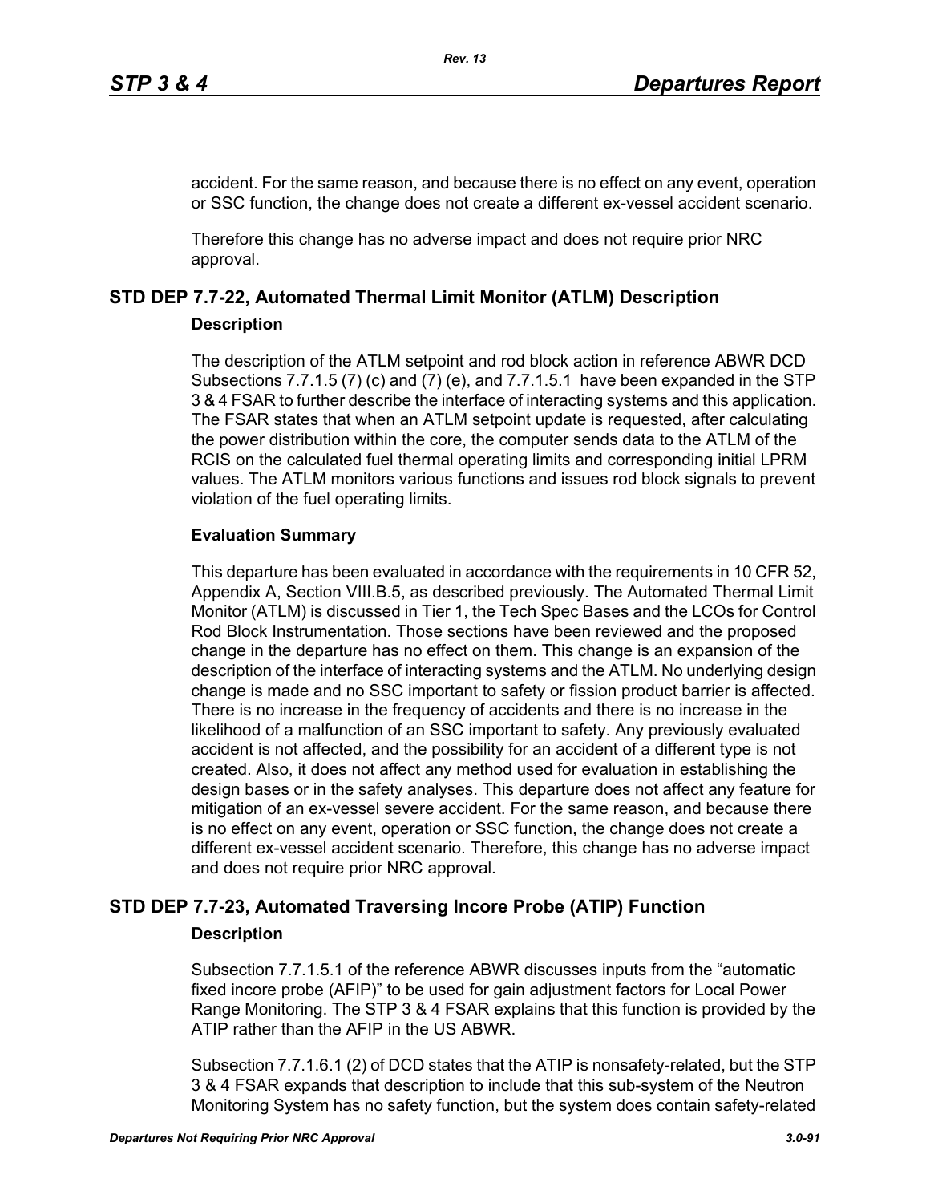accident. For the same reason, and because there is no effect on any event, operation or SSC function, the change does not create a different ex-vessel accident scenario.

Therefore this change has no adverse impact and does not require prior NRC approval.

## STD DEP 7.7-22, Automated Thermal Limit Monitor (ATLM) Description

### Description

The description of the ATLM setpoint and rod block action in reference ABWR DCD Subsections 7.7.1.5 (7) (c) and (7) (e), and 7.7.1.5.1 have been expanded in the STP 3 & 4 FSAR to further describe the interface of interacting systems and this application. The FSAR states that when an ATLM setpoint update is requested, after calculating the power distribution within the core, the computer sends data to the ATLM of the RCIS on the calculated fuel thermal operating limits and corresponding initial LPRM values. The ATLM monitors various functions and issues rod block signals to prevent violation of the fuel operating limits.

### Evaluation Summary

This departure has been evaluated in accordance with the requirements in 10 CFR 52, Appendix A, Section VIII.B.5, as described previously. The Automated Thermal Limit Monitor (ATLM) is discussed in Tier 1, the Tech Spec Bases and the LCOs for Control Rod Block Instrumentation. Those sections have been reviewed and the proposed change in the departure has no effect on them. This change is an expansion of the description of the interface of interacting systems and the ATLM. No underlying design change is made and no SSC important to safety or fission product barrier is affected. There is no increase in the frequency of accidents and there is no increase in the likelihood of a malfunction of an SSC important to safety. Any previously evaluated accident is not affected, and the possibility for an accident of a different type is not created. Also, it does not affect any method used for evaluation in establishing the design bases or in the safety analyses. This departure does not affect any feature for mitigation of an ex-vessel severe accident. For the same reason, and because there is no effect on any event, operation or SSC function, the change does not create a different ex-vessel accident scenario. Therefore, this change has no adverse impact and does not require prior NRC approval.

## STD DEP 7.7-23, Automated Traversing Incore Probe (ATIP) Function

### Description

Subsection 7.7.1.5.1 of the reference ABWR discusses inputs from the “automatic fixed incore probe (AFIP)” to be used for gain adjustment factors for Local Power Range Monitoring. The STP 3 & 4 FSAR explains that this function is provided by the ATIP rather than the AFIP in the US ABWR.

Subsection 7.7.1.6.1 (2) of DCD states that the ATIP is nonsafety-related, but the STP 3 & 4 FSAR expands that description to include that this sub-system of the Neutron Monitoring System has no safety function, but the system does contain safety-related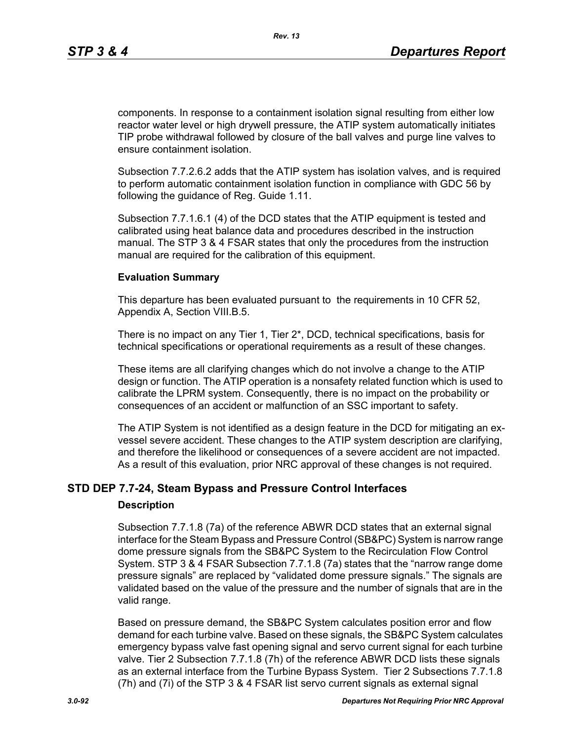components. In response to a containment isolation signal resulting from either low reactor water level or high drywell pressure, the ATIP system automatically initiates TIP probe withdrawal followed by closure of the ball valves and purge line valves to ensure containment isolation.

Subsection 7.7.2.6.2 adds that the ATIP system has isolation valves, and is required to perform automatic containment isolation function in compliance with GDC 56 by following the guidance of Reg. Guide 1.11.

Subsection 7.7.1.6.1 (4) of the DCD states that the ATIP equipment is tested and calibrated using heat balance data and procedures described in the instruction manual. The STP 3 & 4 FSAR states that only the procedures from the instruction manual are required for the calibration of this equipment.

**Evaluation Summary**

This departure has been evaluated pursuant to the requirements in 10 CFR 52, Appendix A, Section VIII.B.5.

There is no impact on any Tier 1, Tier 2*, DCD, technical specifications, basis for technical specifications or operational requirements as a result of these changes.

These items are all clarifying changes which do not involve a change to the ATIP design or function. The ATIP operation is a nonsafety related function which is used to calibrate the LPRM system. Consequently, there is no impact on the probability or consequences of an accident or malfunction of an SSC important to safety.

The ATIP System is not identified as a design feature in the DCD for mitigating an ex-vessel severe accident. These changes to the ATIP system description are clarifying, and therefore the likelihood or consequences of a severe accident are not impacted. As a result of this evaluation, prior NRC approval of these changes is not required.

## STD DEP 7.7-24, Steam Bypass and Pressure Control Interfaces

**Description**

Subsection 7.7.1.8 (7a) of the reference ABWR DCD states that an external signal interface for the Steam Bypass and Pressure Control (SB&PC) System is narrow range dome pressure signals from the SB&PC System to the Recirculation Flow Control System. STP 3 & 4 FSAR Subsection 7.7.1.8 (7a) states that the "narrow range dome pressure signals" are replaced by "validated dome pressure signals." The signals are validated based on the value of the pressure and the number of signals that are in the valid range.

Based on pressure demand, the SB&PC System calculates position error and flow demand for each turbine valve. Based on these signals, the SB&PC System calculates emergency bypass valve fast opening signal and servo current signal for each turbine valve. Tier 2 Subsection 7.7.1.8 (7h) of the reference ABWR DCD lists these signals as an external interface from the Turbine Bypass System. Tier 2 Subsections 7.7.1.8 (7h) and (7i) of the STP 3 & 4 FSAR list servo current signals as external signal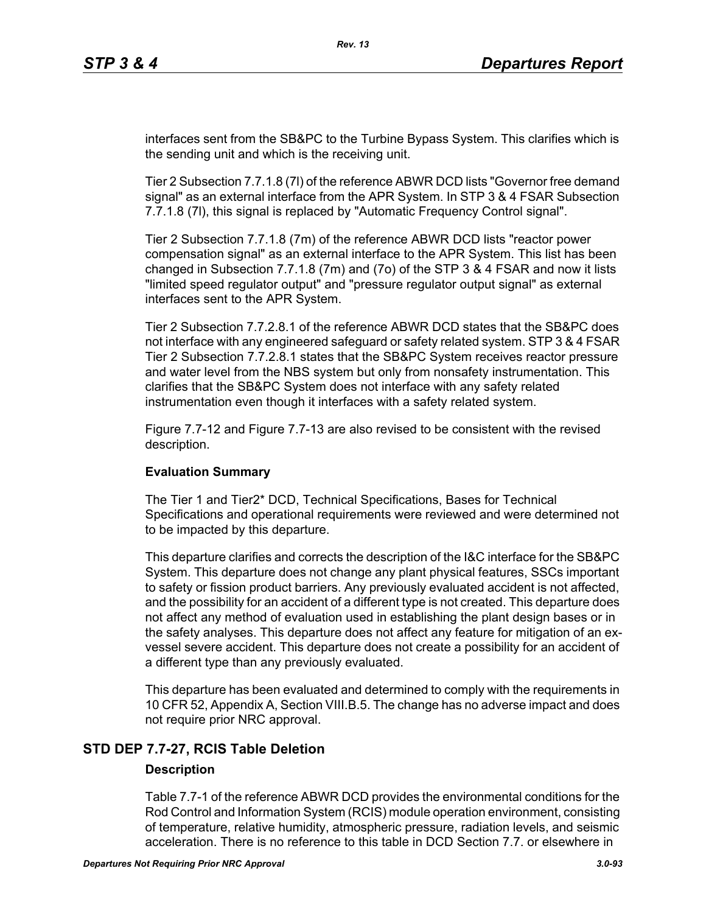interfaces sent from the SB&PC to the Turbine Bypass System. This clarifies which is the sending unit and which is the receiving unit.

Tier 2 Subsection 7.7.1.8 (7l) of the reference ABWR DCD lists "Governor free demand signal" as an external interface from the APR System. In STP 3 & 4 FSAR Subsection 7.7.1.8 (7l), this signal is replaced by "Automatic Frequency Control signal".

Tier 2 Subsection 7.7.1.8 (7m) of the reference ABWR DCD lists "reactor power compensation signal" as an external interface to the APR System. This list has been changed in Subsection 7.7.1.8 (7m) and (7o) of the STP 3 & 4 FSAR and now it lists "limited speed regulator output" and "pressure regulator output signal" as external interfaces sent to the APR System.

Tier 2 Subsection 7.7.2.8.1 of the reference ABWR DCD states that the SB&PC does not interface with any engineered safeguard or safety related system. STP 3 & 4 FSAR Tier 2 Subsection 7.7.2.8.1 states that the SB&PC System receives reactor pressure and water level from the NBS system but only from nonsafety instrumentation. This clarifies that the SB&PC System does not interface with any safety related instrumentation even though it interfaces with a safety related system.

Figure 7.7-12 and Figure 7.7-13 are also revised to be consistent with the revised description.

**Evaluation Summary**

The Tier 1 and Tier2* DCD, Technical Specifications, Bases for Technical Specifications and operational requirements were reviewed and were determined not to be impacted by this departure.

This departure clarifies and corrects the description of the I&C interface for the SB&PC System. This departure does not change any plant physical features, SSCs important to safety or fission product barriers. Any previously evaluated accident is not affected, and the possibility for an accident of a different type is not created. This departure does not affect any method of evaluation used in establishing the plant design bases or in the safety analyses. This departure does not affect any feature for mitigation of an ex-vessel severe accident. This departure does not create a possibility for an accident of a different type than any previously evaluated.

This departure has been evaluated and determined to comply with the requirements in 10 CFR 52, Appendix A, Section VIII.B.5. The change has no adverse impact and does not require prior NRC approval.

## STD DEP 7.7-27, RCIS Table Deletion

**Description**

Table 7.7-1 of the reference ABWR DCD provides the environmental conditions for the Rod Control and Information System (RCIS) module operation environment, consisting of temperature, relative humidity, atmospheric pressure, radiation levels, and seismic acceleration. There is no reference to this table in DCD Section 7.7. or elsewhere in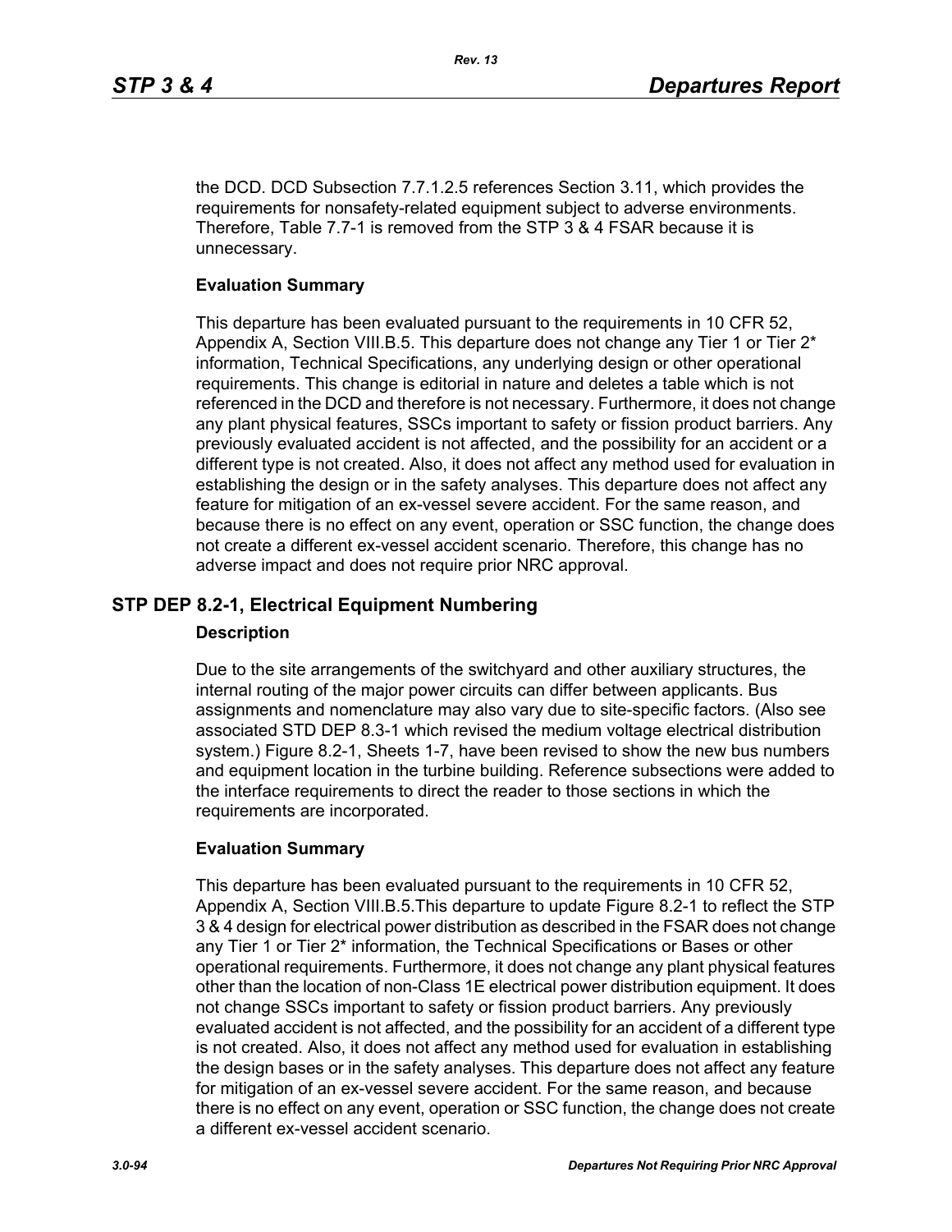the DCD. DCD Subsection 7.7.1.2.5 references Section 3.11, which provides the requirements for nonsafety-related equipment subject to adverse environments. Therefore, Table 7.7-1 is removed from the STP 3 & 4 FSAR because it is unnecessary.

**Evaluation Summary**

This departure has been evaluated pursuant to the requirements in 10 CFR 52, Appendix A, Section VIII.B.5. This departure does not change any Tier 1 or Tier 2* information, Technical Specifications, any underlying design or other operational requirements. This change is editorial in nature and deletes a table which is not referenced in the DCD and therefore is not necessary. Furthermore, it does not change any plant physical features, SSCs important to safety or fission product barriers. Any previously evaluated accident is not affected, and the possibility for an accident or a different type is not created. Also, it does not affect any method used for evaluation in establishing the design or in the safety analyses. This departure does not affect any feature for mitigation of an ex-vessel severe accident. For the same reason, and because there is no effect on any event, operation or SSC function, the change does not create a different ex-vessel accident scenario. Therefore, this change has no adverse impact and does not require prior NRC approval.

## STP DEP 8.2-1, Electrical Equipment Numbering

**Description**

Due to the site arrangements of the switchyard and other auxiliary structures, the internal routing of the major power circuits can differ between applicants. Bus assignments and nomenclature may also vary due to site-specific factors. (Also see associated STD DEP 8.3-1 which revised the medium voltage electrical distribution system.) Figure 8.2-1, Sheets 1-7, have been revised to show the new bus numbers and equipment location in the turbine building. Reference subsections were added to the interface requirements to direct the reader to those sections in which the requirements are incorporated.

**Evaluation Summary**

This departure has been evaluated pursuant to the requirements in 10 CFR 52, Appendix A, Section VIII.B.5.This departure to update Figure 8.2-1 to reflect the STP 3 & 4 design for electrical power distribution as described in the FSAR does not change any Tier 1 or Tier 2* information, the Technical Specifications or Bases or other operational requirements. Furthermore, it does not change any plant physical features other than the location of non-Class 1E electrical power distribution equipment. It does not change SSCs important to safety or fission product barriers. Any previously evaluated accident is not affected, and the possibility for an accident of a different type is not created. Also, it does not affect any method used for evaluation in establishing the design bases or in the safety analyses. This departure does not affect any feature for mitigation of an ex-vessel severe accident. For the same reason, and because there is no effect on any event, operation or SSC function, the change does not create a different ex-vessel accident scenario.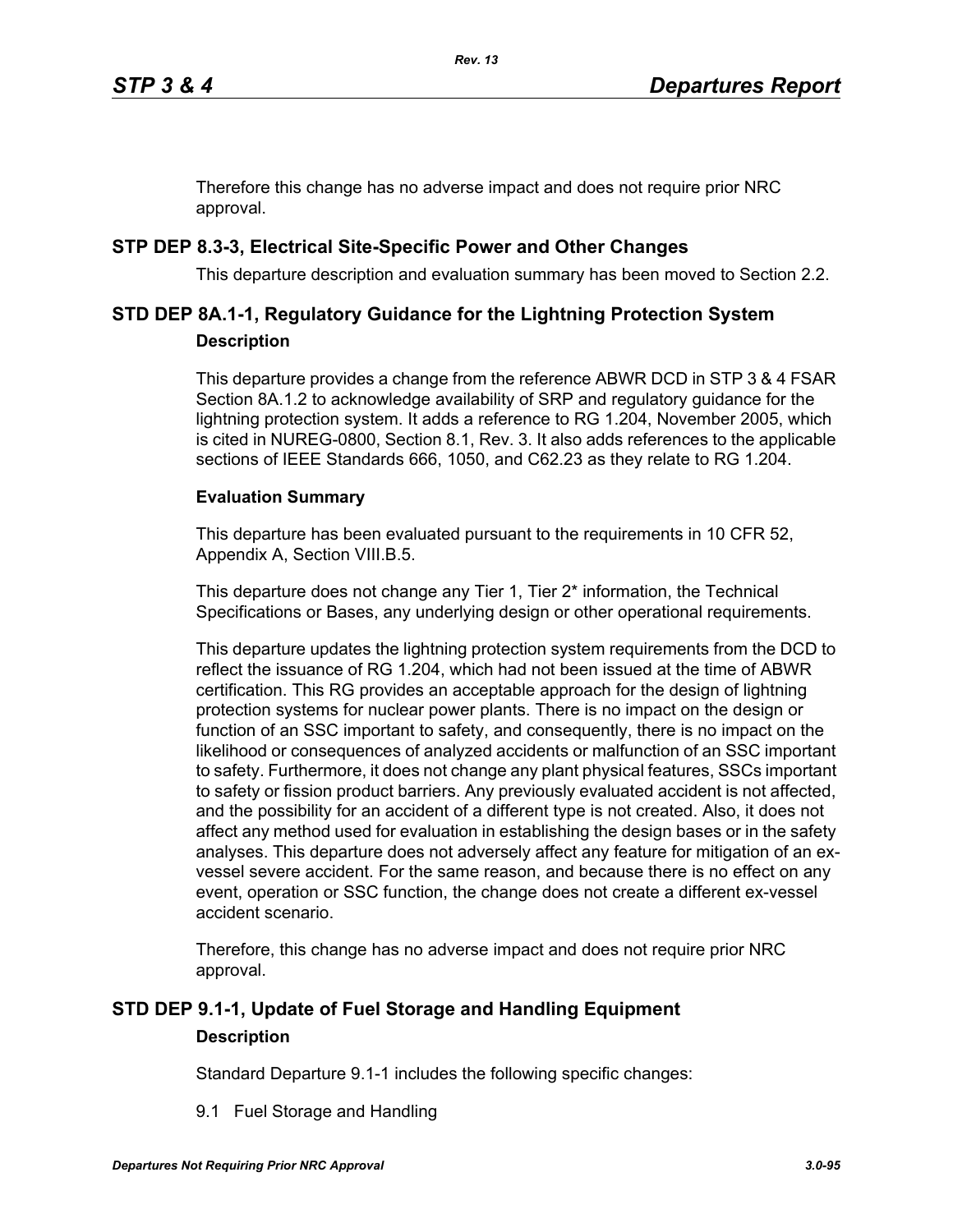Therefore this change has no adverse impact and does not require prior NRC approval.

## STP DEP 8.3-3, Electrical Site-Specific Power and Other Changes

This departure description and evaluation summary has been moved to Section 2.2.

## STD DEP 8A.1-1, Regulatory Guidance for the Lightning Protection System

### Description

This departure provides a change from the reference ABWR DCD in STP 3 & 4 FSAR Section 8A.1.2 to acknowledge availability of SRP and regulatory guidance for the lightning protection system. It adds a reference to RG 1.204, November 2005, which is cited in NUREG-0800, Section 8.1, Rev. 3. It also adds references to the applicable sections of IEEE Standards 666, 1050, and C62.23 as they relate to RG 1.204.

### Evaluation Summary

This departure has been evaluated pursuant to the requirements in 10 CFR 52, Appendix A, Section VIII.B.5.

This departure does not change any Tier 1, Tier 2* information, the Technical Specifications or Bases, any underlying design or other operational requirements.

This departure updates the lightning protection system requirements from the DCD to reflect the issuance of RG 1.204, which had not been issued at the time of ABWR certification. This RG provides an acceptable approach for the design of lightning protection systems for nuclear power plants. There is no impact on the design or function of an SSC important to safety, and consequently, there is no impact on the likelihood or consequences of analyzed accidents or malfunction of an SSC important to safety. Furthermore, it does not change any plant physical features, SSCs important to safety or fission product barriers. Any previously evaluated accident is not affected, and the possibility for an accident of a different type is not created. Also, it does not affect any method used for evaluation in establishing the design bases or in the safety analyses. This departure does not adversely affect any feature for mitigation of an ex-vessel severe accident. For the same reason, and because there is no effect on any event, operation or SSC function, the change does not create a different ex-vessel accident scenario.

Therefore, this change has no adverse impact and does not require prior NRC approval.

## STD DEP 9.1-1, Update of Fuel Storage and Handling Equipment

### Description

Standard Departure 9.1-1 includes the following specific changes:

9.1 Fuel Storage and Handling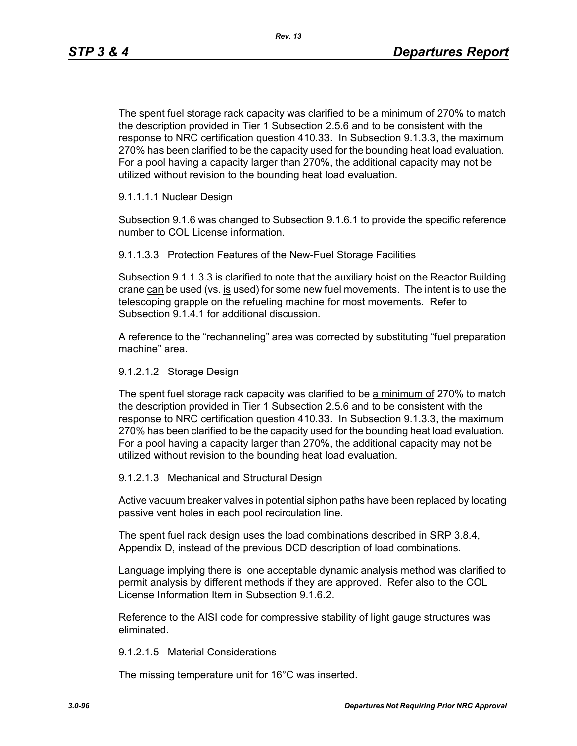The spent fuel storage rack capacity was clarified to be <u>a minimum of</u> 270% to match the description provided in Tier 1 Subsection 2.5.6 and to be consistent with the response to NRC certification question 410.33. In Subsection 9.1.3.3, the maximum 270% has been clarified to be the capacity used for the bounding heat load evaluation. For a pool having a capacity larger than 270%, the additional capacity may not be utilized without revision to the bounding heat load evaluation.

9.1.1.1.1 Nuclear Design

Subsection 9.1.6 was changed to Subsection 9.1.6.1 to provide the specific reference number to COL License information.

9.1.1.3.3 Protection Features of the New-Fuel Storage Facilities

Subsection 9.1.1.3.3 is clarified to note that the auxiliary hoist on the Reactor Building crane <u>can</u> be used (vs. <u>is</u> used) for some new fuel movements. The intent is to use the telescoping grapple on the refueling machine for most movements. Refer to Subsection 9.1.4.1 for additional discussion.

A reference to the "rechanneling" area was corrected by substituting "fuel preparation machine" area.

9.1.2.1.2 Storage Design

The spent fuel storage rack capacity was clarified to be <u>a minimum of</u> 270% to match the description provided in Tier 1 Subsection 2.5.6 and to be consistent with the response to NRC certification question 410.33. In Subsection 9.1.3.3, the maximum 270% has been clarified to be the capacity used for the bounding heat load evaluation. For a pool having a capacity larger than 270%, the additional capacity may not be utilized without revision to the bounding heat load evaluation.

9.1.2.1.3 Mechanical and Structural Design

Active vacuum breaker valves in potential siphon paths have been replaced by locating passive vent holes in each pool recirculation line.

The spent fuel rack design uses the load combinations described in SRP 3.8.4, Appendix D, instead of the previous DCD description of load combinations.

Language implying there is one acceptable dynamic analysis method was clarified to permit analysis by different methods if they are approved. Refer also to the COL License Information Item in Subsection 9.1.6.2.

Reference to the AISI code for compressive stability of light gauge structures was eliminated.

9.1.2.1.5 Material Considerations

The missing temperature unit for 16°C was inserted.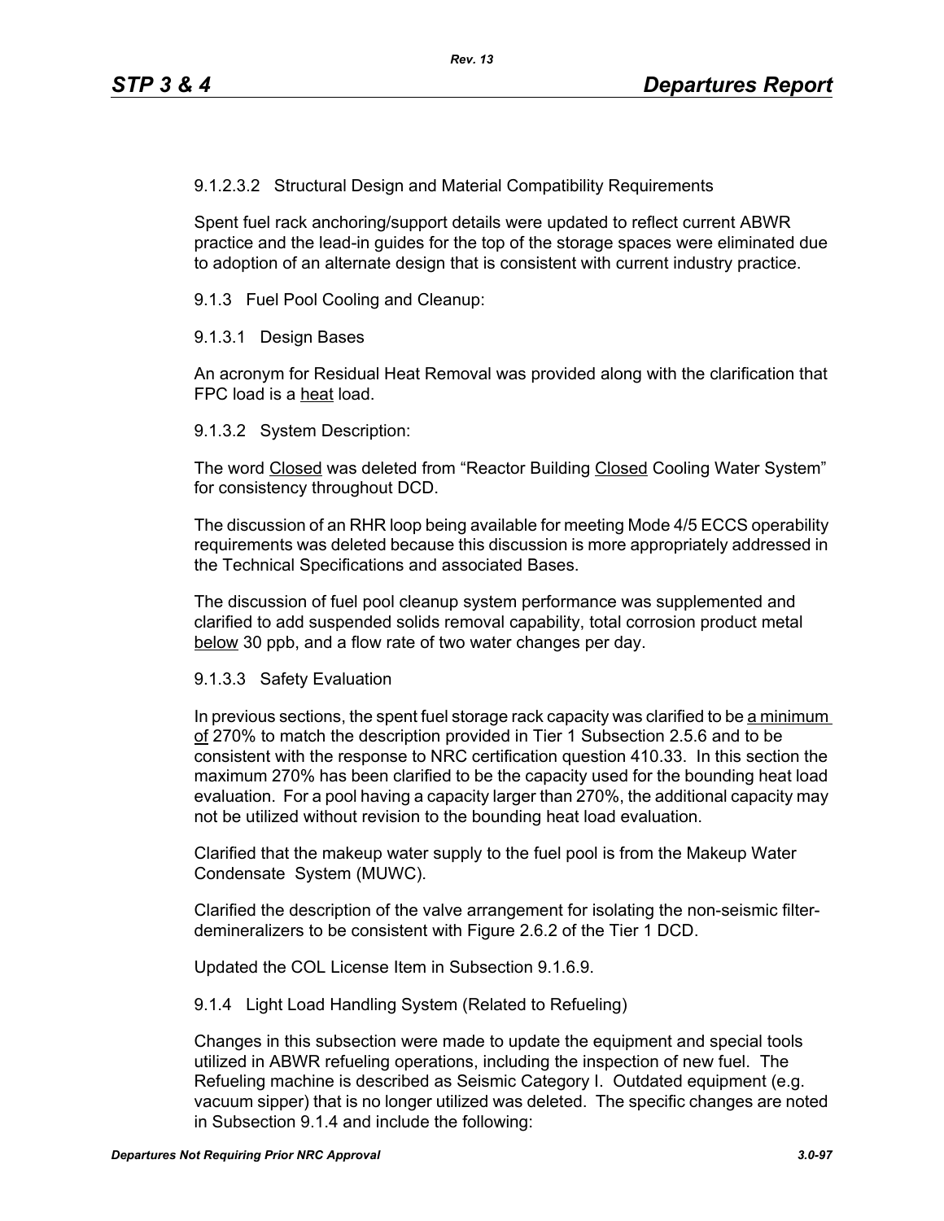9.1.2.3.2 Structural Design and Material Compatibility Requirements

Spent fuel rack anchoring/support details were updated to reflect current ABWR practice and the lead-in guides for the top of the storage spaces were eliminated due to adoption of an alternate design that is consistent with current industry practice.

9.1.3 Fuel Pool Cooling and Cleanup:

9.1.3.1 Design Bases

An acronym for Residual Heat Removal was provided along with the clarification that FPC load is a <u>heat</u> load.

9.1.3.2 System Description:

The word <u>Closed</u> was deleted from "Reactor Building <u>Closed</u> Cooling Water System" for consistency throughout DCD.

The discussion of an RHR loop being available for meeting Mode 4/5 ECCS operability requirements was deleted because this discussion is more appropriately addressed in the Technical Specifications and associated Bases.

The discussion of fuel pool cleanup system performance was supplemented and clarified to add suspended solids removal capability, total corrosion product metal <u>below</u> 30 ppb, and a flow rate of two water changes per day.

9.1.3.3 Safety Evaluation

In previous sections, the spent fuel storage rack capacity was clarified to be <u>a minimum of</u> 270% to match the description provided in Tier 1 Subsection 2.5.6 and to be consistent with the response to NRC certification question 410.33. In this section the maximum 270% has been clarified to be the capacity used for the bounding heat load evaluation. For a pool having a capacity larger than 270%, the additional capacity may not be utilized without revision to the bounding heat load evaluation.

Clarified that the makeup water supply to the fuel pool is from the Makeup Water Condensate System (MUWC).

Clarified the description of the valve arrangement for isolating the non-seismic filter-demineralizers to be consistent with Figure 2.6.2 of the Tier 1 DCD.

Updated the COL License Item in Subsection 9.1.6.9.

9.1.4 Light Load Handling System (Related to Refueling)

Changes in this subsection were made to update the equipment and special tools utilized in ABWR refueling operations, including the inspection of new fuel. The Refueling machine is described as Seismic Category I. Outdated equipment (e.g. vacuum sipper) that is no longer utilized was deleted. The specific changes are noted in Subsection 9.1.4 and include the following: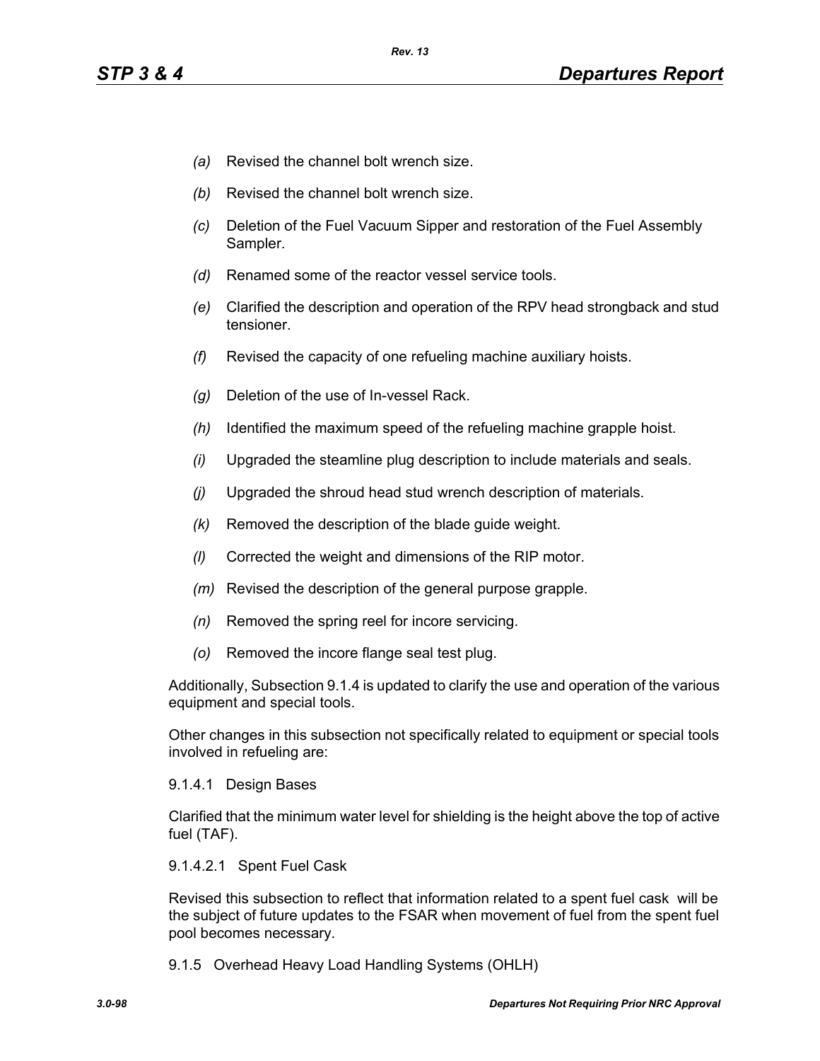*(a)* Revised the channel bolt wrench size.

*(b)* Revised the channel bolt wrench size.

*(c)* Deletion of the Fuel Vacuum Sipper and restoration of the Fuel Assembly Sampler.

*(d)* Renamed some of the reactor vessel service tools.

*(e)* Clarified the description and operation of the RPV head strongback and stud tensioner.

*(f)* Revised the capacity of one refueling machine auxiliary hoists.

*(g)* Deletion of the use of In-vessel Rack.

*(h)* Identified the maximum speed of the refueling machine grapple hoist.

*(i)* Upgraded the steamline plug description to include materials and seals.

*(j)* Upgraded the shroud head stud wrench description of materials.

*(k)* Removed the description of the blade guide weight.

*(l)* Corrected the weight and dimensions of the RIP motor.

*(m)* Revised the description of the general purpose grapple.

*(n)* Removed the spring reel for incore servicing.

*(o)* Removed the incore flange seal test plug.

Additionally, Subsection 9.1.4 is updated to clarify the use and operation of the various equipment and special tools.

Other changes in this subsection not specifically related to equipment or special tools involved in refueling are:

9.1.4.1 Design Bases

Clarified that the minimum water level for shielding is the height above the top of active fuel (TAF).

9.1.4.2.1 Spent Fuel Cask

Revised this subsection to reflect that information related to a spent fuel cask will be the subject of future updates to the FSAR when movement of fuel from the spent fuel pool becomes necessary.

9.1.5 Overhead Heavy Load Handling Systems (OHLH)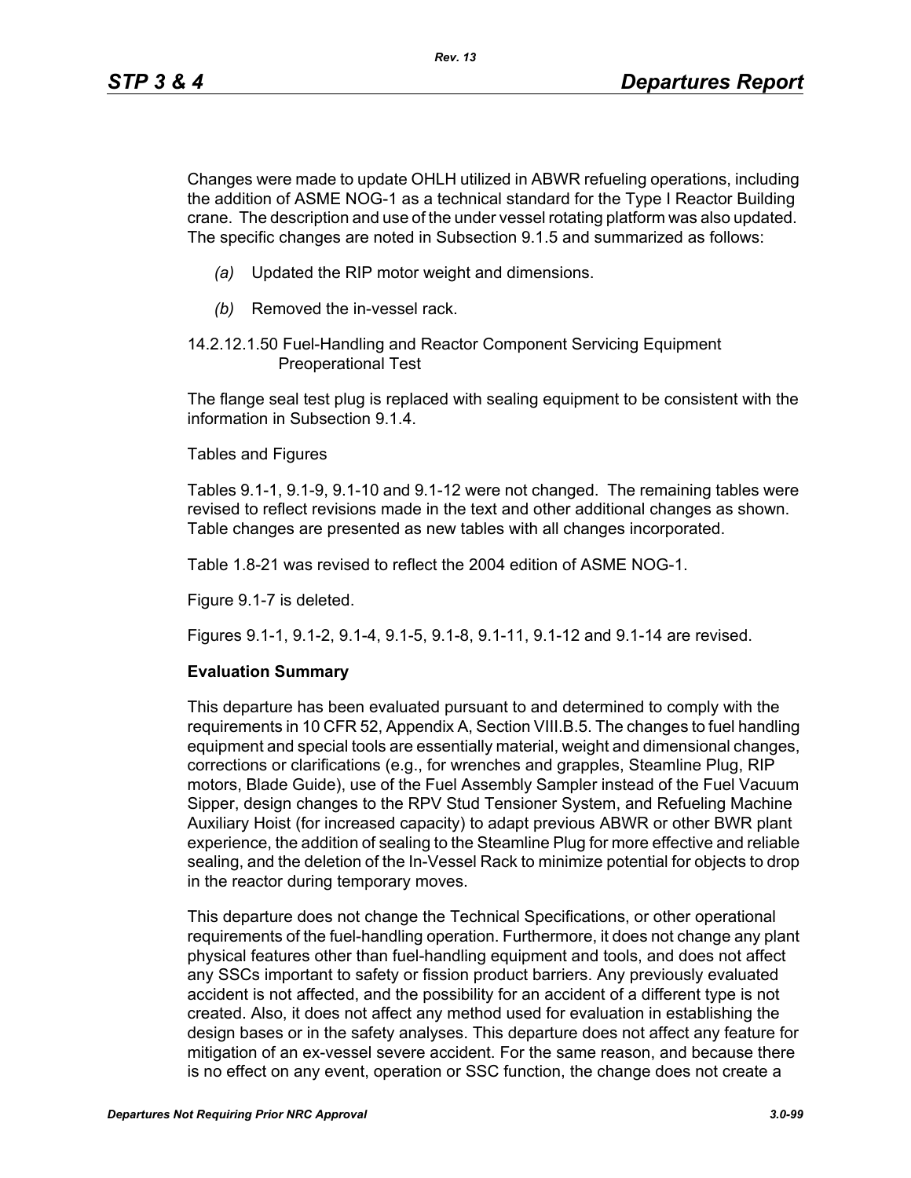Changes were made to update OHLH utilized in ABWR refueling operations, including the addition of ASME NOG-1 as a technical standard for the Type I Reactor Building crane. The description and use of the under vessel rotating platform was also updated. The specific changes are noted in Subsection 9.1.5 and summarized as follows:

*(a)* Updated the RIP motor weight and dimensions.

*(b)* Removed the in-vessel rack.

14.2.12.1.50 Fuel-Handling and Reactor Component Servicing Equipment Preoperational Test

The flange seal test plug is replaced with sealing equipment to be consistent with the information in Subsection 9.1.4.

Tables and Figures

Tables 9.1-1, 9.1-9, 9.1-10 and 9.1-12 were not changed. The remaining tables were revised to reflect revisions made in the text and other additional changes as shown. Table changes are presented as new tables with all changes incorporated.

Table 1.8-21 was revised to reflect the 2004 edition of ASME NOG-1.

Figure 9.1-7 is deleted.

Figures 9.1-1, 9.1-2, 9.1-4, 9.1-5, 9.1-8, 9.1-11, 9.1-12 and 9.1-14 are revised.

**Evaluation Summary**

This departure has been evaluated pursuant to and determined to comply with the requirements in 10 CFR 52, Appendix A, Section VIII.B.5. The changes to fuel handling equipment and special tools are essentially material, weight and dimensional changes, corrections or clarifications (e.g., for wrenches and grapples, Steamline Plug, RIP motors, Blade Guide), use of the Fuel Assembly Sampler instead of the Fuel Vacuum Sipper, design changes to the RPV Stud Tensioner System, and Refueling Machine Auxiliary Hoist (for increased capacity) to adapt previous ABWR or other BWR plant experience, the addition of sealing to the Steamline Plug for more effective and reliable sealing, and the deletion of the In-Vessel Rack to minimize potential for objects to drop in the reactor during temporary moves.

This departure does not change the Technical Specifications, or other operational requirements of the fuel-handling operation. Furthermore, it does not change any plant physical features other than fuel-handling equipment and tools, and does not affect any SSCs important to safety or fission product barriers. Any previously evaluated accident is not affected, and the possibility for an accident of a different type is not created. Also, it does not affect any method used for evaluation in establishing the design bases or in the safety analyses. This departure does not affect any feature for mitigation of an ex-vessel severe accident. For the same reason, and because there is no effect on any event, operation or SSC function, the change does not create a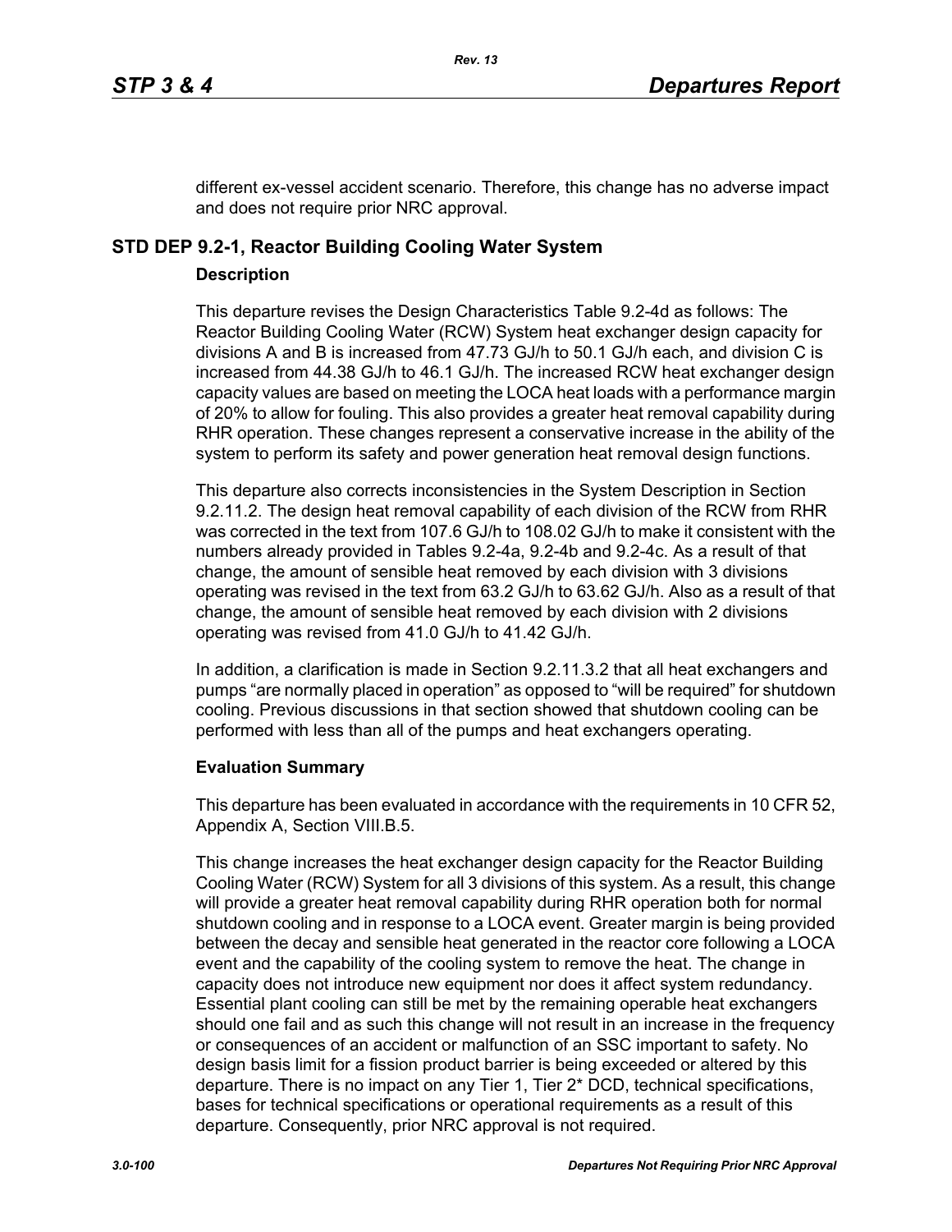different ex-vessel accident scenario. Therefore, this change has no adverse impact and does not require prior NRC approval.

## STD DEP 9.2-1, Reactor Building Cooling Water System

### Description

This departure revises the Design Characteristics Table 9.2-4d as follows: The Reactor Building Cooling Water (RCW) System heat exchanger design capacity for divisions A and B is increased from 47.73 GJ/h to 50.1 GJ/h each, and division C is increased from 44.38 GJ/h to 46.1 GJ/h. The increased RCW heat exchanger design capacity values are based on meeting the LOCA heat loads with a performance margin of 20% to allow for fouling. This also provides a greater heat removal capability during RHR operation. These changes represent a conservative increase in the ability of the system to perform its safety and power generation heat removal design functions.

This departure also corrects inconsistencies in the System Description in Section 9.2.11.2. The design heat removal capability of each division of the RCW from RHR was corrected in the text from 107.6 GJ/h to 108.02 GJ/h to make it consistent with the numbers already provided in Tables 9.2-4a, 9.2-4b and 9.2-4c. As a result of that change, the amount of sensible heat removed by each division with 3 divisions operating was revised in the text from 63.2 GJ/h to 63.62 GJ/h. Also as a result of that change, the amount of sensible heat removed by each division with 2 divisions operating was revised from 41.0 GJ/h to 41.42 GJ/h.

In addition, a clarification is made in Section 9.2.11.3.2 that all heat exchangers and pumps "are normally placed in operation" as opposed to "will be required" for shutdown cooling. Previous discussions in that section showed that shutdown cooling can be performed with less than all of the pumps and heat exchangers operating.

### Evaluation Summary

This departure has been evaluated in accordance with the requirements in 10 CFR 52, Appendix A, Section VIII.B.5.

This change increases the heat exchanger design capacity for the Reactor Building Cooling Water (RCW) System for all 3 divisions of this system. As a result, this change will provide a greater heat removal capability during RHR operation both for normal shutdown cooling and in response to a LOCA event. Greater margin is being provided between the decay and sensible heat generated in the reactor core following a LOCA event and the capability of the cooling system to remove the heat. The change in capacity does not introduce new equipment nor does it affect system redundancy. Essential plant cooling can still be met by the remaining operable heat exchangers should one fail and as such this change will not result in an increase in the frequency or consequences of an accident or malfunction of an SSC important to safety. No design basis limit for a fission product barrier is being exceeded or altered by this departure. There is no impact on any Tier 1, Tier 2* DCD, technical specifications, bases for technical specifications or operational requirements as a result of this departure. Consequently, prior NRC approval is not required.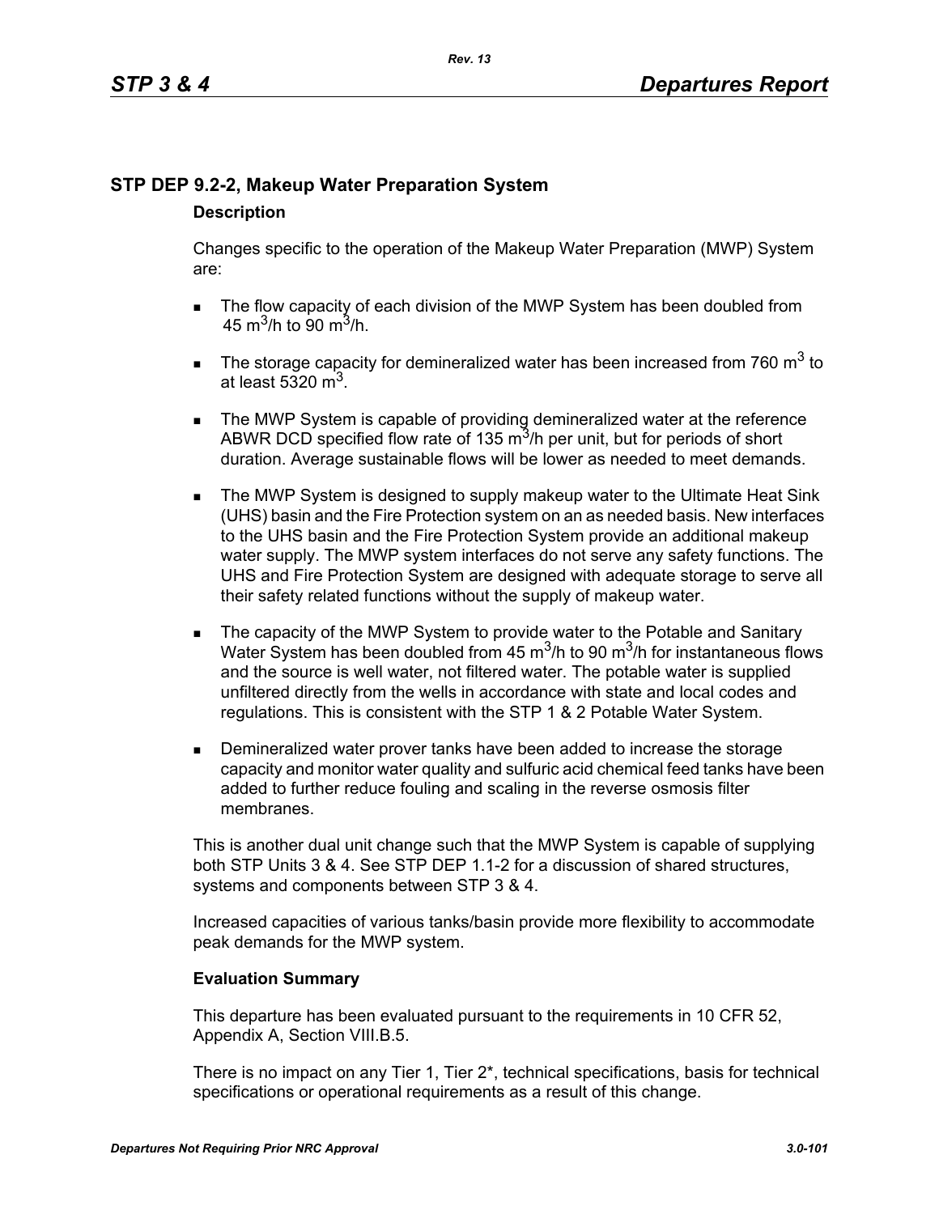## STP DEP 9.2-2, Makeup Water Preparation System

### Description

Changes specific to the operation of the Makeup Water Preparation (MWP) System are:

- The flow capacity of each division of the MWP System has been doubled from 45 $m^3$/h to 90 $m^3$/h.
- The storage capacity for demineralized water has been increased from 760 $m^3$ to at least 5320 $m^3$.
- The MWP System is capable of providing demineralized water at the reference ABWR DCD specified flow rate of 135 $m^3$/h per unit, but for periods of short duration. Average sustainable flows will be lower as needed to meet demands.
- The MWP System is designed to supply makeup water to the Ultimate Heat Sink (UHS) basin and the Fire Protection system on an as needed basis. New interfaces to the UHS basin and the Fire Protection System provide an additional makeup water supply. The MWP system interfaces do not serve any safety functions. The UHS and Fire Protection System are designed with adequate storage to serve all their safety related functions without the supply of makeup water.
- The capacity of the MWP System to provide water to the Potable and Sanitary Water System has been doubled from 45 $m^3$/h to 90 $m^3$/h for instantaneous flows and the source is well water, not filtered water. The potable water is supplied unfiltered directly from the wells in accordance with state and local codes and regulations. This is consistent with the STP 1 & 2 Potable Water System.
- Demineralized water prover tanks have been added to increase the storage capacity and monitor water quality and sulfuric acid chemical feed tanks have been added to further reduce fouling and scaling in the reverse osmosis filter membranes.

This is another dual unit change such that the MWP System is capable of supplying both STP Units 3 & 4. See STP DEP 1.1-2 for a discussion of shared structures, systems and components between STP 3 & 4.

Increased capacities of various tanks/basin provide more flexibility to accommodate peak demands for the MWP system.

### Evaluation Summary

This departure has been evaluated pursuant to the requirements in 10 CFR 52, Appendix A, Section VIII.B.5.

There is no impact on any Tier 1, Tier 2*, technical specifications, basis for technical specifications or operational requirements as a result of this change.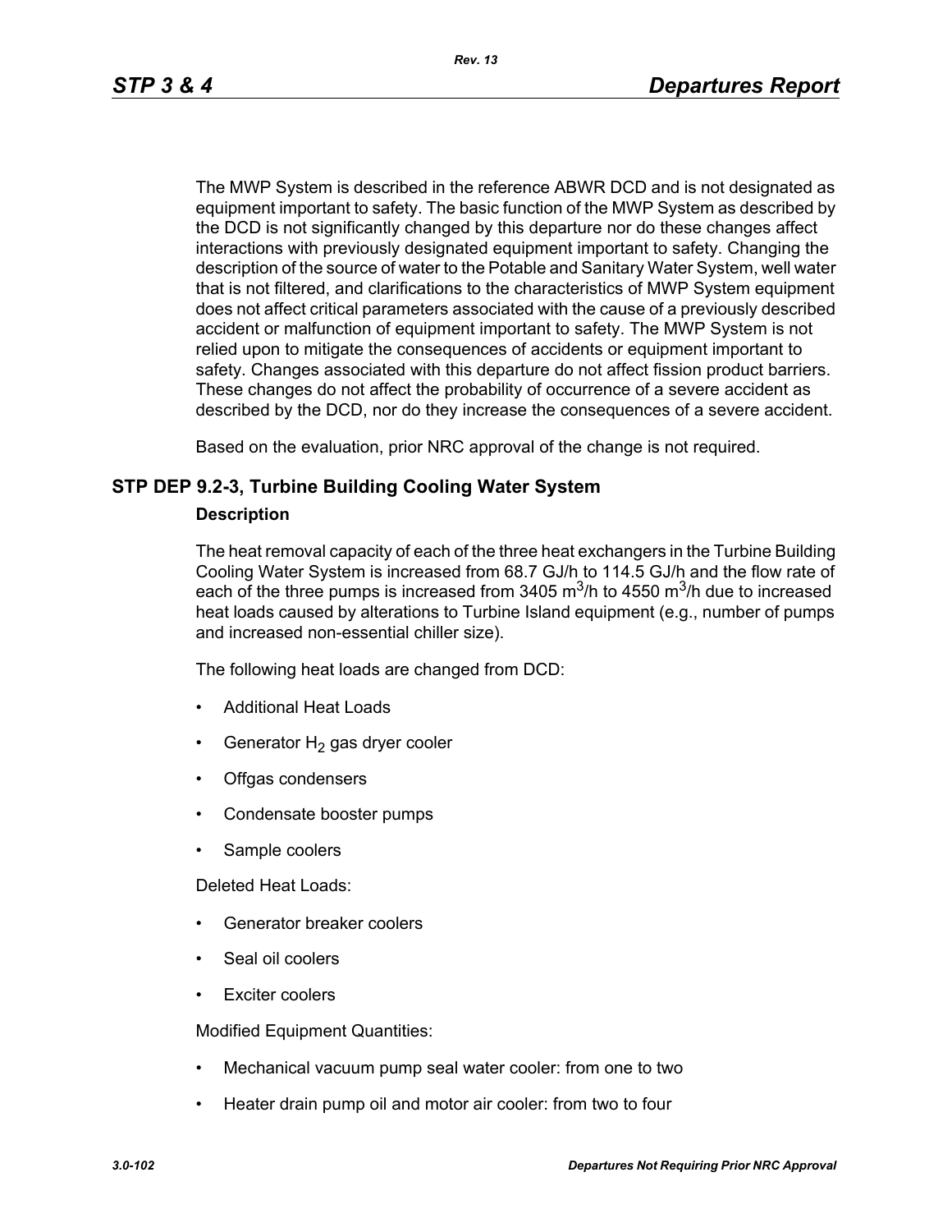The MWP System is described in the reference ABWR DCD and is not designated as equipment important to safety. The basic function of the MWP System as described by the DCD is not significantly changed by this departure nor do these changes affect interactions with previously designated equipment important to safety. Changing the description of the source of water to the Potable and Sanitary Water System, well water that is not filtered, and clarifications to the characteristics of MWP System equipment does not affect critical parameters associated with the cause of a previously described accident or malfunction of equipment important to safety. The MWP System is not relied upon to mitigate the consequences of accidents or equipment important to safety. Changes associated with this departure do not affect fission product barriers. These changes do not affect the probability of occurrence of a severe accident as described by the DCD, nor do they increase the consequences of a severe accident.

Based on the evaluation, prior NRC approval of the change is not required.

## STP DEP 9.2-3, Turbine Building Cooling Water System

### Description

The heat removal capacity of each of the three heat exchangers in the Turbine Building Cooling Water System is increased from 68.7 GJ/h to 114.5 GJ/h and the flow rate of each of the three pumps is increased from 3405 $m^3$/h to 4550 $m^3$/h due to increased heat loads caused by alterations to Turbine Island equipment (e.g., number of pumps and increased non-essential chiller size).

The following heat loads are changed from DCD:

- Additional Heat Loads
- Generator $H_2$ gas dryer cooler
- Offgas condensers
- Condensate booster pumps
- Sample coolers

Deleted Heat Loads:

- Generator breaker coolers
- Seal oil coolers
- Exciter coolers

Modified Equipment Quantities:

- Mechanical vacuum pump seal water cooler: from one to two
- Heater drain pump oil and motor air cooler: from two to four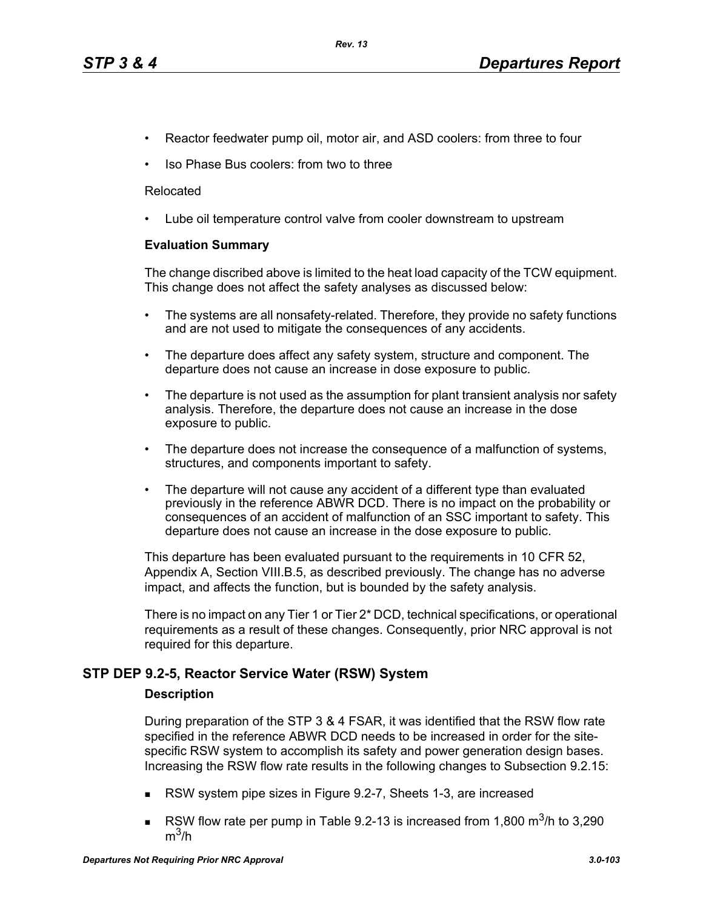- Reactor feedwater pump oil, motor air, and ASD coolers: from three to four
- Iso Phase Bus coolers: from two to three

Relocated

- Lube oil temperature control valve from cooler downstream to upstream

**Evaluation Summary**

The change discribed above is limited to the heat load capacity of the TCW equipment. This change does not affect the safety analyses as discussed below:

- The systems are all nonsafety-related. Therefore, they provide no safety functions and are not used to mitigate the consequences of any accidents.
- The departure does affect any safety system, structure and component. The departure does not cause an increase in dose exposure to public.
- The departure is not used as the assumption for plant transient analysis nor safety analysis. Therefore, the departure does not cause an increase in the dose exposure to public.
- The departure does not increase the consequence of a malfunction of systems, structures, and components important to safety.
- The departure will not cause any accident of a different type than evaluated previously in the reference ABWR DCD. There is no impact on the probability or consequences of an accident of malfunction of an SSC important to safety. This departure does not cause an increase in the dose exposure to public.

This departure has been evaluated pursuant to the requirements in 10 CFR 52, Appendix A, Section VIII.B.5, as described previously. The change has no adverse impact, and affects the function, but is bounded by the safety analysis.

There is no impact on any Tier 1 or Tier 2* DCD, technical specifications, or operational requirements as a result of these changes. Consequently, prior NRC approval is not required for this departure.

## STP DEP 9.2-5, Reactor Service Water (RSW) System

**Description**

During preparation of the STP 3 & 4 FSAR, it was identified that the RSW flow rate specified in the reference ABWR DCD needs to be increased in order for the site-specific RSW system to accomplish its safety and power generation design bases. Increasing the RSW flow rate results in the following changes to Subsection 9.2.15:

- RSW system pipe sizes in Figure 9.2-7, Sheets 1-3, are increased
- RSW flow rate per pump in Table 9.2-13 is increased from 1,800 $m^3$/h to 3,290 $m^3$/h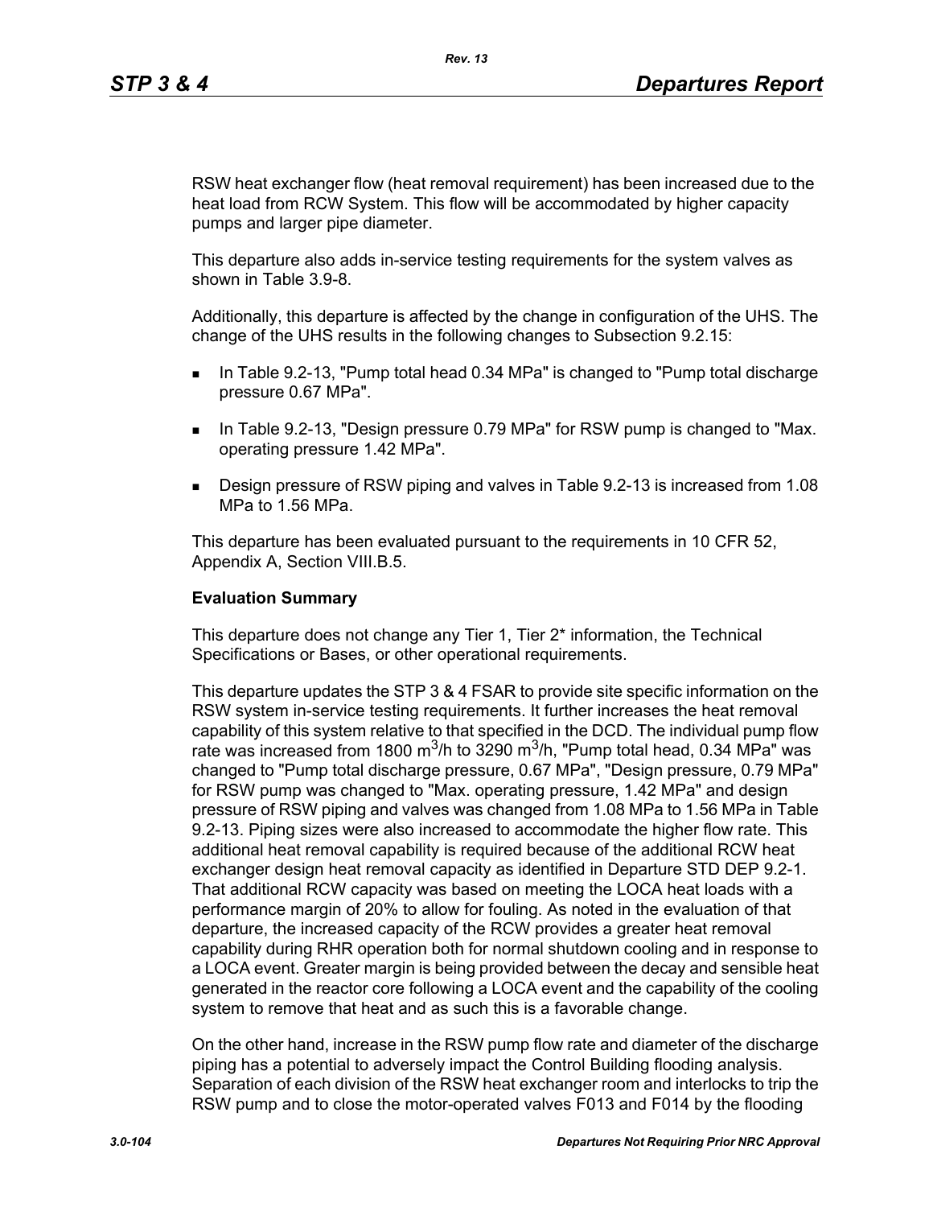RSW heat exchanger flow (heat removal requirement) has been increased due to the heat load from RCW System. This flow will be accommodated by higher capacity pumps and larger pipe diameter.

This departure also adds in-service testing requirements for the system valves as shown in Table 3.9-8.

Additionally, this departure is affected by the change in configuration of the UHS. The change of the UHS results in the following changes to Subsection 9.2.15:

- In Table 9.2-13, "Pump total head 0.34 MPa" is changed to "Pump total discharge pressure 0.67 MPa".
- In Table 9.2-13, "Design pressure 0.79 MPa" for RSW pump is changed to "Max. operating pressure 1.42 MPa".
- Design pressure of RSW piping and valves in Table 9.2-13 is increased from 1.08 MPa to 1.56 MPa.

This departure has been evaluated pursuant to the requirements in 10 CFR 52, Appendix A, Section VIII.B.5.

**Evaluation Summary**

This departure does not change any Tier 1, Tier 2* information, the Technical Specifications or Bases, or other operational requirements.

This departure updates the STP 3 & 4 FSAR to provide site specific information on the RSW system in-service testing requirements. It further increases the heat removal capability of this system relative to that specified in the DCD. The individual pump flow rate was increased from 1800 $m^3$/h to 3290 $m^3$/h, "Pump total head, 0.34 MPa" was changed to "Pump total discharge pressure, 0.67 MPa", "Design pressure, 0.79 MPa" for RSW pump was changed to "Max. operating pressure, 1.42 MPa" and design pressure of RSW piping and valves was changed from 1.08 MPa to 1.56 MPa in Table 9.2-13. Piping sizes were also increased to accommodate the higher flow rate. This additional heat removal capability is required because of the additional RCW heat exchanger design heat removal capacity as identified in Departure STD DEP 9.2-1. That additional RCW capacity was based on meeting the LOCA heat loads with a performance margin of 20% to allow for fouling. As noted in the evaluation of that departure, the increased capacity of the RCW provides a greater heat removal capability during RHR operation both for normal shutdown cooling and in response to a LOCA event. Greater margin is being provided between the decay and sensible heat generated in the reactor core following a LOCA event and the capability of the cooling system to remove that heat and as such this is a favorable change.

On the other hand, increase in the RSW pump flow rate and diameter of the discharge piping has a potential to adversely impact the Control Building flooding analysis. Separation of each division of the RSW heat exchanger room and interlocks to trip the RSW pump and to close the motor-operated valves F013 and F014 by the flooding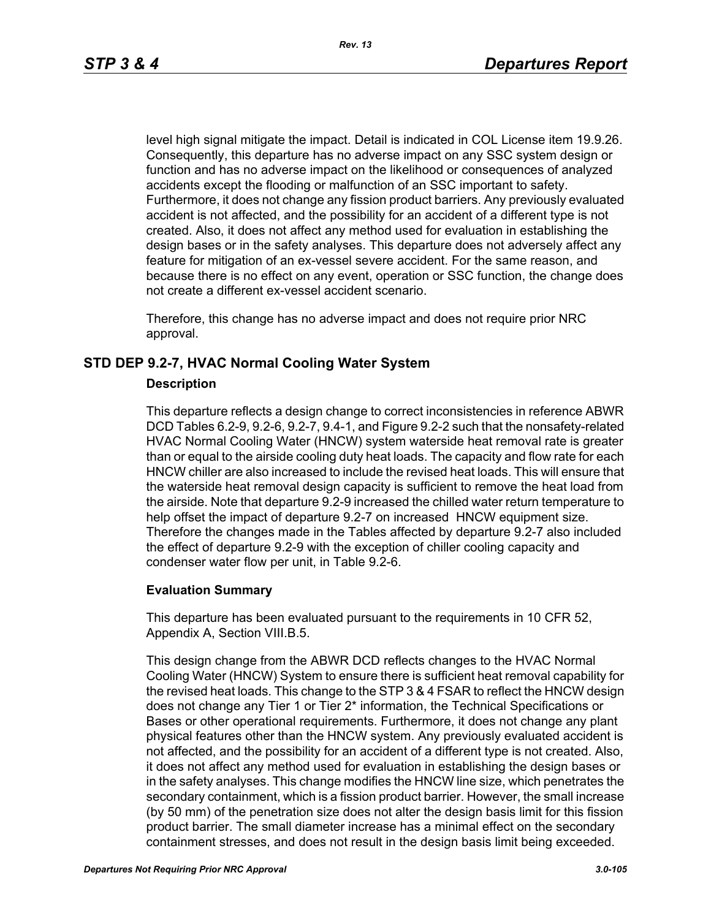level high signal mitigate the impact. Detail is indicated in COL License item 19.9.26. Consequently, this departure has no adverse impact on any SSC system design or function and has no adverse impact on the likelihood or consequences of analyzed accidents except the flooding or malfunction of an SSC important to safety. Furthermore, it does not change any fission product barriers. Any previously evaluated accident is not affected, and the possibility for an accident of a different type is not created. Also, it does not affect any method used for evaluation in establishing the design bases or in the safety analyses. This departure does not adversely affect any feature for mitigation of an ex-vessel severe accident. For the same reason, and because there is no effect on any event, operation or SSC function, the change does not create a different ex-vessel accident scenario.

Therefore, this change has no adverse impact and does not require prior NRC approval.

## STD DEP 9.2-7, HVAC Normal Cooling Water System

### Description

This departure reflects a design change to correct inconsistencies in reference ABWR DCD Tables 6.2-9, 9.2-6, 9.2-7, 9.4-1, and Figure 9.2-2 such that the nonsafety-related HVAC Normal Cooling Water (HNCW) system waterside heat removal rate is greater than or equal to the airside cooling duty heat loads. The capacity and flow rate for each HNCW chiller are also increased to include the revised heat loads. This will ensure that the waterside heat removal design capacity is sufficient to remove the heat load from the airside. Note that departure 9.2-9 increased the chilled water return temperature to help offset the impact of departure 9.2-7 on increased HNCW equipment size. Therefore the changes made in the Tables affected by departure 9.2-7 also included the effect of departure 9.2-9 with the exception of chiller cooling capacity and condenser water flow per unit, in Table 9.2-6.

### Evaluation Summary

This departure has been evaluated pursuant to the requirements in 10 CFR 52, Appendix A, Section VIII.B.5.

This design change from the ABWR DCD reflects changes to the HVAC Normal Cooling Water (HNCW) System to ensure there is sufficient heat removal capability for the revised heat loads. This change to the STP 3 & 4 FSAR to reflect the HNCW design does not change any Tier 1 or Tier 2* information, the Technical Specifications or Bases or other operational requirements. Furthermore, it does not change any plant physical features other than the HNCW system. Any previously evaluated accident is not affected, and the possibility for an accident of a different type is not created. Also, it does not affect any method used for evaluation in establishing the design bases or in the safety analyses. This change modifies the HNCW line size, which penetrates the secondary containment, which is a fission product barrier. However, the small increase (by 50 mm) of the penetration size does not alter the design basis limit for this fission product barrier. The small diameter increase has a minimal effect on the secondary containment stresses, and does not result in the design basis limit being exceeded.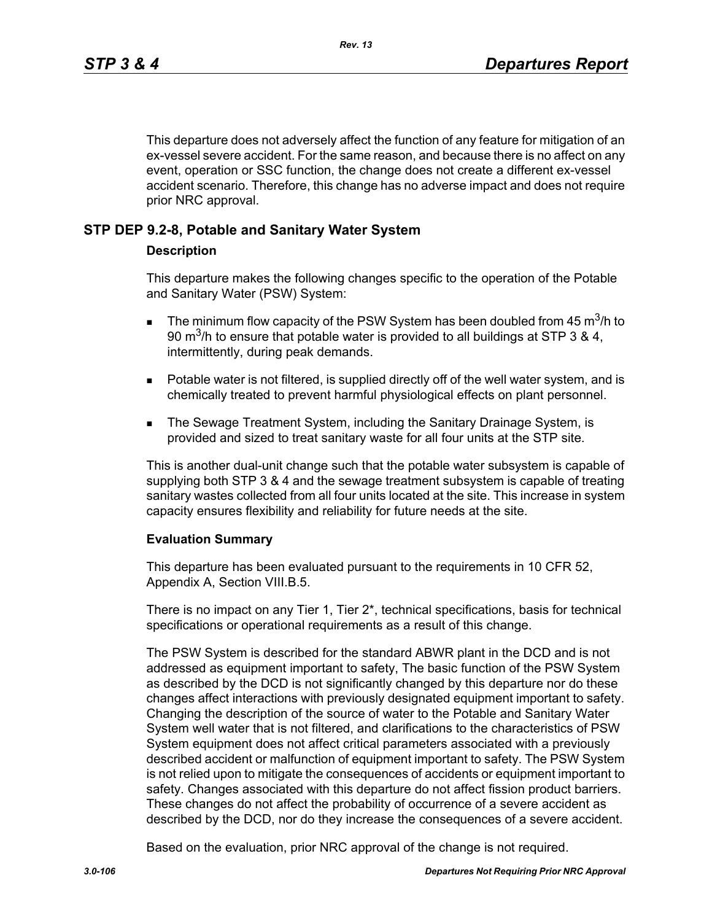This departure does not adversely affect the function of any feature for mitigation of an ex-vessel severe accident. For the same reason, and because there is no affect on any event, operation or SSC function, the change does not create a different ex-vessel accident scenario. Therefore, this change has no adverse impact and does not require prior NRC approval.

## STP DEP 9.2-8, Potable and Sanitary Water System

### Description

This departure makes the following changes specific to the operation of the Potable and Sanitary Water (PSW) System:

- The minimum flow capacity of the PSW System has been doubled from 45 $m^3$/h to 90 $m^3$/h to ensure that potable water is provided to all buildings at STP 3 & 4, intermittently, during peak demands.
- Potable water is not filtered, is supplied directly off of the well water system, and is chemically treated to prevent harmful physiological effects on plant personnel.
- The Sewage Treatment System, including the Sanitary Drainage System, is provided and sized to treat sanitary waste for all four units at the STP site.

This is another dual-unit change such that the potable water subsystem is capable of supplying both STP 3 & 4 and the sewage treatment subsystem is capable of treating sanitary wastes collected from all four units located at the site. This increase in system capacity ensures flexibility and reliability for future needs at the site.

### Evaluation Summary

This departure has been evaluated pursuant to the requirements in 10 CFR 52, Appendix A, Section VIII.B.5.

There is no impact on any Tier 1, Tier 2*, technical specifications, basis for technical specifications or operational requirements as a result of this change.

The PSW System is described for the standard ABWR plant in the DCD and is not addressed as equipment important to safety, The basic function of the PSW System as described by the DCD is not significantly changed by this departure nor do these changes affect interactions with previously designated equipment important to safety. Changing the description of the source of water to the Potable and Sanitary Water System well water that is not filtered, and clarifications to the characteristics of PSW System equipment does not affect critical parameters associated with a previously described accident or malfunction of equipment important to safety. The PSW System is not relied upon to mitigate the consequences of accidents or equipment important to safety. Changes associated with this departure do not affect fission product barriers. These changes do not affect the probability of occurrence of a severe accident as described by the DCD, nor do they increase the consequences of a severe accident.

Based on the evaluation, prior NRC approval of the change is not required.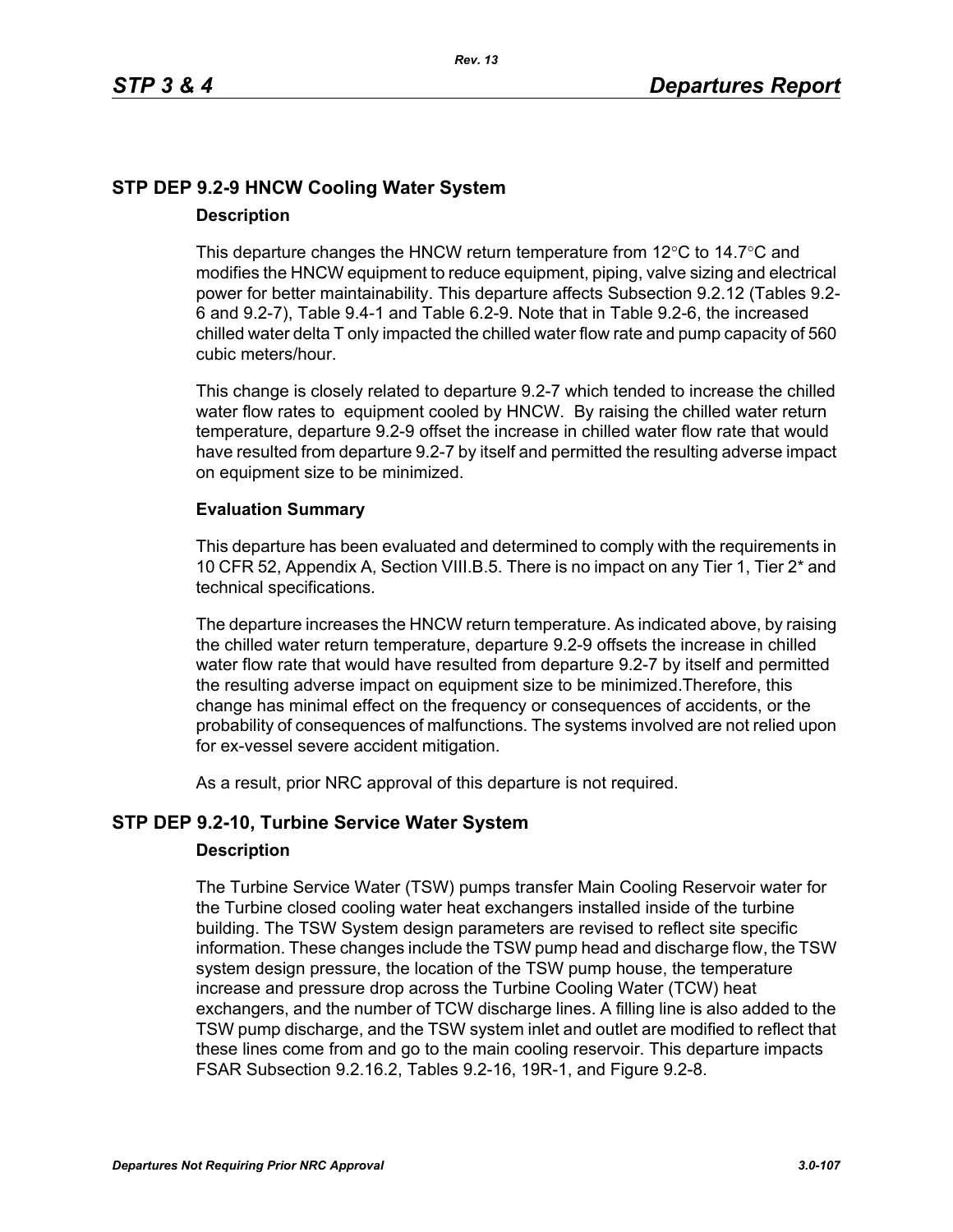## STP DEP 9.2-9 HNCW Cooling Water System

### Description

This departure changes the HNCW return temperature from 12°C to 14.7°C and modifies the HNCW equipment to reduce equipment, piping, valve sizing and electrical power for better maintainability. This departure affects Subsection 9.2.12 (Tables 9.2-6 and 9.2-7), Table 9.4-1 and Table 6.2-9. Note that in Table 9.2-6, the increased chilled water delta T only impacted the chilled water flow rate and pump capacity of 560 cubic meters/hour.

This change is closely related to departure 9.2-7 which tended to increase the chilled water flow rates to equipment cooled by HNCW. By raising the chilled water return temperature, departure 9.2-9 offset the increase in chilled water flow rate that would have resulted from departure 9.2-7 by itself and permitted the resulting adverse impact on equipment size to be minimized.

### Evaluation Summary

This departure has been evaluated and determined to comply with the requirements in 10 CFR 52, Appendix A, Section VIII.B.5. There is no impact on any Tier 1, Tier 2* and technical specifications.

The departure increases the HNCW return temperature. As indicated above, by raising the chilled water return temperature, departure 9.2-9 offsets the increase in chilled water flow rate that would have resulted from departure 9.2-7 by itself and permitted the resulting adverse impact on equipment size to be minimized.Therefore, this change has minimal effect on the frequency or consequences of accidents, or the probability of consequences of malfunctions. The systems involved are not relied upon for ex-vessel severe accident mitigation.

As a result, prior NRC approval of this departure is not required.

## STP DEP 9.2-10, Turbine Service Water System

### Description

The Turbine Service Water (TSW) pumps transfer Main Cooling Reservoir water for the Turbine closed cooling water heat exchangers installed inside of the turbine building. The TSW System design parameters are revised to reflect site specific information. These changes include the TSW pump head and discharge flow, the TSW system design pressure, the location of the TSW pump house, the temperature increase and pressure drop across the Turbine Cooling Water (TCW) heat exchangers, and the number of TCW discharge lines. A filling line is also added to the TSW pump discharge, and the TSW system inlet and outlet are modified to reflect that these lines come from and go to the main cooling reservoir. This departure impacts FSAR Subsection 9.2.16.2, Tables 9.2-16, 19R-1, and Figure 9.2-8.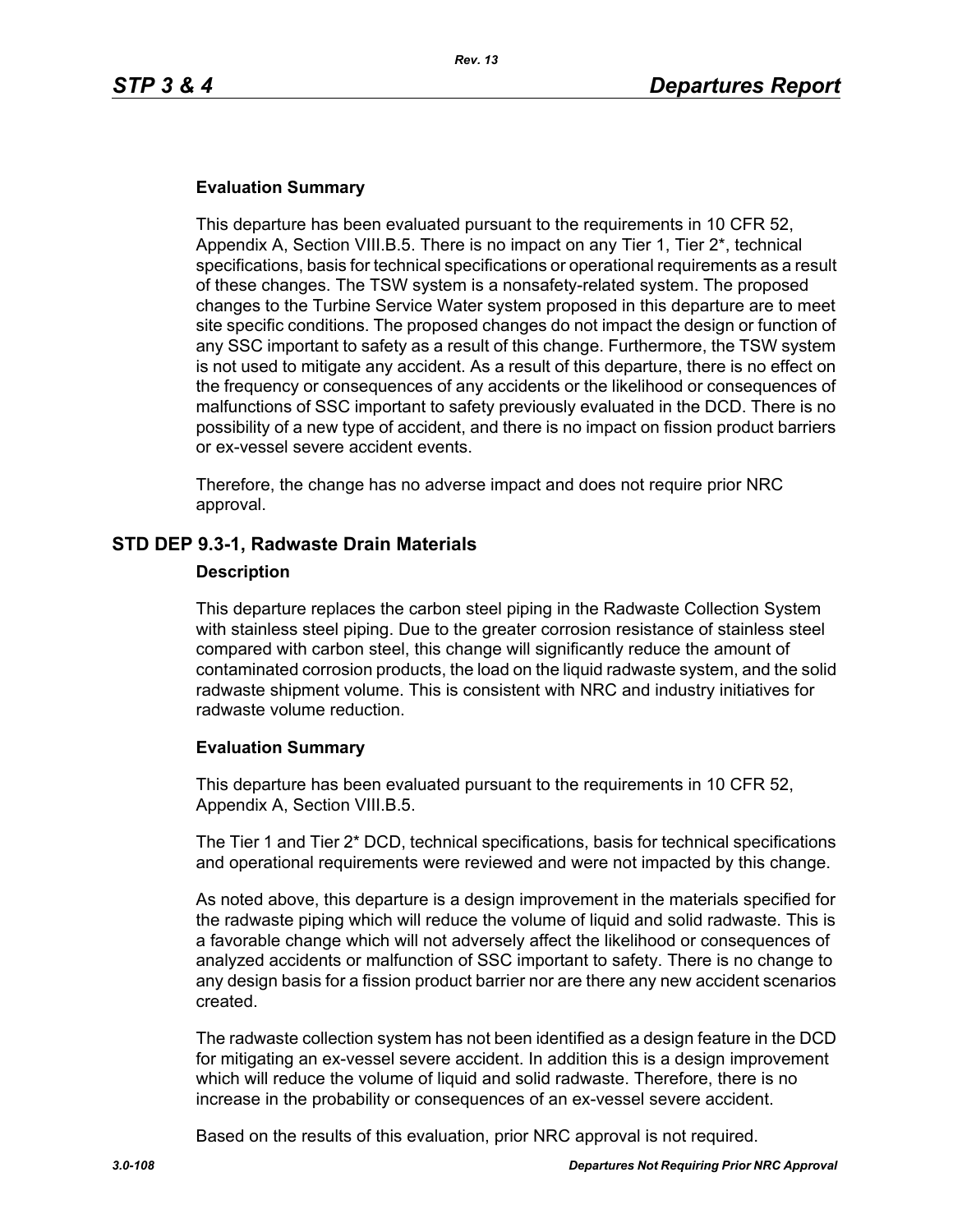#### Evaluation Summary

This departure has been evaluated pursuant to the requirements in 10 CFR 52, Appendix A, Section VIII.B.5. There is no impact on any Tier 1, Tier 2*, technical specifications, basis for technical specifications or operational requirements as a result of these changes. The TSW system is a nonsafety-related system. The proposed changes to the Turbine Service Water system proposed in this departure are to meet site specific conditions. The proposed changes do not impact the design or function of any SSC important to safety as a result of this change. Furthermore, the TSW system is not used to mitigate any accident. As a result of this departure, there is no effect on the frequency or consequences of any accidents or the likelihood or consequences of malfunctions of SSC important to safety previously evaluated in the DCD. There is no possibility of a new type of accident, and there is no impact on fission product barriers or ex-vessel severe accident events.

Therefore, the change has no adverse impact and does not require prior NRC approval.

### STD DEP 9.3-1, Radwaste Drain Materials

#### Description

This departure replaces the carbon steel piping in the Radwaste Collection System with stainless steel piping. Due to the greater corrosion resistance of stainless steel compared with carbon steel, this change will significantly reduce the amount of contaminated corrosion products, the load on the liquid radwaste system, and the solid radwaste shipment volume. This is consistent with NRC and industry initiatives for radwaste volume reduction.

#### Evaluation Summary

This departure has been evaluated pursuant to the requirements in 10 CFR 52, Appendix A, Section VIII.B.5.

The Tier 1 and Tier 2* DCD, technical specifications, basis for technical specifications and operational requirements were reviewed and were not impacted by this change.

As noted above, this departure is a design improvement in the materials specified for the radwaste piping which will reduce the volume of liquid and solid radwaste. This is a favorable change which will not adversely affect the likelihood or consequences of analyzed accidents or malfunction of SSC important to safety. There is no change to any design basis for a fission product barrier nor are there any new accident scenarios created.

The radwaste collection system has not been identified as a design feature in the DCD for mitigating an ex-vessel severe accident. In addition this is a design improvement which will reduce the volume of liquid and solid radwaste. Therefore, there is no increase in the probability or consequences of an ex-vessel severe accident.

Based on the results of this evaluation, prior NRC approval is not required.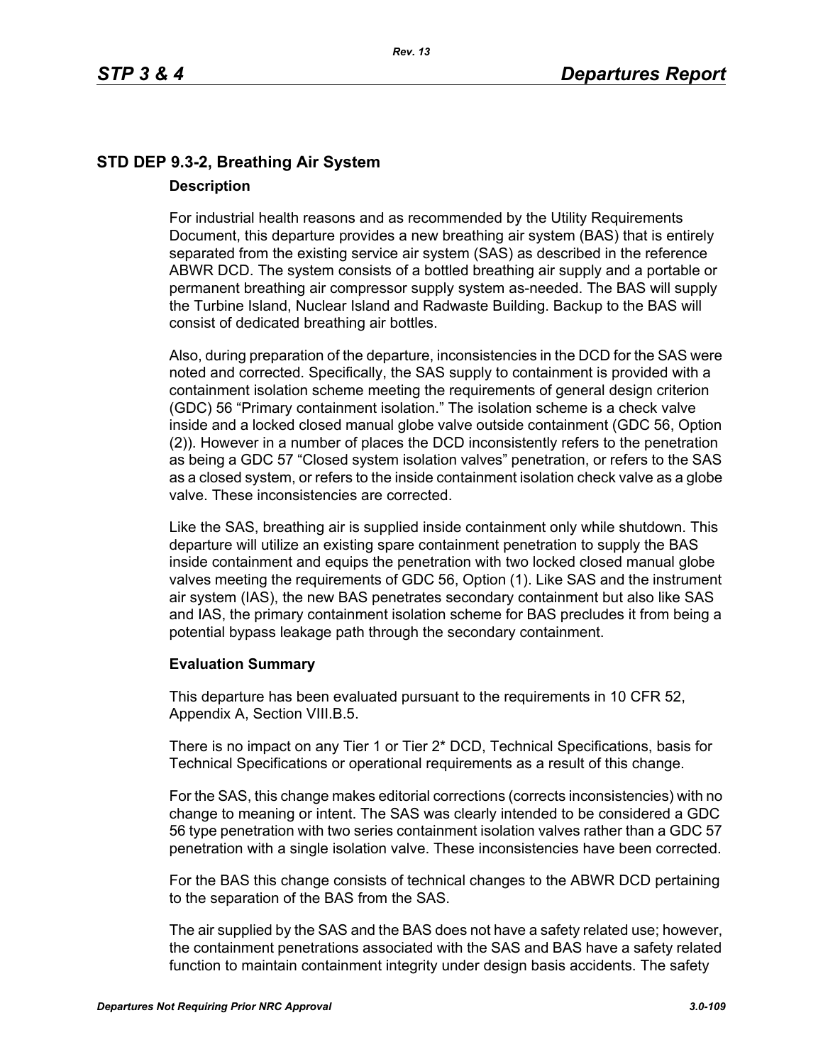## STD DEP 9.3-2, Breathing Air System

### Description

For industrial health reasons and as recommended by the Utility Requirements Document, this departure provides a new breathing air system (BAS) that is entirely separated from the existing service air system (SAS) as described in the reference ABWR DCD. The system consists of a bottled breathing air supply and a portable or permanent breathing air compressor supply system as-needed. The BAS will supply the Turbine Island, Nuclear Island and Radwaste Building. Backup to the BAS will consist of dedicated breathing air bottles.

Also, during preparation of the departure, inconsistencies in the DCD for the SAS were noted and corrected. Specifically, the SAS supply to containment is provided with a containment isolation scheme meeting the requirements of general design criterion (GDC) 56 "Primary containment isolation." The isolation scheme is a check valve inside and a locked closed manual globe valve outside containment (GDC 56, Option (2)). However in a number of places the DCD inconsistently refers to the penetration as being a GDC 57 "Closed system isolation valves" penetration, or refers to the SAS as a closed system, or refers to the inside containment isolation check valve as a globe valve. These inconsistencies are corrected.

Like the SAS, breathing air is supplied inside containment only while shutdown. This departure will utilize an existing spare containment penetration to supply the BAS inside containment and equips the penetration with two locked closed manual globe valves meeting the requirements of GDC 56, Option (1). Like SAS and the instrument air system (IAS), the new BAS penetrates secondary containment but also like SAS and IAS, the primary containment isolation scheme for BAS precludes it from being a potential bypass leakage path through the secondary containment.

### Evaluation Summary

This departure has been evaluated pursuant to the requirements in 10 CFR 52, Appendix A, Section VIII.B.5.

There is no impact on any Tier 1 or Tier 2* DCD, Technical Specifications, basis for Technical Specifications or operational requirements as a result of this change.

For the SAS, this change makes editorial corrections (corrects inconsistencies) with no change to meaning or intent. The SAS was clearly intended to be considered a GDC 56 type penetration with two series containment isolation valves rather than a GDC 57 penetration with a single isolation valve. These inconsistencies have been corrected.

For the BAS this change consists of technical changes to the ABWR DCD pertaining to the separation of the BAS from the SAS.

The air supplied by the SAS and the BAS does not have a safety related use; however, the containment penetrations associated with the SAS and BAS have a safety related function to maintain containment integrity under design basis accidents. The safety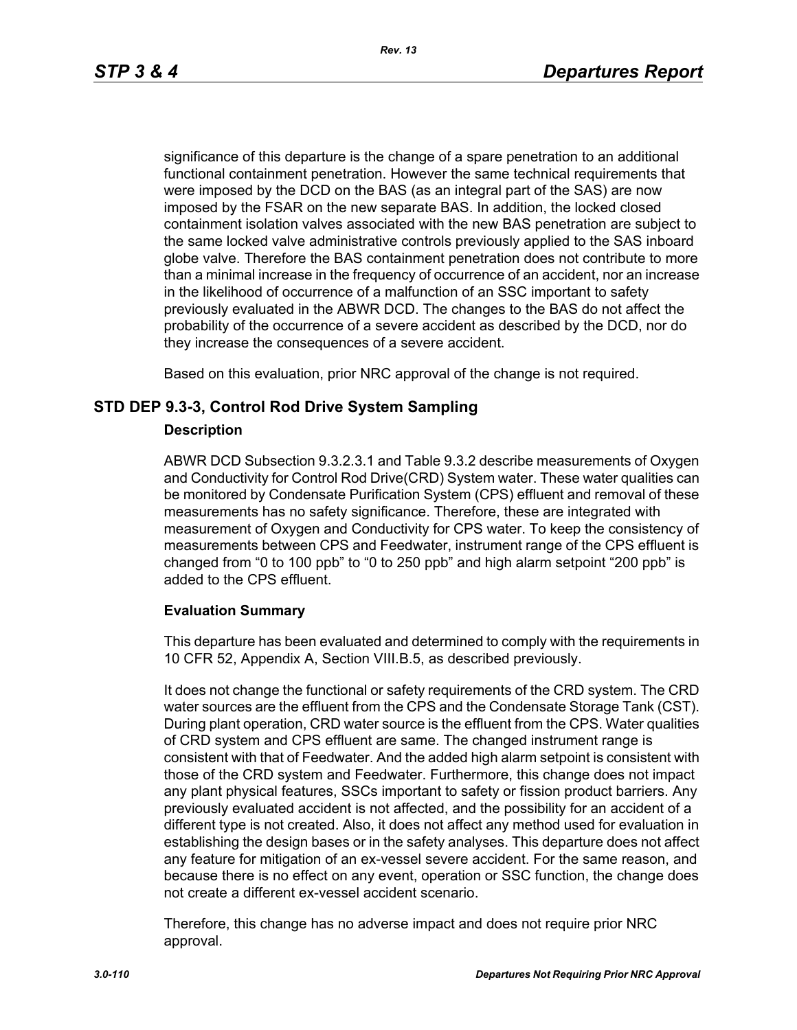significance of this departure is the change of a spare penetration to an additional functional containment penetration. However the same technical requirements that were imposed by the DCD on the BAS (as an integral part of the SAS) are now imposed by the FSAR on the new separate BAS. In addition, the locked closed containment isolation valves associated with the new BAS penetration are subject to the same locked valve administrative controls previously applied to the SAS inboard globe valve. Therefore the BAS containment penetration does not contribute to more than a minimal increase in the frequency of occurrence of an accident, nor an increase in the likelihood of occurrence of a malfunction of an SSC important to safety previously evaluated in the ABWR DCD. The changes to the BAS do not affect the probability of the occurrence of a severe accident as described by the DCD, nor do they increase the consequences of a severe accident.

Based on this evaluation, prior NRC approval of the change is not required.

## STD DEP 9.3-3, Control Rod Drive System Sampling

### Description

ABWR DCD Subsection 9.3.2.3.1 and Table 9.3.2 describe measurements of Oxygen and Conductivity for Control Rod Drive(CRD) System water. These water qualities can be monitored by Condensate Purification System (CPS) effluent and removal of these measurements has no safety significance. Therefore, these are integrated with measurement of Oxygen and Conductivity for CPS water. To keep the consistency of measurements between CPS and Feedwater, instrument range of the CPS effluent is changed from “0 to 100 ppb” to “0 to 250 ppb” and high alarm setpoint “200 ppb” is added to the CPS effluent.

### Evaluation Summary

This departure has been evaluated and determined to comply with the requirements in 10 CFR 52, Appendix A, Section VIII.B.5, as described previously.

It does not change the functional or safety requirements of the CRD system. The CRD water sources are the effluent from the CPS and the Condensate Storage Tank (CST). During plant operation, CRD water source is the effluent from the CPS. Water qualities of CRD system and CPS effluent are same. The changed instrument range is consistent with that of Feedwater. And the added high alarm setpoint is consistent with those of the CRD system and Feedwater. Furthermore, this change does not impact any plant physical features, SSCs important to safety or fission product barriers. Any previously evaluated accident is not affected, and the possibility for an accident of a different type is not created. Also, it does not affect any method used for evaluation in establishing the design bases or in the safety analyses. This departure does not affect any feature for mitigation of an ex-vessel severe accident. For the same reason, and because there is no effect on any event, operation or SSC function, the change does not create a different ex-vessel accident scenario.

Therefore, this change has no adverse impact and does not require prior NRC approval.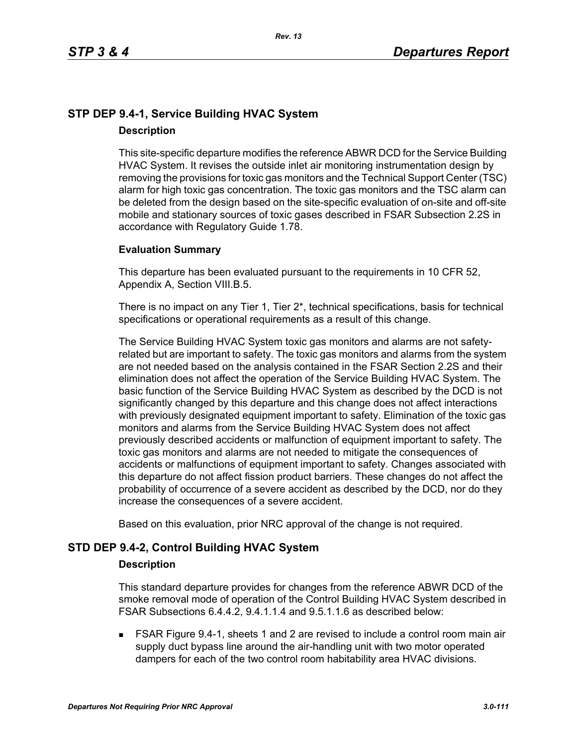## STP DEP 9.4-1, Service Building HVAC System

### Description

This site-specific departure modifies the reference ABWR DCD for the Service Building HVAC System. It revises the outside inlet air monitoring instrumentation design by removing the provisions for toxic gas monitors and the Technical Support Center (TSC) alarm for high toxic gas concentration. The toxic gas monitors and the TSC alarm can be deleted from the design based on the site-specific evaluation of on-site and off-site mobile and stationary sources of toxic gases described in FSAR Subsection 2.2S in accordance with Regulatory Guide 1.78.

### Evaluation Summary

This departure has been evaluated pursuant to the requirements in 10 CFR 52, Appendix A, Section VIII.B.5.

There is no impact on any Tier 1, Tier 2*, technical specifications, basis for technical specifications or operational requirements as a result of this change.

The Service Building HVAC System toxic gas monitors and alarms are not safety-related but are important to safety. The toxic gas monitors and alarms from the system are not needed based on the analysis contained in the FSAR Section 2.2S and their elimination does not affect the operation of the Service Building HVAC System. The basic function of the Service Building HVAC System as described by the DCD is not significantly changed by this departure and this change does not affect interactions with previously designated equipment important to safety. Elimination of the toxic gas monitors and alarms from the Service Building HVAC System does not affect previously described accidents or malfunction of equipment important to safety. The toxic gas monitors and alarms are not needed to mitigate the consequences of accidents or malfunctions of equipment important to safety. Changes associated with this departure do not affect fission product barriers. These changes do not affect the probability of occurrence of a severe accident as described by the DCD, nor do they increase the consequences of a severe accident.

Based on this evaluation, prior NRC approval of the change is not required.

## STD DEP 9.4-2, Control Building HVAC System

### Description

This standard departure provides for changes from the reference ABWR DCD of the smoke removal mode of operation of the Control Building HVAC System described in FSAR Subsections 6.4.4.2, 9.4.1.1.4 and 9.5.1.1.6 as described below:

- FSAR Figure 9.4-1, sheets 1 and 2 are revised to include a control room main air supply duct bypass line around the air-handling unit with two motor operated dampers for each of the two control room habitability area HVAC divisions.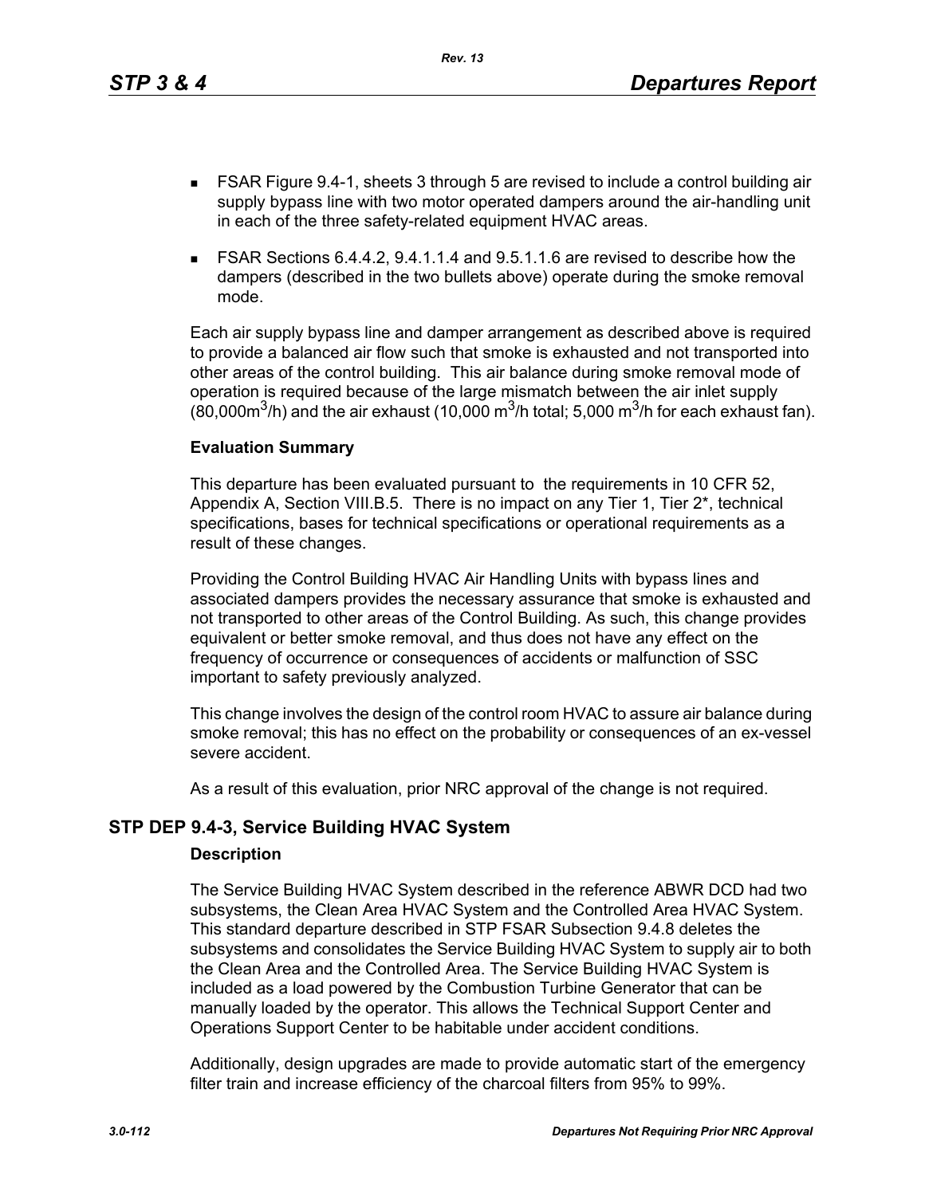- FSAR Figure 9.4-1, sheets 3 through 5 are revised to include a control building air supply bypass line with two motor operated dampers around the air-handling unit in each of the three safety-related equipment HVAC areas.
- FSAR Sections 6.4.4.2, 9.4.1.1.4 and 9.5.1.1.6 are revised to describe how the dampers (described in the two bullets above) operate during the smoke removal mode.

Each air supply bypass line and damper arrangement as described above is required to provide a balanced air flow such that smoke is exhausted and not transported into other areas of the control building. This air balance during smoke removal mode of operation is required because of the large mismatch between the air inlet supply (80,000$m^3$/h) and the air exhaust (10,000 $m^3$/h total; 5,000 $m^3$/h for each exhaust fan).

**Evaluation Summary**

This departure has been evaluated pursuant to the requirements in 10 CFR 52, Appendix A, Section VIII.B.5. There is no impact on any Tier 1, Tier 2*, technical specifications, bases for technical specifications or operational requirements as a result of these changes.

Providing the Control Building HVAC Air Handling Units with bypass lines and associated dampers provides the necessary assurance that smoke is exhausted and not transported to other areas of the Control Building. As such, this change provides equivalent or better smoke removal, and thus does not have any effect on the frequency of occurrence or consequences of accidents or malfunction of SSC important to safety previously analyzed.

This change involves the design of the control room HVAC to assure air balance during smoke removal; this has no effect on the probability or consequences of an ex-vessel severe accident.

As a result of this evaluation, prior NRC approval of the change is not required.

## STP DEP 9.4-3, Service Building HVAC System

**Description**

The Service Building HVAC System described in the reference ABWR DCD had two subsystems, the Clean Area HVAC System and the Controlled Area HVAC System. This standard departure described in STP FSAR Subsection 9.4.8 deletes the subsystems and consolidates the Service Building HVAC System to supply air to both the Clean Area and the Controlled Area. The Service Building HVAC System is included as a load powered by the Combustion Turbine Generator that can be manually loaded by the operator. This allows the Technical Support Center and Operations Support Center to be habitable under accident conditions.

Additionally, design upgrades are made to provide automatic start of the emergency filter train and increase efficiency of the charcoal filters from 95% to 99%.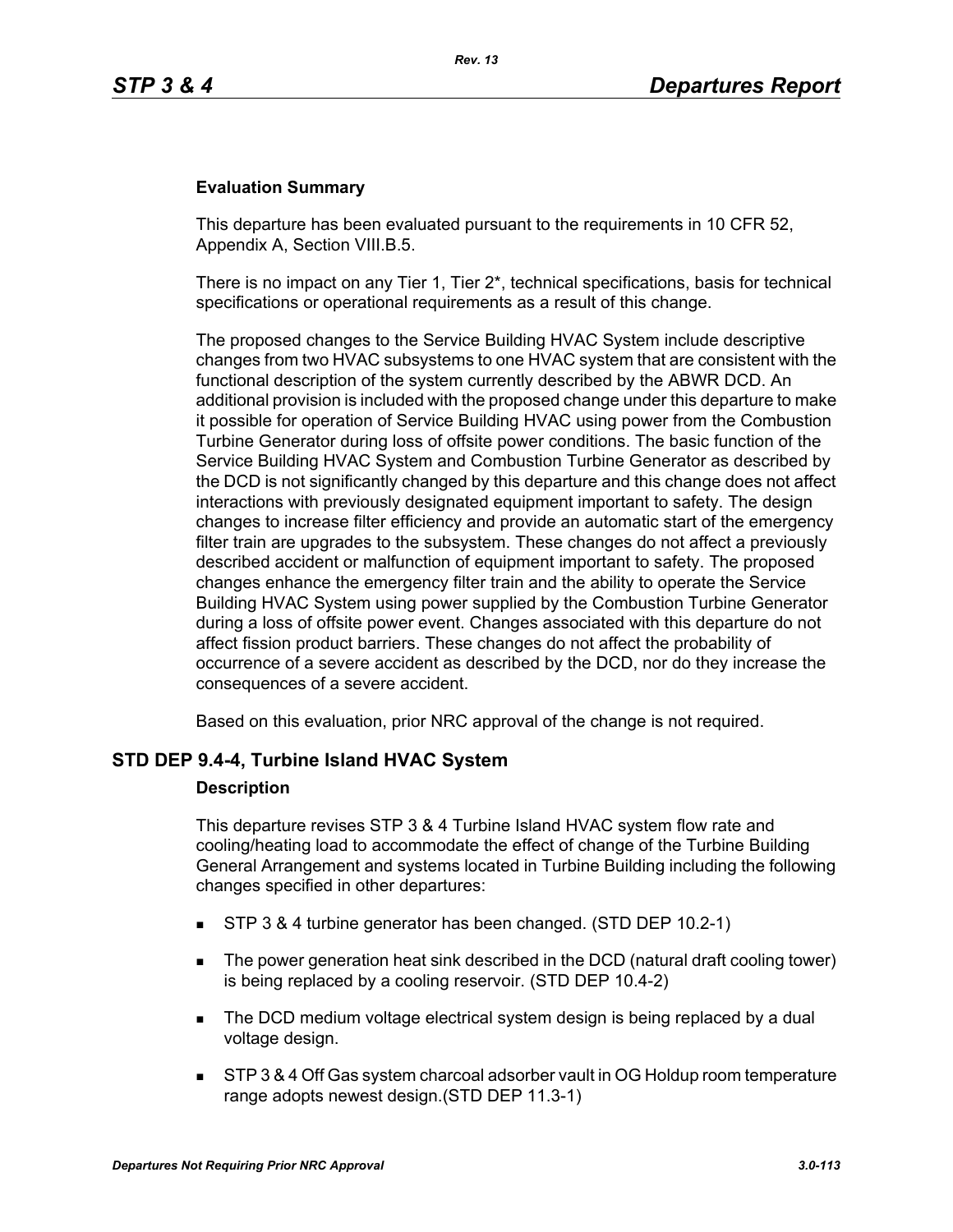**Evaluation Summary**

This departure has been evaluated pursuant to the requirements in 10 CFR 52, Appendix A, Section VIII.B.5.

There is no impact on any Tier 1, Tier 2*, technical specifications, basis for technical specifications or operational requirements as a result of this change.

The proposed changes to the Service Building HVAC System include descriptive changes from two HVAC subsystems to one HVAC system that are consistent with the functional description of the system currently described by the ABWR DCD. An additional provision is included with the proposed change under this departure to make it possible for operation of Service Building HVAC using power from the Combustion Turbine Generator during loss of offsite power conditions. The basic function of the Service Building HVAC System and Combustion Turbine Generator as described by the DCD is not significantly changed by this departure and this change does not affect interactions with previously designated equipment important to safety. The design changes to increase filter efficiency and provide an automatic start of the emergency filter train are upgrades to the subsystem. These changes do not affect a previously described accident or malfunction of equipment important to safety. The proposed changes enhance the emergency filter train and the ability to operate the Service Building HVAC System using power supplied by the Combustion Turbine Generator during a loss of offsite power event. Changes associated with this departure do not affect fission product barriers. These changes do not affect the probability of occurrence of a severe accident as described by the DCD, nor do they increase the consequences of a severe accident.

Based on this evaluation, prior NRC approval of the change is not required.

## STD DEP 9.4-4, Turbine Island HVAC System

**Description**

This departure revises STP 3 & 4 Turbine Island HVAC system flow rate and cooling/heating load to accommodate the effect of change of the Turbine Building General Arrangement and systems located in Turbine Building including the following changes specified in other departures:

- STP 3 & 4 turbine generator has been changed. (STD DEP 10.2-1)
- The power generation heat sink described in the DCD (natural draft cooling tower) is being replaced by a cooling reservoir. (STD DEP 10.4-2)
- The DCD medium voltage electrical system design is being replaced by a dual voltage design.
- STP 3 & 4 Off Gas system charcoal adsorber vault in OG Holdup room temperature range adopts newest design.(STD DEP 11.3-1)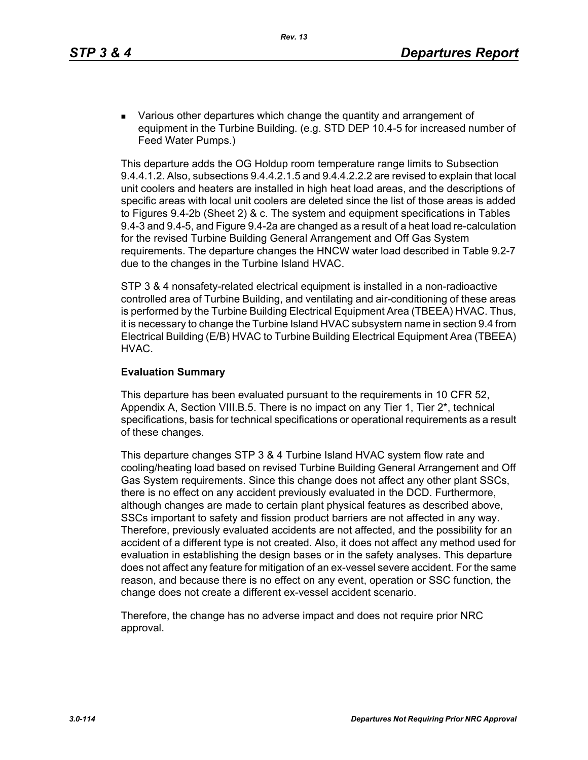- Various other departures which change the quantity and arrangement of equipment in the Turbine Building. (e.g. STD DEP 10.4-5 for increased number of Feed Water Pumps.)

This departure adds the OG Holdup room temperature range limits to Subsection 9.4.4.1.2. Also, subsections 9.4.4.2.1.5 and 9.4.4.2.2.2 are revised to explain that local unit coolers and heaters are installed in high heat load areas, and the descriptions of specific areas with local unit coolers are deleted since the list of those areas is added to Figures 9.4-2b (Sheet 2) & c. The system and equipment specifications in Tables 9.4-3 and 9.4-5, and Figure 9.4-2a are changed as a result of a heat load re-calculation for the revised Turbine Building General Arrangement and Off Gas System requirements. The departure changes the HNCW water load described in Table 9.2-7 due to the changes in the Turbine Island HVAC.

STP 3 & 4 nonsafety-related electrical equipment is installed in a non-radioactive controlled area of Turbine Building, and ventilating and air-conditioning of these areas is performed by the Turbine Building Electrical Equipment Area (TBEEA) HVAC. Thus, it is necessary to change the Turbine Island HVAC subsystem name in section 9.4 from Electrical Building (E/B) HVAC to Turbine Building Electrical Equipment Area (TBEEA) HVAC.

**Evaluation Summary**

This departure has been evaluated pursuant to the requirements in 10 CFR 52, Appendix A, Section VIII.B.5. There is no impact on any Tier 1, Tier 2*, technical specifications, basis for technical specifications or operational requirements as a result of these changes.

This departure changes STP 3 & 4 Turbine Island HVAC system flow rate and cooling/heating load based on revised Turbine Building General Arrangement and Off Gas System requirements. Since this change does not affect any other plant SSCs, there is no effect on any accident previously evaluated in the DCD. Furthermore, although changes are made to certain plant physical features as described above, SSCs important to safety and fission product barriers are not affected in any way. Therefore, previously evaluated accidents are not affected, and the possibility for an accident of a different type is not created. Also, it does not affect any method used for evaluation in establishing the design bases or in the safety analyses. This departure does not affect any feature for mitigation of an ex-vessel severe accident. For the same reason, and because there is no effect on any event, operation or SSC function, the change does not create a different ex-vessel accident scenario.

Therefore, the change has no adverse impact and does not require prior NRC approval.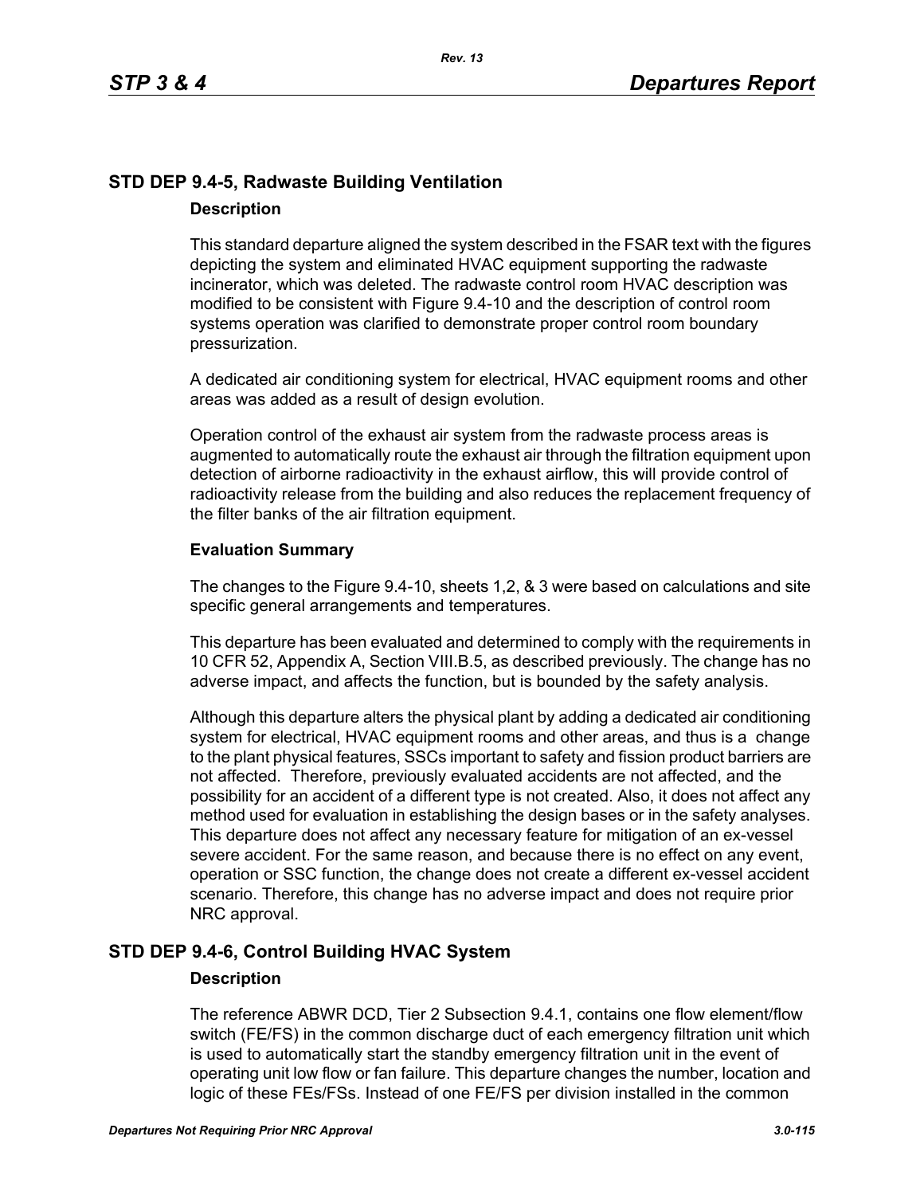## STD DEP 9.4-5, Radwaste Building Ventilation

### Description

This standard departure aligned the system described in the FSAR text with the figures depicting the system and eliminated HVAC equipment supporting the radwaste incinerator, which was deleted. The radwaste control room HVAC description was modified to be consistent with Figure 9.4-10 and the description of control room systems operation was clarified to demonstrate proper control room boundary pressurization.

A dedicated air conditioning system for electrical, HVAC equipment rooms and other areas was added as a result of design evolution.

Operation control of the exhaust air system from the radwaste process areas is augmented to automatically route the exhaust air through the filtration equipment upon detection of airborne radioactivity in the exhaust airflow, this will provide control of radioactivity release from the building and also reduces the replacement frequency of the filter banks of the air filtration equipment.

### Evaluation Summary

The changes to the Figure 9.4-10, sheets 1,2, & 3 were based on calculations and site specific general arrangements and temperatures.

This departure has been evaluated and determined to comply with the requirements in 10 CFR 52, Appendix A, Section VIII.B.5, as described previously. The change has no adverse impact, and affects the function, but is bounded by the safety analysis.

Although this departure alters the physical plant by adding a dedicated air conditioning system for electrical, HVAC equipment rooms and other areas, and thus is a change to the plant physical features, SSCs important to safety and fission product barriers are not affected. Therefore, previously evaluated accidents are not affected, and the possibility for an accident of a different type is not created. Also, it does not affect any method used for evaluation in establishing the design bases or in the safety analyses. This departure does not affect any necessary feature for mitigation of an ex-vessel severe accident. For the same reason, and because there is no effect on any event, operation or SSC function, the change does not create a different ex-vessel accident scenario. Therefore, this change has no adverse impact and does not require prior NRC approval.

## STD DEP 9.4-6, Control Building HVAC System

### Description

The reference ABWR DCD, Tier 2 Subsection 9.4.1, contains one flow element/flow switch (FE/FS) in the common discharge duct of each emergency filtration unit which is used to automatically start the standby emergency filtration unit in the event of operating unit low flow or fan failure. This departure changes the number, location and logic of these FEs/FSs. Instead of one FE/FS per division installed in the common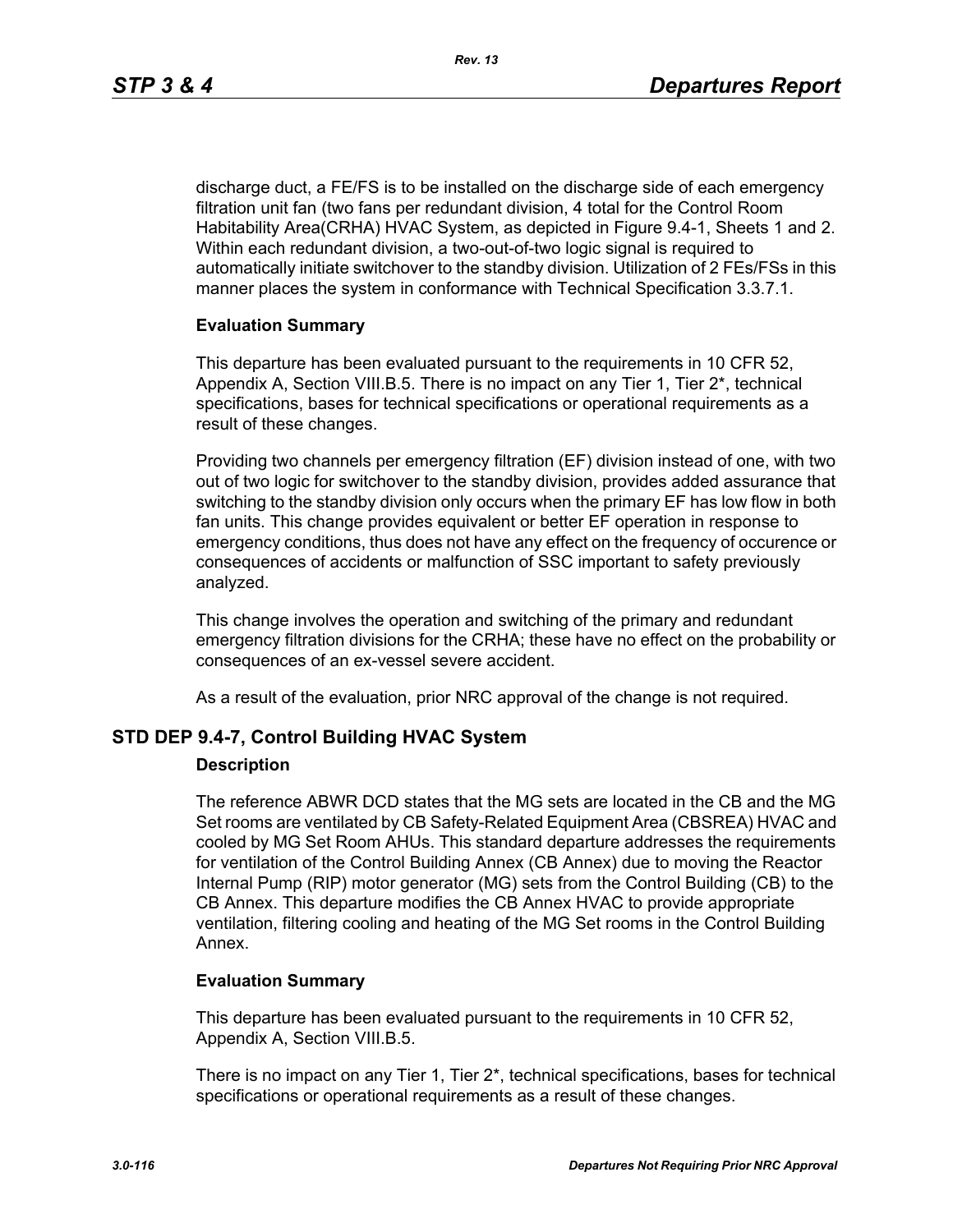discharge duct, a FE/FS is to be installed on the discharge side of each emergency filtration unit fan (two fans per redundant division, 4 total for the Control Room Habitability Area(CRHA) HVAC System, as depicted in Figure 9.4-1, Sheets 1 and 2. Within each redundant division, a two-out-of-two logic signal is required to automatically initiate switchover to the standby division. Utilization of 2 FEs/FSs in this manner places the system in conformance with Technical Specification 3.3.7.1.

**Evaluation Summary**

This departure has been evaluated pursuant to the requirements in 10 CFR 52, Appendix A, Section VIII.B.5. There is no impact on any Tier 1, Tier 2*, technical specifications, bases for technical specifications or operational requirements as a result of these changes.

Providing two channels per emergency filtration (EF) division instead of one, with two out of two logic for switchover to the standby division, provides added assurance that switching to the standby division only occurs when the primary EF has low flow in both fan units. This change provides equivalent or better EF operation in response to emergency conditions, thus does not have any effect on the frequency of occurence or consequences of accidents or malfunction of SSC important to safety previously analyzed.

This change involves the operation and switching of the primary and redundant emergency filtration divisions for the CRHA; these have no effect on the probability or consequences of an ex-vessel severe accident.

As a result of the evaluation, prior NRC approval of the change is not required.

## STD DEP 9.4-7, Control Building HVAC System

**Description**

The reference ABWR DCD states that the MG sets are located in the CB and the MG Set rooms are ventilated by CB Safety-Related Equipment Area (CBSREA) HVAC and cooled by MG Set Room AHUs. This standard departure addresses the requirements for ventilation of the Control Building Annex (CB Annex) due to moving the Reactor Internal Pump (RIP) motor generator (MG) sets from the Control Building (CB) to the CB Annex. This departure modifies the CB Annex HVAC to provide appropriate ventilation, filtering cooling and heating of the MG Set rooms in the Control Building Annex.

**Evaluation Summary**

This departure has been evaluated pursuant to the requirements in 10 CFR 52, Appendix A, Section VIII.B.5.

There is no impact on any Tier 1, Tier 2*, technical specifications, bases for technical specifications or operational requirements as a result of these changes.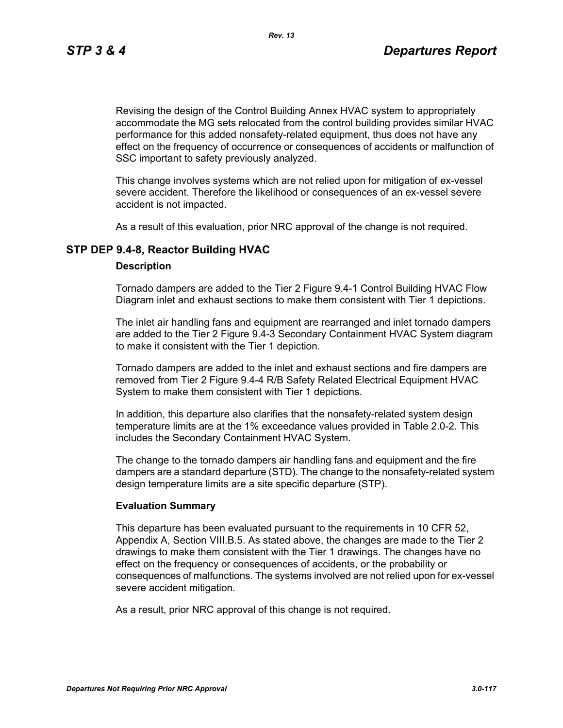Revising the design of the Control Building Annex HVAC system to appropriately accommodate the MG sets relocated from the control building provides similar HVAC performance for this added nonsafety-related equipment, thus does not have any effect on the frequency of occurrence or consequences of accidents or malfunction of SSC important to safety previously analyzed.

This change involves systems which are not relied upon for mitigation of ex-vessel severe accident. Therefore the likelihood or consequences of an ex-vessel severe accident is not impacted.

As a result of this evaluation, prior NRC approval of the change is not required.

## STP DEP 9.4-8, Reactor Building HVAC

### Description

Tornado dampers are added to the Tier 2 Figure 9.4-1 Control Building HVAC Flow Diagram inlet and exhaust sections to make them consistent with Tier 1 depictions.

The inlet air handling fans and equipment are rearranged and inlet tornado dampers are added to the Tier 2 Figure 9.4-3 Secondary Containment HVAC System diagram to make it consistent with the Tier 1 depiction.

Tornado dampers are added to the inlet and exhaust sections and fire dampers are removed from Tier 2 Figure 9.4-4 R/B Safety Related Electrical Equipment HVAC System to make them consistent with Tier 1 depictions.

In addition, this departure also clarifies that the nonsafety-related system design temperature limits are at the 1% exceedance values provided in Table 2.0-2. This includes the Secondary Containment HVAC System.

The change to the tornado dampers air handling fans and equipment and the fire dampers are a standard departure (STD). The change to the nonsafety-related system design temperature limits are a site specific departure (STP).

### Evaluation Summary

This departure has been evaluated pursuant to the requirements in 10 CFR 52, Appendix A, Section VIII.B.5. As stated above, the changes are made to the Tier 2 drawings to make them consistent with the Tier 1 drawings. The changes have no effect on the frequency or consequences of accidents, or the probability or consequences of malfunctions. The systems involved are not relied upon for ex-vessel severe accident mitigation.

As a result, prior NRC approval of this change is not required.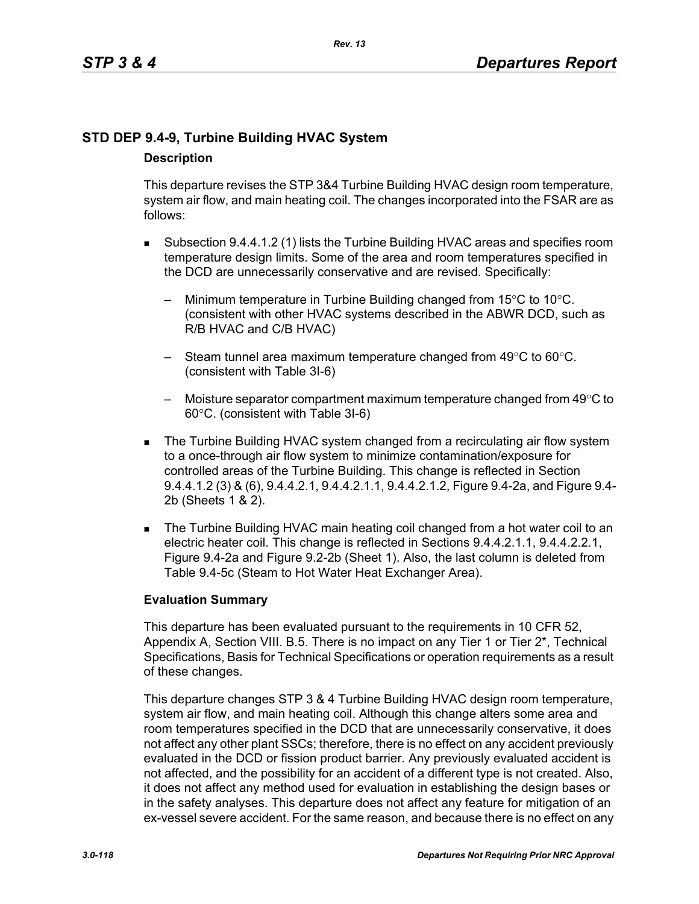## STD DEP 9.4-9, Turbine Building HVAC System

### Description

This departure revises the STP 3&4 Turbine Building HVAC design room temperature, system air flow, and main heating coil. The changes incorporated into the FSAR are as follows:

- Subsection 9.4.4.1.2 (1) lists the Turbine Building HVAC areas and specifies room temperature design limits. Some of the area and room temperatures specified in the DCD are unnecessarily conservative and are revised. Specifically:
  - Minimum temperature in Turbine Building changed from 15°C to 10°C. (consistent with other HVAC systems described in the ABWR DCD, such as R/B HVAC and C/B HVAC)
  - Steam tunnel area maximum temperature changed from 49°C to 60°C. (consistent with Table 3I-6)
  - Moisture separator compartment maximum temperature changed from 49°C to 60°C. (consistent with Table 3I-6)
- The Turbine Building HVAC system changed from a recirculating air flow system to a once-through air flow system to minimize contamination/exposure for controlled areas of the Turbine Building. This change is reflected in Section 9.4.4.1.2 (3) & (6), 9.4.4.2.1, 9.4.4.2.1.1, 9.4.4.2.1.2, Figure 9.4-2a, and Figure 9.4-2b (Sheets 1 & 2).
- The Turbine Building HVAC main heating coil changed from a hot water coil to an electric heater coil. This change is reflected in Sections 9.4.4.2.1.1, 9.4.4.2.2.1, Figure 9.4-2a and Figure 9.2-2b (Sheet 1). Also, the last column is deleted from Table 9.4-5c (Steam to Hot Water Heat Exchanger Area).

### Evaluation Summary

This departure has been evaluated pursuant to the requirements in 10 CFR 52, Appendix A, Section VIII. B.5. There is no impact on any Tier 1 or Tier 2*, Technical Specifications, Basis for Technical Specifications or operation requirements as a result of these changes.

This departure changes STP 3 & 4 Turbine Building HVAC design room temperature, system air flow, and main heating coil. Although this change alters some area and room temperatures specified in the DCD that are unnecessarily conservative, it does not affect any other plant SSCs; therefore, there is no effect on any accident previously evaluated in the DCD or fission product barrier. Any previously evaluated accident is not affected, and the possibility for an accident of a different type is not created. Also, it does not affect any method used for evaluation in establishing the design bases or in the safety analyses. This departure does not affect any feature for mitigation of an ex-vessel severe accident. For the same reason, and because there is no effect on any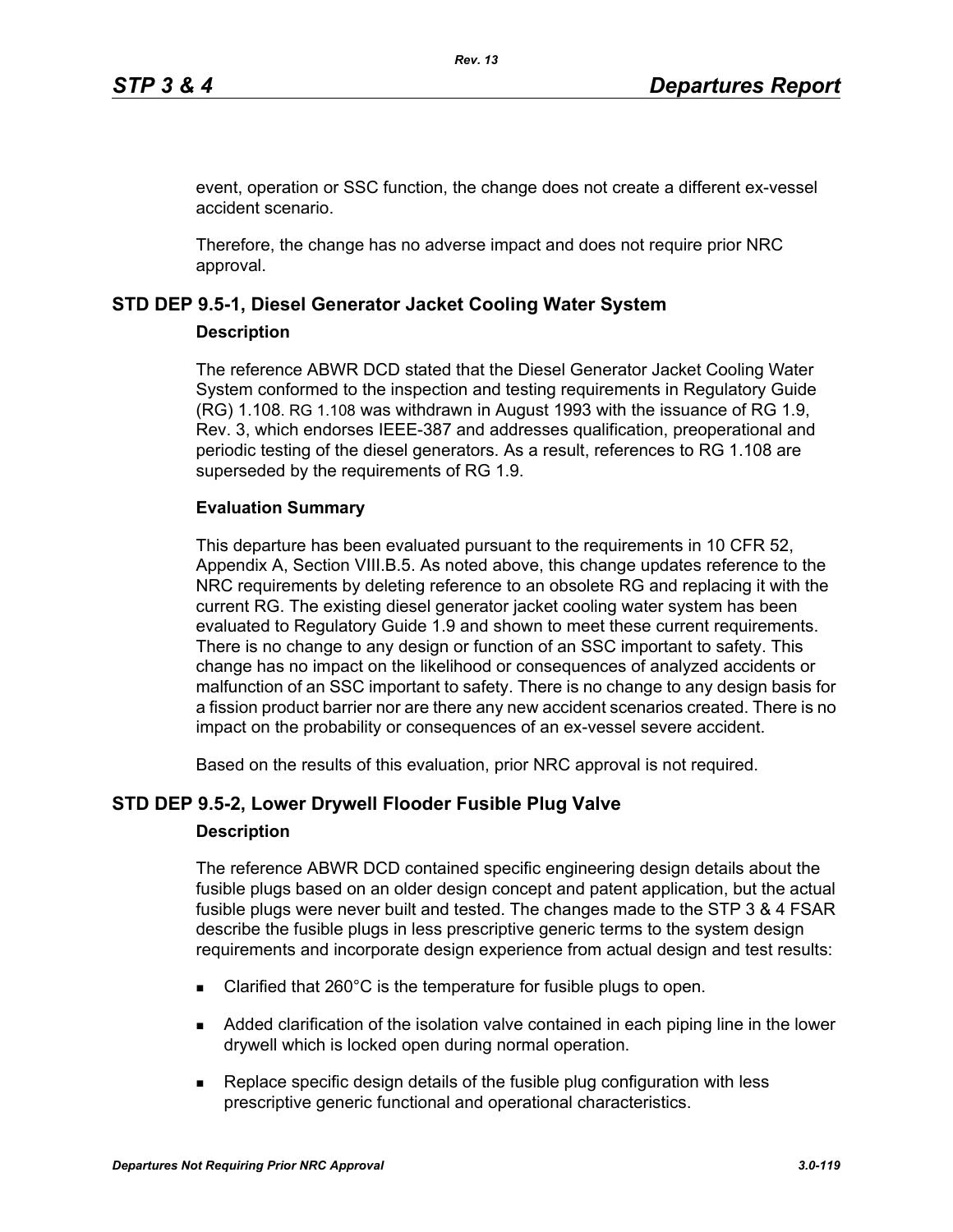event, operation or SSC function, the change does not create a different ex-vessel accident scenario.

Therefore, the change has no adverse impact and does not require prior NRC approval.

## STD DEP 9.5-1, Diesel Generator Jacket Cooling Water System

### Description

The reference ABWR DCD stated that the Diesel Generator Jacket Cooling Water System conformed to the inspection and testing requirements in Regulatory Guide (RG) 1.108. RG 1.108 was withdrawn in August 1993 with the issuance of RG 1.9, Rev. 3, which endorses IEEE-387 and addresses qualification, preoperational and periodic testing of the diesel generators. As a result, references to RG 1.108 are superseded by the requirements of RG 1.9.

### Evaluation Summary

This departure has been evaluated pursuant to the requirements in 10 CFR 52, Appendix A, Section VIII.B.5. As noted above, this change updates reference to the NRC requirements by deleting reference to an obsolete RG and replacing it with the current RG. The existing diesel generator jacket cooling water system has been evaluated to Regulatory Guide 1.9 and shown to meet these current requirements. There is no change to any design or function of an SSC important to safety. This change has no impact on the likelihood or consequences of analyzed accidents or malfunction of an SSC important to safety. There is no change to any design basis for a fission product barrier nor are there any new accident scenarios created. There is no impact on the probability or consequences of an ex-vessel severe accident.

Based on the results of this evaluation, prior NRC approval is not required.

## STD DEP 9.5-2, Lower Drywell Flooder Fusible Plug Valve

### Description

The reference ABWR DCD contained specific engineering design details about the fusible plugs based on an older design concept and patent application, but the actual fusible plugs were never built and tested. The changes made to the STP 3 & 4 FSAR describe the fusible plugs in less prescriptive generic terms to the system design requirements and incorporate design experience from actual design and test results:

- Clarified that 260°C is the temperature for fusible plugs to open.
- Added clarification of the isolation valve contained in each piping line in the lower drywell which is locked open during normal operation.
- Replace specific design details of the fusible plug configuration with less prescriptive generic functional and operational characteristics.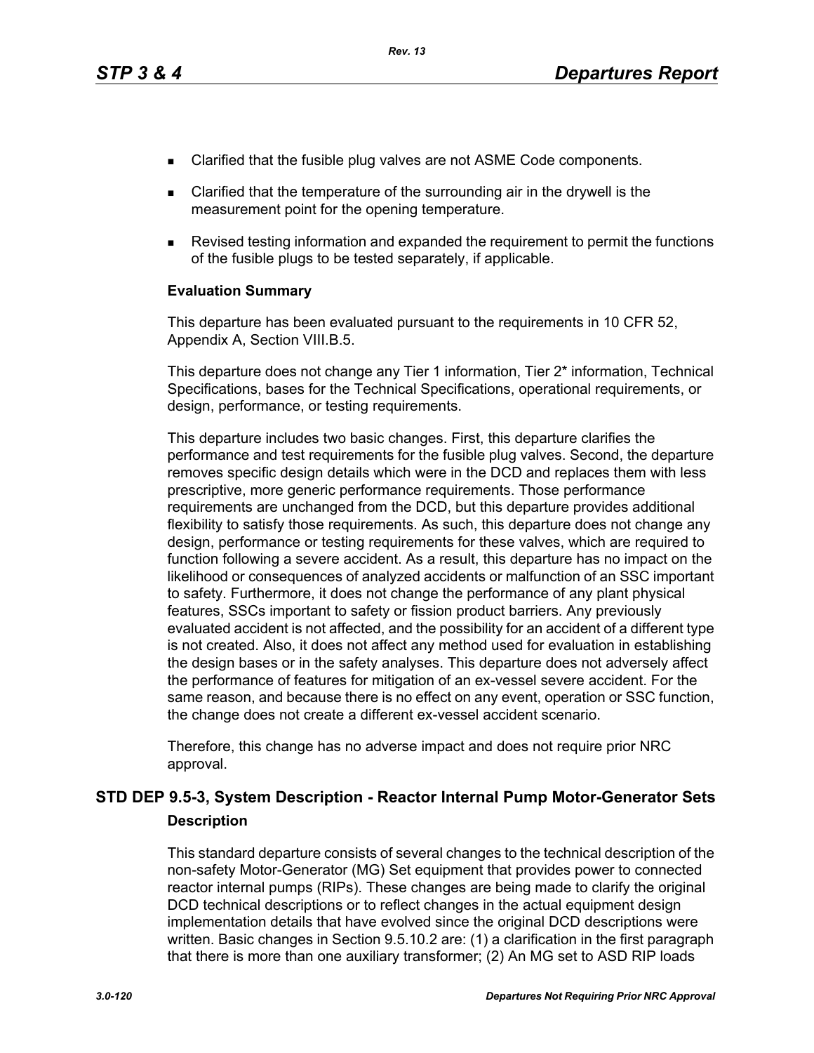- Clarified that the fusible plug valves are not ASME Code components.
- Clarified that the temperature of the surrounding air in the drywell is the measurement point for the opening temperature.
- Revised testing information and expanded the requirement to permit the functions of the fusible plugs to be tested separately, if applicable.

**Evaluation Summary**

This departure has been evaluated pursuant to the requirements in 10 CFR 52, Appendix A, Section VIII.B.5.

This departure does not change any Tier 1 information, Tier 2* information, Technical Specifications, bases for the Technical Specifications, operational requirements, or design, performance, or testing requirements.

This departure includes two basic changes. First, this departure clarifies the performance and test requirements for the fusible plug valves. Second, the departure removes specific design details which were in the DCD and replaces them with less prescriptive, more generic performance requirements. Those performance requirements are unchanged from the DCD, but this departure provides additional flexibility to satisfy those requirements. As such, this departure does not change any design, performance or testing requirements for these valves, which are required to function following a severe accident. As a result, this departure has no impact on the likelihood or consequences of analyzed accidents or malfunction of an SSC important to safety. Furthermore, it does not change the performance of any plant physical features, SSCs important to safety or fission product barriers. Any previously evaluated accident is not affected, and the possibility for an accident of a different type is not created. Also, it does not affect any method used for evaluation in establishing the design bases or in the safety analyses. This departure does not adversely affect the performance of features for mitigation of an ex-vessel severe accident. For the same reason, and because there is no effect on any event, operation or SSC function, the change does not create a different ex-vessel accident scenario.

Therefore, this change has no adverse impact and does not require prior NRC approval.

## STD DEP 9.5-3, System Description - Reactor Internal Pump Motor-Generator Sets

**Description**

This standard departure consists of several changes to the technical description of the non-safety Motor-Generator (MG) Set equipment that provides power to connected reactor internal pumps (RIPs). These changes are being made to clarify the original DCD technical descriptions or to reflect changes in the actual equipment design implementation details that have evolved since the original DCD descriptions were written. Basic changes in Section 9.5.10.2 are: (1) a clarification in the first paragraph that there is more than one auxiliary transformer; (2) An MG set to ASD RIP loads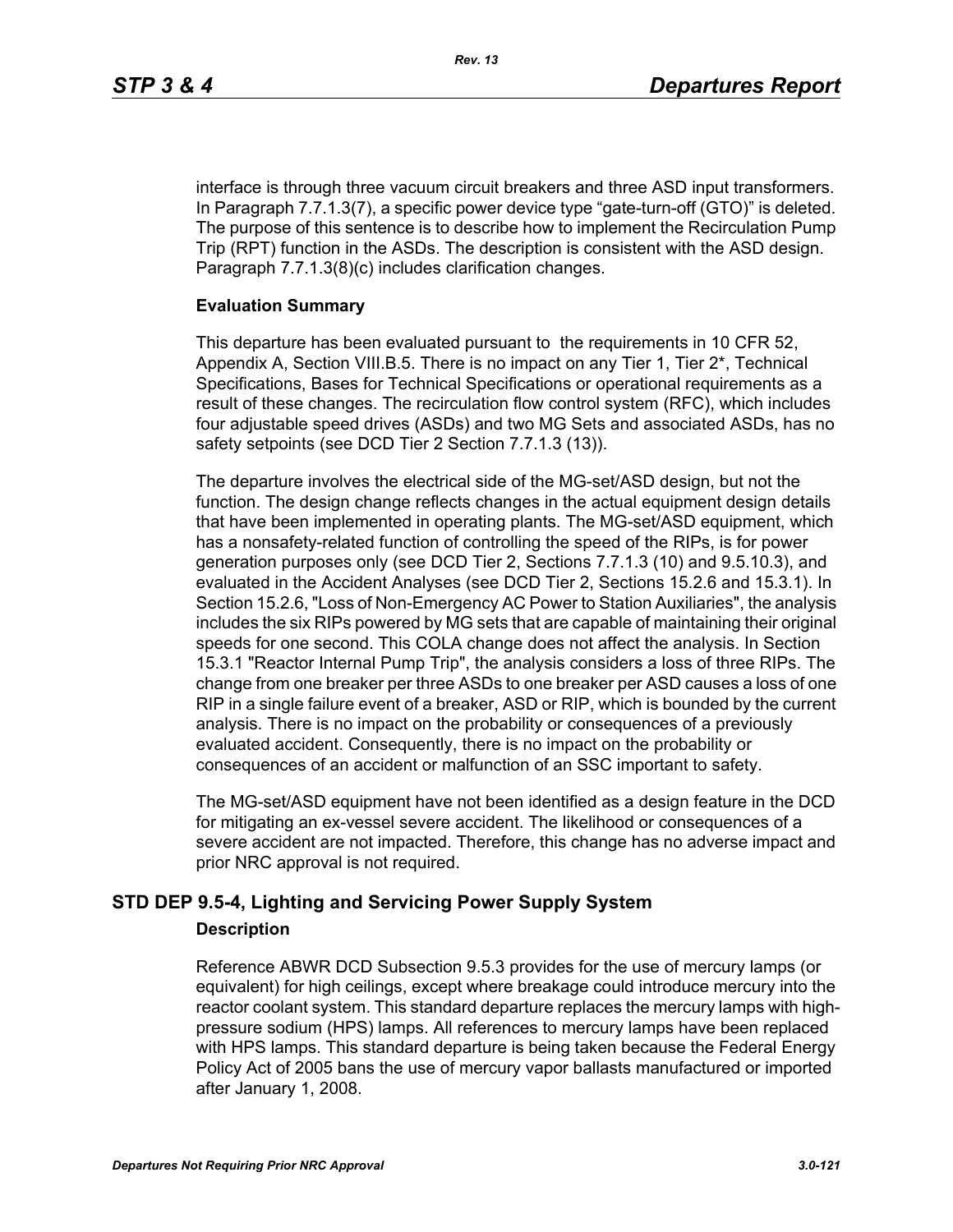interface is through three vacuum circuit breakers and three ASD input transformers. In Paragraph 7.7.1.3(7), a specific power device type "gate-turn-off (GTO)" is deleted. The purpose of this sentence is to describe how to implement the Recirculation Pump Trip (RPT) function in the ASDs. The description is consistent with the ASD design. Paragraph 7.7.1.3(8)(c) includes clarification changes.

**Evaluation Summary**

This departure has been evaluated pursuant to the requirements in 10 CFR 52, Appendix A, Section VIII.B.5. There is no impact on any Tier 1, Tier 2*, Technical Specifications, Bases for Technical Specifications or operational requirements as a result of these changes. The recirculation flow control system (RFC), which includes four adjustable speed drives (ASDs) and two MG Sets and associated ASDs, has no safety setpoints (see DCD Tier 2 Section 7.7.1.3 (13)).

The departure involves the electrical side of the MG-set/ASD design, but not the function. The design change reflects changes in the actual equipment design details that have been implemented in operating plants. The MG-set/ASD equipment, which has a nonsafety-related function of controlling the speed of the RIPs, is for power generation purposes only (see DCD Tier 2, Sections 7.7.1.3 (10) and 9.5.10.3), and evaluated in the Accident Analyses (see DCD Tier 2, Sections 15.2.6 and 15.3.1). In Section 15.2.6, "Loss of Non-Emergency AC Power to Station Auxiliaries", the analysis includes the six RIPs powered by MG sets that are capable of maintaining their original speeds for one second. This COLA change does not affect the analysis. In Section 15.3.1 "Reactor Internal Pump Trip", the analysis considers a loss of three RIPs. The change from one breaker per three ASDs to one breaker per ASD causes a loss of one RIP in a single failure event of a breaker, ASD or RIP, which is bounded by the current analysis. There is no impact on the probability or consequences of a previously evaluated accident. Consequently, there is no impact on the probability or consequences of an accident or malfunction of an SSC important to safety.

The MG-set/ASD equipment have not been identified as a design feature in the DCD for mitigating an ex-vessel severe accident. The likelihood or consequences of a severe accident are not impacted. Therefore, this change has no adverse impact and prior NRC approval is not required.

## STD DEP 9.5-4, Lighting and Servicing Power Supply System

**Description**

Reference ABWR DCD Subsection 9.5.3 provides for the use of mercury lamps (or equivalent) for high ceilings, except where breakage could introduce mercury into the reactor coolant system. This standard departure replaces the mercury lamps with high-pressure sodium (HPS) lamps. All references to mercury lamps have been replaced with HPS lamps. This standard departure is being taken because the Federal Energy Policy Act of 2005 bans the use of mercury vapor ballasts manufactured or imported after January 1, 2008.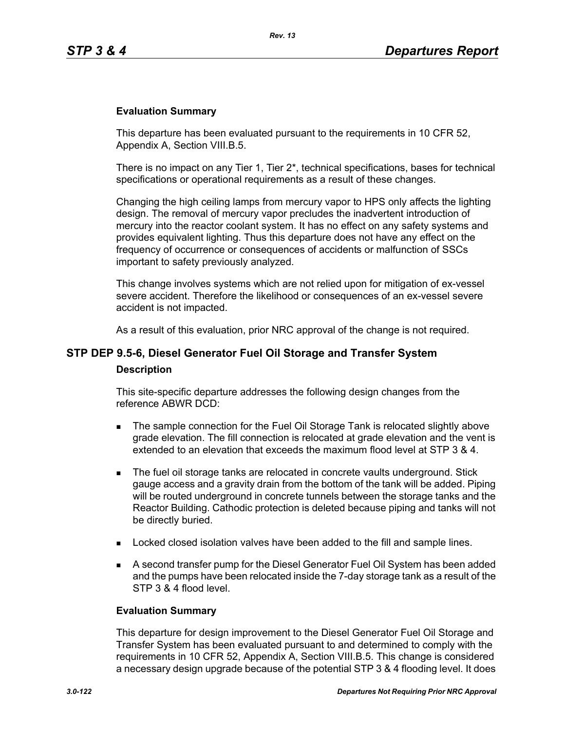### Evaluation Summary

This departure has been evaluated pursuant to the requirements in 10 CFR 52, Appendix A, Section VIII.B.5.

There is no impact on any Tier 1, Tier 2*, technical specifications, bases for technical specifications or operational requirements as a result of these changes.

Changing the high ceiling lamps from mercury vapor to HPS only affects the lighting design. The removal of mercury vapor precludes the inadvertent introduction of mercury into the reactor coolant system. It has no effect on any safety systems and provides equivalent lighting. Thus this departure does not have any effect on the frequency of occurrence or consequences of accidents or malfunction of SSCs important to safety previously analyzed.

This change involves systems which are not relied upon for mitigation of ex-vessel severe accident. Therefore the likelihood or consequences of an ex-vessel severe accident is not impacted.

As a result of this evaluation, prior NRC approval of the change is not required.

## STP DEP 9.5-6, Diesel Generator Fuel Oil Storage and Transfer System

### Description

This site-specific departure addresses the following design changes from the reference ABWR DCD:

- The sample connection for the Fuel Oil Storage Tank is relocated slightly above grade elevation. The fill connection is relocated at grade elevation and the vent is extended to an elevation that exceeds the maximum flood level at STP 3 & 4.
- The fuel oil storage tanks are relocated in concrete vaults underground. Stick gauge access and a gravity drain from the bottom of the tank will be added. Piping will be routed underground in concrete tunnels between the storage tanks and the Reactor Building. Cathodic protection is deleted because piping and tanks will not be directly buried.
- Locked closed isolation valves have been added to the fill and sample lines.
- A second transfer pump for the Diesel Generator Fuel Oil System has been added and the pumps have been relocated inside the 7-day storage tank as a result of the STP 3 & 4 flood level.

### Evaluation Summary

This departure for design improvement to the Diesel Generator Fuel Oil Storage and Transfer System has been evaluated pursuant to and determined to comply with the requirements in 10 CFR 52, Appendix A, Section VIII.B.5. This change is considered a necessary design upgrade because of the potential STP 3 & 4 flooding level. It does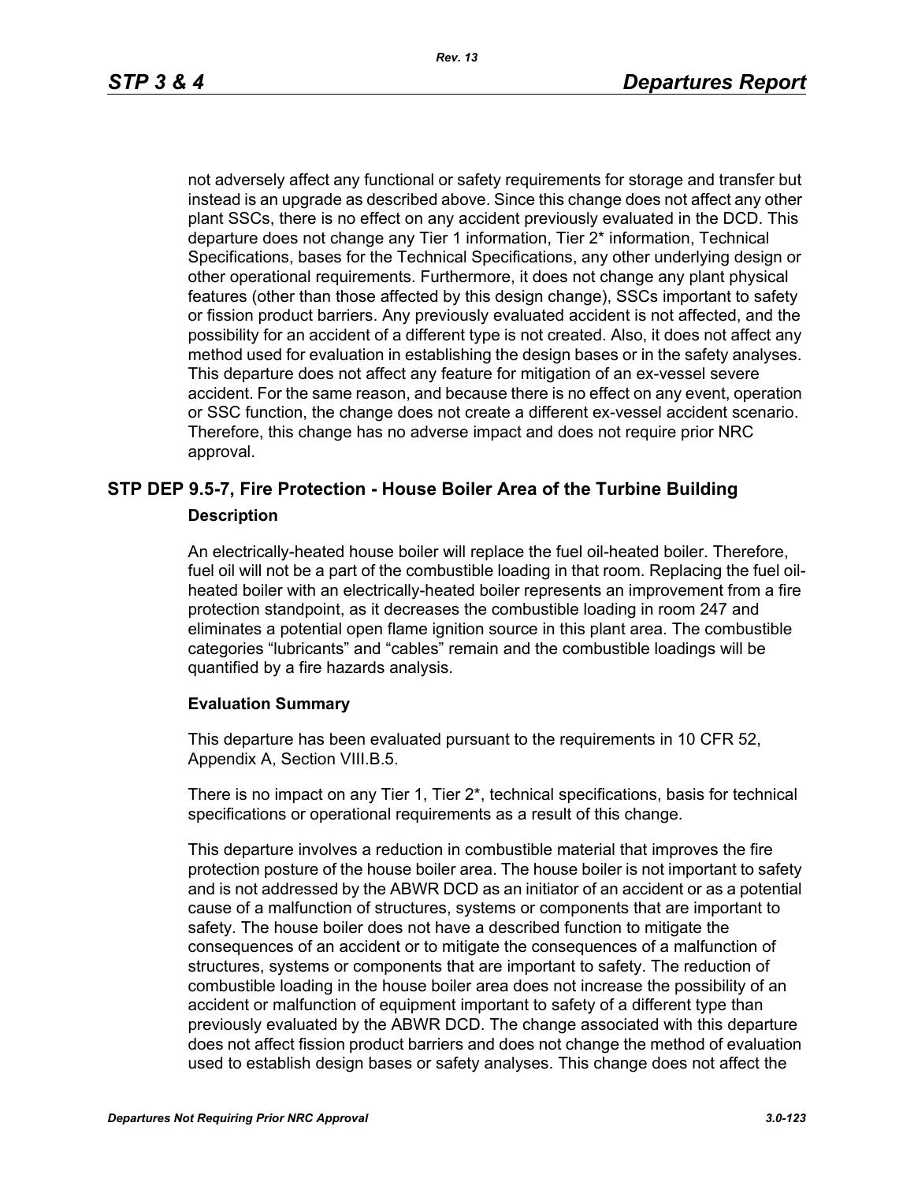not adversely affect any functional or safety requirements for storage and transfer but instead is an upgrade as described above. Since this change does not affect any other plant SSCs, there is no effect on any accident previously evaluated in the DCD. This departure does not change any Tier 1 information, Tier 2* information, Technical Specifications, bases for the Technical Specifications, any other underlying design or other operational requirements. Furthermore, it does not change any plant physical features (other than those affected by this design change), SSCs important to safety or fission product barriers. Any previously evaluated accident is not affected, and the possibility for an accident of a different type is not created. Also, it does not affect any method used for evaluation in establishing the design bases or in the safety analyses. This departure does not affect any feature for mitigation of an ex-vessel severe accident. For the same reason, and because there is no effect on any event, operation or SSC function, the change does not create a different ex-vessel accident scenario. Therefore, this change has no adverse impact and does not require prior NRC approval.

## STP DEP 9.5-7, Fire Protection - House Boiler Area of the Turbine Building

**Description**

An electrically-heated house boiler will replace the fuel oil-heated boiler. Therefore, fuel oil will not be a part of the combustible loading in that room. Replacing the fuel oil-heated boiler with an electrically-heated boiler represents an improvement from a fire protection standpoint, as it decreases the combustible loading in room 247 and eliminates a potential open flame ignition source in this plant area. The combustible categories “lubricants” and “cables” remain and the combustible loadings will be quantified by a fire hazards analysis.

**Evaluation Summary**

This departure has been evaluated pursuant to the requirements in 10 CFR 52, Appendix A, Section VIII.B.5.

There is no impact on any Tier 1, Tier 2*, technical specifications, basis for technical specifications or operational requirements as a result of this change.

This departure involves a reduction in combustible material that improves the fire protection posture of the house boiler area. The house boiler is not important to safety and is not addressed by the ABWR DCD as an initiator of an accident or as a potential cause of a malfunction of structures, systems or components that are important to safety. The house boiler does not have a described function to mitigate the consequences of an accident or to mitigate the consequences of a malfunction of structures, systems or components that are important to safety. The reduction of combustible loading in the house boiler area does not increase the possibility of an accident or malfunction of equipment important to safety of a different type than previously evaluated by the ABWR DCD. The change associated with this departure does not affect fission product barriers and does not change the method of evaluation used to establish design bases or safety analyses. This change does not affect the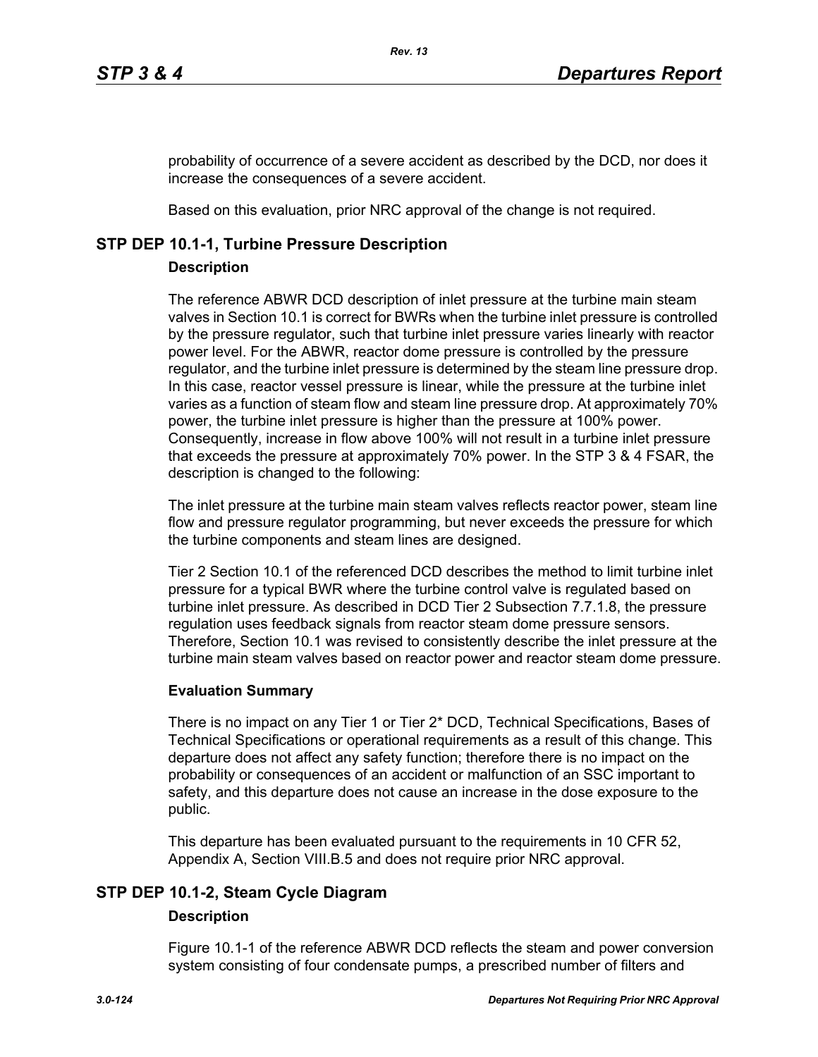probability of occurrence of a severe accident as described by the DCD, nor does it increase the consequences of a severe accident.

Based on this evaluation, prior NRC approval of the change is not required.

## STP DEP 10.1-1, Turbine Pressure Description

### Description

The reference ABWR DCD description of inlet pressure at the turbine main steam valves in Section 10.1 is correct for BWRs when the turbine inlet pressure is controlled by the pressure regulator, such that turbine inlet pressure varies linearly with reactor power level. For the ABWR, reactor dome pressure is controlled by the pressure regulator, and the turbine inlet pressure is determined by the steam line pressure drop. In this case, reactor vessel pressure is linear, while the pressure at the turbine inlet varies as a function of steam flow and steam line pressure drop. At approximately 70% power, the turbine inlet pressure is higher than the pressure at 100% power. Consequently, increase in flow above 100% will not result in a turbine inlet pressure that exceeds the pressure at approximately 70% power. In the STP 3 & 4 FSAR, the description is changed to the following:

The inlet pressure at the turbine main steam valves reflects reactor power, steam line flow and pressure regulator programming, but never exceeds the pressure for which the turbine components and steam lines are designed.

Tier 2 Section 10.1 of the referenced DCD describes the method to limit turbine inlet pressure for a typical BWR where the turbine control valve is regulated based on turbine inlet pressure. As described in DCD Tier 2 Subsection 7.7.1.8, the pressure regulation uses feedback signals from reactor steam dome pressure sensors. Therefore, Section 10.1 was revised to consistently describe the inlet pressure at the turbine main steam valves based on reactor power and reactor steam dome pressure.

### Evaluation Summary

There is no impact on any Tier 1 or Tier 2* DCD, Technical Specifications, Bases of Technical Specifications or operational requirements as a result of this change. This departure does not affect any safety function; therefore there is no impact on the probability or consequences of an accident or malfunction of an SSC important to safety, and this departure does not cause an increase in the dose exposure to the public.

This departure has been evaluated pursuant to the requirements in 10 CFR 52, Appendix A, Section VIII.B.5 and does not require prior NRC approval.

## STP DEP 10.1-2, Steam Cycle Diagram

### Description

Figure 10.1-1 of the reference ABWR DCD reflects the steam and power conversion system consisting of four condensate pumps, a prescribed number of filters and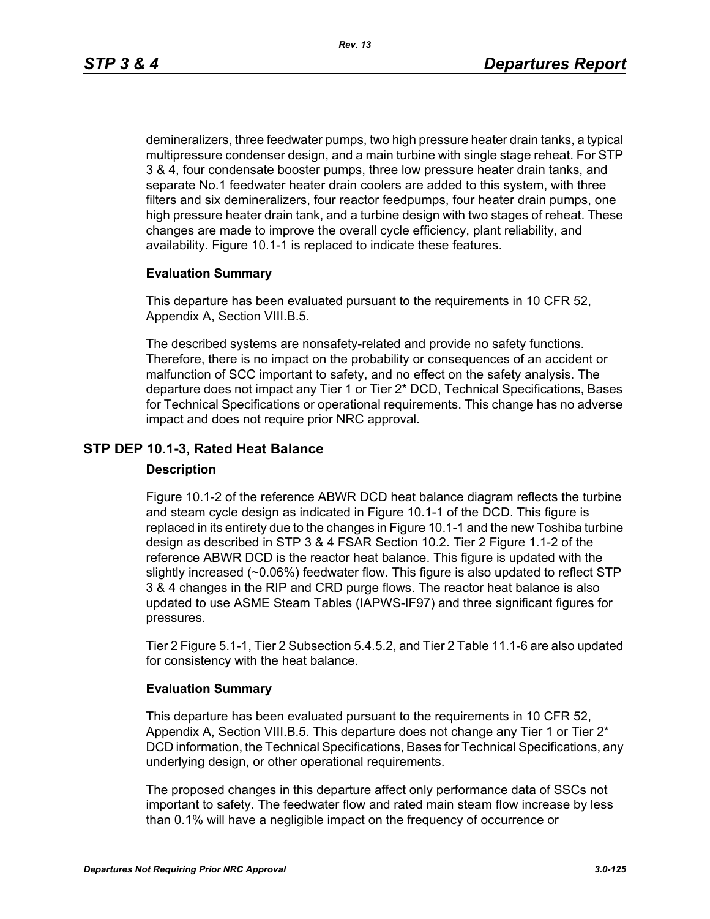demineralizers, three feedwater pumps, two high pressure heater drain tanks, a typical multipressure condenser design, and a main turbine with single stage reheat. For STP 3 & 4, four condensate booster pumps, three low pressure heater drain tanks, and separate No.1 feedwater heater drain coolers are added to this system, with three filters and six demineralizers, four reactor feedpumps, four heater drain pumps, one high pressure heater drain tank, and a turbine design with two stages of reheat. These changes are made to improve the overall cycle efficiency, plant reliability, and availability. Figure 10.1-1 is replaced to indicate these features.

**Evaluation Summary**

This departure has been evaluated pursuant to the requirements in 10 CFR 52, Appendix A, Section VIII.B.5.

The described systems are nonsafety-related and provide no safety functions. Therefore, there is no impact on the probability or consequences of an accident or malfunction of SCC important to safety, and no effect on the safety analysis. The departure does not impact any Tier 1 or Tier 2* DCD, Technical Specifications, Bases for Technical Specifications or operational requirements. This change has no adverse impact and does not require prior NRC approval.

## STP DEP 10.1-3, Rated Heat Balance

**Description**

Figure 10.1-2 of the reference ABWR DCD heat balance diagram reflects the turbine and steam cycle design as indicated in Figure 10.1-1 of the DCD. This figure is replaced in its entirety due to the changes in Figure 10.1-1 and the new Toshiba turbine design as described in STP 3 & 4 FSAR Section 10.2. Tier 2 Figure 1.1-2 of the reference ABWR DCD is the reactor heat balance. This figure is updated with the slightly increased (~0.06%) feedwater flow. This figure is also updated to reflect STP 3 & 4 changes in the RIP and CRD purge flows. The reactor heat balance is also updated to use ASME Steam Tables (IAPWS-IF97) and three significant figures for pressures.

Tier 2 Figure 5.1-1, Tier 2 Subsection 5.4.5.2, and Tier 2 Table 11.1-6 are also updated for consistency with the heat balance.

**Evaluation Summary**

This departure has been evaluated pursuant to the requirements in 10 CFR 52, Appendix A, Section VIII.B.5. This departure does not change any Tier 1 or Tier 2* DCD information, the Technical Specifications, Bases for Technical Specifications, any underlying design, or other operational requirements.

The proposed changes in this departure affect only performance data of SSCs not important to safety. The feedwater flow and rated main steam flow increase by less than 0.1% will have a negligible impact on the frequency of occurrence or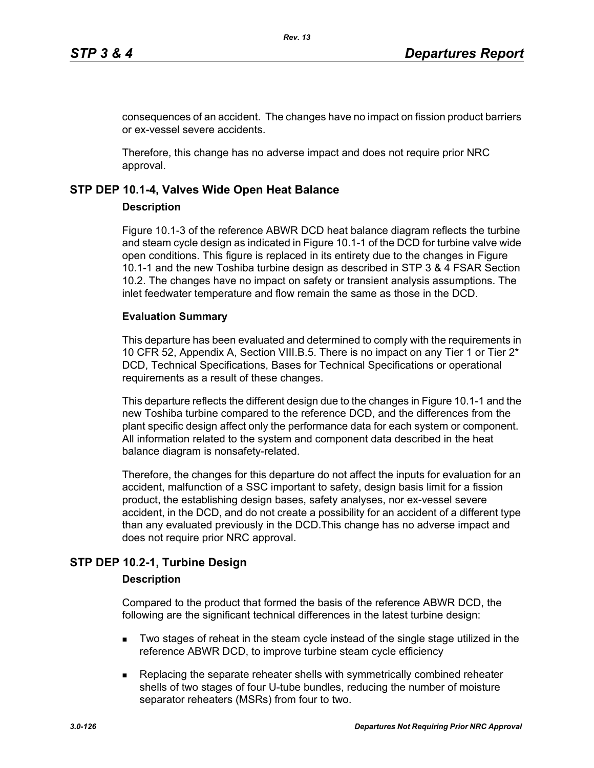consequences of an accident. The changes have no impact on fission product barriers or ex-vessel severe accidents.

Therefore, this change has no adverse impact and does not require prior NRC approval.

## STP DEP 10.1-4, Valves Wide Open Heat Balance

### Description

Figure 10.1-3 of the reference ABWR DCD heat balance diagram reflects the turbine and steam cycle design as indicated in Figure 10.1-1 of the DCD for turbine valve wide open conditions. This figure is replaced in its entirety due to the changes in Figure 10.1-1 and the new Toshiba turbine design as described in STP 3 & 4 FSAR Section 10.2. The changes have no impact on safety or transient analysis assumptions. The inlet feedwater temperature and flow remain the same as those in the DCD.

### Evaluation Summary

This departure has been evaluated and determined to comply with the requirements in 10 CFR 52, Appendix A, Section VIII.B.5. There is no impact on any Tier 1 or Tier 2* DCD, Technical Specifications, Bases for Technical Specifications or operational requirements as a result of these changes.

This departure reflects the different design due to the changes in Figure 10.1-1 and the new Toshiba turbine compared to the reference DCD, and the differences from the plant specific design affect only the performance data for each system or component. All information related to the system and component data described in the heat balance diagram is nonsafety-related.

Therefore, the changes for this departure do not affect the inputs for evaluation for an accident, malfunction of a SSC important to safety, design basis limit for a fission product, the establishing design bases, safety analyses, nor ex-vessel severe accident, in the DCD, and do not create a possibility for an accident of a different type than any evaluated previously in the DCD.This change has no adverse impact and does not require prior NRC approval.

## STP DEP 10.2-1, Turbine Design

### Description

Compared to the product that formed the basis of the reference ABWR DCD, the following are the significant technical differences in the latest turbine design:

- Two stages of reheat in the steam cycle instead of the single stage utilized in the reference ABWR DCD, to improve turbine steam cycle efficiency
- Replacing the separate reheater shells with symmetrically combined reheater shells of two stages of four U-tube bundles, reducing the number of moisture separator reheaters (MSRs) from four to two.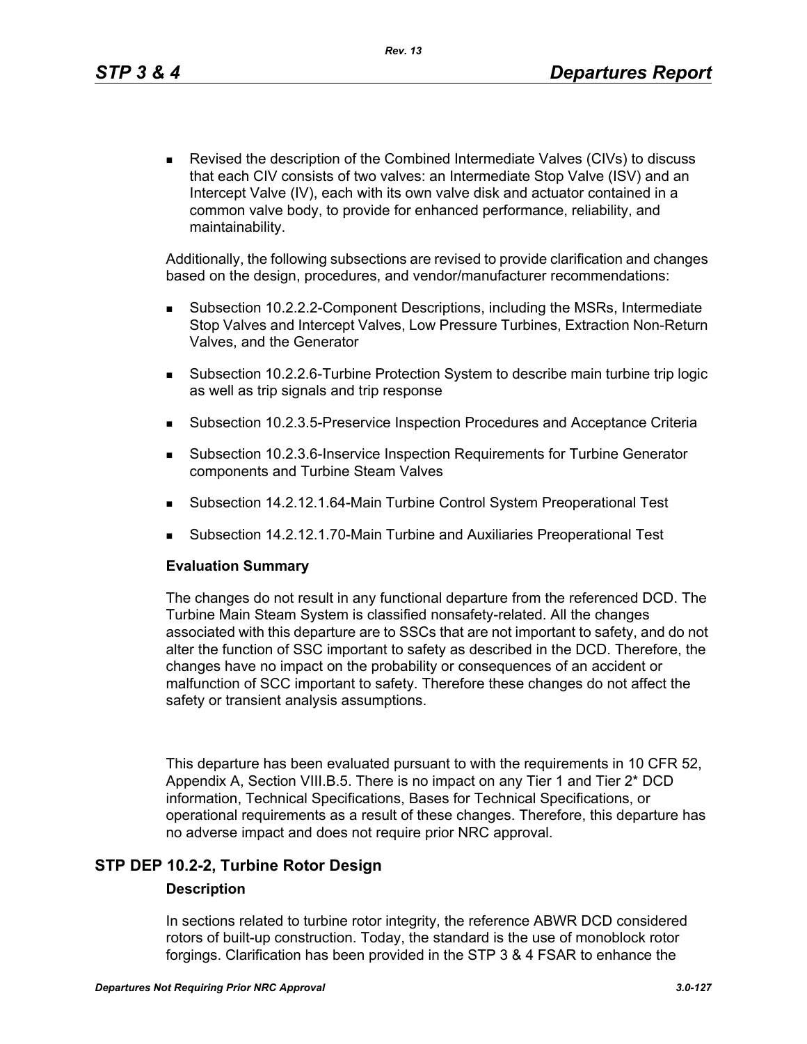- Revised the description of the Combined Intermediate Valves (CIVs) to discuss that each CIV consists of two valves: an Intermediate Stop Valve (ISV) and an Intercept Valve (IV), each with its own valve disk and actuator contained in a common valve body, to provide for enhanced performance, reliability, and maintainability.

Additionally, the following subsections are revised to provide clarification and changes based on the design, procedures, and vendor/manufacturer recommendations:

- Subsection 10.2.2.2-Component Descriptions, including the MSRs, Intermediate Stop Valves and Intercept Valves, Low Pressure Turbines, Extraction Non-Return Valves, and the Generator
- Subsection 10.2.2.6-Turbine Protection System to describe main turbine trip logic as well as trip signals and trip response
- Subsection 10.2.3.5-Preservice Inspection Procedures and Acceptance Criteria
- Subsection 10.2.3.6-Inservice Inspection Requirements for Turbine Generator components and Turbine Steam Valves
- Subsection 14.2.12.1.64-Main Turbine Control System Preoperational Test
- Subsection 14.2.12.1.70-Main Turbine and Auxiliaries Preoperational Test

**Evaluation Summary**

The changes do not result in any functional departure from the referenced DCD. The Turbine Main Steam System is classified nonsafety-related. All the changes associated with this departure are to SSCs that are not important to safety, and do not alter the function of SSC important to safety as described in the DCD. Therefore, the changes have no impact on the probability or consequences of an accident or malfunction of SCC important to safety. Therefore these changes do not affect the safety or transient analysis assumptions.

This departure has been evaluated pursuant to with the requirements in 10 CFR 52, Appendix A, Section VIII.B.5. There is no impact on any Tier 1 and Tier 2* DCD information, Technical Specifications, Bases for Technical Specifications, or operational requirements as a result of these changes. Therefore, this departure has no adverse impact and does not require prior NRC approval.

## STP DEP 10.2-2, Turbine Rotor Design

**Description**

In sections related to turbine rotor integrity, the reference ABWR DCD considered rotors of built-up construction. Today, the standard is the use of monoblock rotor forgings. Clarification has been provided in the STP 3 & 4 FSAR to enhance the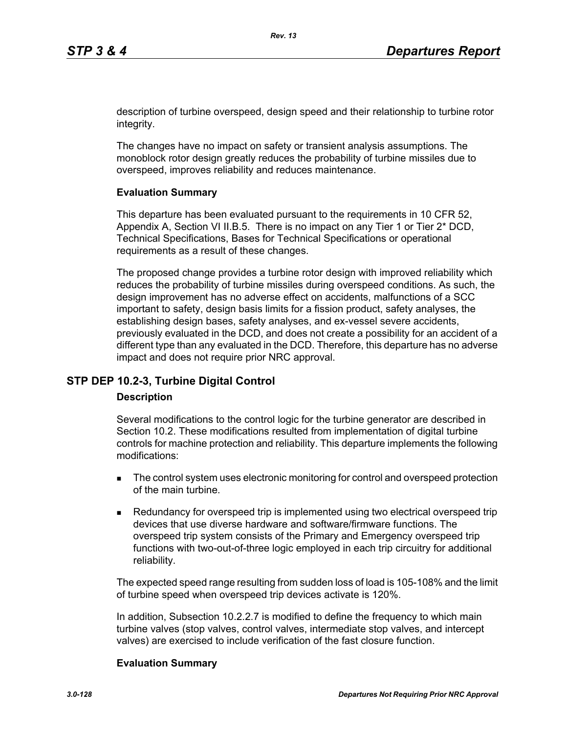description of turbine overspeed, design speed and their relationship to turbine rotor integrity.

The changes have no impact on safety or transient analysis assumptions. The monoblock rotor design greatly reduces the probability of turbine missiles due to overspeed, improves reliability and reduces maintenance.

**Evaluation Summary**

This departure has been evaluated pursuant to the requirements in 10 CFR 52, Appendix A, Section VI II.B.5. There is no impact on any Tier 1 or Tier 2* DCD, Technical Specifications, Bases for Technical Specifications or operational requirements as a result of these changes.

The proposed change provides a turbine rotor design with improved reliability which reduces the probability of turbine missiles during overspeed conditions. As such, the design improvement has no adverse effect on accidents, malfunctions of a SCC important to safety, design basis limits for a fission product, safety analyses, the establishing design bases, safety analyses, and ex-vessel severe accidents, previously evaluated in the DCD, and does not create a possibility for an accident of a different type than any evaluated in the DCD. Therefore, this departure has no adverse impact and does not require prior NRC approval.

## STP DEP 10.2-3, Turbine Digital Control

**Description**

Several modifications to the control logic for the turbine generator are described in Section 10.2. These modifications resulted from implementation of digital turbine controls for machine protection and reliability. This departure implements the following modifications:

- The control system uses electronic monitoring for control and overspeed protection of the main turbine.
- Redundancy for overspeed trip is implemented using two electrical overspeed trip devices that use diverse hardware and software/firmware functions. The overspeed trip system consists of the Primary and Emergency overspeed trip functions with two-out-of-three logic employed in each trip circuitry for additional reliability.

The expected speed range resulting from sudden loss of load is 105-108% and the limit of turbine speed when overspeed trip devices activate is 120%.

In addition, Subsection 10.2.2.7 is modified to define the frequency to which main turbine valves (stop valves, control valves, intermediate stop valves, and intercept valves) are exercised to include verification of the fast closure function.

**Evaluation Summary**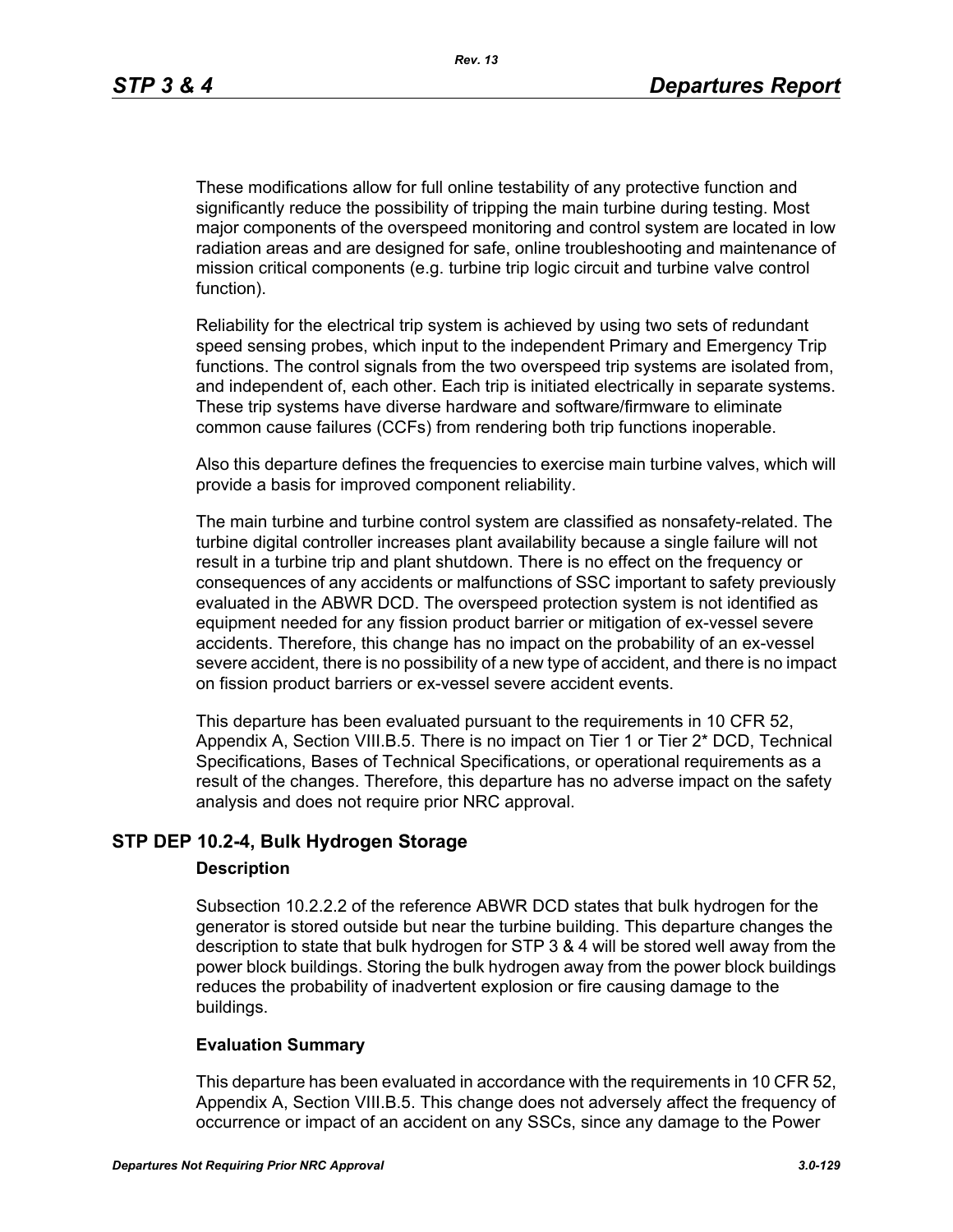These modifications allow for full online testability of any protective function and significantly reduce the possibility of tripping the main turbine during testing. Most major components of the overspeed monitoring and control system are located in low radiation areas and are designed for safe, online troubleshooting and maintenance of mission critical components (e.g. turbine trip logic circuit and turbine valve control function).

Reliability for the electrical trip system is achieved by using two sets of redundant speed sensing probes, which input to the independent Primary and Emergency Trip functions. The control signals from the two overspeed trip systems are isolated from, and independent of, each other. Each trip is initiated electrically in separate systems. These trip systems have diverse hardware and software/firmware to eliminate common cause failures (CCFs) from rendering both trip functions inoperable.

Also this departure defines the frequencies to exercise main turbine valves, which will provide a basis for improved component reliability.

The main turbine and turbine control system are classified as nonsafety-related. The turbine digital controller increases plant availability because a single failure will not result in a turbine trip and plant shutdown. There is no effect on the frequency or consequences of any accidents or malfunctions of SSC important to safety previously evaluated in the ABWR DCD. The overspeed protection system is not identified as equipment needed for any fission product barrier or mitigation of ex-vessel severe accidents. Therefore, this change has no impact on the probability of an ex-vessel severe accident, there is no possibility of a new type of accident, and there is no impact on fission product barriers or ex-vessel severe accident events.

This departure has been evaluated pursuant to the requirements in 10 CFR 52, Appendix A, Section VIII.B.5. There is no impact on Tier 1 or Tier 2* DCD, Technical Specifications, Bases of Technical Specifications, or operational requirements as a result of the changes. Therefore, this departure has no adverse impact on the safety analysis and does not require prior NRC approval.

## STP DEP 10.2-4, Bulk Hydrogen Storage

### Description

Subsection 10.2.2.2 of the reference ABWR DCD states that bulk hydrogen for the generator is stored outside but near the turbine building. This departure changes the description to state that bulk hydrogen for STP 3 & 4 will be stored well away from the power block buildings. Storing the bulk hydrogen away from the power block buildings reduces the probability of inadvertent explosion or fire causing damage to the buildings.

### Evaluation Summary

This departure has been evaluated in accordance with the requirements in 10 CFR 52, Appendix A, Section VIII.B.5. This change does not adversely affect the frequency of occurrence or impact of an accident on any SSCs, since any damage to the Power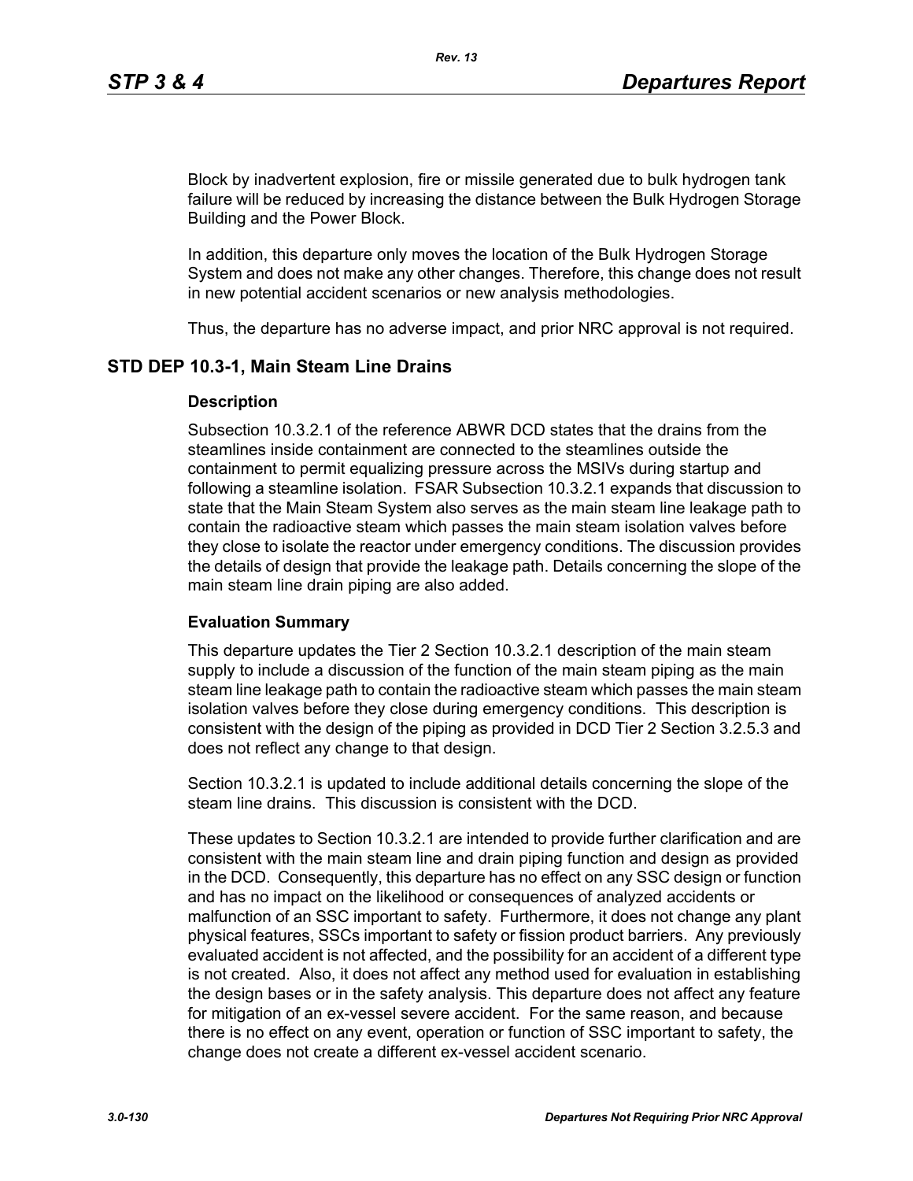Block by inadvertent explosion, fire or missile generated due to bulk hydrogen tank failure will be reduced by increasing the distance between the Bulk Hydrogen Storage Building and the Power Block.

In addition, this departure only moves the location of the Bulk Hydrogen Storage System and does not make any other changes. Therefore, this change does not result in new potential accident scenarios or new analysis methodologies.

Thus, the departure has no adverse impact, and prior NRC approval is not required.

## STD DEP 10.3-1, Main Steam Line Drains

### Description

Subsection 10.3.2.1 of the reference ABWR DCD states that the drains from the steamlines inside containment are connected to the steamlines outside the containment to permit equalizing pressure across the MSIVs during startup and following a steamline isolation. FSAR Subsection 10.3.2.1 expands that discussion to state that the Main Steam System also serves as the main steam line leakage path to contain the radioactive steam which passes the main steam isolation valves before they close to isolate the reactor under emergency conditions. The discussion provides the details of design that provide the leakage path. Details concerning the slope of the main steam line drain piping are also added.

### Evaluation Summary

This departure updates the Tier 2 Section 10.3.2.1 description of the main steam supply to include a discussion of the function of the main steam piping as the main steam line leakage path to contain the radioactive steam which passes the main steam isolation valves before they close during emergency conditions. This description is consistent with the design of the piping as provided in DCD Tier 2 Section 3.2.5.3 and does not reflect any change to that design.

Section 10.3.2.1 is updated to include additional details concerning the slope of the steam line drains. This discussion is consistent with the DCD.

These updates to Section 10.3.2.1 are intended to provide further clarification and are consistent with the main steam line and drain piping function and design as provided in the DCD. Consequently, this departure has no effect on any SSC design or function and has no impact on the likelihood or consequences of analyzed accidents or malfunction of an SSC important to safety. Furthermore, it does not change any plant physical features, SSCs important to safety or fission product barriers. Any previously evaluated accident is not affected, and the possibility for an accident of a different type is not created. Also, it does not affect any method used for evaluation in establishing the design bases or in the safety analysis. This departure does not affect any feature for mitigation of an ex-vessel severe accident. For the same reason, and because there is no effect on any event, operation or function of SSC important to safety, the change does not create a different ex-vessel accident scenario.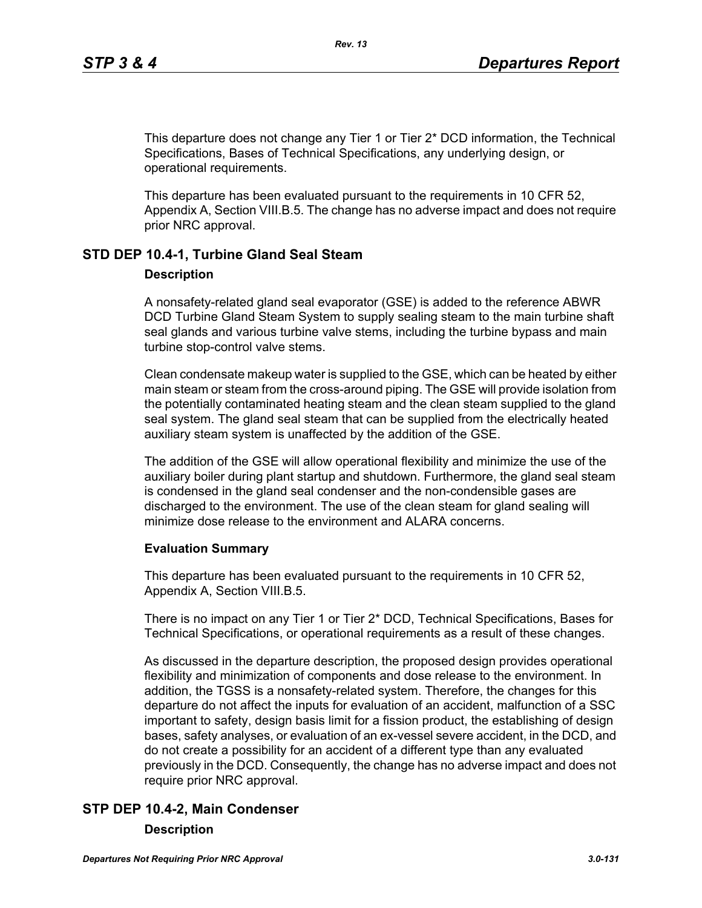This departure does not change any Tier 1 or Tier 2* DCD information, the Technical Specifications, Bases of Technical Specifications, any underlying design, or operational requirements.

This departure has been evaluated pursuant to the requirements in 10 CFR 52, Appendix A, Section VIII.B.5. The change has no adverse impact and does not require prior NRC approval.

## STD DEP 10.4-1, Turbine Gland Seal Steam

### Description

A nonsafety-related gland seal evaporator (GSE) is added to the reference ABWR DCD Turbine Gland Steam System to supply sealing steam to the main turbine shaft seal glands and various turbine valve stems, including the turbine bypass and main turbine stop-control valve stems.

Clean condensate makeup water is supplied to the GSE, which can be heated by either main steam or steam from the cross-around piping. The GSE will provide isolation from the potentially contaminated heating steam and the clean steam supplied to the gland seal system. The gland seal steam that can be supplied from the electrically heated auxiliary steam system is unaffected by the addition of the GSE.

The addition of the GSE will allow operational flexibility and minimize the use of the auxiliary boiler during plant startup and shutdown. Furthermore, the gland seal steam is condensed in the gland seal condenser and the non-condensible gases are discharged to the environment. The use of the clean steam for gland sealing will minimize dose release to the environment and ALARA concerns.

### Evaluation Summary

This departure has been evaluated pursuant to the requirements in 10 CFR 52, Appendix A, Section VIII.B.5.

There is no impact on any Tier 1 or Tier 2* DCD, Technical Specifications, Bases for Technical Specifications, or operational requirements as a result of these changes.

As discussed in the departure description, the proposed design provides operational flexibility and minimization of components and dose release to the environment. In addition, the TGSS is a nonsafety-related system. Therefore, the changes for this departure do not affect the inputs for evaluation of an accident, malfunction of a SSC important to safety, design basis limit for a fission product, the establishing of design bases, safety analyses, or evaluation of an ex-vessel severe accident, in the DCD, and do not create a possibility for an accident of a different type than any evaluated previously in the DCD. Consequently, the change has no adverse impact and does not require prior NRC approval.

## STP DEP 10.4-2, Main Condenser

### Description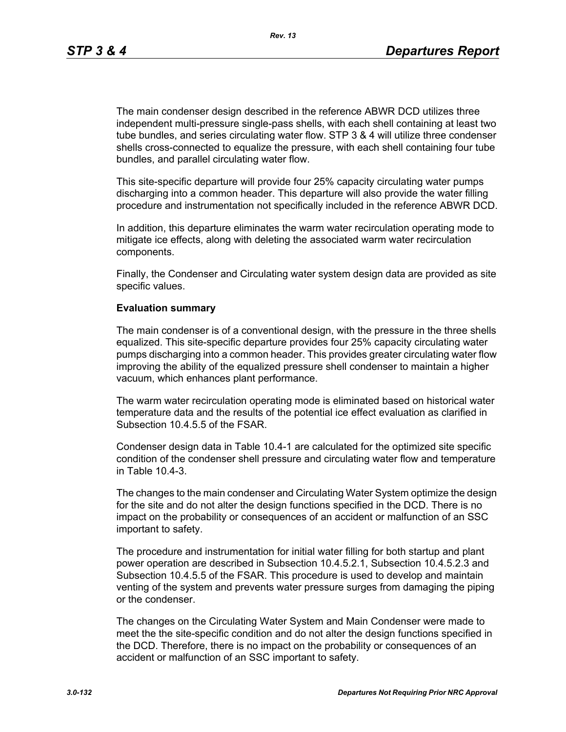The main condenser design described in the reference ABWR DCD utilizes three independent multi-pressure single-pass shells, with each shell containing at least two tube bundles, and series circulating water flow. STP 3 & 4 will utilize three condenser shells cross-connected to equalize the pressure, with each shell containing four tube bundles, and parallel circulating water flow.

This site-specific departure will provide four 25% capacity circulating water pumps discharging into a common header. This departure will also provide the water filling procedure and instrumentation not specifically included in the reference ABWR DCD.

In addition, this departure eliminates the warm water recirculation operating mode to mitigate ice effects, along with deleting the associated warm water recirculation components.

Finally, the Condenser and Circulating water system design data are provided as site specific values.

**Evaluation summary**

The main condenser is of a conventional design, with the pressure in the three shells equalized. This site-specific departure provides four 25% capacity circulating water pumps discharging into a common header. This provides greater circulating water flow improving the ability of the equalized pressure shell condenser to maintain a higher vacuum, which enhances plant performance.

The warm water recirculation operating mode is eliminated based on historical water temperature data and the results of the potential ice effect evaluation as clarified in Subsection 10.4.5.5 of the FSAR.

Condenser design data in Table 10.4-1 are calculated for the optimized site specific condition of the condenser shell pressure and circulating water flow and temperature in Table 10.4-3.

The changes to the main condenser and Circulating Water System optimize the design for the site and do not alter the design functions specified in the DCD. There is no impact on the probability or consequences of an accident or malfunction of an SSC important to safety.

The procedure and instrumentation for initial water filling for both startup and plant power operation are described in Subsection 10.4.5.2.1, Subsection 10.4.5.2.3 and Subsection 10.4.5.5 of the FSAR. This procedure is used to develop and maintain venting of the system and prevents water pressure surges from damaging the piping or the condenser.

The changes on the Circulating Water System and Main Condenser were made to meet the the site-specific condition and do not alter the design functions specified in the DCD. Therefore, there is no impact on the probability or consequences of an accident or malfunction of an SSC important to safety.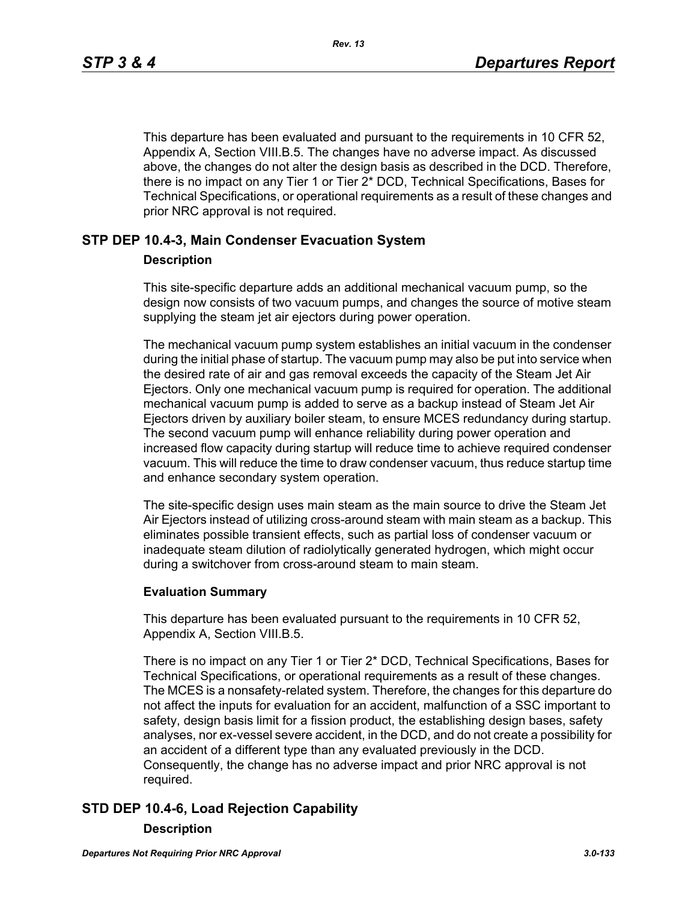This departure has been evaluated and pursuant to the requirements in 10 CFR 52, Appendix A, Section VIII.B.5. The changes have no adverse impact. As discussed above, the changes do not alter the design basis as described in the DCD. Therefore, there is no impact on any Tier 1 or Tier 2* DCD, Technical Specifications, Bases for Technical Specifications, or operational requirements as a result of these changes and prior NRC approval is not required.

## STP DEP 10.4-3, Main Condenser Evacuation System

### Description

This site-specific departure adds an additional mechanical vacuum pump, so the design now consists of two vacuum pumps, and changes the source of motive steam supplying the steam jet air ejectors during power operation.

The mechanical vacuum pump system establishes an initial vacuum in the condenser during the initial phase of startup. The vacuum pump may also be put into service when the desired rate of air and gas removal exceeds the capacity of the Steam Jet Air Ejectors. Only one mechanical vacuum pump is required for operation. The additional mechanical vacuum pump is added to serve as a backup instead of Steam Jet Air Ejectors driven by auxiliary boiler steam, to ensure MCES redundancy during startup. The second vacuum pump will enhance reliability during power operation and increased flow capacity during startup will reduce time to achieve required condenser vacuum. This will reduce the time to draw condenser vacuum, thus reduce startup time and enhance secondary system operation.

The site-specific design uses main steam as the main source to drive the Steam Jet Air Ejectors instead of utilizing cross-around steam with main steam as a backup. This eliminates possible transient effects, such as partial loss of condenser vacuum or inadequate steam dilution of radiolytically generated hydrogen, which might occur during a switchover from cross-around steam to main steam.

### Evaluation Summary

This departure has been evaluated pursuant to the requirements in 10 CFR 52, Appendix A, Section VIII.B.5.

There is no impact on any Tier 1 or Tier 2* DCD, Technical Specifications, Bases for Technical Specifications, or operational requirements as a result of these changes. The MCES is a nonsafety-related system. Therefore, the changes for this departure do not affect the inputs for evaluation for an accident, malfunction of a SSC important to safety, design basis limit for a fission product, the establishing design bases, safety analyses, nor ex-vessel severe accident, in the DCD, and do not create a possibility for an accident of a different type than any evaluated previously in the DCD. Consequently, the change has no adverse impact and prior NRC approval is not required.

## STD DEP 10.4-6, Load Rejection Capability

### Description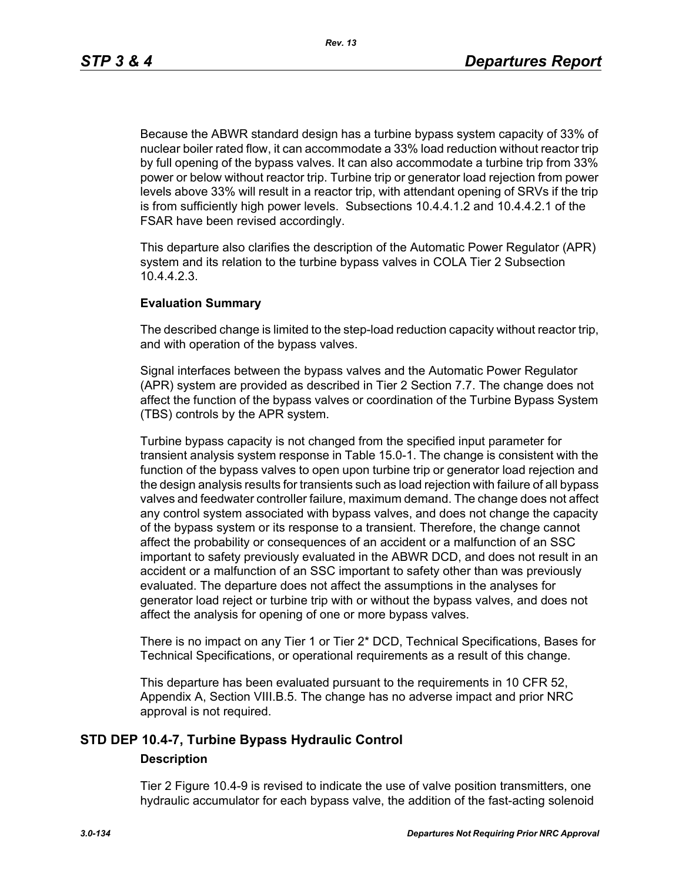Because the ABWR standard design has a turbine bypass system capacity of 33% of nuclear boiler rated flow, it can accommodate a 33% load reduction without reactor trip by full opening of the bypass valves. It can also accommodate a turbine trip from 33% power or below without reactor trip. Turbine trip or generator load rejection from power levels above 33% will result in a reactor trip, with attendant opening of SRVs if the trip is from sufficiently high power levels. Subsections 10.4.4.1.2 and 10.4.4.2.1 of the FSAR have been revised accordingly.

This departure also clarifies the description of the Automatic Power Regulator (APR) system and its relation to the turbine bypass valves in COLA Tier 2 Subsection 10.4.4.2.3.

**Evaluation Summary**

The described change is limited to the step-load reduction capacity without reactor trip, and with operation of the bypass valves.

Signal interfaces between the bypass valves and the Automatic Power Regulator (APR) system are provided as described in Tier 2 Section 7.7. The change does not affect the function of the bypass valves or coordination of the Turbine Bypass System (TBS) controls by the APR system.

Turbine bypass capacity is not changed from the specified input parameter for transient analysis system response in Table 15.0-1. The change is consistent with the function of the bypass valves to open upon turbine trip or generator load rejection and the design analysis results for transients such as load rejection with failure of all bypass valves and feedwater controller failure, maximum demand. The change does not affect any control system associated with bypass valves, and does not change the capacity of the bypass system or its response to a transient. Therefore, the change cannot affect the probability or consequences of an accident or a malfunction of an SSC important to safety previously evaluated in the ABWR DCD, and does not result in an accident or a malfunction of an SSC important to safety other than was previously evaluated. The departure does not affect the assumptions in the analyses for generator load reject or turbine trip with or without the bypass valves, and does not affect the analysis for opening of one or more bypass valves.

There is no impact on any Tier 1 or Tier 2* DCD, Technical Specifications, Bases for Technical Specifications, or operational requirements as a result of this change.

This departure has been evaluated pursuant to the requirements in 10 CFR 52, Appendix A, Section VIII.B.5. The change has no adverse impact and prior NRC approval is not required.

## STD DEP 10.4-7, Turbine Bypass Hydraulic Control

**Description**

Tier 2 Figure 10.4-9 is revised to indicate the use of valve position transmitters, one hydraulic accumulator for each bypass valve, the addition of the fast-acting solenoid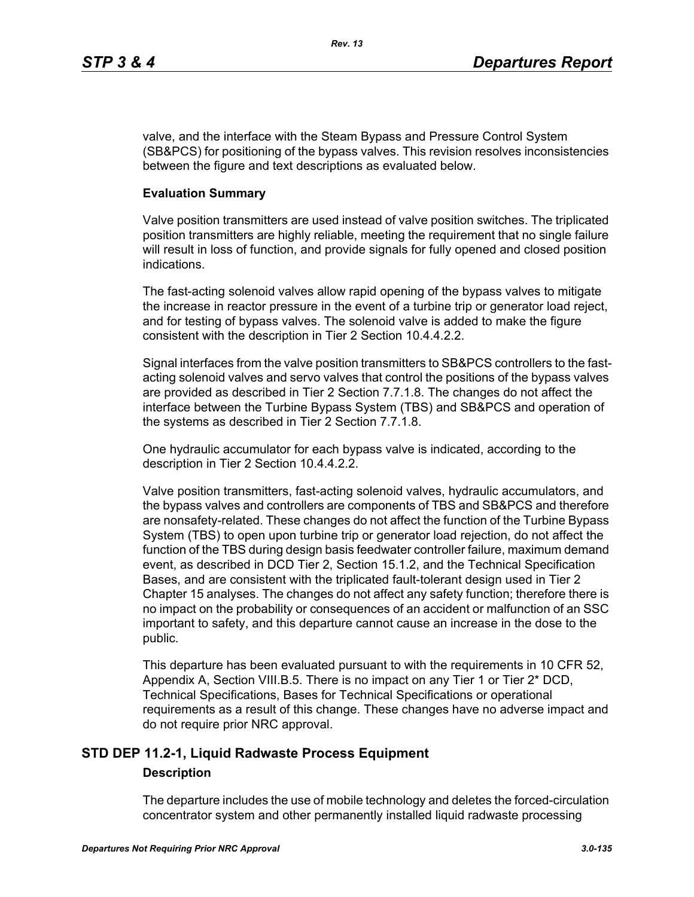valve, and the interface with the Steam Bypass and Pressure Control System (SB&PCS) for positioning of the bypass valves. This revision resolves inconsistencies between the figure and text descriptions as evaluated below.

**Evaluation Summary**

Valve position transmitters are used instead of valve position switches. The triplicated position transmitters are highly reliable, meeting the requirement that no single failure will result in loss of function, and provide signals for fully opened and closed position indications.

The fast-acting solenoid valves allow rapid opening of the bypass valves to mitigate the increase in reactor pressure in the event of a turbine trip or generator load reject, and for testing of bypass valves. The solenoid valve is added to make the figure consistent with the description in Tier 2 Section 10.4.4.2.2.

Signal interfaces from the valve position transmitters to SB&PCS controllers to the fast-acting solenoid valves and servo valves that control the positions of the bypass valves are provided as described in Tier 2 Section 7.7.1.8. The changes do not affect the interface between the Turbine Bypass System (TBS) and SB&PCS and operation of the systems as described in Tier 2 Section 7.7.1.8.

One hydraulic accumulator for each bypass valve is indicated, according to the description in Tier 2 Section 10.4.4.2.2.

Valve position transmitters, fast-acting solenoid valves, hydraulic accumulators, and the bypass valves and controllers are components of TBS and SB&PCS and therefore are nonsafety-related. These changes do not affect the function of the Turbine Bypass System (TBS) to open upon turbine trip or generator load rejection, do not affect the function of the TBS during design basis feedwater controller failure, maximum demand event, as described in DCD Tier 2, Section 15.1.2, and the Technical Specification Bases, and are consistent with the triplicated fault-tolerant design used in Tier 2 Chapter 15 analyses. The changes do not affect any safety function; therefore there is no impact on the probability or consequences of an accident or malfunction of an SSC important to safety, and this departure cannot cause an increase in the dose to the public.

This departure has been evaluated pursuant to with the requirements in 10 CFR 52, Appendix A, Section VIII.B.5. There is no impact on any Tier 1 or Tier 2* DCD, Technical Specifications, Bases for Technical Specifications or operational requirements as a result of this change. These changes have no adverse impact and do not require prior NRC approval.

## STD DEP 11.2-1, Liquid Radwaste Process Equipment

**Description**

The departure includes the use of mobile technology and deletes the forced-circulation concentrator system and other permanently installed liquid radwaste processing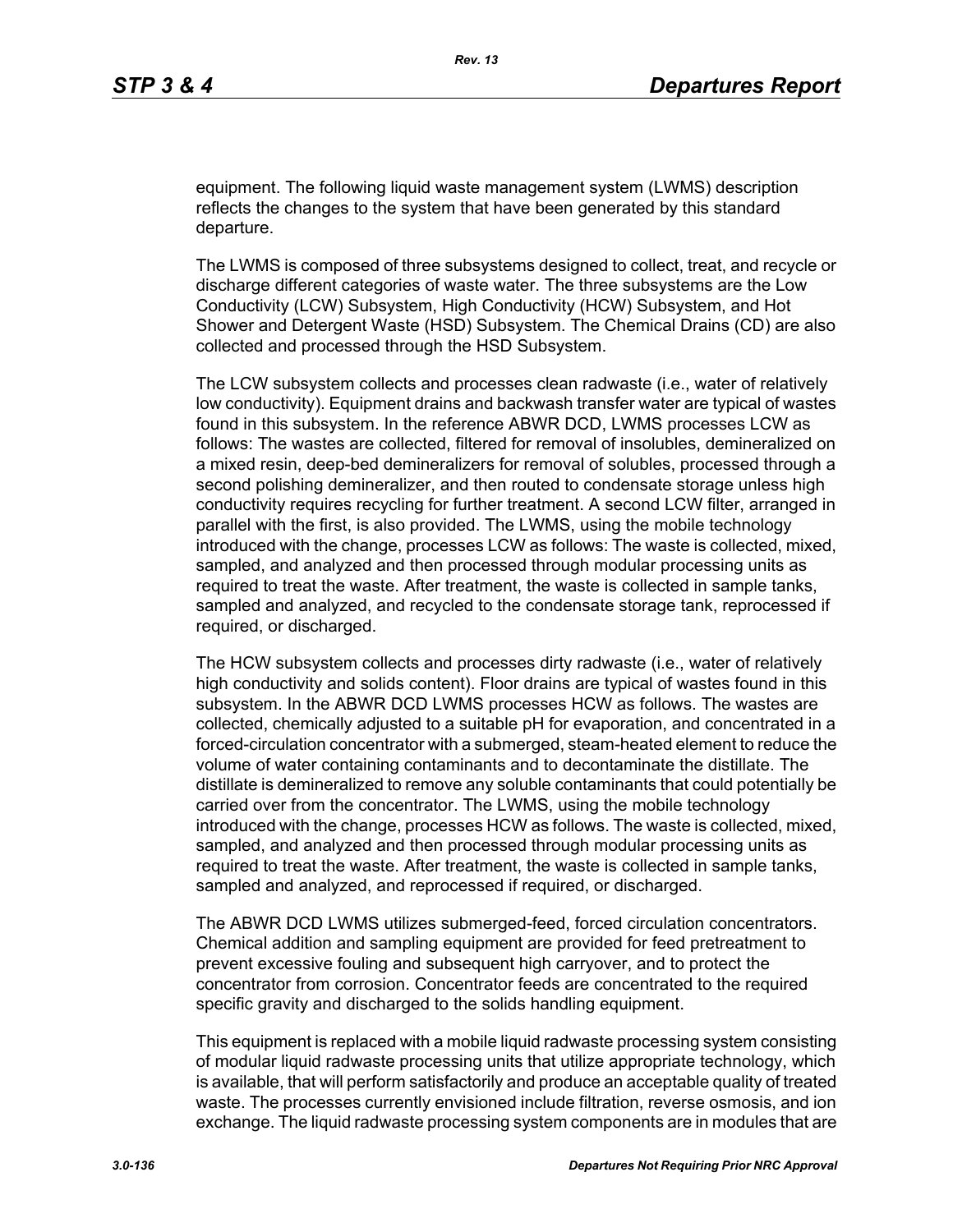equipment. The following liquid waste management system (LWMS) description reflects the changes to the system that have been generated by this standard departure.

The LWMS is composed of three subsystems designed to collect, treat, and recycle or discharge different categories of waste water. The three subsystems are the Low Conductivity (LCW) Subsystem, High Conductivity (HCW) Subsystem, and Hot Shower and Detergent Waste (HSD) Subsystem. The Chemical Drains (CD) are also collected and processed through the HSD Subsystem.

The LCW subsystem collects and processes clean radwaste (i.e., water of relatively low conductivity). Equipment drains and backwash transfer water are typical of wastes found in this subsystem. In the reference ABWR DCD, LWMS processes LCW as follows: The wastes are collected, filtered for removal of insolubles, demineralized on a mixed resin, deep-bed demineralizers for removal of solubles, processed through a second polishing demineralizer, and then routed to condensate storage unless high conductivity requires recycling for further treatment. A second LCW filter, arranged in parallel with the first, is also provided. The LWMS, using the mobile technology introduced with the change, processes LCW as follows: The waste is collected, mixed, sampled, and analyzed and then processed through modular processing units as required to treat the waste. After treatment, the waste is collected in sample tanks, sampled and analyzed, and recycled to the condensate storage tank, reprocessed if required, or discharged.

The HCW subsystem collects and processes dirty radwaste (i.e., water of relatively high conductivity and solids content). Floor drains are typical of wastes found in this subsystem. In the ABWR DCD LWMS processes HCW as follows. The wastes are collected, chemically adjusted to a suitable pH for evaporation, and concentrated in a forced-circulation concentrator with a submerged, steam-heated element to reduce the volume of water containing contaminants and to decontaminate the distillate. The distillate is demineralized to remove any soluble contaminants that could potentially be carried over from the concentrator. The LWMS, using the mobile technology introduced with the change, processes HCW as follows. The waste is collected, mixed, sampled, and analyzed and then processed through modular processing units as required to treat the waste. After treatment, the waste is collected in sample tanks, sampled and analyzed, and reprocessed if required, or discharged.

The ABWR DCD LWMS utilizes submerged-feed, forced circulation concentrators. Chemical addition and sampling equipment are provided for feed pretreatment to prevent excessive fouling and subsequent high carryover, and to protect the concentrator from corrosion. Concentrator feeds are concentrated to the required specific gravity and discharged to the solids handling equipment.

This equipment is replaced with a mobile liquid radwaste processing system consisting of modular liquid radwaste processing units that utilize appropriate technology, which is available, that will perform satisfactorily and produce an acceptable quality of treated waste. The processes currently envisioned include filtration, reverse osmosis, and ion exchange. The liquid radwaste processing system components are in modules that are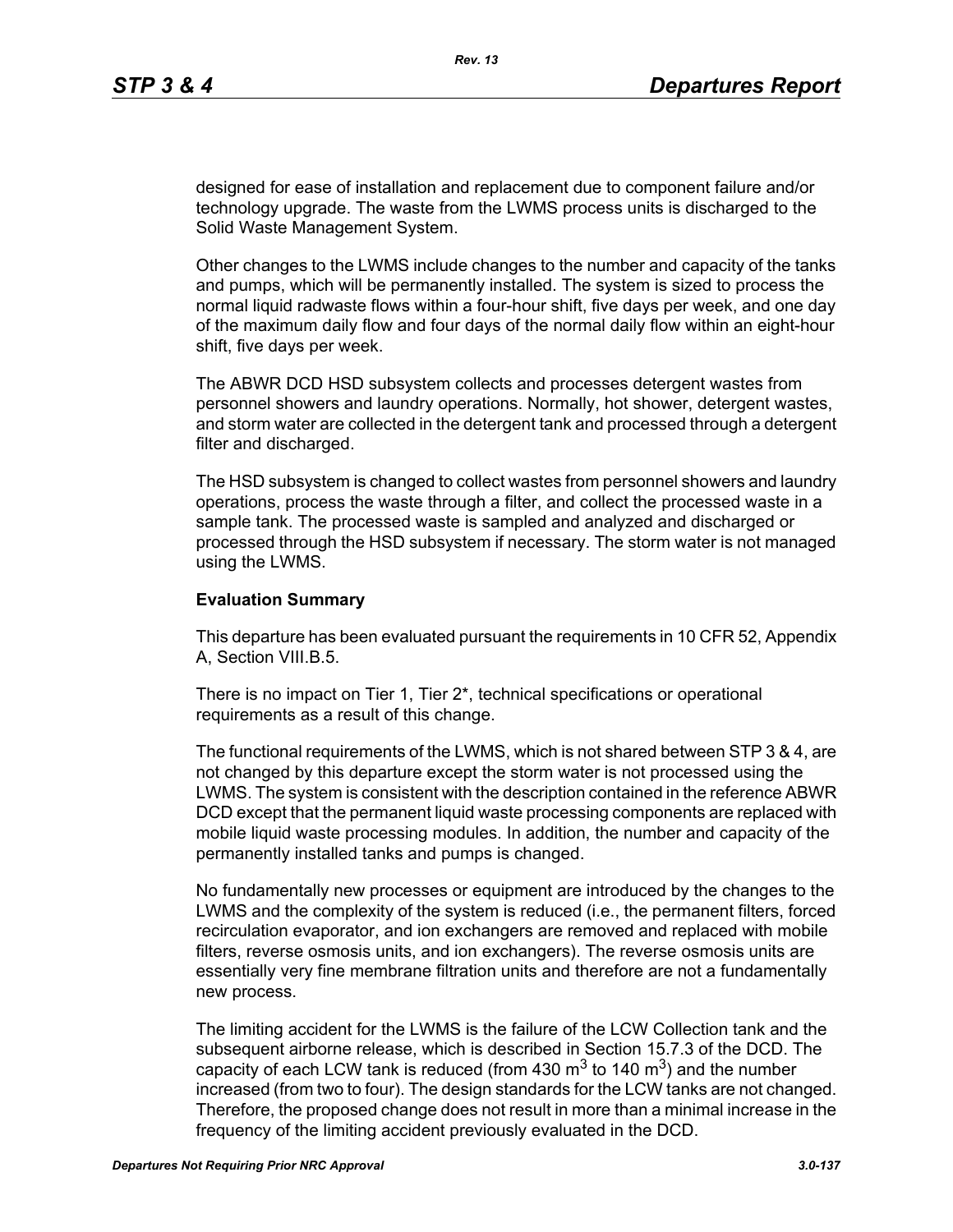designed for ease of installation and replacement due to component failure and/or technology upgrade. The waste from the LWMS process units is discharged to the Solid Waste Management System.

Other changes to the LWMS include changes to the number and capacity of the tanks and pumps, which will be permanently installed. The system is sized to process the normal liquid radwaste flows within a four-hour shift, five days per week, and one day of the maximum daily flow and four days of the normal daily flow within an eight-hour shift, five days per week.

The ABWR DCD HSD subsystem collects and processes detergent wastes from personnel showers and laundry operations. Normally, hot shower, detergent wastes, and storm water are collected in the detergent tank and processed through a detergent filter and discharged.

The HSD subsystem is changed to collect wastes from personnel showers and laundry operations, process the waste through a filter, and collect the processed waste in a sample tank. The processed waste is sampled and analyzed and discharged or processed through the HSD subsystem if necessary. The storm water is not managed using the LWMS.

**Evaluation Summary**

This departure has been evaluated pursuant the requirements in 10 CFR 52, Appendix A, Section VIII.B.5.

There is no impact on Tier 1, Tier 2*, technical specifications or operational requirements as a result of this change.

The functional requirements of the LWMS, which is not shared between STP 3 & 4, are not changed by this departure except the storm water is not processed using the LWMS. The system is consistent with the description contained in the reference ABWR DCD except that the permanent liquid waste processing components are replaced with mobile liquid waste processing modules. In addition, the number and capacity of the permanently installed tanks and pumps is changed.

No fundamentally new processes or equipment are introduced by the changes to the LWMS and the complexity of the system is reduced (i.e., the permanent filters, forced recirculation evaporator, and ion exchangers are removed and replaced with mobile filters, reverse osmosis units, and ion exchangers). The reverse osmosis units are essentially very fine membrane filtration units and therefore are not a fundamentally new process.

The limiting accident for the LWMS is the failure of the LCW Collection tank and the subsequent airborne release, which is described in Section 15.7.3 of the DCD. The capacity of each LCW tank is reduced (from 430 $m^3$ to 140 $m^3$) and the number increased (from two to four). The design standards for the LCW tanks are not changed. Therefore, the proposed change does not result in more than a minimal increase in the frequency of the limiting accident previously evaluated in the DCD.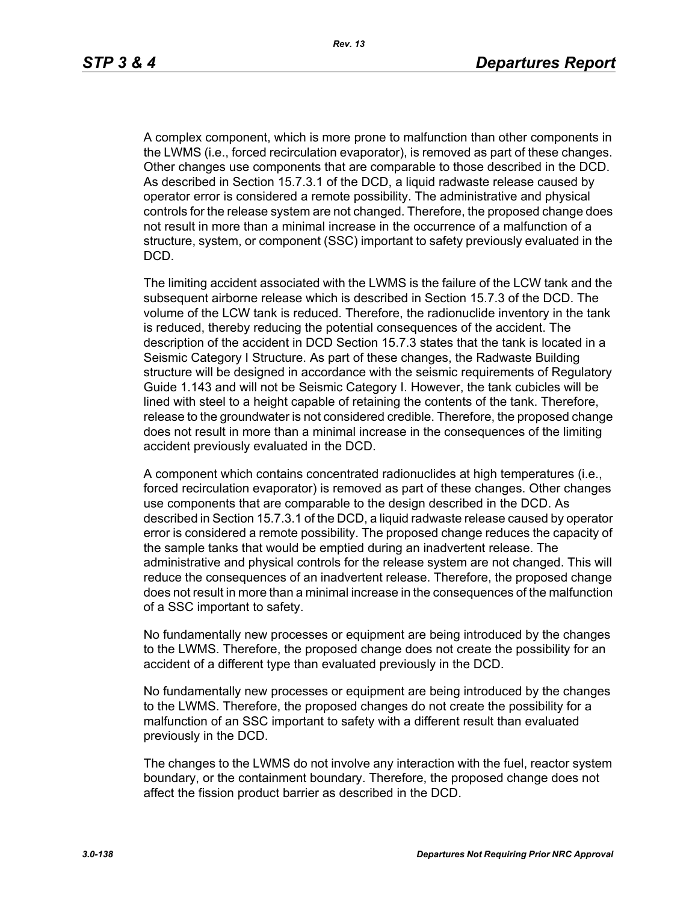A complex component, which is more prone to malfunction than other components in the LWMS (i.e., forced recirculation evaporator), is removed as part of these changes. Other changes use components that are comparable to those described in the DCD. As described in Section 15.7.3.1 of the DCD, a liquid radwaste release caused by operator error is considered a remote possibility. The administrative and physical controls for the release system are not changed. Therefore, the proposed change does not result in more than a minimal increase in the occurrence of a malfunction of a structure, system, or component (SSC) important to safety previously evaluated in the DCD.

The limiting accident associated with the LWMS is the failure of the LCW tank and the subsequent airborne release which is described in Section 15.7.3 of the DCD. The volume of the LCW tank is reduced. Therefore, the radionuclide inventory in the tank is reduced, thereby reducing the potential consequences of the accident. The description of the accident in DCD Section 15.7.3 states that the tank is located in a Seismic Category I Structure. As part of these changes, the Radwaste Building structure will be designed in accordance with the seismic requirements of Regulatory Guide 1.143 and will not be Seismic Category I. However, the tank cubicles will be lined with steel to a height capable of retaining the contents of the tank. Therefore, release to the groundwater is not considered credible. Therefore, the proposed change does not result in more than a minimal increase in the consequences of the limiting accident previously evaluated in the DCD.

A component which contains concentrated radionuclides at high temperatures (i.e., forced recirculation evaporator) is removed as part of these changes. Other changes use components that are comparable to the design described in the DCD. As described in Section 15.7.3.1 of the DCD, a liquid radwaste release caused by operator error is considered a remote possibility. The proposed change reduces the capacity of the sample tanks that would be emptied during an inadvertent release. The administrative and physical controls for the release system are not changed. This will reduce the consequences of an inadvertent release. Therefore, the proposed change does not result in more than a minimal increase in the consequences of the malfunction of a SSC important to safety.

No fundamentally new processes or equipment are being introduced by the changes to the LWMS. Therefore, the proposed change does not create the possibility for an accident of a different type than evaluated previously in the DCD.

No fundamentally new processes or equipment are being introduced by the changes to the LWMS. Therefore, the proposed changes do not create the possibility for a malfunction of an SSC important to safety with a different result than evaluated previously in the DCD.

The changes to the LWMS do not involve any interaction with the fuel, reactor system boundary, or the containment boundary. Therefore, the proposed change does not affect the fission product barrier as described in the DCD.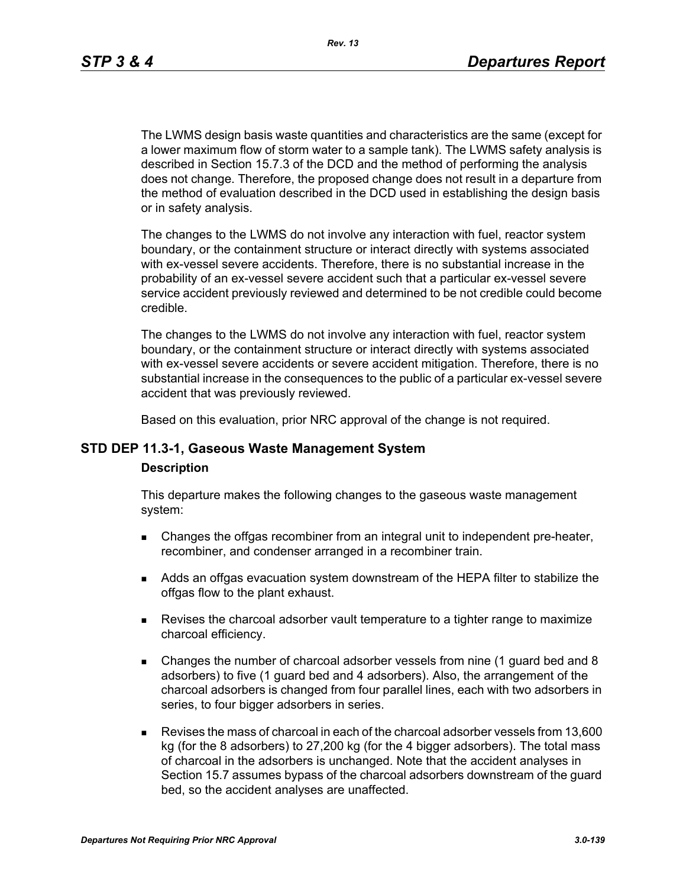The LWMS design basis waste quantities and characteristics are the same (except for a lower maximum flow of storm water to a sample tank). The LWMS safety analysis is described in Section 15.7.3 of the DCD and the method of performing the analysis does not change. Therefore, the proposed change does not result in a departure from the method of evaluation described in the DCD used in establishing the design basis or in safety analysis.

The changes to the LWMS do not involve any interaction with fuel, reactor system boundary, or the containment structure or interact directly with systems associated with ex-vessel severe accidents. Therefore, there is no substantial increase in the probability of an ex-vessel severe accident such that a particular ex-vessel severe service accident previously reviewed and determined to be not credible could become credible.

The changes to the LWMS do not involve any interaction with fuel, reactor system boundary, or the containment structure or interact directly with systems associated with ex-vessel severe accidents or severe accident mitigation. Therefore, there is no substantial increase in the consequences to the public of a particular ex-vessel severe accident that was previously reviewed.

Based on this evaluation, prior NRC approval of the change is not required.

## STD DEP 11.3-1, Gaseous Waste Management System

### Description

This departure makes the following changes to the gaseous waste management system:

- Changes the offgas recombiner from an integral unit to independent pre-heater, recombiner, and condenser arranged in a recombiner train.
- Adds an offgas evacuation system downstream of the HEPA filter to stabilize the offgas flow to the plant exhaust.
- Revises the charcoal adsorber vault temperature to a tighter range to maximize charcoal efficiency.
- Changes the number of charcoal adsorber vessels from nine (1 guard bed and 8 adsorbers) to five (1 guard bed and 4 adsorbers). Also, the arrangement of the charcoal adsorbers is changed from four parallel lines, each with two adsorbers in series, to four bigger adsorbers in series.
- Revises the mass of charcoal in each of the charcoal adsorber vessels from 13,600 kg (for the 8 adsorbers) to 27,200 kg (for the 4 bigger adsorbers). The total mass of charcoal in the adsorbers is unchanged. Note that the accident analyses in Section 15.7 assumes bypass of the charcoal adsorbers downstream of the guard bed, so the accident analyses are unaffected.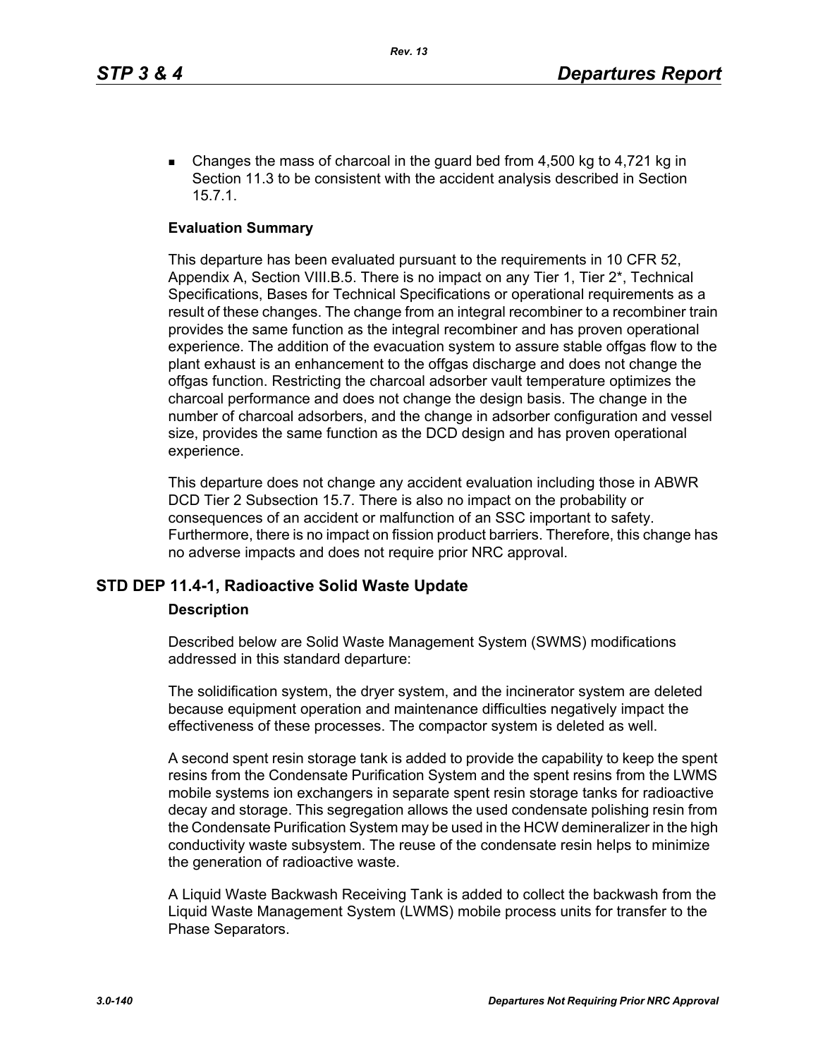- Changes the mass of charcoal in the guard bed from 4,500 kg to 4,721 kg in Section 11.3 to be consistent with the accident analysis described in Section 15.7.1.

**Evaluation Summary**

This departure has been evaluated pursuant to the requirements in 10 CFR 52, Appendix A, Section VIII.B.5. There is no impact on any Tier 1, Tier 2*, Technical Specifications, Bases for Technical Specifications or operational requirements as a result of these changes. The change from an integral recombiner to a recombiner train provides the same function as the integral recombiner and has proven operational experience. The addition of the evacuation system to assure stable offgas flow to the plant exhaust is an enhancement to the offgas discharge and does not change the offgas function. Restricting the charcoal adsorber vault temperature optimizes the charcoal performance and does not change the design basis. The change in the number of charcoal adsorbers, and the change in adsorber configuration and vessel size, provides the same function as the DCD design and has proven operational experience.

This departure does not change any accident evaluation including those in ABWR DCD Tier 2 Subsection 15.7. There is also no impact on the probability or consequences of an accident or malfunction of an SSC important to safety. Furthermore, there is no impact on fission product barriers. Therefore, this change has no adverse impacts and does not require prior NRC approval.

## STD DEP 11.4-1, Radioactive Solid Waste Update

**Description**

Described below are Solid Waste Management System (SWMS) modifications addressed in this standard departure:

The solidification system, the dryer system, and the incinerator system are deleted because equipment operation and maintenance difficulties negatively impact the effectiveness of these processes. The compactor system is deleted as well.

A second spent resin storage tank is added to provide the capability to keep the spent resins from the Condensate Purification System and the spent resins from the LWMS mobile systems ion exchangers in separate spent resin storage tanks for radioactive decay and storage. This segregation allows the used condensate polishing resin from the Condensate Purification System may be used in the HCW demineralizer in the high conductivity waste subsystem. The reuse of the condensate resin helps to minimize the generation of radioactive waste.

A Liquid Waste Backwash Receiving Tank is added to collect the backwash from the Liquid Waste Management System (LWMS) mobile process units for transfer to the Phase Separators.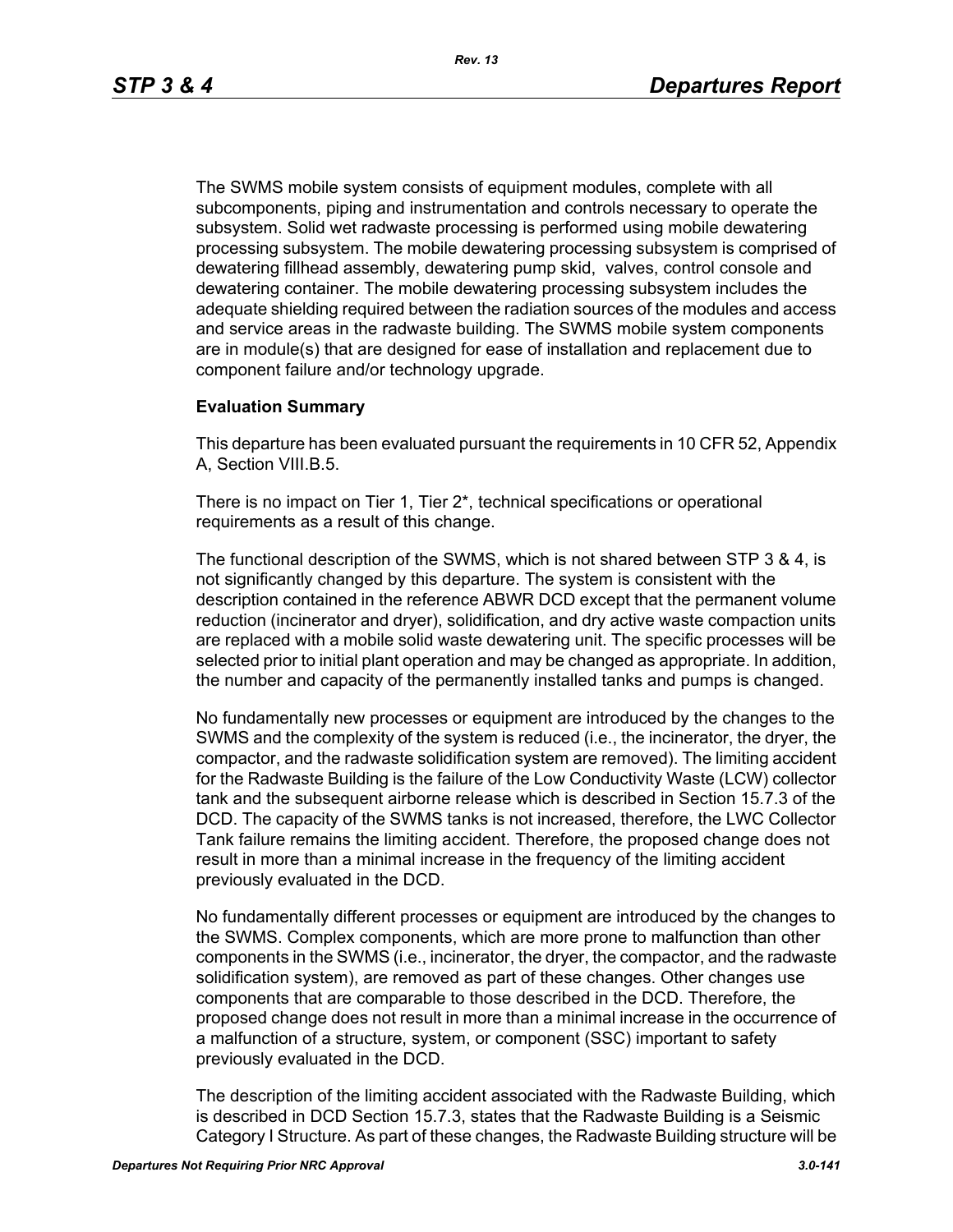The SWMS mobile system consists of equipment modules, complete with all subcomponents, piping and instrumentation and controls necessary to operate the subsystem. Solid wet radwaste processing is performed using mobile dewatering processing subsystem. The mobile dewatering processing subsystem is comprised of dewatering fillhead assembly, dewatering pump skid, valves, control console and dewatering container. The mobile dewatering processing subsystem includes the adequate shielding required between the radiation sources of the modules and access and service areas in the radwaste building. The SWMS mobile system components are in module(s) that are designed for ease of installation and replacement due to component failure and/or technology upgrade.

**Evaluation Summary**

This departure has been evaluated pursuant the requirements in 10 CFR 52, Appendix A, Section VIII.B.5.

There is no impact on Tier 1, Tier 2*, technical specifications or operational requirements as a result of this change.

The functional description of the SWMS, which is not shared between STP 3 & 4, is not significantly changed by this departure. The system is consistent with the description contained in the reference ABWR DCD except that the permanent volume reduction (incinerator and dryer), solidification, and dry active waste compaction units are replaced with a mobile solid waste dewatering unit. The specific processes will be selected prior to initial plant operation and may be changed as appropriate. In addition, the number and capacity of the permanently installed tanks and pumps is changed.

No fundamentally new processes or equipment are introduced by the changes to the SWMS and the complexity of the system is reduced (i.e., the incinerator, the dryer, the compactor, and the radwaste solidification system are removed). The limiting accident for the Radwaste Building is the failure of the Low Conductivity Waste (LCW) collector tank and the subsequent airborne release which is described in Section 15.7.3 of the DCD. The capacity of the SWMS tanks is not increased, therefore, the LWC Collector Tank failure remains the limiting accident. Therefore, the proposed change does not result in more than a minimal increase in the frequency of the limiting accident previously evaluated in the DCD.

No fundamentally different processes or equipment are introduced by the changes to the SWMS. Complex components, which are more prone to malfunction than other components in the SWMS (i.e., incinerator, the dryer, the compactor, and the radwaste solidification system), are removed as part of these changes. Other changes use components that are comparable to those described in the DCD. Therefore, the proposed change does not result in more than a minimal increase in the occurrence of a malfunction of a structure, system, or component (SSC) important to safety previously evaluated in the DCD.

The description of the limiting accident associated with the Radwaste Building, which is described in DCD Section 15.7.3, states that the Radwaste Building is a Seismic Category I Structure. As part of these changes, the Radwaste Building structure will be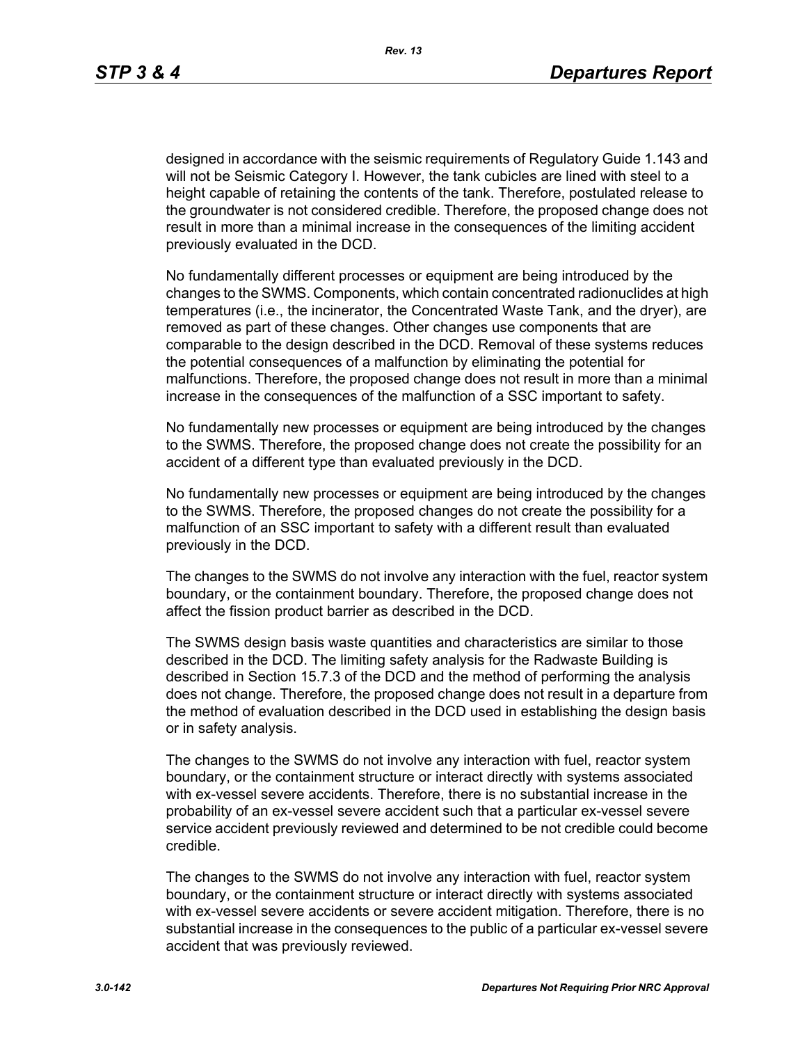designed in accordance with the seismic requirements of Regulatory Guide 1.143 and will not be Seismic Category I. However, the tank cubicles are lined with steel to a height capable of retaining the contents of the tank. Therefore, postulated release to the groundwater is not considered credible. Therefore, the proposed change does not result in more than a minimal increase in the consequences of the limiting accident previously evaluated in the DCD.

No fundamentally different processes or equipment are being introduced by the changes to the SWMS. Components, which contain concentrated radionuclides at high temperatures (i.e., the incinerator, the Concentrated Waste Tank, and the dryer), are removed as part of these changes. Other changes use components that are comparable to the design described in the DCD. Removal of these systems reduces the potential consequences of a malfunction by eliminating the potential for malfunctions. Therefore, the proposed change does not result in more than a minimal increase in the consequences of the malfunction of a SSC important to safety.

No fundamentally new processes or equipment are being introduced by the changes to the SWMS. Therefore, the proposed change does not create the possibility for an accident of a different type than evaluated previously in the DCD.

No fundamentally new processes or equipment are being introduced by the changes to the SWMS. Therefore, the proposed changes do not create the possibility for a malfunction of an SSC important to safety with a different result than evaluated previously in the DCD.

The changes to the SWMS do not involve any interaction with the fuel, reactor system boundary, or the containment boundary. Therefore, the proposed change does not affect the fission product barrier as described in the DCD.

The SWMS design basis waste quantities and characteristics are similar to those described in the DCD. The limiting safety analysis for the Radwaste Building is described in Section 15.7.3 of the DCD and the method of performing the analysis does not change. Therefore, the proposed change does not result in a departure from the method of evaluation described in the DCD used in establishing the design basis or in safety analysis.

The changes to the SWMS do not involve any interaction with fuel, reactor system boundary, or the containment structure or interact directly with systems associated with ex-vessel severe accidents. Therefore, there is no substantial increase in the probability of an ex-vessel severe accident such that a particular ex-vessel severe service accident previously reviewed and determined to be not credible could become credible.

The changes to the SWMS do not involve any interaction with fuel, reactor system boundary, or the containment structure or interact directly with systems associated with ex-vessel severe accidents or severe accident mitigation. Therefore, there is no substantial increase in the consequences to the public of a particular ex-vessel severe accident that was previously reviewed.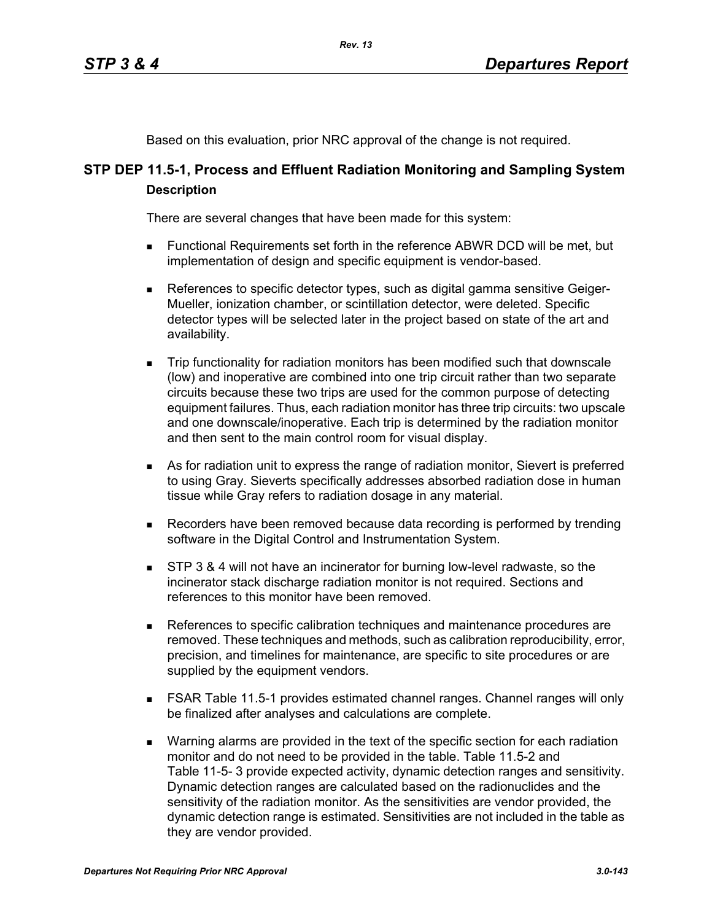Based on this evaluation, prior NRC approval of the change is not required.

## STP DEP 11.5-1, Process and Effluent Radiation Monitoring and Sampling System

### Description

There are several changes that have been made for this system:

- Functional Requirements set forth in the reference ABWR DCD will be met, but implementation of design and specific equipment is vendor-based.
- References to specific detector types, such as digital gamma sensitive Geiger-Mueller, ionization chamber, or scintillation detector, were deleted. Specific detector types will be selected later in the project based on state of the art and availability.
- Trip functionality for radiation monitors has been modified such that downscale (low) and inoperative are combined into one trip circuit rather than two separate circuits because these two trips are used for the common purpose of detecting equipment failures. Thus, each radiation monitor has three trip circuits: two upscale and one downscale/inoperative. Each trip is determined by the radiation monitor and then sent to the main control room for visual display.
- As for radiation unit to express the range of radiation monitor, Sievert is preferred to using Gray. Sieverts specifically addresses absorbed radiation dose in human tissue while Gray refers to radiation dosage in any material.
- Recorders have been removed because data recording is performed by trending software in the Digital Control and Instrumentation System.
- STP 3 & 4 will not have an incinerator for burning low-level radwaste, so the incinerator stack discharge radiation monitor is not required. Sections and references to this monitor have been removed.
- References to specific calibration techniques and maintenance procedures are removed. These techniques and methods, such as calibration reproducibility, error, precision, and timelines for maintenance, are specific to site procedures or are supplied by the equipment vendors.
- FSAR Table 11.5-1 provides estimated channel ranges. Channel ranges will only be finalized after analyses and calculations are complete.
- Warning alarms are provided in the text of the specific section for each radiation monitor and do not need to be provided in the table. Table 11.5-2 and Table 11-5- 3 provide expected activity, dynamic detection ranges and sensitivity. Dynamic detection ranges are calculated based on the radionuclides and the sensitivity of the radiation monitor. As the sensitivities are vendor provided, the dynamic detection range is estimated. Sensitivities are not included in the table as they are vendor provided.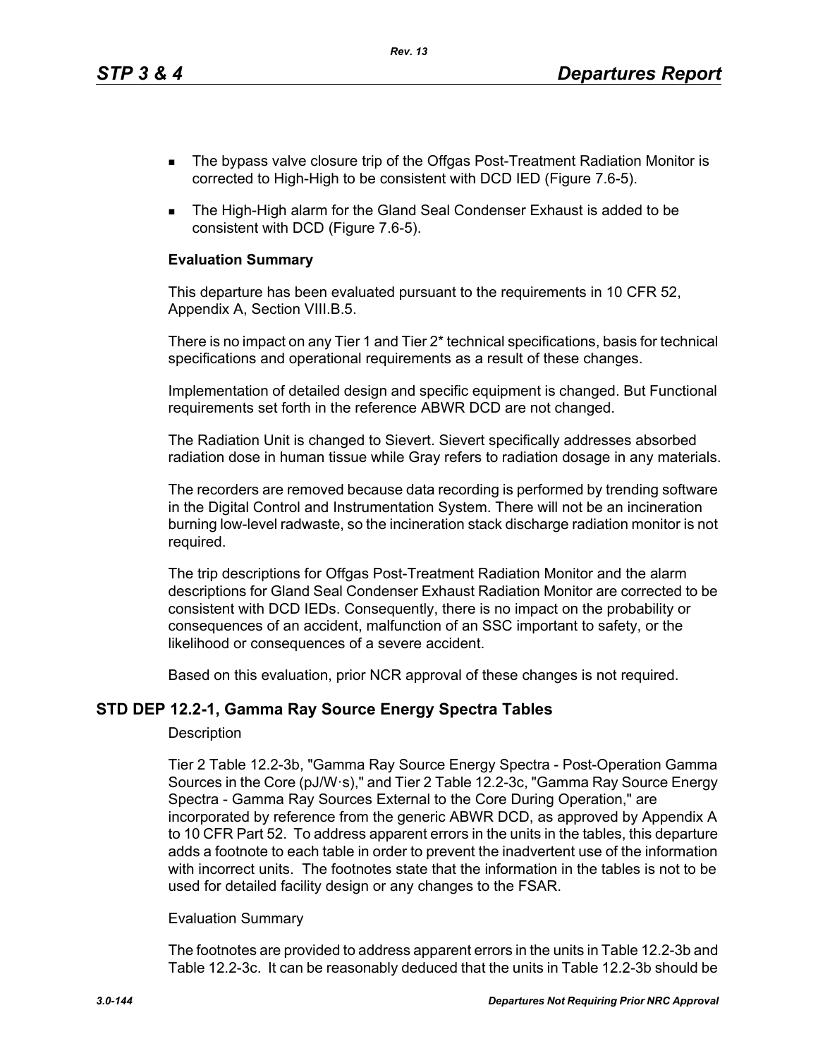- The bypass valve closure trip of the Offgas Post-Treatment Radiation Monitor is corrected to High-High to be consistent with DCD IED (Figure 7.6-5).
- The High-High alarm for the Gland Seal Condenser Exhaust is added to be consistent with DCD (Figure 7.6-5).

**Evaluation Summary**

This departure has been evaluated pursuant to the requirements in 10 CFR 52, Appendix A, Section VIII.B.5.

There is no impact on any Tier 1 and Tier 2* technical specifications, basis for technical specifications and operational requirements as a result of these changes.

Implementation of detailed design and specific equipment is changed. But Functional requirements set forth in the reference ABWR DCD are not changed.

The Radiation Unit is changed to Sievert. Sievert specifically addresses absorbed radiation dose in human tissue while Gray refers to radiation dosage in any materials.

The recorders are removed because data recording is performed by trending software in the Digital Control and Instrumentation System. There will not be an incineration burning low-level radwaste, so the incineration stack discharge radiation monitor is not required.

The trip descriptions for Offgas Post-Treatment Radiation Monitor and the alarm descriptions for Gland Seal Condenser Exhaust Radiation Monitor are corrected to be consistent with DCD IEDs. Consequently, there is no impact on the probability or consequences of an accident, malfunction of an SSC important to safety, or the likelihood or consequences of a severe accident.

Based on this evaluation, prior NCR approval of these changes is not required.

## STD DEP 12.2-1, Gamma Ray Source Energy Spectra Tables

Description

Tier 2 Table 12.2-3b, "Gamma Ray Source Energy Spectra - Post-Operation Gamma Sources in the Core (pJ/W·s)," and Tier 2 Table 12.2-3c, "Gamma Ray Source Energy Spectra - Gamma Ray Sources External to the Core During Operation," are incorporated by reference from the generic ABWR DCD, as approved by Appendix A to 10 CFR Part 52. To address apparent errors in the units in the tables, this departure adds a footnote to each table in order to prevent the inadvertent use of the information with incorrect units. The footnotes state that the information in the tables is not to be used for detailed facility design or any changes to the FSAR.

Evaluation Summary

The footnotes are provided to address apparent errors in the units in Table 12.2-3b and Table 12.2-3c. It can be reasonably deduced that the units in Table 12.2-3b should be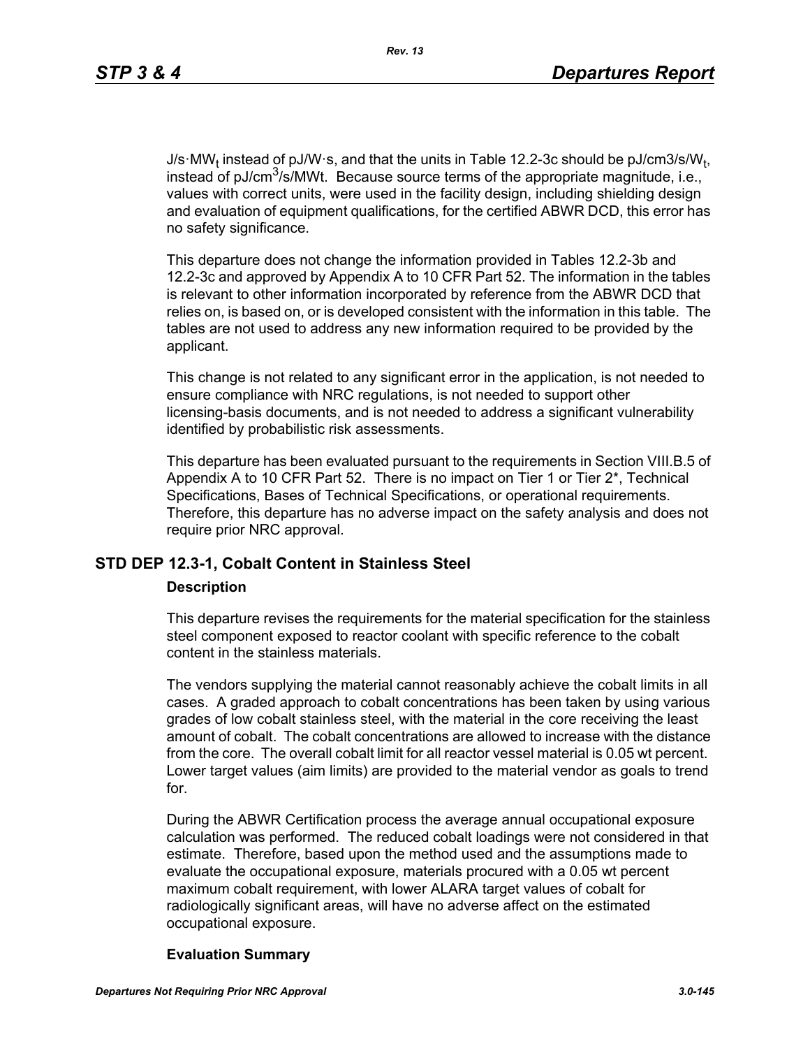J/s·$MW_t$ instead of pJ/W·s, and that the units in Table 12.2-3c should be pJ/cm3/s/$W_t$, instead of pJ/$cm^3$/s/MWt. Because source terms of the appropriate magnitude, i.e., values with correct units, were used in the facility design, including shielding design and evaluation of equipment qualifications, for the certified ABWR DCD, this error has no safety significance.

This departure does not change the information provided in Tables 12.2-3b and 12.2-3c and approved by Appendix A to 10 CFR Part 52. The information in the tables is relevant to other information incorporated by reference from the ABWR DCD that relies on, is based on, or is developed consistent with the information in this table. The tables are not used to address any new information required to be provided by the applicant.

This change is not related to any significant error in the application, is not needed to ensure compliance with NRC regulations, is not needed to support other licensing-basis documents, and is not needed to address a significant vulnerability identified by probabilistic risk assessments.

This departure has been evaluated pursuant to the requirements in Section VIII.B.5 of Appendix A to 10 CFR Part 52. There is no impact on Tier 1 or Tier 2*, Technical Specifications, Bases of Technical Specifications, or operational requirements. Therefore, this departure has no adverse impact on the safety analysis and does not require prior NRC approval.

## STD DEP 12.3-1, Cobalt Content in Stainless Steel

### Description

This departure revises the requirements for the material specification for the stainless steel component exposed to reactor coolant with specific reference to the cobalt content in the stainless materials.

The vendors supplying the material cannot reasonably achieve the cobalt limits in all cases. A graded approach to cobalt concentrations has been taken by using various grades of low cobalt stainless steel, with the material in the core receiving the least amount of cobalt. The cobalt concentrations are allowed to increase with the distance from the core. The overall cobalt limit for all reactor vessel material is 0.05 wt percent. Lower target values (aim limits) are provided to the material vendor as goals to trend for.

During the ABWR Certification process the average annual occupational exposure calculation was performed. The reduced cobalt loadings were not considered in that estimate. Therefore, based upon the method used and the assumptions made to evaluate the occupational exposure, materials procured with a 0.05 wt percent maximum cobalt requirement, with lower ALARA target values of cobalt for radiologically significant areas, will have no adverse affect on the estimated occupational exposure.

### Evaluation Summary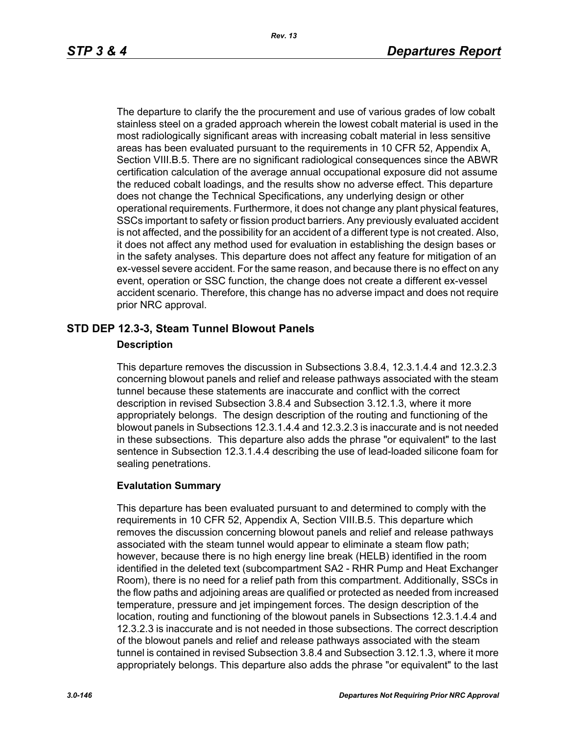The departure to clarify the the procurement and use of various grades of low cobalt stainless steel on a graded approach wherein the lowest cobalt material is used in the most radiologically significant areas with increasing cobalt material in less sensitive areas has been evaluated pursuant to the requirements in 10 CFR 52, Appendix A, Section VIII.B.5. There are no significant radiological consequences since the ABWR certification calculation of the average annual occupational exposure did not assume the reduced cobalt loadings, and the results show no adverse effect. This departure does not change the Technical Specifications, any underlying design or other operational requirements. Furthermore, it does not change any plant physical features, SSCs important to safety or fission product barriers. Any previously evaluated accident is not affected, and the possibility for an accident of a different type is not created. Also, it does not affect any method used for evaluation in establishing the design bases or in the safety analyses. This departure does not affect any feature for mitigation of an ex-vessel severe accident. For the same reason, and because there is no effect on any event, operation or SSC function, the change does not create a different ex-vessel accident scenario. Therefore, this change has no adverse impact and does not require prior NRC approval.

## STD DEP 12.3-3, Steam Tunnel Blowout Panels

### Description

This departure removes the discussion in Subsections 3.8.4, 12.3.1.4.4 and 12.3.2.3 concerning blowout panels and relief and release pathways associated with the steam tunnel because these statements are inaccurate and conflict with the correct description in revised Subsection 3.8.4 and Subsection 3.12.1.3, where it more appropriately belongs. The design description of the routing and functioning of the blowout panels in Subsections 12.3.1.4.4 and 12.3.2.3 is inaccurate and is not needed in these subsections. This departure also adds the phrase "or equivalent" to the last sentence in Subsection 12.3.1.4.4 describing the use of lead-loaded silicone foam for sealing penetrations.

### Evalutation Summary

This departure has been evaluated pursuant to and determined to comply with the requirements in 10 CFR 52, Appendix A, Section VIII.B.5. This departure which removes the discussion concerning blowout panels and relief and release pathways associated with the steam tunnel would appear to eliminate a steam flow path; however, because there is no high energy line break (HELB) identified in the room identified in the deleted text (subcompartment SA2 - RHR Pump and Heat Exchanger Room), there is no need for a relief path from this compartment. Additionally, SSCs in the flow paths and adjoining areas are qualified or protected as needed from increased temperature, pressure and jet impingement forces. The design description of the location, routing and functioning of the blowout panels in Subsections 12.3.1.4.4 and 12.3.2.3 is inaccurate and is not needed in those subsections. The correct description of the blowout panels and relief and release pathways associated with the steam tunnel is contained in revised Subsection 3.8.4 and Subsection 3.12.1.3, where it more appropriately belongs. This departure also adds the phrase "or equivalent" to the last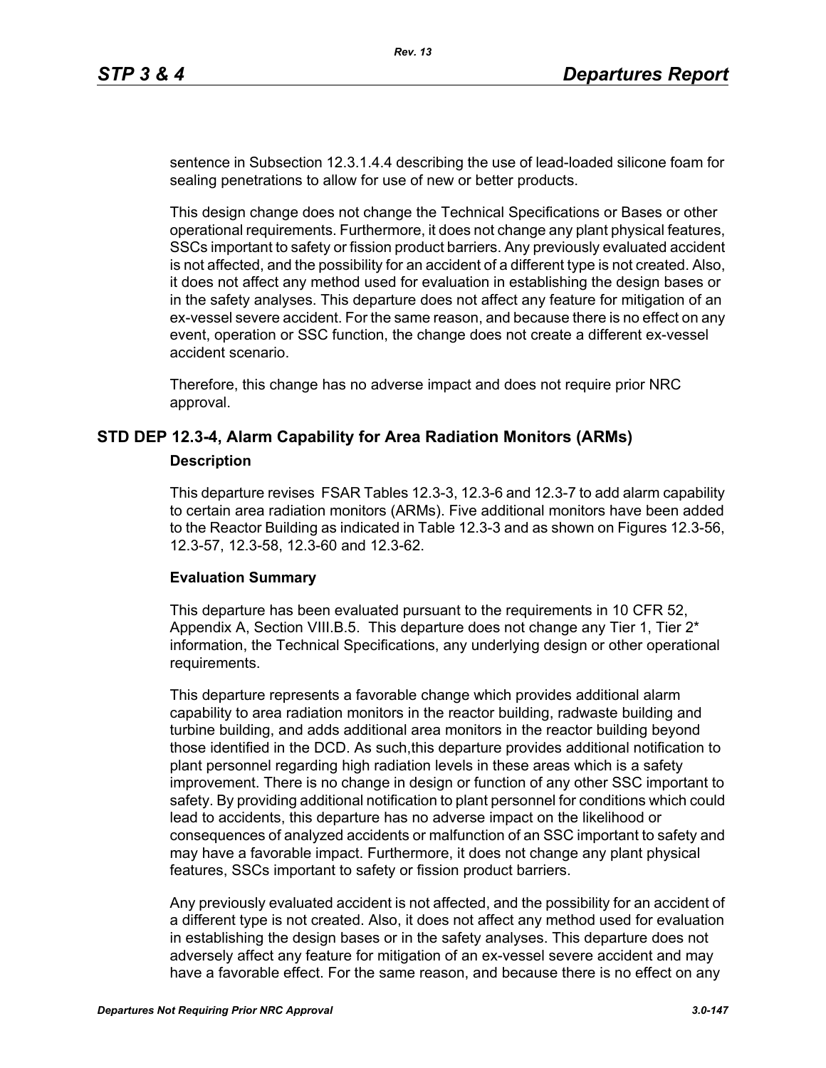sentence in Subsection 12.3.1.4.4 describing the use of lead-loaded silicone foam for sealing penetrations to allow for use of new or better products.

This design change does not change the Technical Specifications or Bases or other operational requirements. Furthermore, it does not change any plant physical features, SSCs important to safety or fission product barriers. Any previously evaluated accident is not affected, and the possibility for an accident of a different type is not created. Also, it does not affect any method used for evaluation in establishing the design bases or in the safety analyses. This departure does not affect any feature for mitigation of an ex-vessel severe accident. For the same reason, and because there is no effect on any event, operation or SSC function, the change does not create a different ex-vessel accident scenario.

Therefore, this change has no adverse impact and does not require prior NRC approval.

## STD DEP 12.3-4, Alarm Capability for Area Radiation Monitors (ARMs)

### Description

This departure revises FSAR Tables 12.3-3, 12.3-6 and 12.3-7 to add alarm capability to certain area radiation monitors (ARMs). Five additional monitors have been added to the Reactor Building as indicated in Table 12.3-3 and as shown on Figures 12.3-56, 12.3-57, 12.3-58, 12.3-60 and 12.3-62.

### Evaluation Summary

This departure has been evaluated pursuant to the requirements in 10 CFR 52, Appendix A, Section VIII.B.5. This departure does not change any Tier 1, Tier 2* information, the Technical Specifications, any underlying design or other operational requirements.

This departure represents a favorable change which provides additional alarm capability to area radiation monitors in the reactor building, radwaste building and turbine building, and adds additional area monitors in the reactor building beyond those identified in the DCD. As such,this departure provides additional notification to plant personnel regarding high radiation levels in these areas which is a safety improvement. There is no change in design or function of any other SSC important to safety. By providing additional notification to plant personnel for conditions which could lead to accidents, this departure has no adverse impact on the likelihood or consequences of analyzed accidents or malfunction of an SSC important to safety and may have a favorable impact. Furthermore, it does not change any plant physical features, SSCs important to safety or fission product barriers.

Any previously evaluated accident is not affected, and the possibility for an accident of a different type is not created. Also, it does not affect any method used for evaluation in establishing the design bases or in the safety analyses. This departure does not adversely affect any feature for mitigation of an ex-vessel severe accident and may have a favorable effect. For the same reason, and because there is no effect on any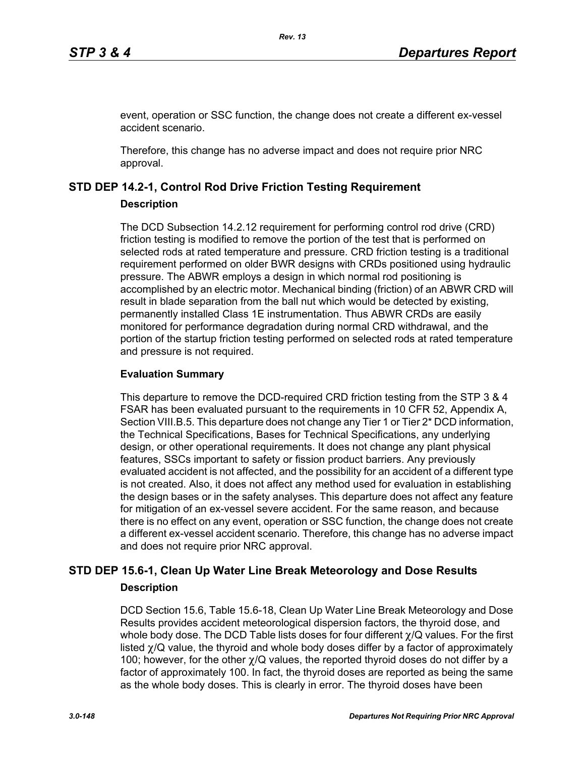event, operation or SSC function, the change does not create a different ex-vessel accident scenario.

Therefore, this change has no adverse impact and does not require prior NRC approval.

## STD DEP 14.2-1, Control Rod Drive Friction Testing Requirement

### Description

The DCD Subsection 14.2.12 requirement for performing control rod drive (CRD) friction testing is modified to remove the portion of the test that is performed on selected rods at rated temperature and pressure. CRD friction testing is a traditional requirement performed on older BWR designs with CRDs positioned using hydraulic pressure. The ABWR employs a design in which normal rod positioning is accomplished by an electric motor. Mechanical binding (friction) of an ABWR CRD will result in blade separation from the ball nut which would be detected by existing, permanently installed Class 1E instrumentation. Thus ABWR CRDs are easily monitored for performance degradation during normal CRD withdrawal, and the portion of the startup friction testing performed on selected rods at rated temperature and pressure is not required.

### Evaluation Summary

This departure to remove the DCD-required CRD friction testing from the STP 3 & 4 FSAR has been evaluated pursuant to the requirements in 10 CFR 52, Appendix A, Section VIII.B.5. This departure does not change any Tier 1 or Tier 2* DCD information, the Technical Specifications, Bases for Technical Specifications, any underlying design, or other operational requirements. It does not change any plant physical features, SSCs important to safety or fission product barriers. Any previously evaluated accident is not affected, and the possibility for an accident of a different type is not created. Also, it does not affect any method used for evaluation in establishing the design bases or in the safety analyses. This departure does not affect any feature for mitigation of an ex-vessel severe accident. For the same reason, and because there is no effect on any event, operation or SSC function, the change does not create a different ex-vessel accident scenario. Therefore, this change has no adverse impact and does not require prior NRC approval.

## STD DEP 15.6-1, Clean Up Water Line Break Meteorology and Dose Results

### Description

DCD Section 15.6, Table 15.6-18, Clean Up Water Line Break Meteorology and Dose Results provides accident meteorological dispersion factors, the thyroid dose, and whole body dose. The DCD Table lists doses for four different $\chi$/Q values. For the first listed $\chi$/Q value, the thyroid and whole body doses differ by a factor of approximately 100; however, for the other $\chi$/Q values, the reported thyroid doses do not differ by a factor of approximately 100. In fact, the thyroid doses are reported as being the same as the whole body doses. This is clearly in error. The thyroid doses have been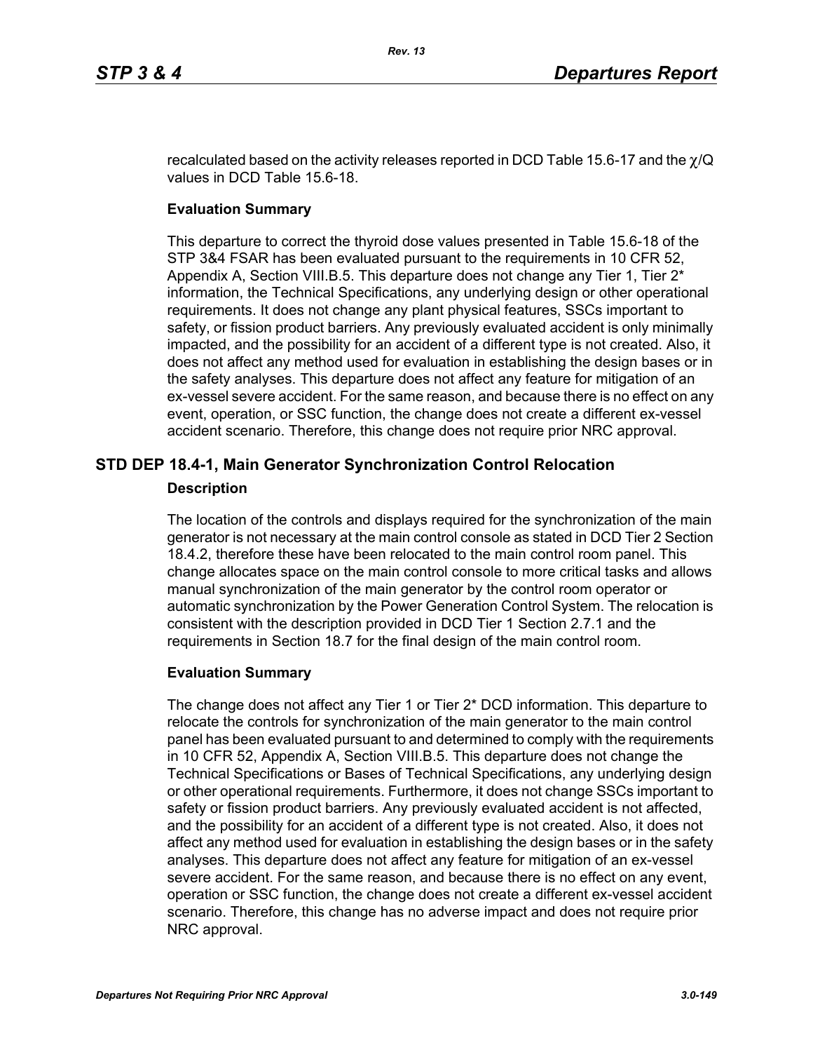recalculated based on the activity releases reported in DCD Table 15.6-17 and the $\chi/Q$ values in DCD Table 15.6-18.

**Evaluation Summary**

This departure to correct the thyroid dose values presented in Table 15.6-18 of the STP 3&4 FSAR has been evaluated pursuant to the requirements in 10 CFR 52, Appendix A, Section VIII.B.5. This departure does not change any Tier 1, Tier 2* information, the Technical Specifications, any underlying design or other operational requirements. It does not change any plant physical features, SSCs important to safety, or fission product barriers. Any previously evaluated accident is only minimally impacted, and the possibility for an accident of a different type is not created. Also, it does not affect any method used for evaluation in establishing the design bases or in the safety analyses. This departure does not affect any feature for mitigation of an ex-vessel severe accident. For the same reason, and because there is no effect on any event, operation, or SSC function, the change does not create a different ex-vessel accident scenario. Therefore, this change does not require prior NRC approval.

## STD DEP 18.4-1, Main Generator Synchronization Control Relocation

**Description**

The location of the controls and displays required for the synchronization of the main generator is not necessary at the main control console as stated in DCD Tier 2 Section 18.4.2, therefore these have been relocated to the main control room panel. This change allocates space on the main control console to more critical tasks and allows manual synchronization of the main generator by the control room operator or automatic synchronization by the Power Generation Control System. The relocation is consistent with the description provided in DCD Tier 1 Section 2.7.1 and the requirements in Section 18.7 for the final design of the main control room.

**Evaluation Summary**

The change does not affect any Tier 1 or Tier 2* DCD information. This departure to relocate the controls for synchronization of the main generator to the main control panel has been evaluated pursuant to and determined to comply with the requirements in 10 CFR 52, Appendix A, Section VIII.B.5. This departure does not change the Technical Specifications or Bases of Technical Specifications, any underlying design or other operational requirements. Furthermore, it does not change SSCs important to safety or fission product barriers. Any previously evaluated accident is not affected, and the possibility for an accident of a different type is not created. Also, it does not affect any method used for evaluation in establishing the design bases or in the safety analyses. This departure does not affect any feature for mitigation of an ex-vessel severe accident. For the same reason, and because there is no effect on any event, operation or SSC function, the change does not create a different ex-vessel accident scenario. Therefore, this change has no adverse impact and does not require prior NRC approval.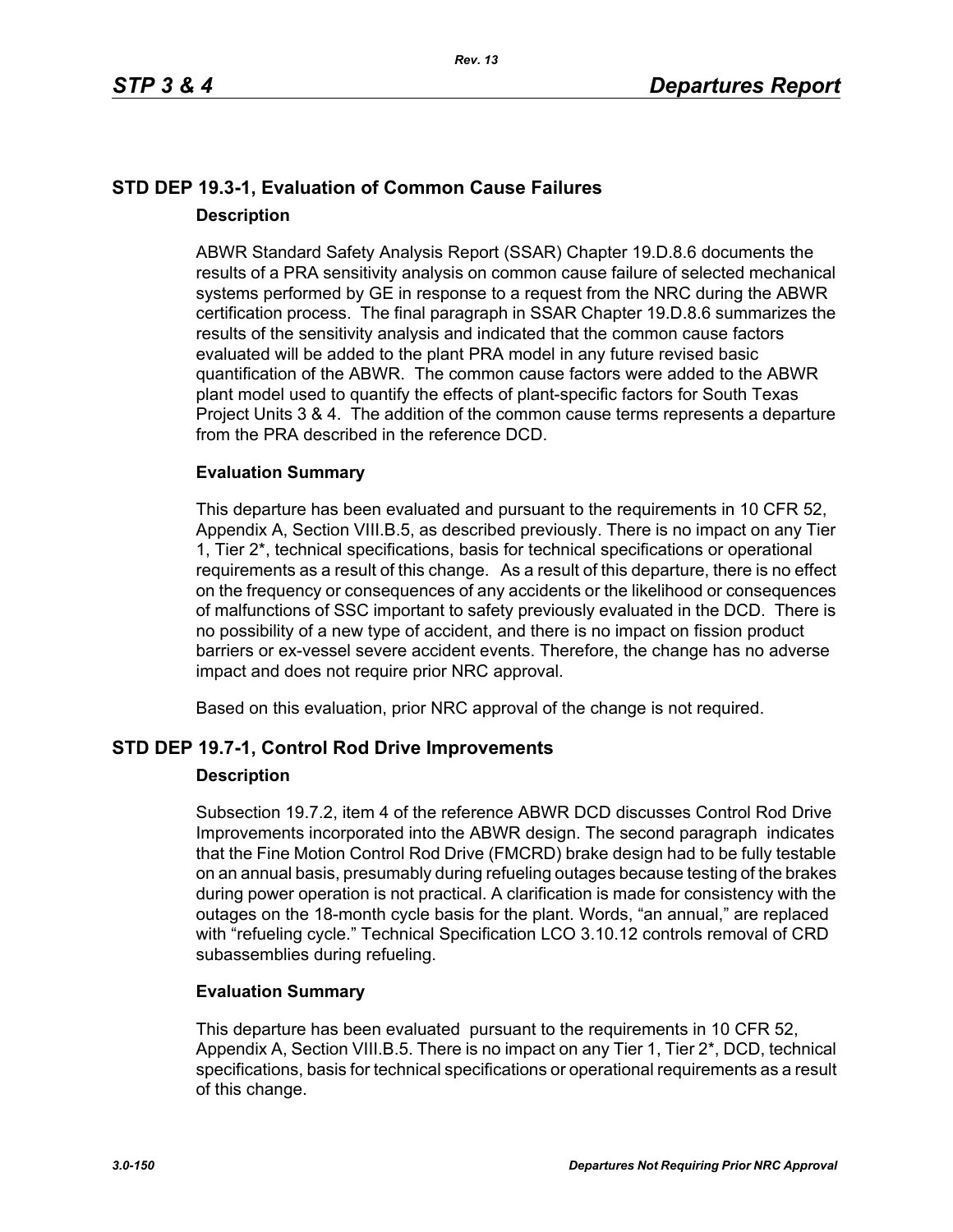## STD DEP 19.3-1, Evaluation of Common Cause Failures

### Description

ABWR Standard Safety Analysis Report (SSAR) Chapter 19.D.8.6 documents the results of a PRA sensitivity analysis on common cause failure of selected mechanical systems performed by GE in response to a request from the NRC during the ABWR certification process. The final paragraph in SSAR Chapter 19.D.8.6 summarizes the results of the sensitivity analysis and indicated that the common cause factors evaluated will be added to the plant PRA model in any future revised basic quantification of the ABWR. The common cause factors were added to the ABWR plant model used to quantify the effects of plant-specific factors for South Texas Project Units 3 & 4. The addition of the common cause terms represents a departure from the PRA described in the reference DCD.

### Evaluation Summary

This departure has been evaluated and pursuant to the requirements in 10 CFR 52, Appendix A, Section VIII.B.5, as described previously. There is no impact on any Tier 1, Tier 2*, technical specifications, basis for technical specifications or operational requirements as a result of this change. As a result of this departure, there is no effect on the frequency or consequences of any accidents or the likelihood or consequences of malfunctions of SSC important to safety previously evaluated in the DCD. There is no possibility of a new type of accident, and there is no impact on fission product barriers or ex-vessel severe accident events. Therefore, the change has no adverse impact and does not require prior NRC approval.

Based on this evaluation, prior NRC approval of the change is not required.

## STD DEP 19.7-1, Control Rod Drive Improvements

### Description

Subsection 19.7.2, item 4 of the reference ABWR DCD discusses Control Rod Drive Improvements incorporated into the ABWR design. The second paragraph indicates that the Fine Motion Control Rod Drive (FMCRD) brake design had to be fully testable on an annual basis, presumably during refueling outages because testing of the brakes during power operation is not practical. A clarification is made for consistency with the outages on the 18-month cycle basis for the plant. Words, “an annual,” are replaced with “refueling cycle.” Technical Specification LCO 3.10.12 controls removal of CRD subassemblies during refueling.

### Evaluation Summary

This departure has been evaluated pursuant to the requirements in 10 CFR 52, Appendix A, Section VIII.B.5. There is no impact on any Tier 1, Tier 2*, DCD, technical specifications, basis for technical specifications or operational requirements as a result of this change.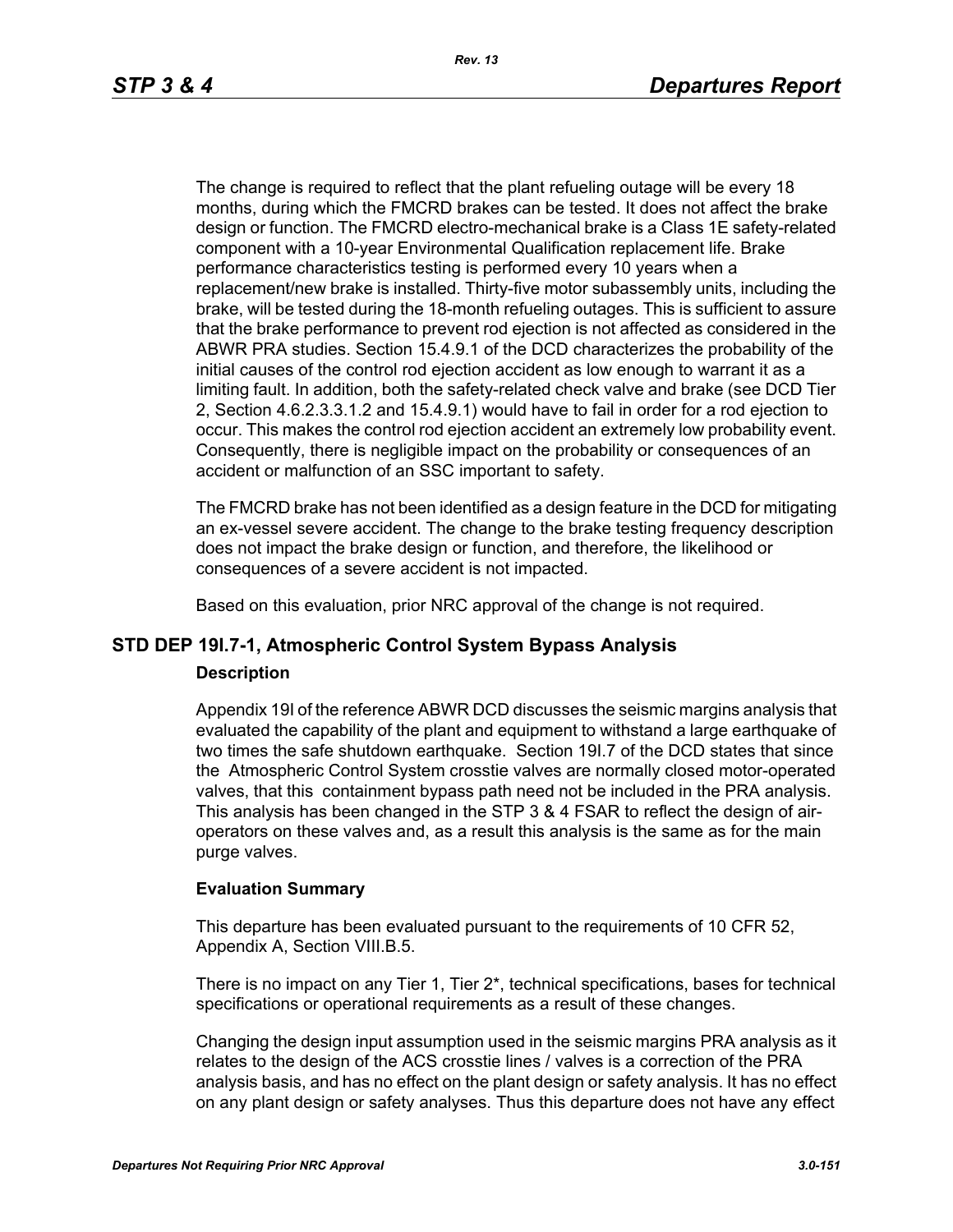The change is required to reflect that the plant refueling outage will be every 18 months, during which the FMCRD brakes can be tested. It does not affect the brake design or function. The FMCRD electro-mechanical brake is a Class 1E safety-related component with a 10-year Environmental Qualification replacement life. Brake performance characteristics testing is performed every 10 years when a replacement/new brake is installed. Thirty-five motor subassembly units, including the brake, will be tested during the 18-month refueling outages. This is sufficient to assure that the brake performance to prevent rod ejection is not affected as considered in the ABWR PRA studies. Section 15.4.9.1 of the DCD characterizes the probability of the initial causes of the control rod ejection accident as low enough to warrant it as a limiting fault. In addition, both the safety-related check valve and brake (see DCD Tier 2, Section 4.6.2.3.3.1.2 and 15.4.9.1) would have to fail in order for a rod ejection to occur. This makes the control rod ejection accident an extremely low probability event. Consequently, there is negligible impact on the probability or consequences of an accident or malfunction of an SSC important to safety.

The FMCRD brake has not been identified as a design feature in the DCD for mitigating an ex-vessel severe accident. The change to the brake testing frequency description does not impact the brake design or function, and therefore, the likelihood or consequences of a severe accident is not impacted.

Based on this evaluation, prior NRC approval of the change is not required.

## STD DEP 19I.7-1, Atmospheric Control System Bypass Analysis

### Description

Appendix 19I of the reference ABWR DCD discusses the seismic margins analysis that evaluated the capability of the plant and equipment to withstand a large earthquake of two times the safe shutdown earthquake. Section 19I.7 of the DCD states that since the Atmospheric Control System crosstie valves are normally closed motor-operated valves, that this containment bypass path need not be included in the PRA analysis. This analysis has been changed in the STP 3 & 4 FSAR to reflect the design of air-operators on these valves and, as a result this analysis is the same as for the main purge valves.

### Evaluation Summary

This departure has been evaluated pursuant to the requirements of 10 CFR 52, Appendix A, Section VIII.B.5.

There is no impact on any Tier 1, Tier 2*, technical specifications, bases for technical specifications or operational requirements as a result of these changes.

Changing the design input assumption used in the seismic margins PRA analysis as it relates to the design of the ACS crosstie lines / valves is a correction of the PRA analysis basis, and has no effect on the plant design or safety analysis. It has no effect on any plant design or safety analyses. Thus this departure does not have any effect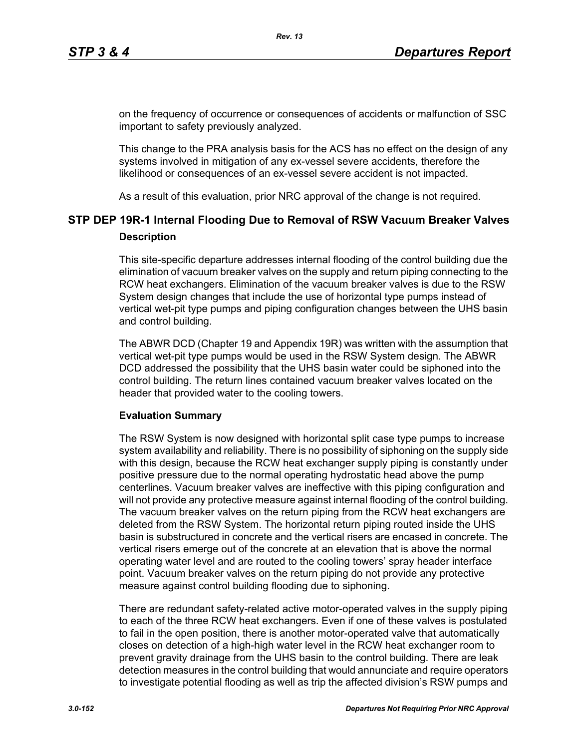on the frequency of occurrence or consequences of accidents or malfunction of SSC important to safety previously analyzed.

This change to the PRA analysis basis for the ACS has no effect on the design of any systems involved in mitigation of any ex-vessel severe accidents, therefore the likelihood or consequences of an ex-vessel severe accident is not impacted.

As a result of this evaluation, prior NRC approval of the change is not required.

## STP DEP 19R-1 Internal Flooding Due to Removal of RSW Vacuum Breaker Valves

### Description

This site-specific departure addresses internal flooding of the control building due the elimination of vacuum breaker valves on the supply and return piping connecting to the RCW heat exchangers. Elimination of the vacuum breaker valves is due to the RSW System design changes that include the use of horizontal type pumps instead of vertical wet-pit type pumps and piping configuration changes between the UHS basin and control building.

The ABWR DCD (Chapter 19 and Appendix 19R) was written with the assumption that vertical wet-pit type pumps would be used in the RSW System design. The ABWR DCD addressed the possibility that the UHS basin water could be siphoned into the control building. The return lines contained vacuum breaker valves located on the header that provided water to the cooling towers.

### Evaluation Summary

The RSW System is now designed with horizontal split case type pumps to increase system availability and reliability. There is no possibility of siphoning on the supply side with this design, because the RCW heat exchanger supply piping is constantly under positive pressure due to the normal operating hydrostatic head above the pump centerlines. Vacuum breaker valves are ineffective with this piping configuration and will not provide any protective measure against internal flooding of the control building. The vacuum breaker valves on the return piping from the RCW heat exchangers are deleted from the RSW System. The horizontal return piping routed inside the UHS basin is substructured in concrete and the vertical risers are encased in concrete. The vertical risers emerge out of the concrete at an elevation that is above the normal operating water level and are routed to the cooling towers' spray header interface point. Vacuum breaker valves on the return piping do not provide any protective measure against control building flooding due to siphoning.

There are redundant safety-related active motor-operated valves in the supply piping to each of the three RCW heat exchangers. Even if one of these valves is postulated to fail in the open position, there is another motor-operated valve that automatically closes on detection of a high-high water level in the RCW heat exchanger room to prevent gravity drainage from the UHS basin to the control building. There are leak detection measures in the control building that would annunciate and require operators to investigate potential flooding as well as trip the affected division's RSW pumps and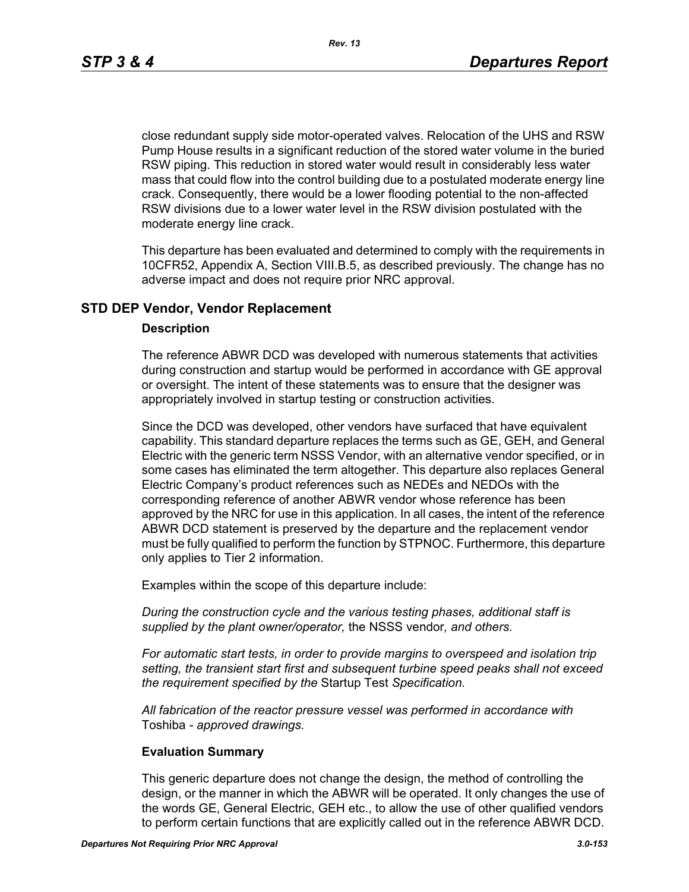close redundant supply side motor-operated valves. Relocation of the UHS and RSW Pump House results in a significant reduction of the stored water volume in the buried RSW piping. This reduction in stored water would result in considerably less water mass that could flow into the control building due to a postulated moderate energy line crack. Consequently, there would be a lower flooding potential to the non-affected RSW divisions due to a lower water level in the RSW division postulated with the moderate energy line crack.

This departure has been evaluated and determined to comply with the requirements in 10CFR52, Appendix A, Section VIII.B.5, as described previously. The change has no adverse impact and does not require prior NRC approval.

## STD DEP Vendor, Vendor Replacement

### Description

The reference ABWR DCD was developed with numerous statements that activities during construction and startup would be performed in accordance with GE approval or oversight. The intent of these statements was to ensure that the designer was appropriately involved in startup testing or construction activities.

Since the DCD was developed, other vendors have surfaced that have equivalent capability. This standard departure replaces the terms such as GE, GEH, and General Electric with the generic term NSSS Vendor, with an alternative vendor specified, or in some cases has eliminated the term altogether. This departure also replaces General Electric Company's product references such as NEDEs and NEDOs with the corresponding reference of another ABWR vendor whose reference has been approved by the NRC for use in this application. In all cases, the intent of the reference ABWR DCD statement is preserved by the departure and the replacement vendor must be fully qualified to perform the function by STPNOC. Furthermore, this departure only applies to Tier 2 information.

Examples within the scope of this departure include:

*During the construction cycle and the various testing phases, additional staff is supplied by the plant owner/operator,* the NSSS vendor*, and others.*

*For automatic start tests, in order to provide margins to overspeed and isolation trip setting, the transient start first and subsequent turbine speed peaks shall not exceed the requirement specified by the* Startup Test *Specification.*

*All fabrication of the reactor pressure vessel was performed in accordance with* Toshiba - *approved drawings.*

### Evaluation Summary

This generic departure does not change the design, the method of controlling the design, or the manner in which the ABWR will be operated. It only changes the use of the words GE, General Electric, GEH etc., to allow the use of other qualified vendors to perform certain functions that are explicitly called out in the reference ABWR DCD.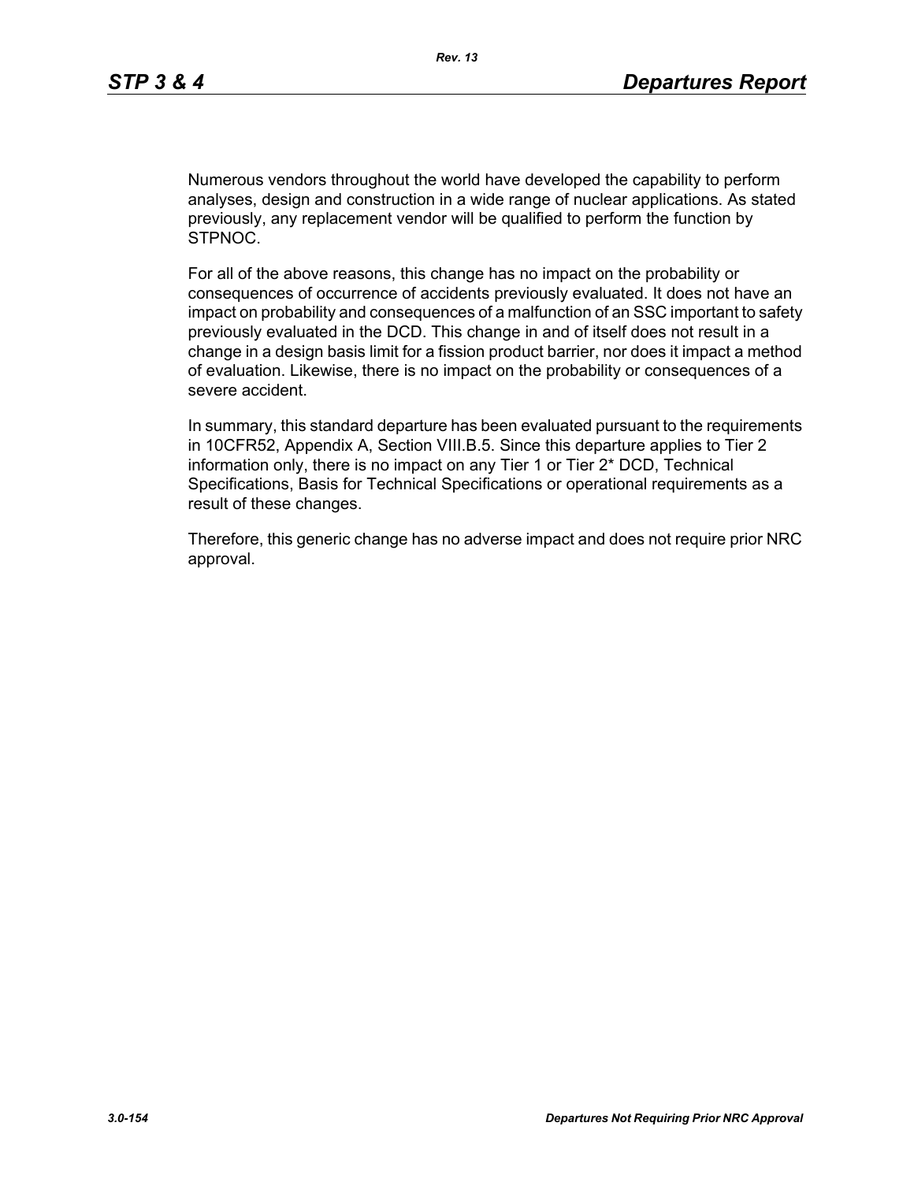Numerous vendors throughout the world have developed the capability to perform analyses, design and construction in a wide range of nuclear applications. As stated previously, any replacement vendor will be qualified to perform the function by STPNOC.

For all of the above reasons, this change has no impact on the probability or consequences of occurrence of accidents previously evaluated. It does not have an impact on probability and consequences of a malfunction of an SSC important to safety previously evaluated in the DCD. This change in and of itself does not result in a change in a design basis limit for a fission product barrier, nor does it impact a method of evaluation. Likewise, there is no impact on the probability or consequences of a severe accident.

In summary, this standard departure has been evaluated pursuant to the requirements in 10CFR52, Appendix A, Section VIII.B.5. Since this departure applies to Tier 2 information only, there is no impact on any Tier 1 or Tier 2* DCD, Technical Specifications, Basis for Technical Specifications or operational requirements as a result of these changes.

Therefore, this generic change has no adverse impact and does not require prior NRC approval.